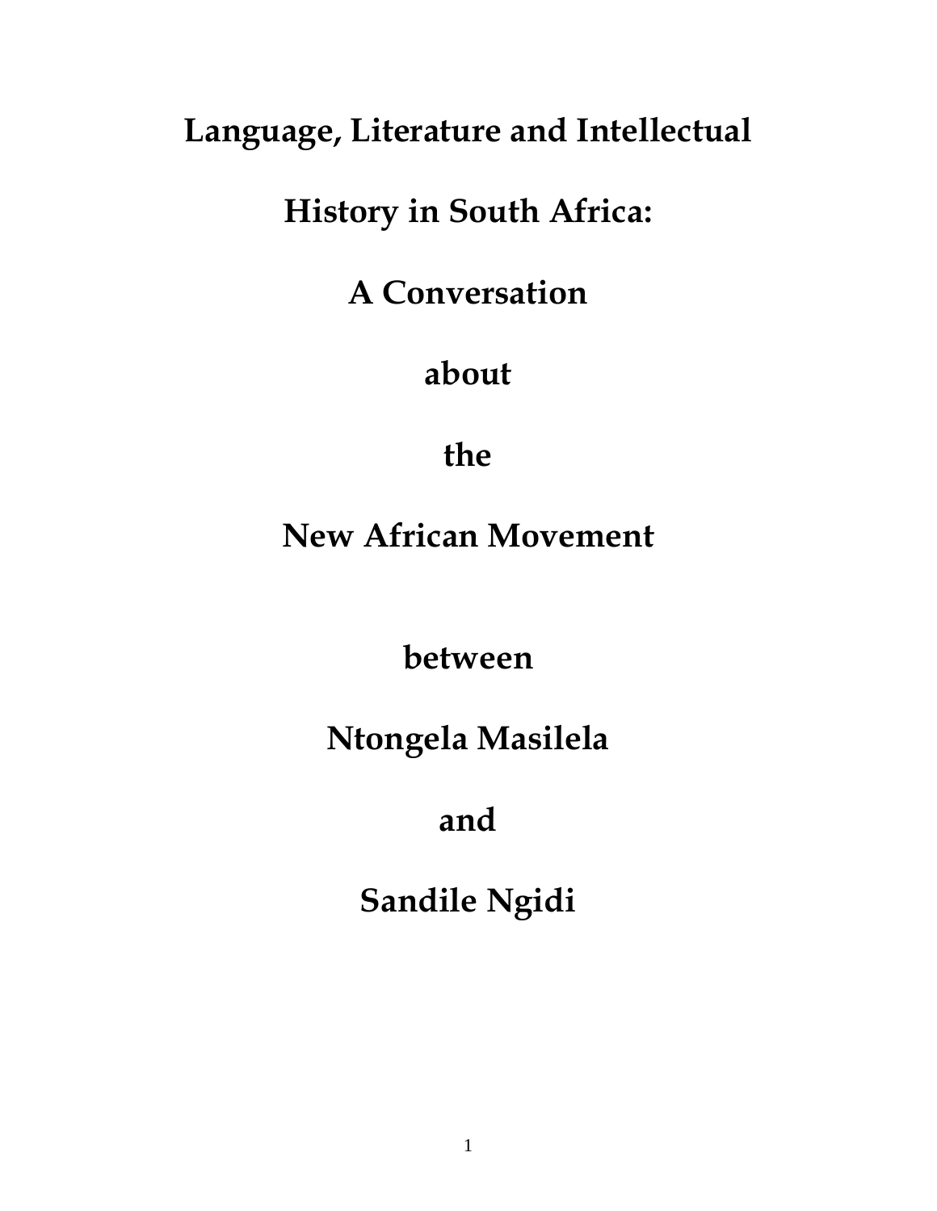# Language, Literature and Intellectual History in South Africa: A Conversation about the New African Movement

**between**

**Ntongela Masilela**

**and**

**Sandile Ngidi**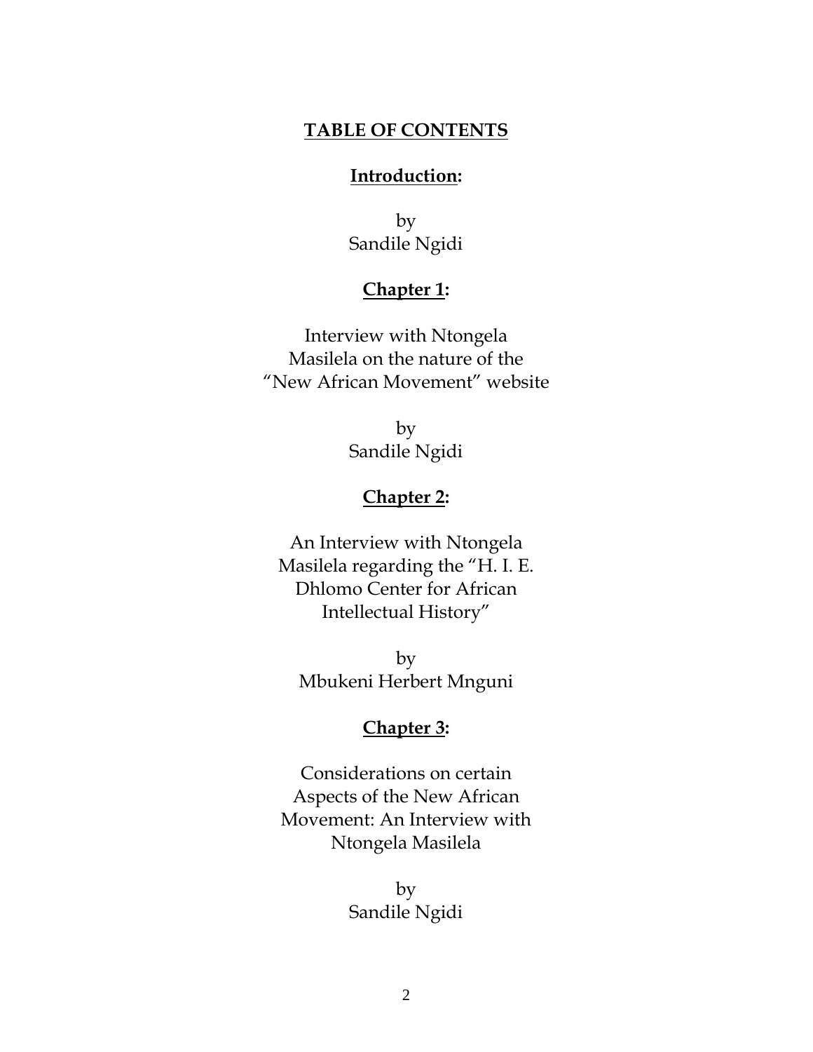# TABLE OF CONTENTS

**Introduction:**

by
Sandile Ngidi

**Chapter 1:**

Interview with Ntongela Masilela on the nature of the "New African Movement" website

by
Sandile Ngidi

**Chapter 2:**

An Interview with Ntongela Masilela regarding the "H. I. E. Dhlomo Center for African Intellectual History"

by
Mbukeni Herbert Mnguni

**Chapter 3:**

Considerations on certain Aspects of the New African Movement: An Interview with Ntongela Masilela

by
Sandile Ngidi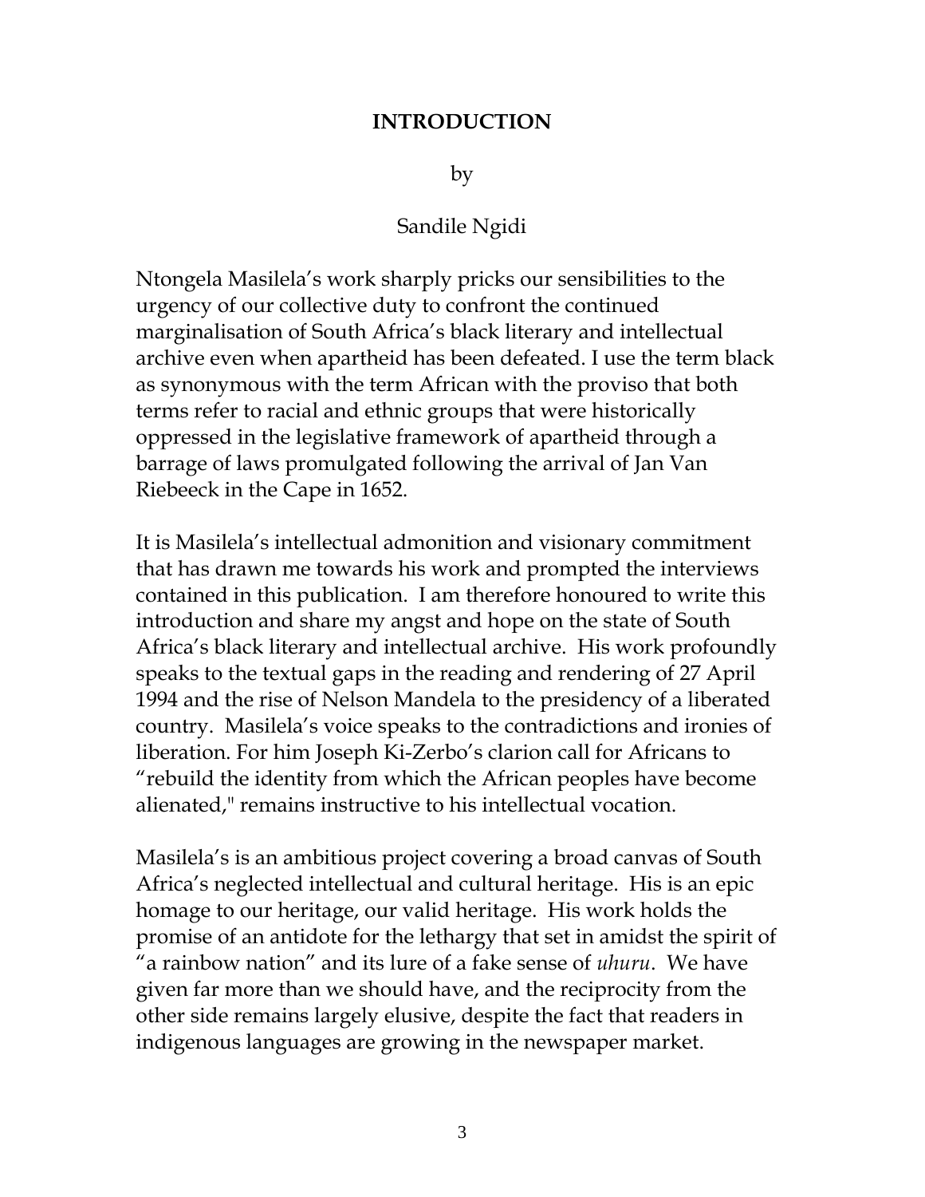# INTRODUCTION

by

Sandile Ngidi

Ntongela Masilela's work sharply pricks our sensibilities to the urgency of our collective duty to confront the continued marginalisation of South Africa's black literary and intellectual archive even when apartheid has been defeated. I use the term black as synonymous with the term African with the proviso that both terms refer to racial and ethnic groups that were historically oppressed in the legislative framework of apartheid through a barrage of laws promulgated following the arrival of Jan Van Riebeeck in the Cape in 1652.

It is Masilela's intellectual admonition and visionary commitment that has drawn me towards his work and prompted the interviews contained in this publication. I am therefore honoured to write this introduction and share my angst and hope on the state of South Africa's black literary and intellectual archive. His work profoundly speaks to the textual gaps in the reading and rendering of 27 April 1994 and the rise of Nelson Mandela to the presidency of a liberated country. Masilela's voice speaks to the contradictions and ironies of liberation. For him Joseph Ki-Zerbo's clarion call for Africans to "rebuild the identity from which the African peoples have become alienated," remains instructive to his intellectual vocation.

Masilela's is an ambitious project covering a broad canvas of South Africa's neglected intellectual and cultural heritage. His is an epic homage to our heritage, our valid heritage. His work holds the promise of an antidote for the lethargy that set in amidst the spirit of "a rainbow nation" and its lure of a fake sense of *uhuru*. We have given far more than we should have, and the reciprocity from the other side remains largely elusive, despite the fact that readers in indigenous languages are growing in the newspaper market.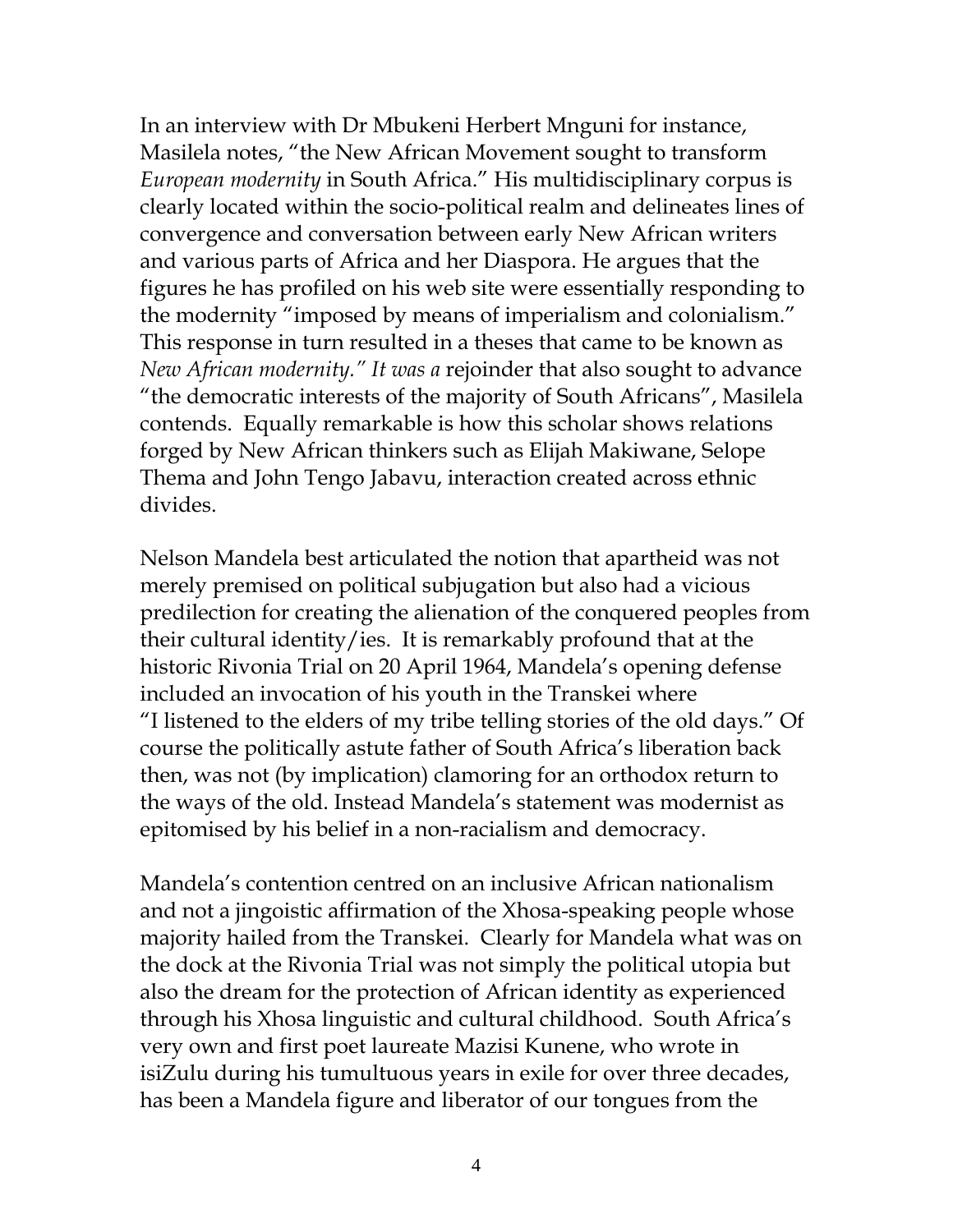In an interview with Dr Mbukeni Herbert Mnguni for instance, Masilela notes, "the New African Movement sought to transform *European modernity* in South Africa." His multidisciplinary corpus is clearly located within the socio-political realm and delineates lines of convergence and conversation between early New African writers and various parts of Africa and her Diaspora. He argues that the figures he has profiled on his web site were essentially responding to the modernity "imposed by means of imperialism and colonialism." This response in turn resulted in a theses that came to be known as *New African modernity." It was a* rejoinder that also sought to advance "the democratic interests of the majority of South Africans", Masilela contends. Equally remarkable is how this scholar shows relations forged by New African thinkers such as Elijah Makiwane, Selope Thema and John Tengo Jabavu, interaction created across ethnic divides.

Nelson Mandela best articulated the notion that apartheid was not merely premised on political subjugation but also had a vicious predilection for creating the alienation of the conquered peoples from their cultural identity/ies. It is remarkably profound that at the historic Rivonia Trial on 20 April 1964, Mandela's opening defense included an invocation of his youth in the Transkei where "I listened to the elders of my tribe telling stories of the old days." Of course the politically astute father of South Africa's liberation back then, was not (by implication) clamoring for an orthodox return to the ways of the old. Instead Mandela's statement was modernist as epitomised by his belief in a non-racialism and democracy.

Mandela's contention centred on an inclusive African nationalism and not a jingoistic affirmation of the Xhosa-speaking people whose majority hailed from the Transkei. Clearly for Mandela what was on the dock at the Rivonia Trial was not simply the political utopia but also the dream for the protection of African identity as experienced through his Xhosa linguistic and cultural childhood. South Africa's very own and first poet laureate Mazisi Kunene, who wrote in isiZulu during his tumultuous years in exile for over three decades, has been a Mandela figure and liberator of our tongues from the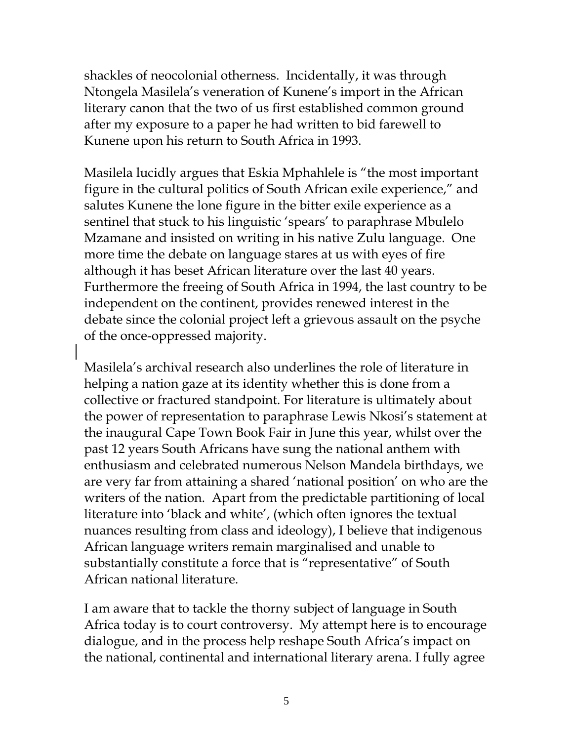shackles of neocolonial otherness. Incidentally, it was through Ntongela Masilela's veneration of Kunene's import in the African literary canon that the two of us first established common ground after my exposure to a paper he had written to bid farewell to Kunene upon his return to South Africa in 1993.

Masilela lucidly argues that Eskia Mphahlele is "the most important figure in the cultural politics of South African exile experience," and salutes Kunene the lone figure in the bitter exile experience as a sentinel that stuck to his linguistic 'spears' to paraphrase Mbulelo Mzamane and insisted on writing in his native Zulu language. One more time the debate on language stares at us with eyes of fire although it has beset African literature over the last 40 years. Furthermore the freeing of South Africa in 1994, the last country to be independent on the continent, provides renewed interest in the debate since the colonial project left a grievous assault on the psyche of the once-oppressed majority.

Masilela's archival research also underlines the role of literature in helping a nation gaze at its identity whether this is done from a collective or fractured standpoint. For literature is ultimately about the power of representation to paraphrase Lewis Nkosi's statement at the inaugural Cape Town Book Fair in June this year, whilst over the past 12 years South Africans have sung the national anthem with enthusiasm and celebrated numerous Nelson Mandela birthdays, we are very far from attaining a shared 'national position' on who are the writers of the nation. Apart from the predictable partitioning of local literature into 'black and white', (which often ignores the textual nuances resulting from class and ideology), I believe that indigenous African language writers remain marginalised and unable to substantially constitute a force that is "representative" of South African national literature.

I am aware that to tackle the thorny subject of language in South Africa today is to court controversy. My attempt here is to encourage dialogue, and in the process help reshape South Africa's impact on the national, continental and international literary arena. I fully agree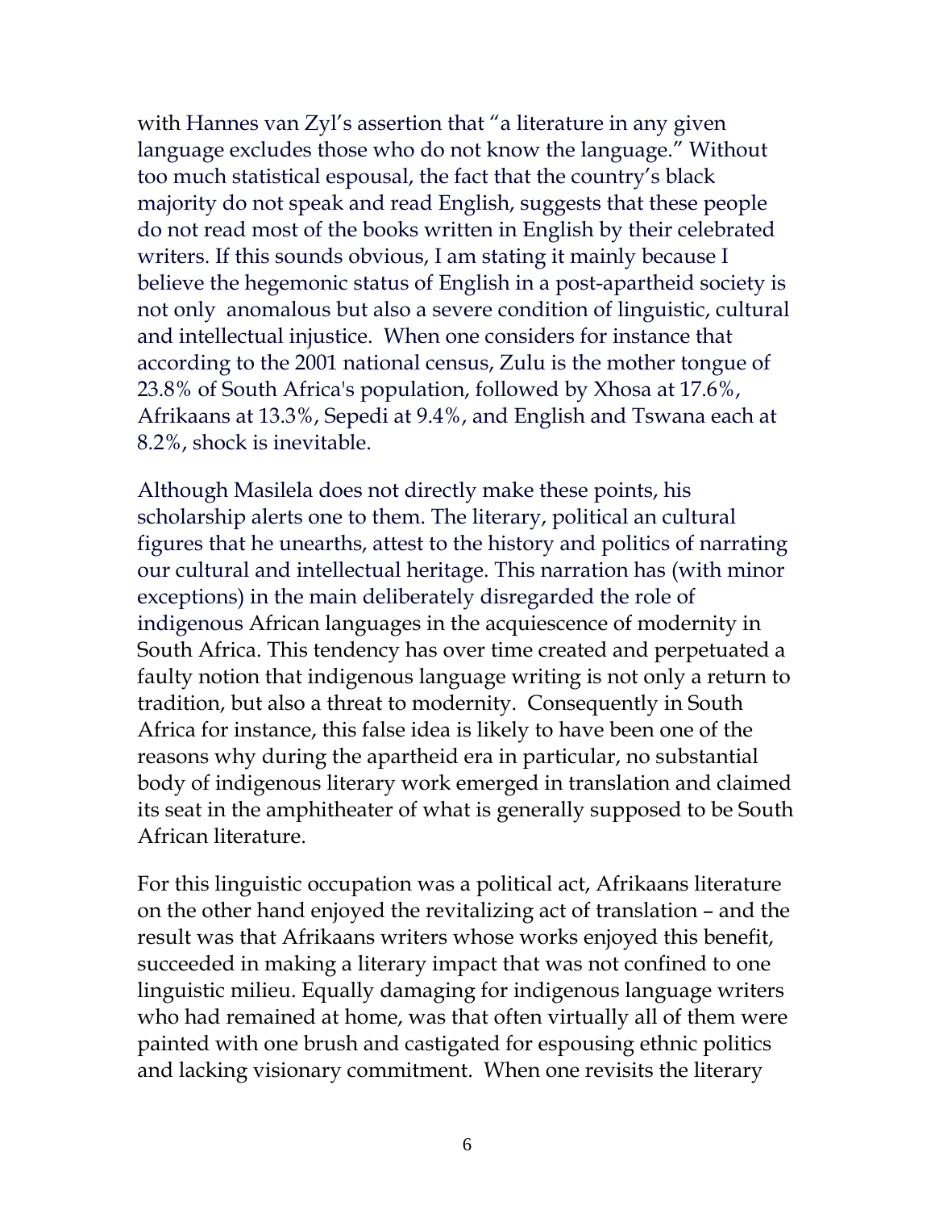with Hannes van Zyl's assertion that "a literature in any given language excludes those who do not know the language." Without too much statistical espousal, the fact that the country's black majority do not speak and read English, suggests that these people do not read most of the books written in English by their celebrated writers. If this sounds obvious, I am stating it mainly because I believe the hegemonic status of English in a post-apartheid society is not only anomalous but also a severe condition of linguistic, cultural and intellectual injustice. When one considers for instance that according to the 2001 national census, Zulu is the mother tongue of 23.8% of South Africa's population, followed by Xhosa at 17.6%, Afrikaans at 13.3%, Sepedi at 9.4%, and English and Tswana each at 8.2%, shock is inevitable.

Although Masilela does not directly make these points, his scholarship alerts one to them. The literary, political an cultural figures that he unearths, attest to the history and politics of narrating our cultural and intellectual heritage. This narration has (with minor exceptions) in the main deliberately disregarded the role of indigenous African languages in the acquiescence of modernity in South Africa. This tendency has over time created and perpetuated a faulty notion that indigenous language writing is not only a return to tradition, but also a threat to modernity. Consequently in South Africa for instance, this false idea is likely to have been one of the reasons why during the apartheid era in particular, no substantial body of indigenous literary work emerged in translation and claimed its seat in the amphitheater of what is generally supposed to be South African literature.

For this linguistic occupation was a political act, Afrikaans literature on the other hand enjoyed the revitalizing act of translation – and the result was that Afrikaans writers whose works enjoyed this benefit, succeeded in making a literary impact that was not confined to one linguistic milieu. Equally damaging for indigenous language writers who had remained at home, was that often virtually all of them were painted with one brush and castigated for espousing ethnic politics and lacking visionary commitment. When one revisits the literary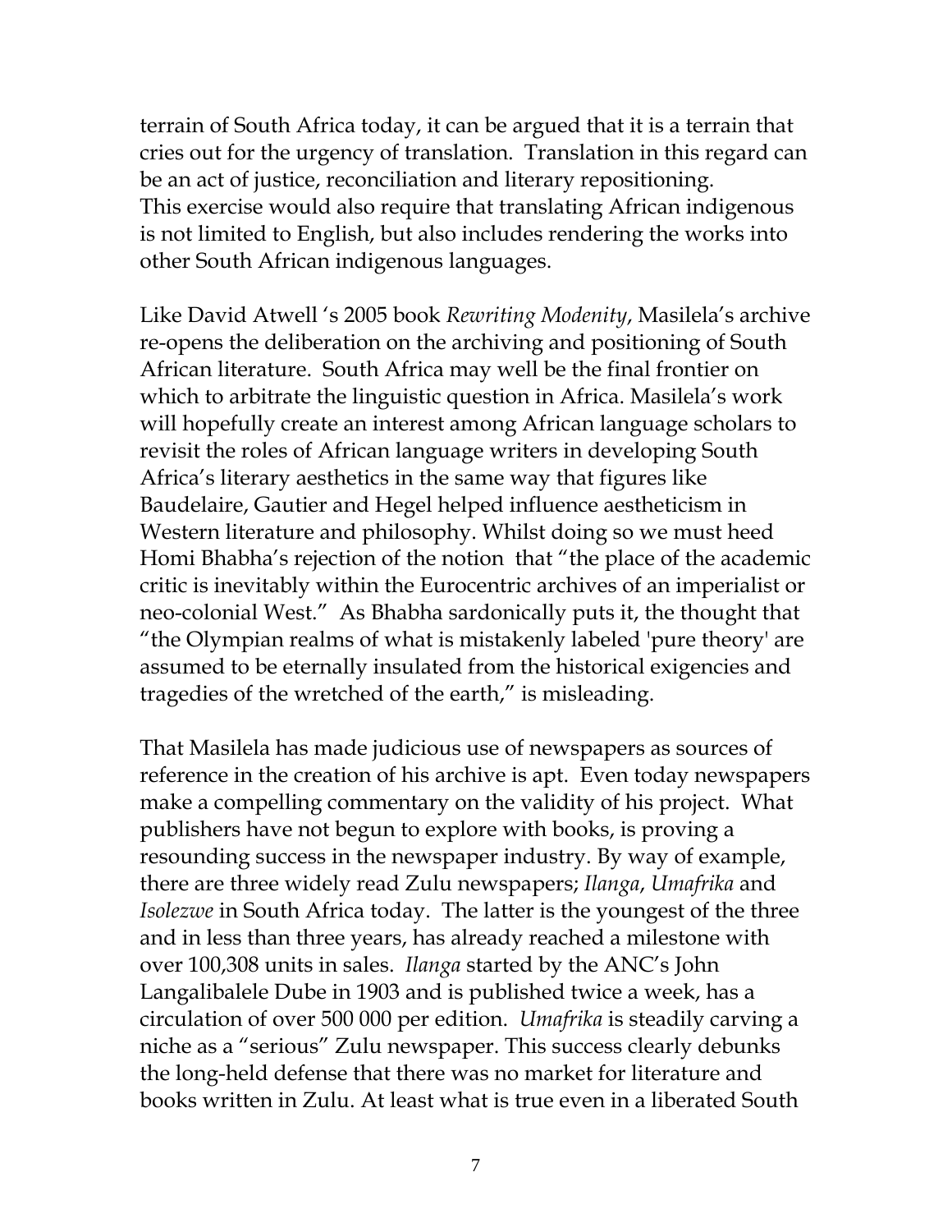terrain of South Africa today, it can be argued that it is a terrain that cries out for the urgency of translation. Translation in this regard can be an act of justice, reconciliation and literary repositioning. This exercise would also require that translating African indigenous is not limited to English, but also includes rendering the works into other South African indigenous languages.

Like David Atwell 's 2005 book *Rewriting Modenity*, Masilela's archive re-opens the deliberation on the archiving and positioning of South African literature. South Africa may well be the final frontier on which to arbitrate the linguistic question in Africa. Masilela's work will hopefully create an interest among African language scholars to revisit the roles of African language writers in developing South Africa's literary aesthetics in the same way that figures like Baudelaire, Gautier and Hegel helped influence aestheticism in Western literature and philosophy. Whilst doing so we must heed Homi Bhabha's rejection of the notion that "the place of the academic critic is inevitably within the Eurocentric archives of an imperialist or neo-colonial West." As Bhabha sardonically puts it, the thought that "the Olympian realms of what is mistakenly labeled 'pure theory' are assumed to be eternally insulated from the historical exigencies and tragedies of the wretched of the earth," is misleading.

That Masilela has made judicious use of newspapers as sources of reference in the creation of his archive is apt. Even today newspapers make a compelling commentary on the validity of his project. What publishers have not begun to explore with books, is proving a resounding success in the newspaper industry. By way of example, there are three widely read Zulu newspapers; *Ilanga*, *Umafrika* and *Isolezwe* in South Africa today. The latter is the youngest of the three and in less than three years, has already reached a milestone with over 100,308 units in sales. *Ilanga* started by the ANC's John Langalibalele Dube in 1903 and is published twice a week, has a circulation of over 500 000 per edition. *Umafrika* is steadily carving a niche as a "serious" Zulu newspaper. This success clearly debunks the long-held defense that there was no market for literature and books written in Zulu. At least what is true even in a liberated South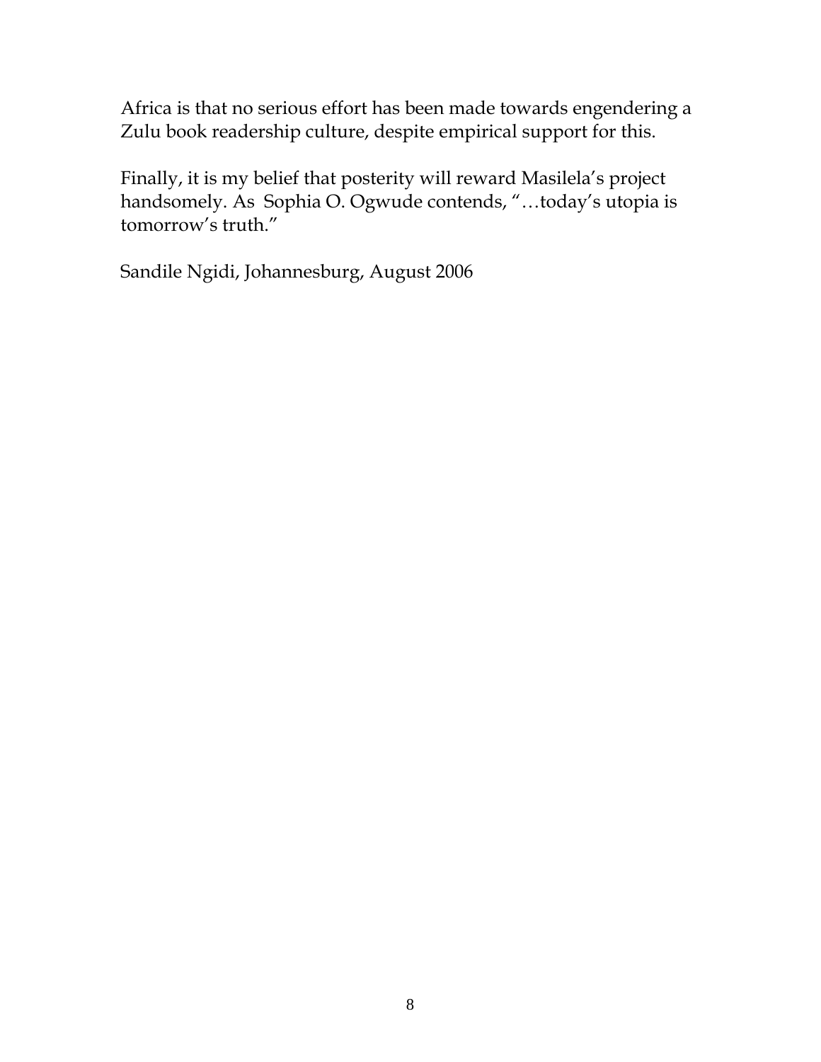Africa is that no serious effort has been made towards engendering a Zulu book readership culture, despite empirical support for this.

Finally, it is my belief that posterity will reward Masilela's project handsomely. As Sophia O. Ogwude contends, "…today's utopia is tomorrow's truth."

Sandile Ngidi, Johannesburg, August 2006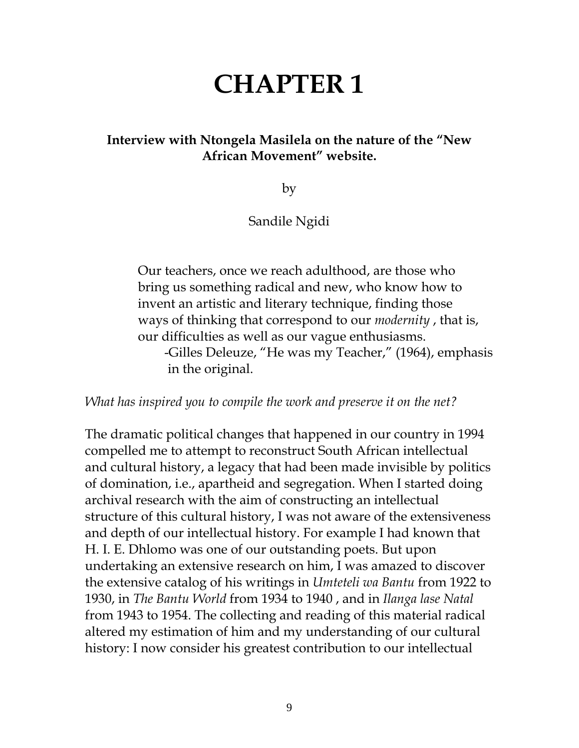# CHAPTER 1

**Interview with Ntongela Masilela on the nature of the "New African Movement" website.**

by

Sandile Ngidi

> Our teachers, once we reach adulthood, are those who bring us something radical and new, who know how to invent an artistic and literary technique, finding those ways of thinking that correspond to our *modernity* , that is, our difficulties as well as our vague enthusiasms.
>
> -Gilles Deleuze, "He was my Teacher," (1964), emphasis in the original.

*What has inspired you to compile the work and preserve it on the net?*

The dramatic political changes that happened in our country in 1994 compelled me to attempt to reconstruct South African intellectual and cultural history, a legacy that had been made invisible by politics of domination, i.e., apartheid and segregation. When I started doing archival research with the aim of constructing an intellectual structure of this cultural history, I was not aware of the extensiveness and depth of our intellectual history. For example I had known that H. I. E. Dhlomo was one of our outstanding poets. But upon undertaking an extensive research on him, I was amazed to discover the extensive catalog of his writings in *Umteteli wa Bantu* from 1922 to 1930, in *The Bantu World* from 1934 to 1940 , and in *Ilanga lase Natal* from 1943 to 1954. The collecting and reading of this material radical altered my estimation of him and my understanding of our cultural history: I now consider his greatest contribution to our intellectual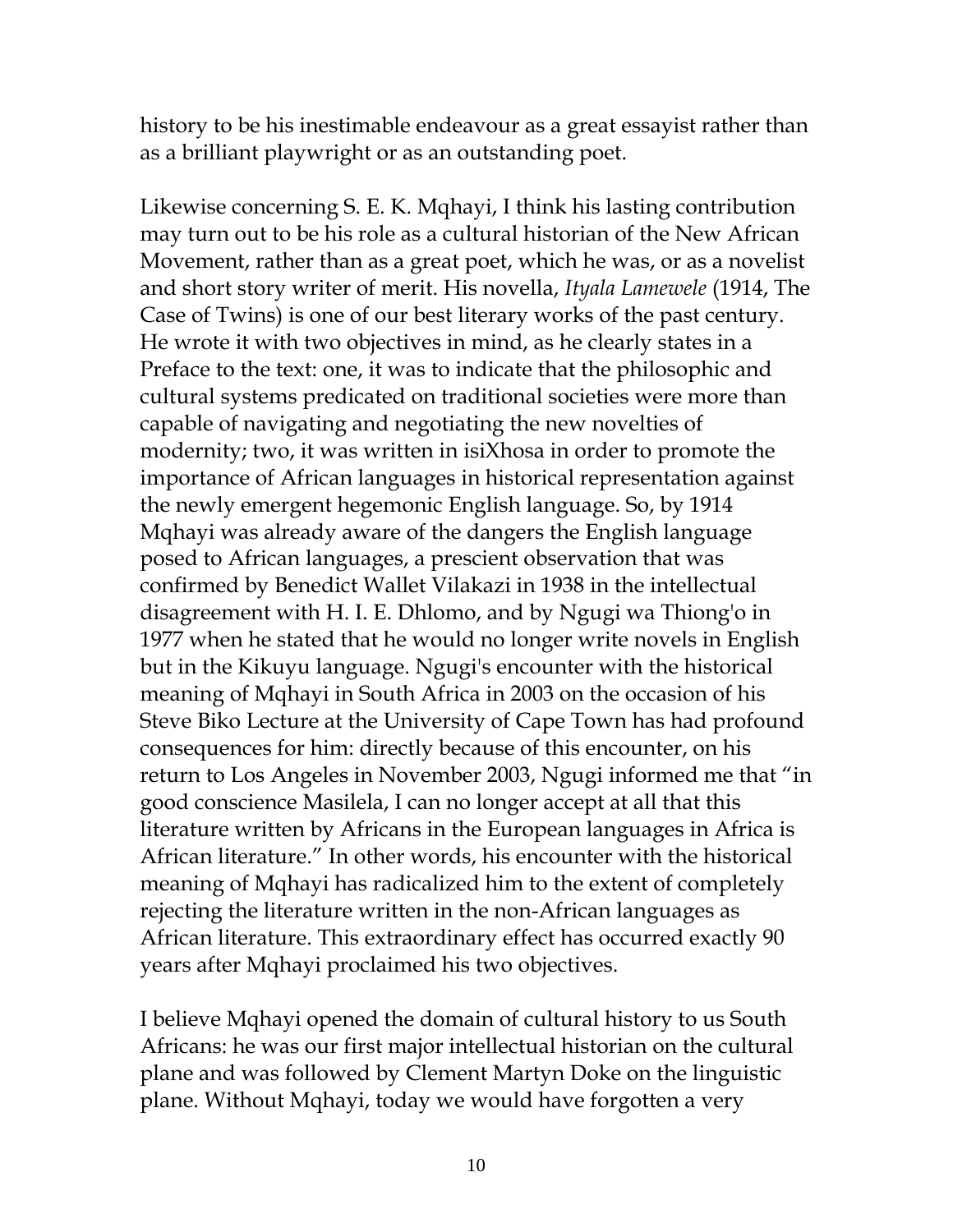history to be his inestimable endeavour as a great essayist rather than as a brilliant playwright or as an outstanding poet.

Likewise concerning S. E. K. Mqhayi, I think his lasting contribution may turn out to be his role as a cultural historian of the New African Movement, rather than as a great poet, which he was, or as a novelist and short story writer of merit. His novella, *Ityala Lamewele* (1914, The Case of Twins) is one of our best literary works of the past century. He wrote it with two objectives in mind, as he clearly states in a Preface to the text: one, it was to indicate that the philosophic and cultural systems predicated on traditional societies were more than capable of navigating and negotiating the new novelties of modernity; two, it was written in isiXhosa in order to promote the importance of African languages in historical representation against the newly emergent hegemonic English language. So, by 1914 Mqhayi was already aware of the dangers the English language posed to African languages, a prescient observation that was confirmed by Benedict Wallet Vilakazi in 1938 in the intellectual disagreement with H. I. E. Dhlomo, and by Ngugi wa Thiong'o in 1977 when he stated that he would no longer write novels in English but in the Kikuyu language. Ngugi's encounter with the historical meaning of Mqhayi in South Africa in 2003 on the occasion of his Steve Biko Lecture at the University of Cape Town has had profound consequences for him: directly because of this encounter, on his return to Los Angeles in November 2003, Ngugi informed me that "in good conscience Masilela, I can no longer accept at all that this literature written by Africans in the European languages in Africa is African literature." In other words, his encounter with the historical meaning of Mqhayi has radicalized him to the extent of completely rejecting the literature written in the non-African languages as African literature. This extraordinary effect has occurred exactly 90 years after Mqhayi proclaimed his two objectives.

I believe Mqhayi opened the domain of cultural history to us South Africans: he was our first major intellectual historian on the cultural plane and was followed by Clement Martyn Doke on the linguistic plane. Without Mqhayi, today we would have forgotten a very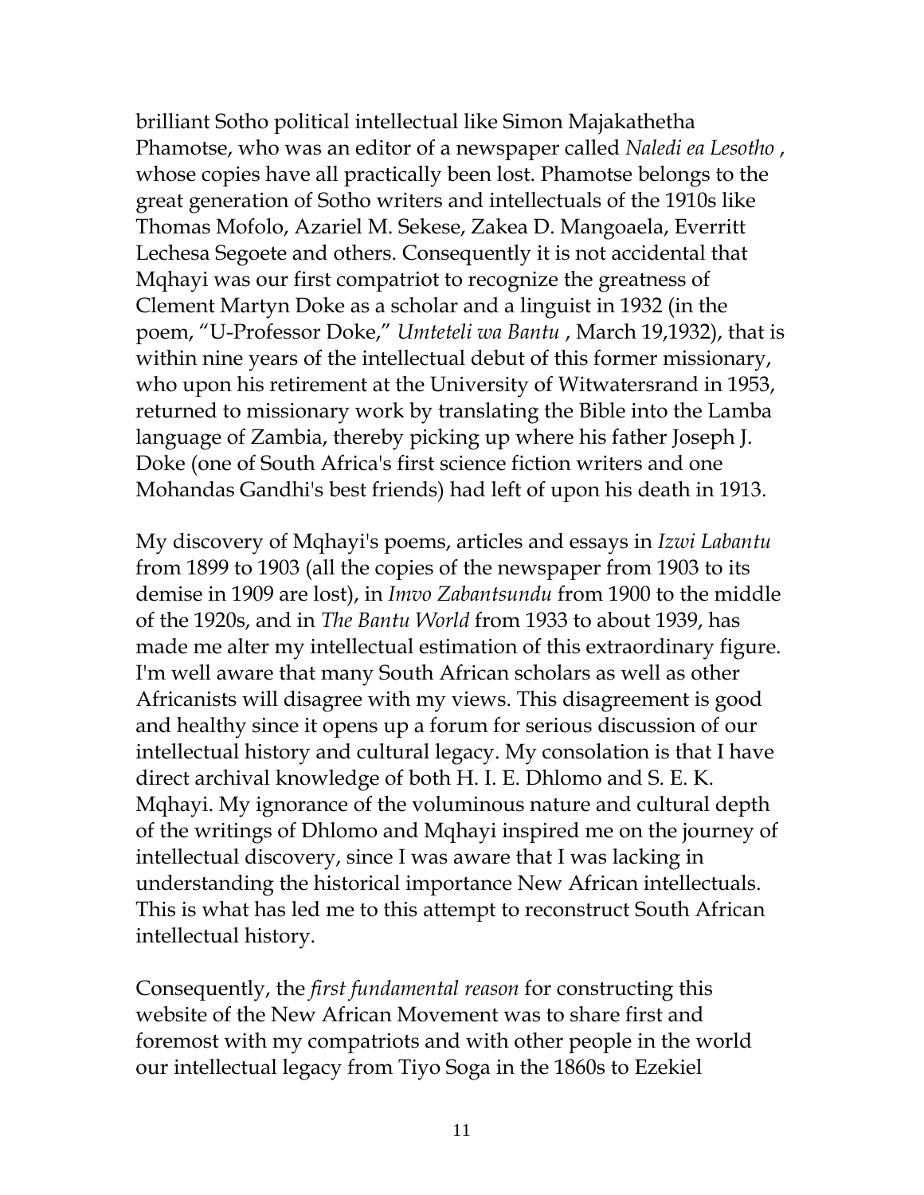brilliant Sotho political intellectual like Simon Majakathetha Phamotse, who was an editor of a newspaper called *Naledi ea Lesotho* , whose copies have all practically been lost. Phamotse belongs to the great generation of Sotho writers and intellectuals of the 1910s like Thomas Mofolo, Azariel M. Sekese, Zakea D. Mangoaela, Everritt Lechesa Segoete and others. Consequently it is not accidental that Mqhayi was our first compatriot to recognize the greatness of Clement Martyn Doke as a scholar and a linguist in 1932 (in the poem, "U-Professor Doke," *Umteteli wa Bantu* , March 19,1932), that is within nine years of the intellectual debut of this former missionary, who upon his retirement at the University of Witwatersrand in 1953, returned to missionary work by translating the Bible into the Lamba language of Zambia, thereby picking up where his father Joseph J. Doke (one of South Africa's first science fiction writers and one Mohandas Gandhi's best friends) had left of upon his death in 1913.

My discovery of Mqhayi's poems, articles and essays in *Izwi Labantu* from 1899 to 1903 (all the copies of the newspaper from 1903 to its demise in 1909 are lost), in *Imvo Zabantsundu* from 1900 to the middle of the 1920s, and in *The Bantu World* from 1933 to about 1939, has made me alter my intellectual estimation of this extraordinary figure. I'm well aware that many South African scholars as well as other Africanists will disagree with my views. This disagreement is good and healthy since it opens up a forum for serious discussion of our intellectual history and cultural legacy. My consolation is that I have direct archival knowledge of both H. I. E. Dhlomo and S. E. K. Mqhayi. My ignorance of the voluminous nature and cultural depth of the writings of Dhlomo and Mqhayi inspired me on the journey of intellectual discovery, since I was aware that I was lacking in understanding the historical importance New African intellectuals. This is what has led me to this attempt to reconstruct South African intellectual history.

Consequently, the *first fundamental reason* for constructing this website of the New African Movement was to share first and foremost with my compatriots and with other people in the world our intellectual legacy from Tiyo Soga in the 1860s to Ezekiel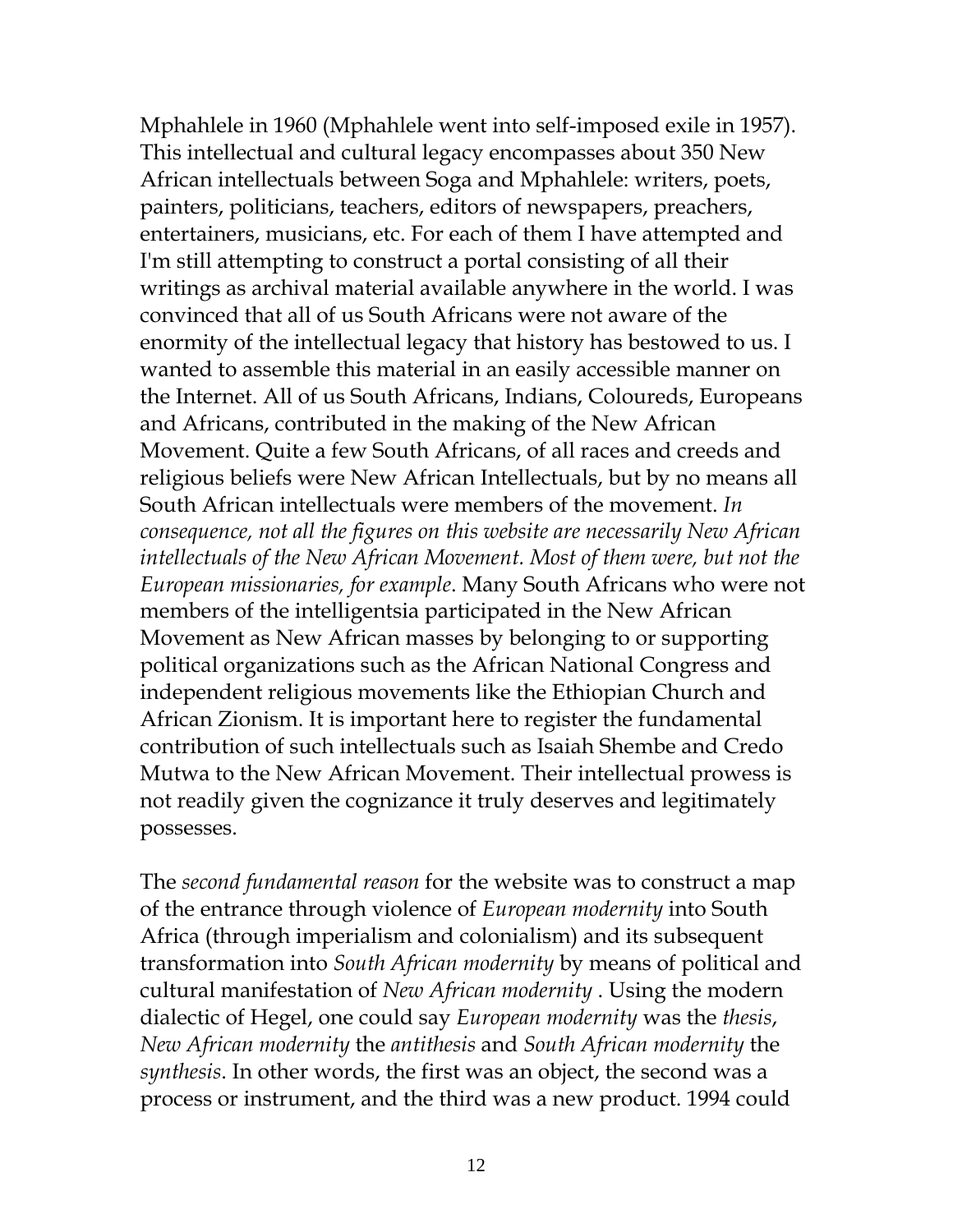Mphahlele in 1960 (Mphahlele went into self-imposed exile in 1957). This intellectual and cultural legacy encompasses about 350 New African intellectuals between Soga and Mphahlele: writers, poets, painters, politicians, teachers, editors of newspapers, preachers, entertainers, musicians, etc. For each of them I have attempted and I'm still attempting to construct a portal consisting of all their writings as archival material available anywhere in the world. I was convinced that all of us South Africans were not aware of the enormity of the intellectual legacy that history has bestowed to us. I wanted to assemble this material in an easily accessible manner on the Internet. All of us South Africans, Indians, Coloureds, Europeans and Africans, contributed in the making of the New African Movement. Quite a few South Africans, of all races and creeds and religious beliefs were New African Intellectuals, but by no means all South African intellectuals were members of the movement. *In consequence, not all the figures on this website are necessarily New African intellectuals of the New African Movement. Most of them were, but not the European missionaries, for example*. Many South Africans who were not members of the intelligentsia participated in the New African Movement as New African masses by belonging to or supporting political organizations such as the African National Congress and independent religious movements like the Ethiopian Church and African Zionism. It is important here to register the fundamental contribution of such intellectuals such as Isaiah Shembe and Credo Mutwa to the New African Movement. Their intellectual prowess is not readily given the cognizance it truly deserves and legitimately possesses.

The *second fundamental reason* for the website was to construct a map of the entrance through violence of *European modernity* into South Africa (through imperialism and colonialism) and its subsequent transformation into *South African modernity* by means of political and cultural manifestation of *New African modernity* . Using the modern dialectic of Hegel, one could say *European modernity* was the *thesis*, *New African modernity* the *antithesis* and *South African modernity* the *synthesis*. In other words, the first was an object, the second was a process or instrument, and the third was a new product. 1994 could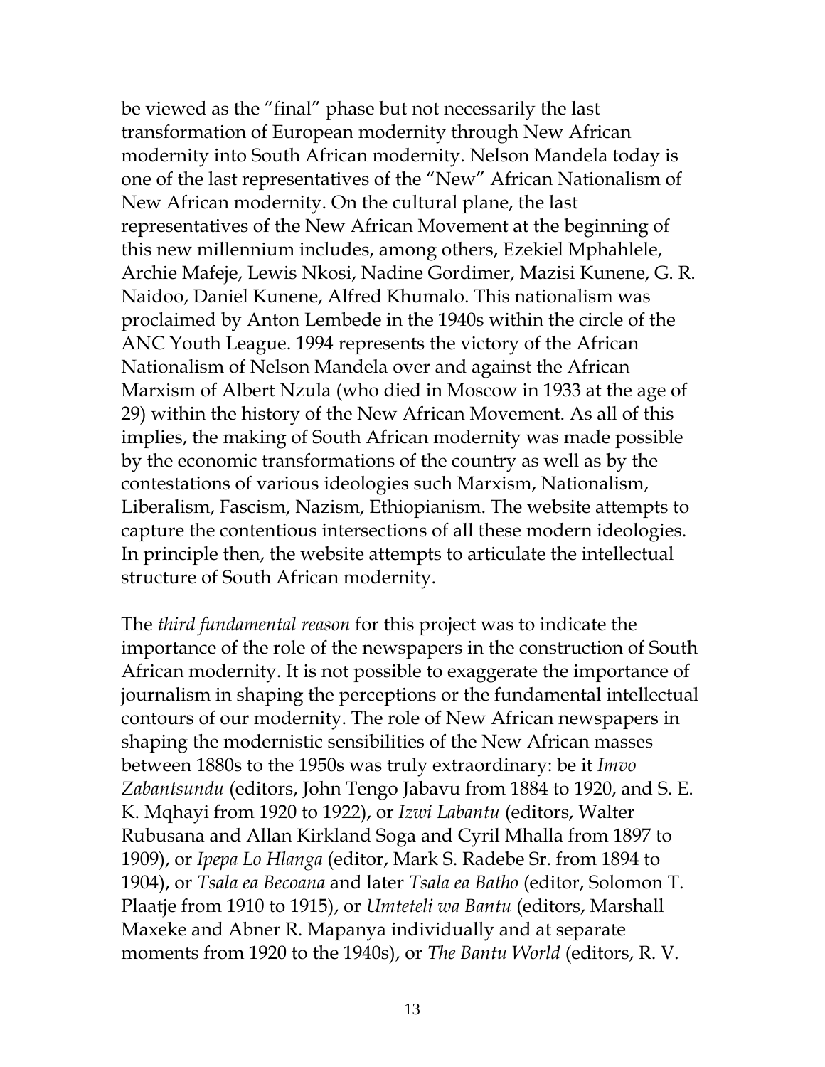be viewed as the "final" phase but not necessarily the last transformation of European modernity through New African modernity into South African modernity. Nelson Mandela today is one of the last representatives of the "New" African Nationalism of New African modernity. On the cultural plane, the last representatives of the New African Movement at the beginning of this new millennium includes, among others, Ezekiel Mphahlele, Archie Mafeje, Lewis Nkosi, Nadine Gordimer, Mazisi Kunene, G. R. Naidoo, Daniel Kunene, Alfred Khumalo. This nationalism was proclaimed by Anton Lembede in the 1940s within the circle of the ANC Youth League. 1994 represents the victory of the African Nationalism of Nelson Mandela over and against the African Marxism of Albert Nzula (who died in Moscow in 1933 at the age of 29) within the history of the New African Movement. As all of this implies, the making of South African modernity was made possible by the economic transformations of the country as well as by the contestations of various ideologies such Marxism, Nationalism, Liberalism, Fascism, Nazism, Ethiopianism. The website attempts to capture the contentious intersections of all these modern ideologies. In principle then, the website attempts to articulate the intellectual structure of South African modernity.

The *third fundamental reason* for this project was to indicate the importance of the role of the newspapers in the construction of South African modernity. It is not possible to exaggerate the importance of journalism in shaping the perceptions or the fundamental intellectual contours of our modernity. The role of New African newspapers in shaping the modernistic sensibilities of the New African masses between 1880s to the 1950s was truly extraordinary: be it *Imvo Zabantsundu* (editors, John Tengo Jabavu from 1884 to 1920, and S. E. K. Mqhayi from 1920 to 1922), or *Izwi Labantu* (editors, Walter Rubusana and Allan Kirkland Soga and Cyril Mhalla from 1897 to 1909), or *Ipepa Lo Hlanga* (editor, Mark S. Radebe Sr. from 1894 to 1904), or *Tsala ea Becoana* and later *Tsala ea Batho* (editor, Solomon T. Plaatje from 1910 to 1915), or *Umteteli wa Bantu* (editors, Marshall Maxeke and Abner R. Mapanya individually and at separate moments from 1920 to the 1940s), or *The Bantu World* (editors, R. V.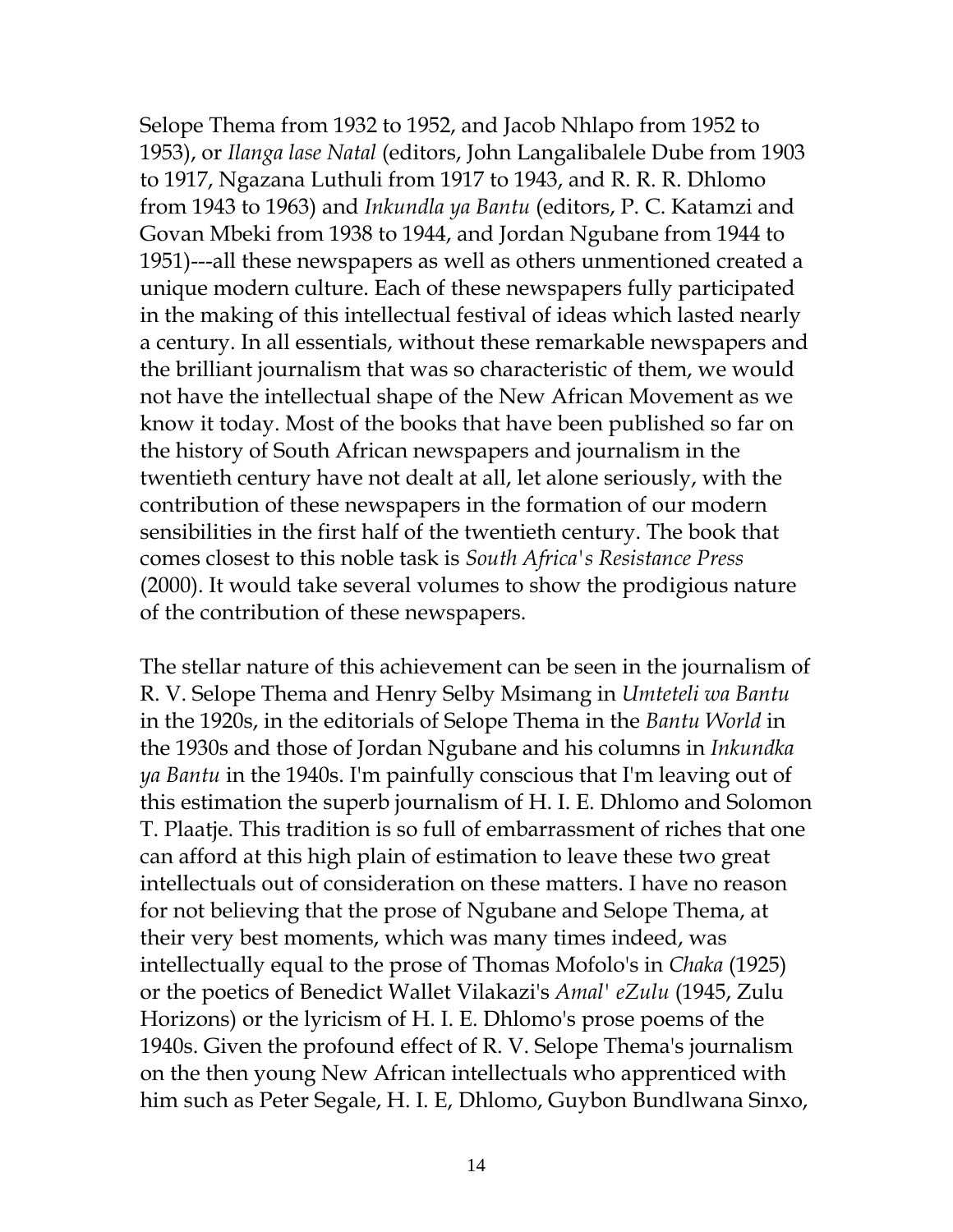Selope Thema from 1932 to 1952, and Jacob Nhlapo from 1952 to 1953), or *Ilanga lase Natal* (editors, John Langalibalele Dube from 1903 to 1917, Ngazana Luthuli from 1917 to 1943, and R. R. R. Dhlomo from 1943 to 1963) and *Inkundla ya Bantu* (editors, P. C. Katamzi and Govan Mbeki from 1938 to 1944, and Jordan Ngubane from 1944 to 1951)---all these newspapers as well as others unmentioned created a unique modern culture. Each of these newspapers fully participated in the making of this intellectual festival of ideas which lasted nearly a century. In all essentials, without these remarkable newspapers and the brilliant journalism that was so characteristic of them, we would not have the intellectual shape of the New African Movement as we know it today. Most of the books that have been published so far on the history of South African newspapers and journalism in the twentieth century have not dealt at all, let alone seriously, with the contribution of these newspapers in the formation of our modern sensibilities in the first half of the twentieth century. The book that comes closest to this noble task is *South Africa's Resistance Press* (2000). It would take several volumes to show the prodigious nature of the contribution of these newspapers.

The stellar nature of this achievement can be seen in the journalism of R. V. Selope Thema and Henry Selby Msimang in *Umteteli wa Bantu* in the 1920s, in the editorials of Selope Thema in the *Bantu World* in the 1930s and those of Jordan Ngubane and his columns in *Inkundka ya Bantu* in the 1940s. I'm painfully conscious that I'm leaving out of this estimation the superb journalism of H. I. E. Dhlomo and Solomon T. Plaatje. This tradition is so full of embarrassment of riches that one can afford at this high plain of estimation to leave these two great intellectuals out of consideration on these matters. I have no reason for not believing that the prose of Ngubane and Selope Thema, at their very best moments, which was many times indeed, was intellectually equal to the prose of Thomas Mofolo's in *Chaka* (1925) or the poetics of Benedict Wallet Vilakazi's *Amal' eZulu* (1945, Zulu Horizons) or the lyricism of H. I. E. Dhlomo's prose poems of the 1940s. Given the profound effect of R. V. Selope Thema's journalism on the then young New African intellectuals who apprenticed with him such as Peter Segale, H. I. E, Dhlomo, Guybon Bundlwana Sinxo,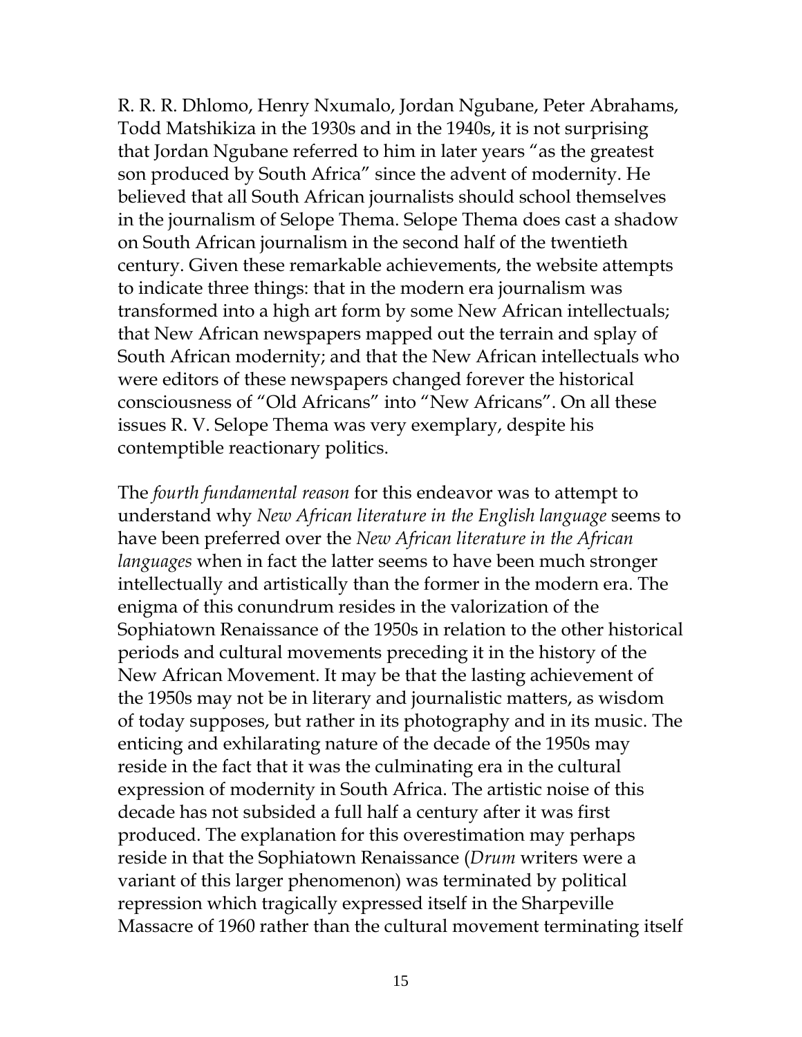R. R. R. Dhlomo, Henry Nxumalo, Jordan Ngubane, Peter Abrahams, Todd Matshikiza in the 1930s and in the 1940s, it is not surprising that Jordan Ngubane referred to him in later years "as the greatest son produced by South Africa" since the advent of modernity. He believed that all South African journalists should school themselves in the journalism of Selope Thema. Selope Thema does cast a shadow on South African journalism in the second half of the twentieth century. Given these remarkable achievements, the website attempts to indicate three things: that in the modern era journalism was transformed into a high art form by some New African intellectuals; that New African newspapers mapped out the terrain and splay of South African modernity; and that the New African intellectuals who were editors of these newspapers changed forever the historical consciousness of "Old Africans" into "New Africans". On all these issues R. V. Selope Thema was very exemplary, despite his contemptible reactionary politics.

The *fourth fundamental reason* for this endeavor was to attempt to understand why *New African literature in the English language* seems to have been preferred over the *New African literature in the African languages* when in fact the latter seems to have been much stronger intellectually and artistically than the former in the modern era. The enigma of this conundrum resides in the valorization of the Sophiatown Renaissance of the 1950s in relation to the other historical periods and cultural movements preceding it in the history of the New African Movement. It may be that the lasting achievement of the 1950s may not be in literary and journalistic matters, as wisdom of today supposes, but rather in its photography and in its music. The enticing and exhilarating nature of the decade of the 1950s may reside in the fact that it was the culminating era in the cultural expression of modernity in South Africa. The artistic noise of this decade has not subsided a full half a century after it was first produced. The explanation for this overestimation may perhaps reside in that the Sophiatown Renaissance (*Drum* writers were a variant of this larger phenomenon) was terminated by political repression which tragically expressed itself in the Sharpeville Massacre of 1960 rather than the cultural movement terminating itself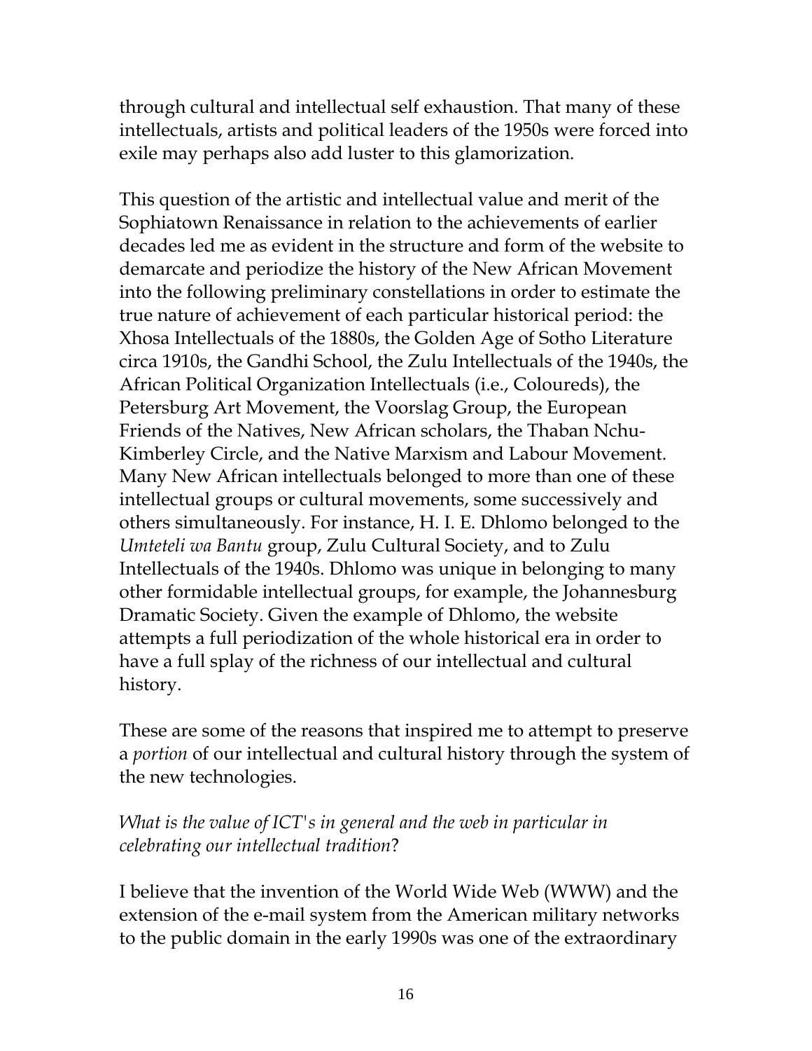through cultural and intellectual self exhaustion. That many of these intellectuals, artists and political leaders of the 1950s were forced into exile may perhaps also add luster to this glamorization.

This question of the artistic and intellectual value and merit of the Sophiatown Renaissance in relation to the achievements of earlier decades led me as evident in the structure and form of the website to demarcate and periodize the history of the New African Movement into the following preliminary constellations in order to estimate the true nature of achievement of each particular historical period: the Xhosa Intellectuals of the 1880s, the Golden Age of Sotho Literature circa 1910s, the Gandhi School, the Zulu Intellectuals of the 1940s, the African Political Organization Intellectuals (i.e., Coloureds), the Petersburg Art Movement, the Voorslag Group, the European Friends of the Natives, New African scholars, the Thaban Nchu-Kimberley Circle, and the Native Marxism and Labour Movement. Many New African intellectuals belonged to more than one of these intellectual groups or cultural movements, some successively and others simultaneously. For instance, H. I. E. Dhlomo belonged to the *Umteteli wa Bantu* group, Zulu Cultural Society, and to Zulu Intellectuals of the 1940s. Dhlomo was unique in belonging to many other formidable intellectual groups, for example, the Johannesburg Dramatic Society. Given the example of Dhlomo, the website attempts a full periodization of the whole historical era in order to have a full splay of the richness of our intellectual and cultural history.

These are some of the reasons that inspired me to attempt to preserve a *portion* of our intellectual and cultural history through the system of the new technologies.

*What is the value of ICT's in general and the web in particular in celebrating our intellectual tradition*?

I believe that the invention of the World Wide Web (WWW) and the extension of the e-mail system from the American military networks to the public domain in the early 1990s was one of the extraordinary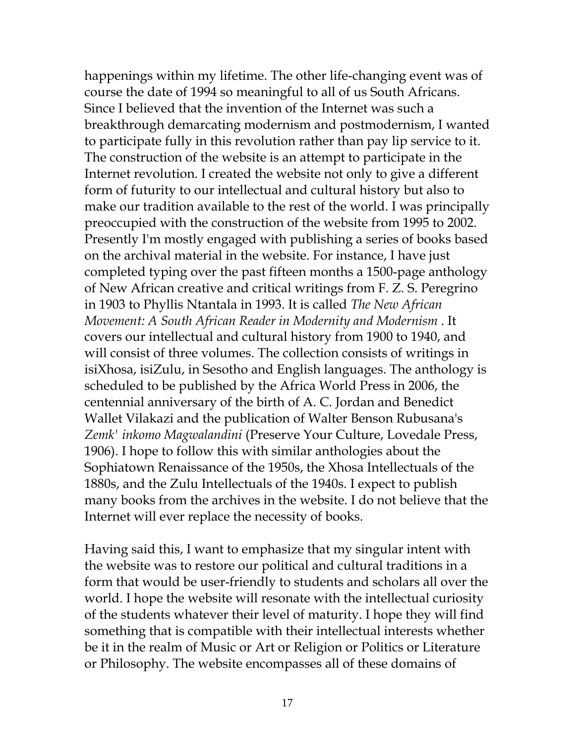happenings within my lifetime. The other life-changing event was of course the date of 1994 so meaningful to all of us South Africans. Since I believed that the invention of the Internet was such a breakthrough demarcating modernism and postmodernism, I wanted to participate fully in this revolution rather than pay lip service to it. The construction of the website is an attempt to participate in the Internet revolution. I created the website not only to give a different form of futurity to our intellectual and cultural history but also to make our tradition available to the rest of the world. I was principally preoccupied with the construction of the website from 1995 to 2002. Presently I'm mostly engaged with publishing a series of books based on the archival material in the website. For instance, I have just completed typing over the past fifteen months a 1500-page anthology of New African creative and critical writings from F. Z. S. Peregrino in 1903 to Phyllis Ntantala in 1993. It is called *The New African Movement: A South African Reader in Modernity and Modernism* . It covers our intellectual and cultural history from 1900 to 1940, and will consist of three volumes. The collection consists of writings in isiXhosa, isiZulu, in Sesotho and English languages. The anthology is scheduled to be published by the Africa World Press in 2006, the centennial anniversary of the birth of A. C. Jordan and Benedict Wallet Vilakazi and the publication of Walter Benson Rubusana's *Zemk' inkomo Magwalandini* (Preserve Your Culture, Lovedale Press, 1906). I hope to follow this with similar anthologies about the Sophiatown Renaissance of the 1950s, the Xhosa Intellectuals of the 1880s, and the Zulu Intellectuals of the 1940s. I expect to publish many books from the archives in the website. I do not believe that the Internet will ever replace the necessity of books.

Having said this, I want to emphasize that my singular intent with the website was to restore our political and cultural traditions in a form that would be user-friendly to students and scholars all over the world. I hope the website will resonate with the intellectual curiosity of the students whatever their level of maturity. I hope they will find something that is compatible with their intellectual interests whether be it in the realm of Music or Art or Religion or Politics or Literature or Philosophy. The website encompasses all of these domains of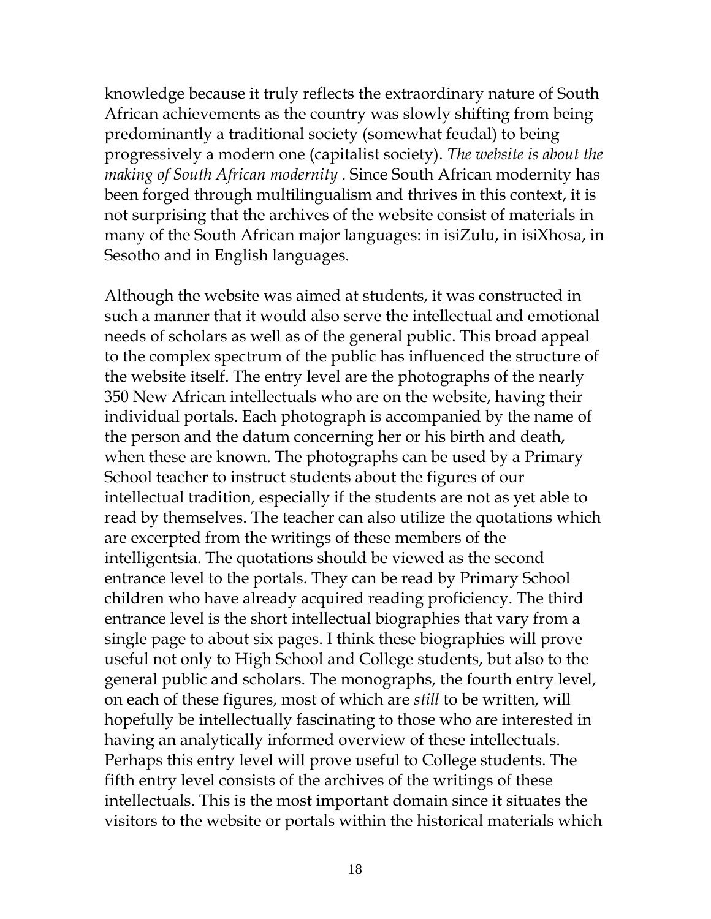knowledge because it truly reflects the extraordinary nature of South African achievements as the country was slowly shifting from being predominantly a traditional society (somewhat feudal) to being progressively a modern one (capitalist society). *The website is about the making of South African modernity* . Since South African modernity has been forged through multilingualism and thrives in this context, it is not surprising that the archives of the website consist of materials in many of the South African major languages: in isiZulu, in isiXhosa, in Sesotho and in English languages.

Although the website was aimed at students, it was constructed in such a manner that it would also serve the intellectual and emotional needs of scholars as well as of the general public. This broad appeal to the complex spectrum of the public has influenced the structure of the website itself. The entry level are the photographs of the nearly 350 New African intellectuals who are on the website, having their individual portals. Each photograph is accompanied by the name of the person and the datum concerning her or his birth and death, when these are known. The photographs can be used by a Primary School teacher to instruct students about the figures of our intellectual tradition, especially if the students are not as yet able to read by themselves. The teacher can also utilize the quotations which are excerpted from the writings of these members of the intelligentsia. The quotations should be viewed as the second entrance level to the portals. They can be read by Primary School children who have already acquired reading proficiency. The third entrance level is the short intellectual biographies that vary from a single page to about six pages. I think these biographies will prove useful not only to High School and College students, but also to the general public and scholars. The monographs, the fourth entry level, on each of these figures, most of which are *still* to be written, will hopefully be intellectually fascinating to those who are interested in having an analytically informed overview of these intellectuals. Perhaps this entry level will prove useful to College students. The fifth entry level consists of the archives of the writings of these intellectuals. This is the most important domain since it situates the visitors to the website or portals within the historical materials which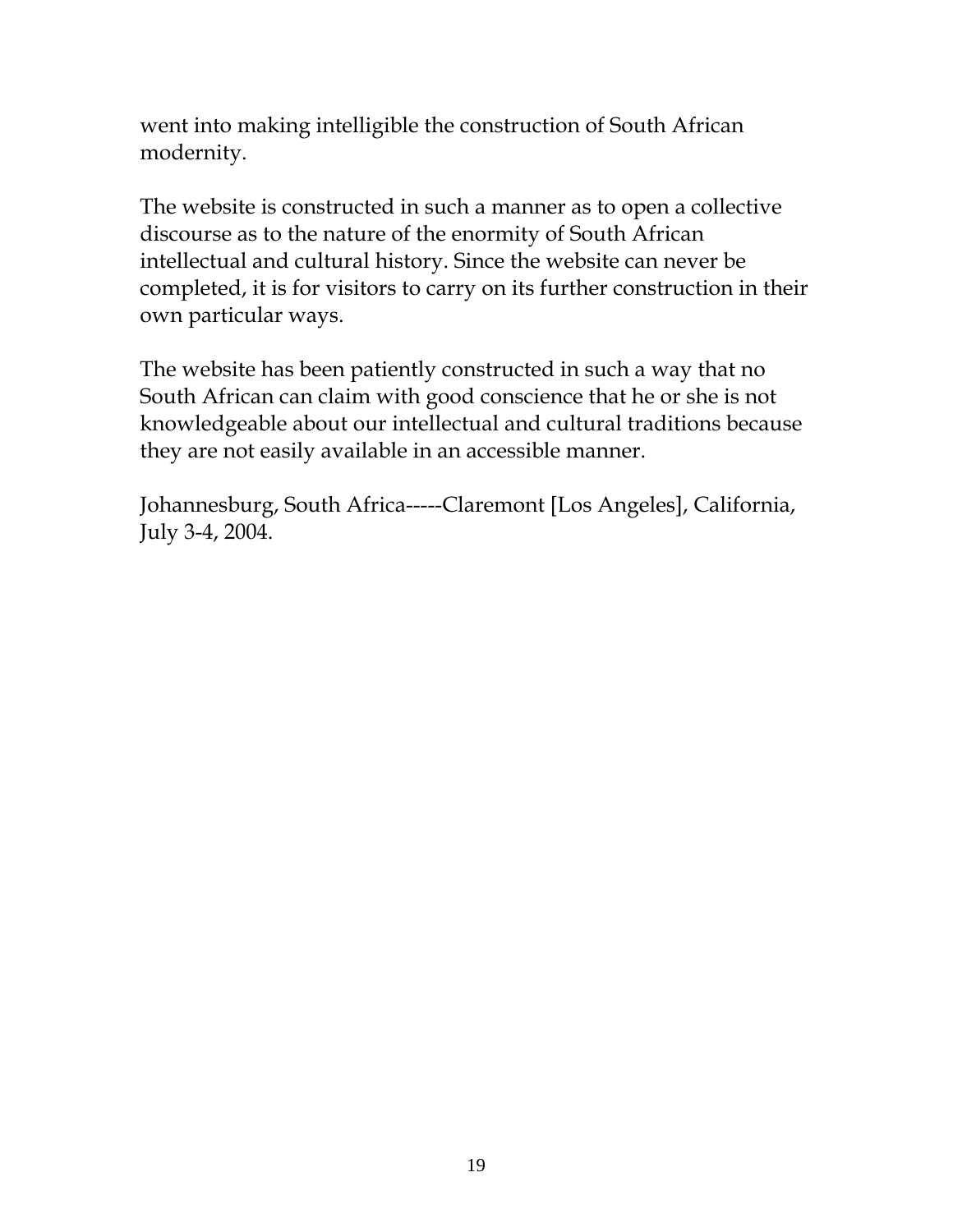went into making intelligible the construction of South African modernity.

The website is constructed in such a manner as to open a collective discourse as to the nature of the enormity of South African intellectual and cultural history. Since the website can never be completed, it is for visitors to carry on its further construction in their own particular ways.

The website has been patiently constructed in such a way that no South African can claim with good conscience that he or she is not knowledgeable about our intellectual and cultural traditions because they are not easily available in an accessible manner.

Johannesburg, South Africa-----Claremont [Los Angeles], California, July 3-4, 2004.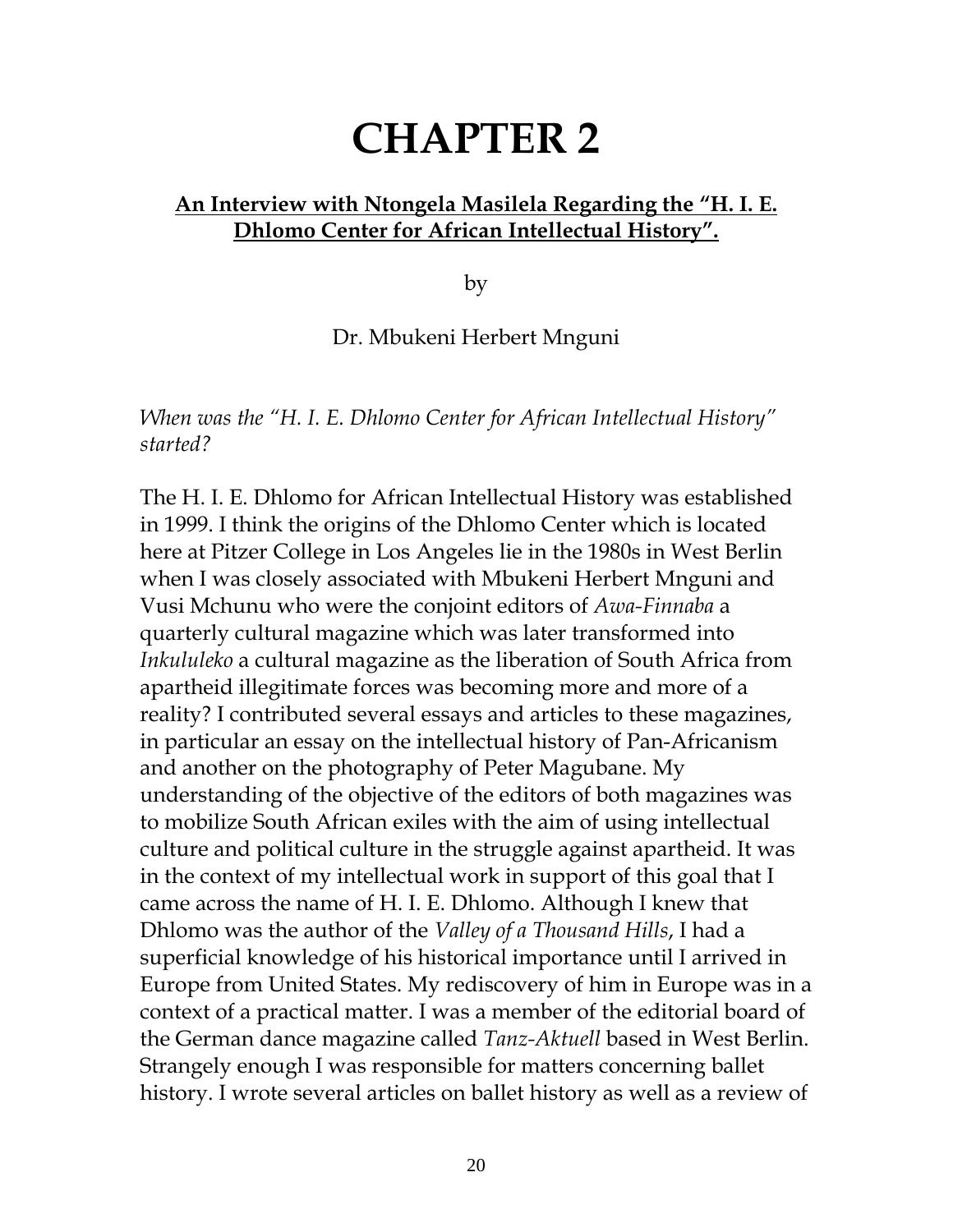# CHAPTER 2

**An Interview with Ntongela Masilela Regarding the "H. I. E. Dhlomo Center for African Intellectual History".**

by

Dr. Mbukeni Herbert Mnguni

*When was the "H. I. E. Dhlomo Center for African Intellectual History" started?*

The H. I. E. Dhlomo for African Intellectual History was established in 1999. I think the origins of the Dhlomo Center which is located here at Pitzer College in Los Angeles lie in the 1980s in West Berlin when I was closely associated with Mbukeni Herbert Mnguni and Vusi Mchunu who were the conjoint editors of *Awa-Finnaba* a quarterly cultural magazine which was later transformed into *Inkululeko* a cultural magazine as the liberation of South Africa from apartheid illegitimate forces was becoming more and more of a reality? I contributed several essays and articles to these magazines, in particular an essay on the intellectual history of Pan-Africanism and another on the photography of Peter Magubane. My understanding of the objective of the editors of both magazines was to mobilize South African exiles with the aim of using intellectual culture and political culture in the struggle against apartheid. It was in the context of my intellectual work in support of this goal that I came across the name of H. I. E. Dhlomo. Although I knew that Dhlomo was the author of the *Valley of a Thousand Hills*, I had a superficial knowledge of his historical importance until I arrived in Europe from United States. My rediscovery of him in Europe was in a context of a practical matter. I was a member of the editorial board of the German dance magazine called *Tanz-Aktuell* based in West Berlin. Strangely enough I was responsible for matters concerning ballet history. I wrote several articles on ballet history as well as a review of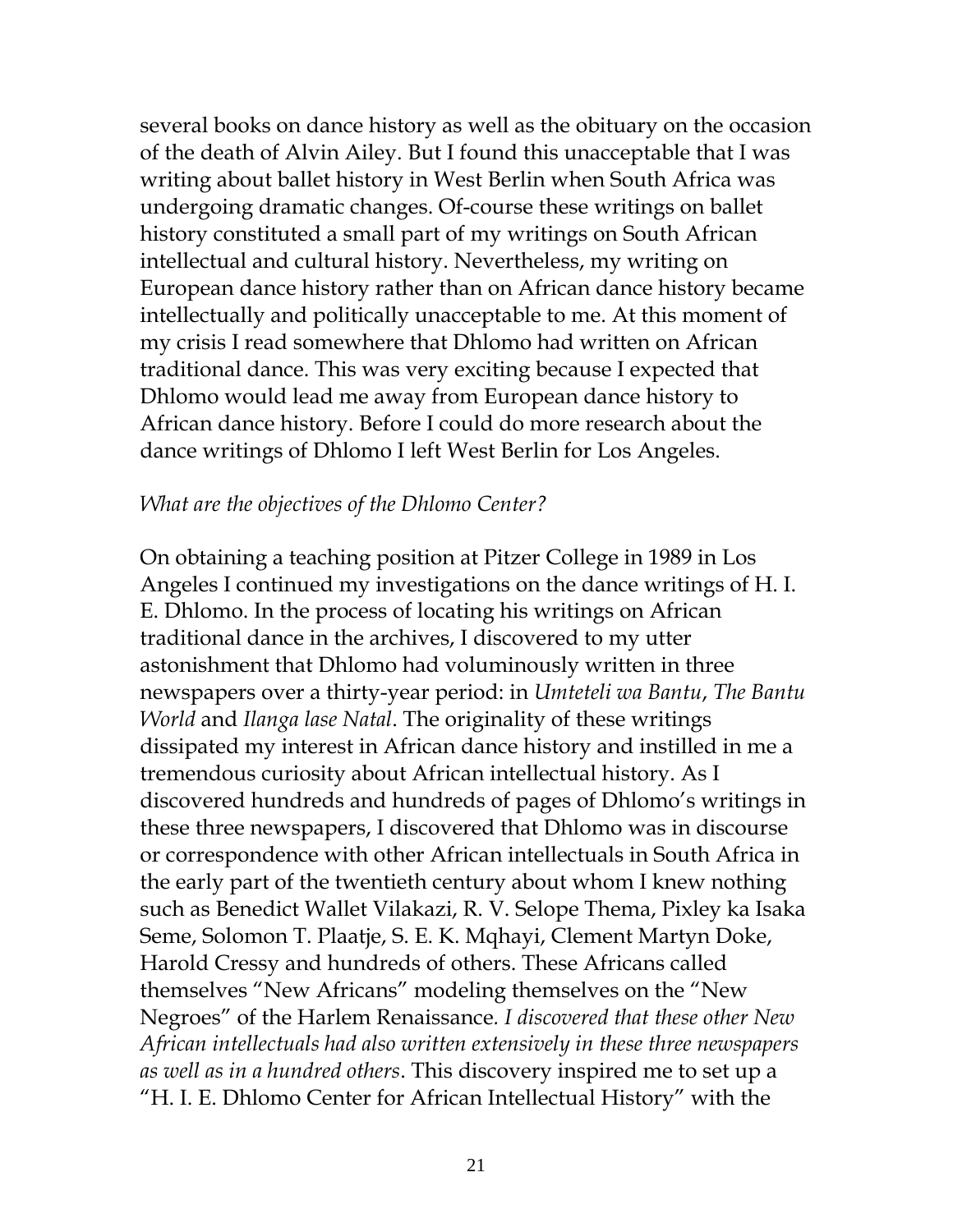several books on dance history as well as the obituary on the occasion of the death of Alvin Ailey. But I found this unacceptable that I was writing about ballet history in West Berlin when South Africa was undergoing dramatic changes. Of-course these writings on ballet history constituted a small part of my writings on South African intellectual and cultural history. Nevertheless, my writing on European dance history rather than on African dance history became intellectually and politically unacceptable to me. At this moment of my crisis I read somewhere that Dhlomo had written on African traditional dance. This was very exciting because I expected that Dhlomo would lead me away from European dance history to African dance history. Before I could do more research about the dance writings of Dhlomo I left West Berlin for Los Angeles.

*What are the objectives of the Dhlomo Center?*

On obtaining a teaching position at Pitzer College in 1989 in Los Angeles I continued my investigations on the dance writings of H. I. E. Dhlomo. In the process of locating his writings on African traditional dance in the archives, I discovered to my utter astonishment that Dhlomo had voluminously written in three newspapers over a thirty-year period: in *Umteteli wa Bantu*, *The Bantu World* and *Ilanga lase Natal*. The originality of these writings dissipated my interest in African dance history and instilled in me a tremendous curiosity about African intellectual history. As I discovered hundreds and hundreds of pages of Dhlomo's writings in these three newspapers, I discovered that Dhlomo was in discourse or correspondence with other African intellectuals in South Africa in the early part of the twentieth century about whom I knew nothing such as Benedict Wallet Vilakazi, R. V. Selope Thema, Pixley ka Isaka Seme, Solomon T. Plaatje, S. E. K. Mqhayi, Clement Martyn Doke, Harold Cressy and hundreds of others. These Africans called themselves "New Africans" modeling themselves on the "New Negroes" of the Harlem Renaissance. *I discovered that these other New African intellectuals had also written extensively in these three newspapers as well as in a hundred others*. This discovery inspired me to set up a "H. I. E. Dhlomo Center for African Intellectual History" with the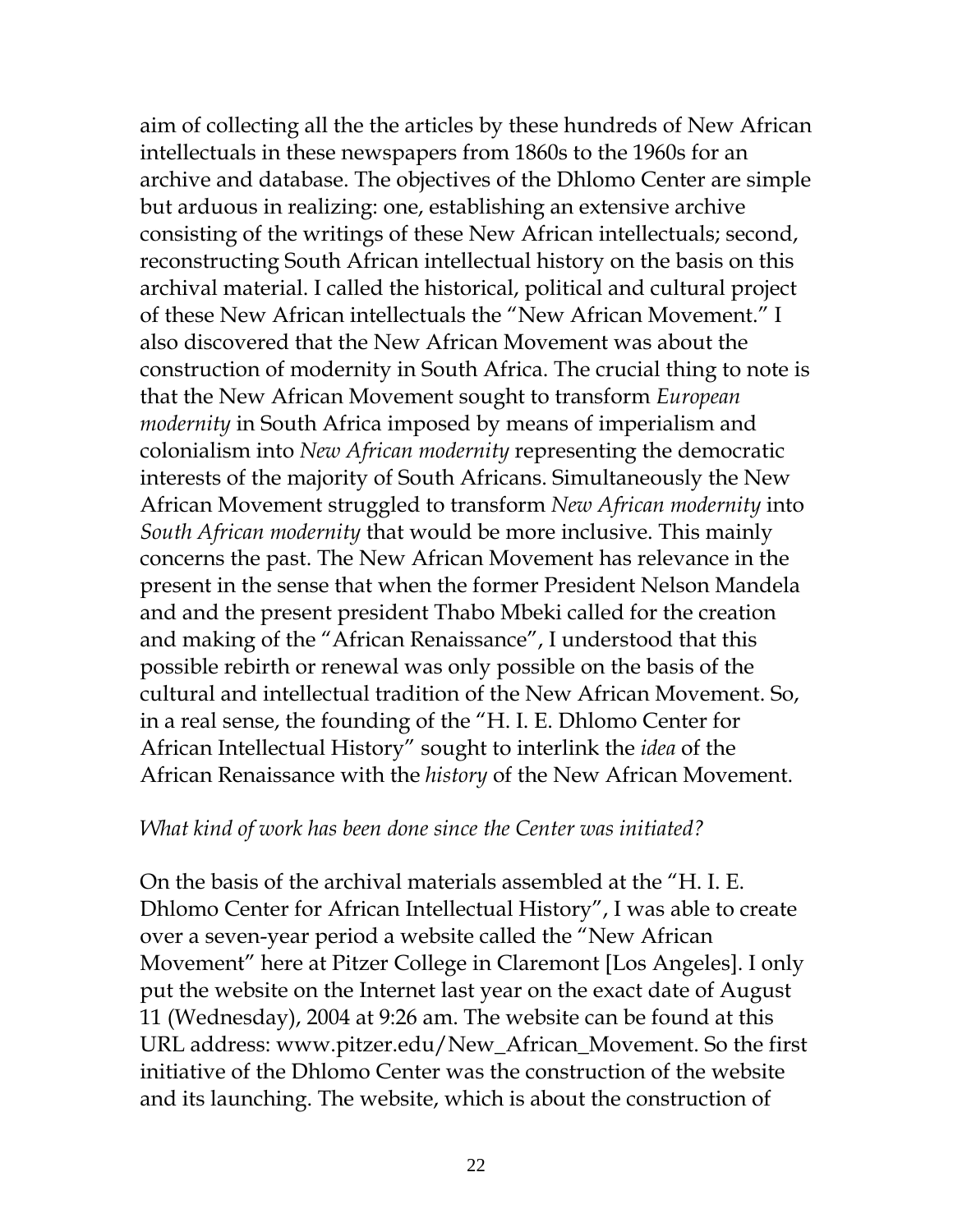aim of collecting all the the articles by these hundreds of New African intellectuals in these newspapers from 1860s to the 1960s for an archive and database. The objectives of the Dhlomo Center are simple but arduous in realizing: one, establishing an extensive archive consisting of the writings of these New African intellectuals; second, reconstructing South African intellectual history on the basis on this archival material. I called the historical, political and cultural project of these New African intellectuals the "New African Movement." I also discovered that the New African Movement was about the construction of modernity in South Africa. The crucial thing to note is that the New African Movement sought to transform *European modernity* in South Africa imposed by means of imperialism and colonialism into *New African modernity* representing the democratic interests of the majority of South Africans. Simultaneously the New African Movement struggled to transform *New African modernity* into *South African modernity* that would be more inclusive. This mainly concerns the past. The New African Movement has relevance in the present in the sense that when the former President Nelson Mandela and and the present president Thabo Mbeki called for the creation and making of the "African Renaissance", I understood that this possible rebirth or renewal was only possible on the basis of the cultural and intellectual tradition of the New African Movement. So, in a real sense, the founding of the "H. I. E. Dhlomo Center for African Intellectual History" sought to interlink the *idea* of the African Renaissance with the *history* of the New African Movement.

*What kind of work has been done since the Center was initiated?*

On the basis of the archival materials assembled at the "H. I. E. Dhlomo Center for African Intellectual History", I was able to create over a seven-year period a website called the "New African Movement" here at Pitzer College in Claremont [Los Angeles]. I only put the website on the Internet last year on the exact date of August 11 (Wednesday), 2004 at 9:26 am. The website can be found at this URL address: www.pitzer.edu/New_African_Movement. So the first initiative of the Dhlomo Center was the construction of the website and its launching. The website, which is about the construction of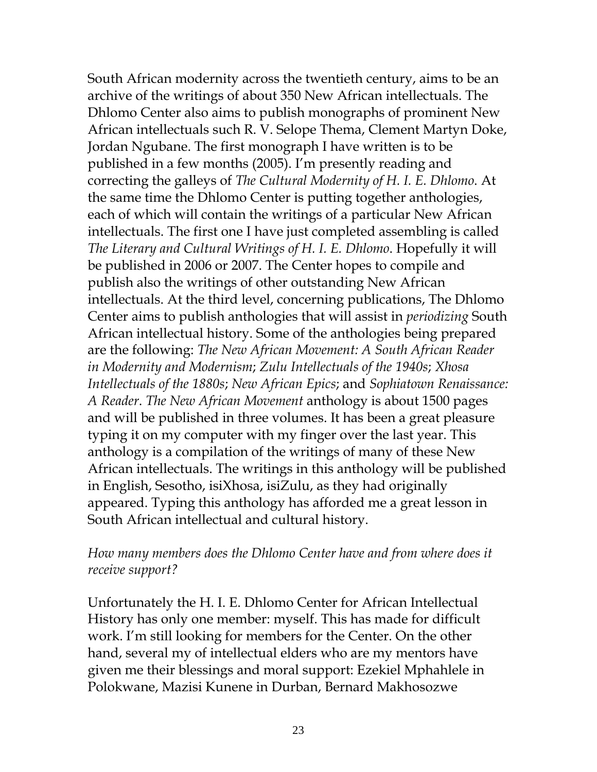South African modernity across the twentieth century, aims to be an archive of the writings of about 350 New African intellectuals. The Dhlomo Center also aims to publish monographs of prominent New African intellectuals such R. V. Selope Thema, Clement Martyn Doke, Jordan Ngubane. The first monograph I have written is to be published in a few months (2005). I'm presently reading and correcting the galleys of *The Cultural Modernity of H. I. E. Dhlomo.* At the same time the Dhlomo Center is putting together anthologies, each of which will contain the writings of a particular New African intellectuals. The first one I have just completed assembling is called *The Literary and Cultural Writings of H. I. E. Dhlomo*. Hopefully it will be published in 2006 or 2007. The Center hopes to compile and publish also the writings of other outstanding New African intellectuals. At the third level, concerning publications, The Dhlomo Center aims to publish anthologies that will assist in *periodizing* South African intellectual history. Some of the anthologies being prepared are the following: *The New African Movement: A South African Reader in Modernity and Modernism*; *Zulu Intellectuals of the 1940s*; *Xhosa Intellectuals of the 1880s*; *New African Epics*; and *Sophiatown Renaissance: A Reader*. *The New African Movement* anthology is about 1500 pages and will be published in three volumes. It has been a great pleasure typing it on my computer with my finger over the last year. This anthology is a compilation of the writings of many of these New African intellectuals. The writings in this anthology will be published in English, Sesotho, isiXhosa, isiZulu, as they had originally appeared. Typing this anthology has afforded me a great lesson in South African intellectual and cultural history.

*How many members does the Dhlomo Center have and from where does it receive support?*

Unfortunately the H. I. E. Dhlomo Center for African Intellectual History has only one member: myself. This has made for difficult work. I'm still looking for members for the Center. On the other hand, several my of intellectual elders who are my mentors have given me their blessings and moral support: Ezekiel Mphahlele in Polokwane, Mazisi Kunene in Durban, Bernard Makhosozwe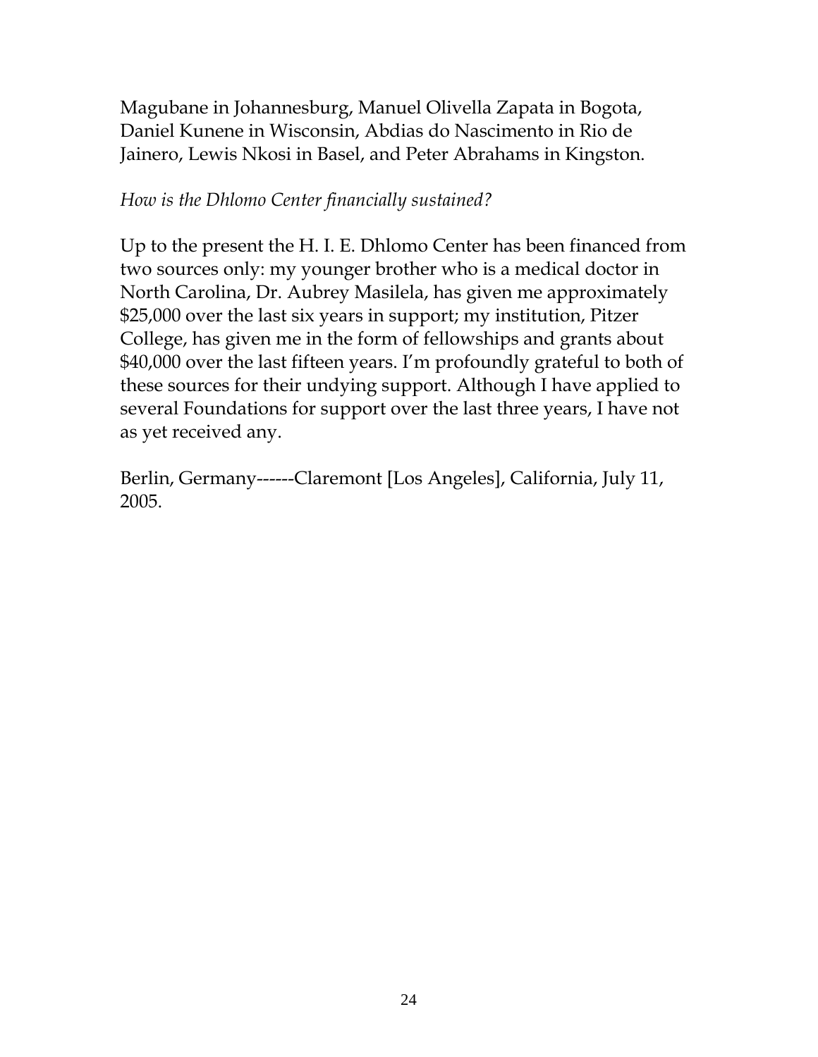Magubane in Johannesburg, Manuel Olivella Zapata in Bogota, Daniel Kunene in Wisconsin, Abdias do Nascimento in Rio de Jainero, Lewis Nkosi in Basel, and Peter Abrahams in Kingston.

*How is the Dhlomo Center financially sustained?*

Up to the present the H. I. E. Dhlomo Center has been financed from two sources only: my younger brother who is a medical doctor in North Carolina, Dr. Aubrey Masilela, has given me approximately $25,000 over the last six years in support; my institution, Pitzer College, has given me in the form of fellowships and grants about $40,000 over the last fifteen years. I'm profoundly grateful to both of these sources for their undying support. Although I have applied to several Foundations for support over the last three years, I have not as yet received any.

Berlin, Germany------Claremont [Los Angeles], California, July 11, 2005.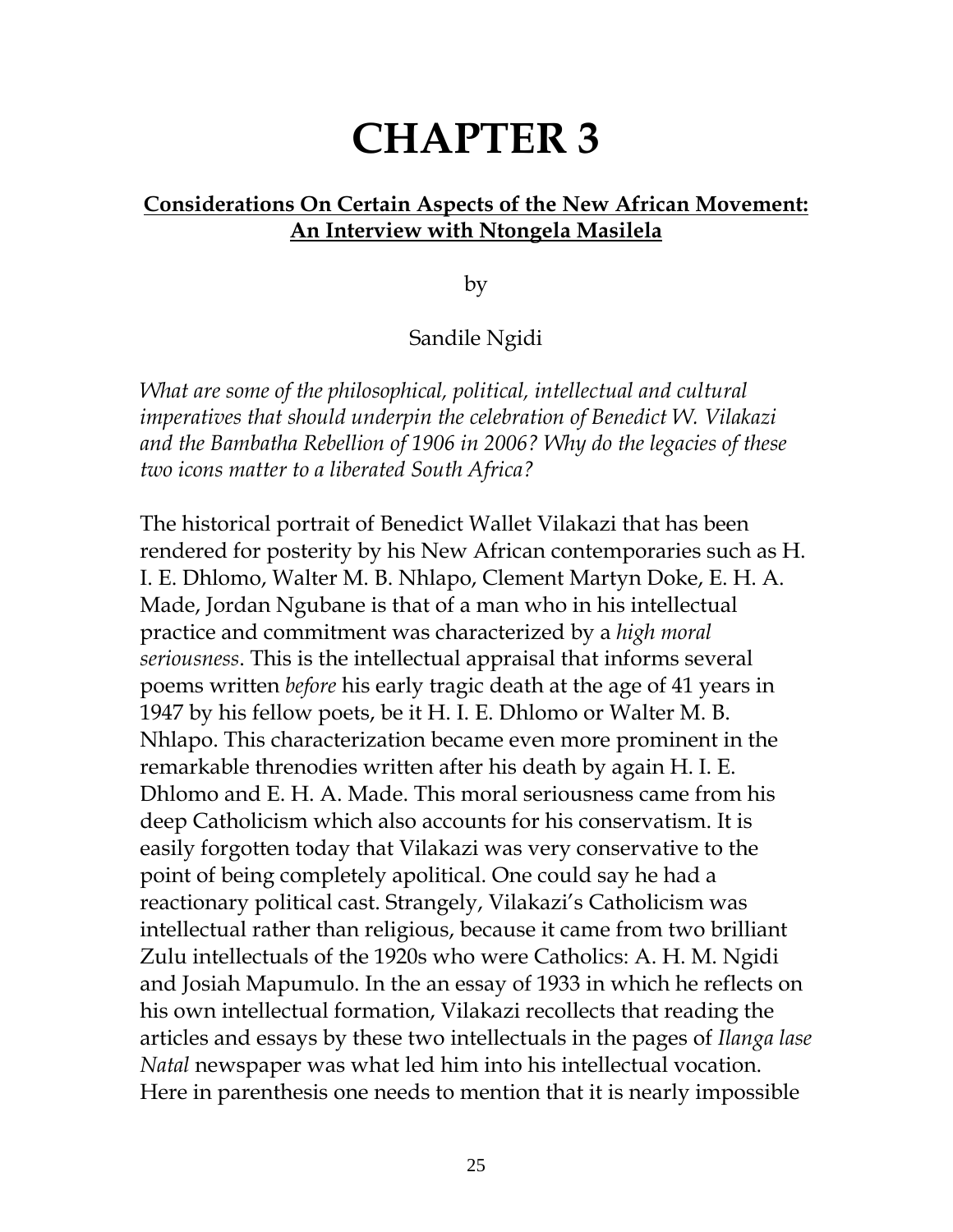# CHAPTER 3

## **Considerations On Certain Aspects of the New African Movement: An Interview with Ntongela Masilela**

by

Sandile Ngidi

*What are some of the philosophical, political, intellectual and cultural imperatives that should underpin the celebration of Benedict W. Vilakazi and the Bambatha Rebellion of 1906 in 2006? Why do the legacies of these two icons matter to a liberated South Africa?*

The historical portrait of Benedict Wallet Vilakazi that has been rendered for posterity by his New African contemporaries such as H. I. E. Dhlomo, Walter M. B. Nhlapo, Clement Martyn Doke, E. H. A. Made, Jordan Ngubane is that of a man who in his intellectual practice and commitment was characterized by a *high moral seriousness*. This is the intellectual appraisal that informs several poems written *before* his early tragic death at the age of 41 years in 1947 by his fellow poets, be it H. I. E. Dhlomo or Walter M. B. Nhlapo. This characterization became even more prominent in the remarkable threnodies written after his death by again H. I. E. Dhlomo and E. H. A. Made. This moral seriousness came from his deep Catholicism which also accounts for his conservatism. It is easily forgotten today that Vilakazi was very conservative to the point of being completely apolitical. One could say he had a reactionary political cast. Strangely, Vilakazi's Catholicism was intellectual rather than religious, because it came from two brilliant Zulu intellectuals of the 1920s who were Catholics: A. H. M. Ngidi and Josiah Mapumulo. In the an essay of 1933 in which he reflects on his own intellectual formation, Vilakazi recollects that reading the articles and essays by these two intellectuals in the pages of *Ilanga lase Natal* newspaper was what led him into his intellectual vocation. Here in parenthesis one needs to mention that it is nearly impossible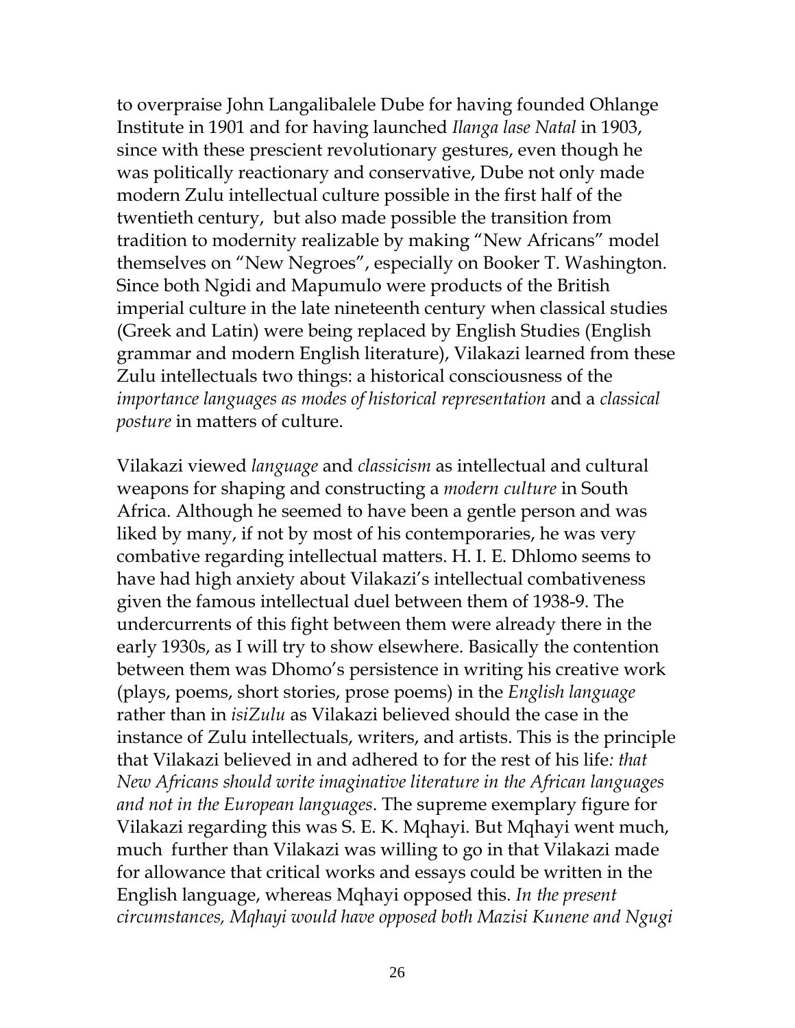to overpraise John Langalibalele Dube for having founded Ohlange Institute in 1901 and for having launched *Ilanga lase Natal* in 1903, since with these prescient revolutionary gestures, even though he was politically reactionary and conservative, Dube not only made modern Zulu intellectual culture possible in the first half of the twentieth century, but also made possible the transition from tradition to modernity realizable by making "New Africans" model themselves on "New Negroes", especially on Booker T. Washington. Since both Ngidi and Mapumulo were products of the British imperial culture in the late nineteenth century when classical studies (Greek and Latin) were being replaced by English Studies (English grammar and modern English literature), Vilakazi learned from these Zulu intellectuals two things: a historical consciousness of the *importance languages as modes of historical representation* and a *classical posture* in matters of culture.

Vilakazi viewed *language* and *classicism* as intellectual and cultural weapons for shaping and constructing a *modern culture* in South Africa. Although he seemed to have been a gentle person and was liked by many, if not by most of his contemporaries, he was very combative regarding intellectual matters. H. I. E. Dhlomo seems to have had high anxiety about Vilakazi's intellectual combativeness given the famous intellectual duel between them of 1938-9. The undercurrents of this fight between them were already there in the early 1930s, as I will try to show elsewhere. Basically the contention between them was Dhomo's persistence in writing his creative work (plays, poems, short stories, prose poems) in the *English language* rather than in *isiZulu* as Vilakazi believed should the case in the instance of Zulu intellectuals, writers, and artists. This is the principle that Vilakazi believed in and adhered to for the rest of his life*: that New Africans should write imaginative literature in the African languages and not in the European languages*. The supreme exemplary figure for Vilakazi regarding this was S. E. K. Mqhayi. But Mqhayi went much, much further than Vilakazi was willing to go in that Vilakazi made for allowance that critical works and essays could be written in the English language, whereas Mqhayi opposed this. *In the present circumstances, Mqhayi would have opposed both Mazisi Kunene and Ngugi*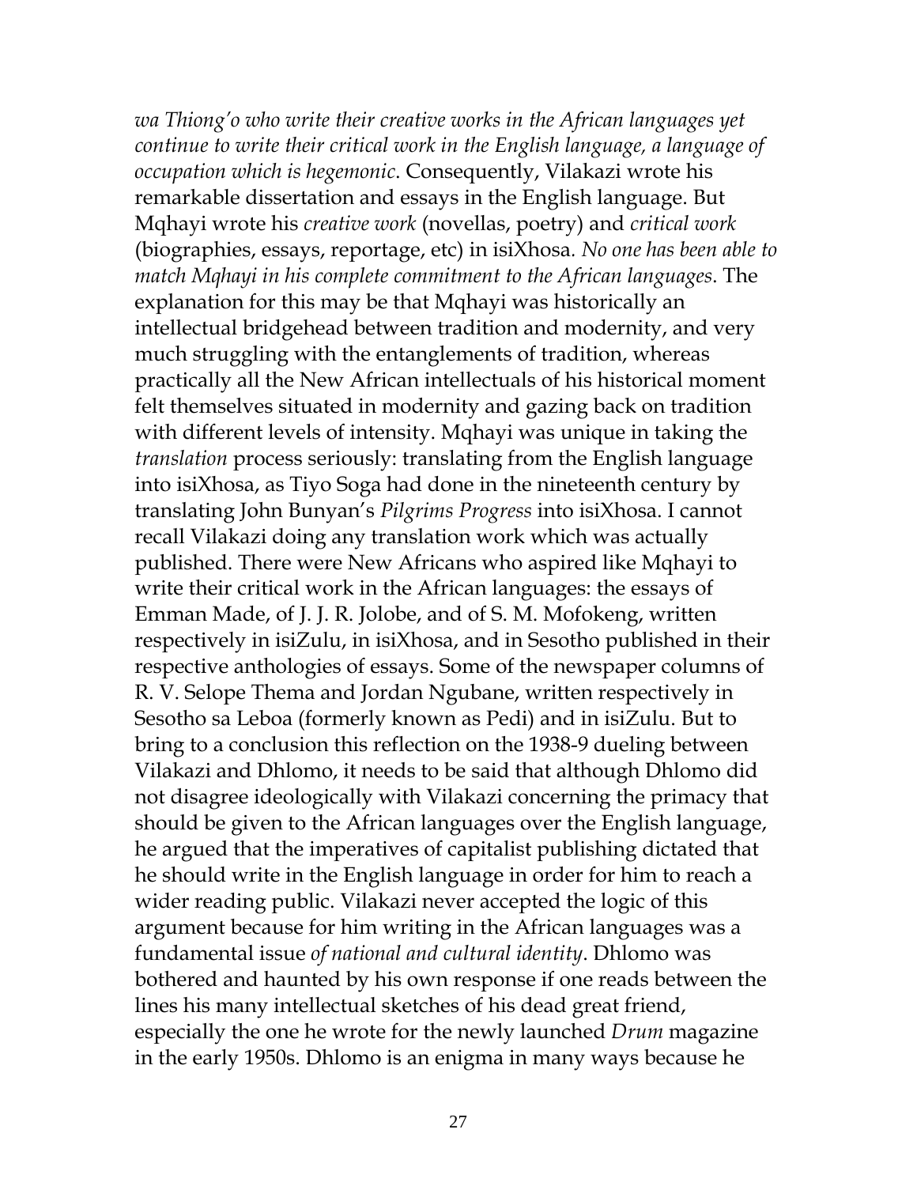*wa Thiong'o who write their creative works in the African languages yet continue to write their critical work in the English language, a language of occupation which is hegemonic*. Consequently, Vilakazi wrote his remarkable dissertation and essays in the English language. But Mqhayi wrote his *creative work* (novellas, poetry) and *critical work* (biographies, essays, reportage, etc) in isiXhosa. *No one has been able to match Mqhayi in his complete commitment to the African languages*. The explanation for this may be that Mqhayi was historically an intellectual bridgehead between tradition and modernity, and very much struggling with the entanglements of tradition, whereas practically all the New African intellectuals of his historical moment felt themselves situated in modernity and gazing back on tradition with different levels of intensity. Mqhayi was unique in taking the *translation* process seriously: translating from the English language into isiXhosa, as Tiyo Soga had done in the nineteenth century by translating John Bunyan's *Pilgrims Progress* into isiXhosa. I cannot recall Vilakazi doing any translation work which was actually published. There were New Africans who aspired like Mqhayi to write their critical work in the African languages: the essays of Emman Made, of J. J. R. Jolobe, and of S. M. Mofokeng, written respectively in isiZulu, in isiXhosa, and in Sesotho published in their respective anthologies of essays. Some of the newspaper columns of R. V. Selope Thema and Jordan Ngubane, written respectively in Sesotho sa Leboa (formerly known as Pedi) and in isiZulu. But to bring to a conclusion this reflection on the 1938-9 dueling between Vilakazi and Dhlomo, it needs to be said that although Dhlomo did not disagree ideologically with Vilakazi concerning the primacy that should be given to the African languages over the English language, he argued that the imperatives of capitalist publishing dictated that he should write in the English language in order for him to reach a wider reading public. Vilakazi never accepted the logic of this argument because for him writing in the African languages was a fundamental issue *of national and cultural identity*. Dhlomo was bothered and haunted by his own response if one reads between the lines his many intellectual sketches of his dead great friend, especially the one he wrote for the newly launched *Drum* magazine in the early 1950s. Dhlomo is an enigma in many ways because he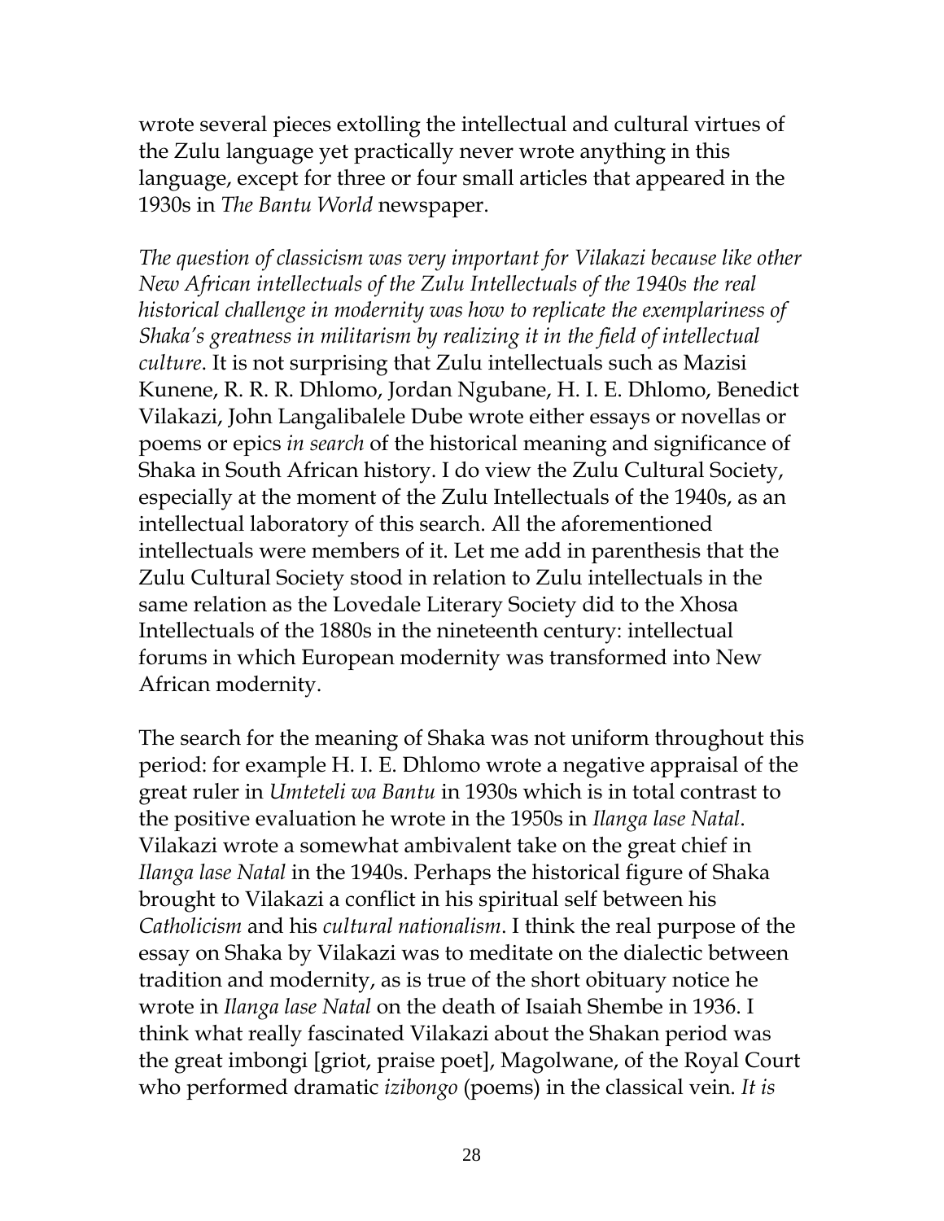wrote several pieces extolling the intellectual and cultural virtues of the Zulu language yet practically never wrote anything in this language, except for three or four small articles that appeared in the 1930s in *The Bantu World* newspaper.

*The question of classicism was very important for Vilakazi because like other New African intellectuals of the Zulu Intellectuals of the 1940s the real historical challenge in modernity was how to replicate the exemplariness of Shaka's greatness in militarism by realizing it in the field of intellectual culture*. It is not surprising that Zulu intellectuals such as Mazisi Kunene, R. R. R. Dhlomo, Jordan Ngubane, H. I. E. Dhlomo, Benedict Vilakazi, John Langalibalele Dube wrote either essays or novellas or poems or epics *in search* of the historical meaning and significance of Shaka in South African history. I do view the Zulu Cultural Society, especially at the moment of the Zulu Intellectuals of the 1940s, as an intellectual laboratory of this search. All the aforementioned intellectuals were members of it. Let me add in parenthesis that the Zulu Cultural Society stood in relation to Zulu intellectuals in the same relation as the Lovedale Literary Society did to the Xhosa Intellectuals of the 1880s in the nineteenth century: intellectual forums in which European modernity was transformed into New African modernity.

The search for the meaning of Shaka was not uniform throughout this period: for example H. I. E. Dhlomo wrote a negative appraisal of the great ruler in *Umteteli wa Bantu* in 1930s which is in total contrast to the positive evaluation he wrote in the 1950s in *Ilanga lase Natal*. Vilakazi wrote a somewhat ambivalent take on the great chief in *Ilanga lase Natal* in the 1940s. Perhaps the historical figure of Shaka brought to Vilakazi a conflict in his spiritual self between his *Catholicism* and his *cultural nationalism*. I think the real purpose of the essay on Shaka by Vilakazi was to meditate on the dialectic between tradition and modernity, as is true of the short obituary notice he wrote in *Ilanga lase Natal* on the death of Isaiah Shembe in 1936. I think what really fascinated Vilakazi about the Shakan period was the great imbongi [griot, praise poet], Magolwane, of the Royal Court who performed dramatic *izibongo* (poems) in the classical vein. *It is*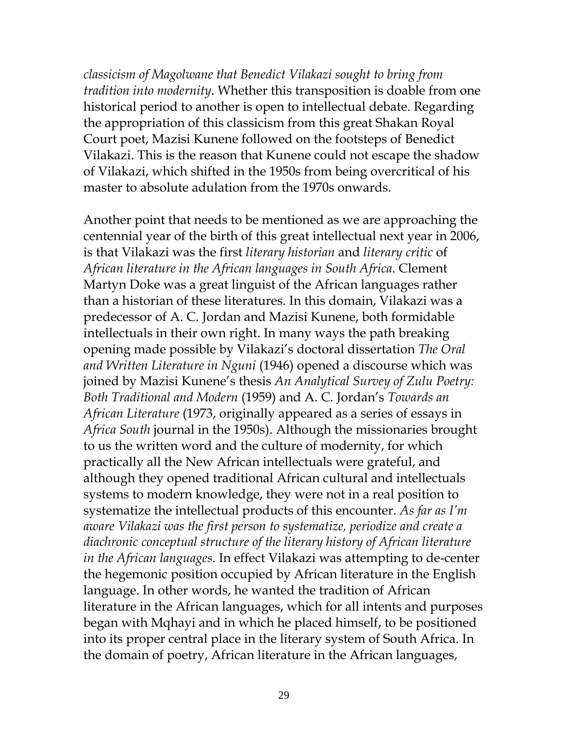*classicism of Magolwane that Benedict Vilakazi sought to bring from tradition into modernity*. Whether this transposition is doable from one historical period to another is open to intellectual debate. Regarding the appropriation of this classicism from this great Shakan Royal Court poet, Mazisi Kunene followed on the footsteps of Benedict Vilakazi. This is the reason that Kunene could not escape the shadow of Vilakazi, which shifted in the 1950s from being overcritical of his master to absolute adulation from the 1970s onwards.

Another point that needs to be mentioned as we are approaching the centennial year of the birth of this great intellectual next year in 2006, is that Vilakazi was the first *literary historian* and *literary critic* of *African literature in the African languages in South Africa*. Clement Martyn Doke was a great linguist of the African languages rather than a historian of these literatures. In this domain, Vilakazi was a predecessor of A. C. Jordan and Mazisi Kunene, both formidable intellectuals in their own right. In many ways the path breaking opening made possible by Vilakazi's doctoral dissertation *The Oral and Written Literature in Nguni* (1946) opened a discourse which was joined by Mazisi Kunene's thesis *An Analytical Survey of Zulu Poetry: Both Traditional and Modern* (1959) and A. C. Jordan's *Towards an African Literature* (1973, originally appeared as a series of essays in *Africa South* journal in the 1950s). Although the missionaries brought to us the written word and the culture of modernity, for which practically all the New African intellectuals were grateful, and although they opened traditional African cultural and intellectuals systems to modern knowledge, they were not in a real position to systematize the intellectual products of this encounter. *As far as I'm aware Vilakazi was the first person to systematize, periodize and create a diachronic conceptual structure of the literary history of African literature in the African languages*. In effect Vilakazi was attempting to de-center the hegemonic position occupied by African literature in the English language. In other words, he wanted the tradition of African literature in the African languages, which for all intents and purposes began with Mqhayi and in which he placed himself, to be positioned into its proper central place in the literary system of South Africa. In the domain of poetry, African literature in the African languages,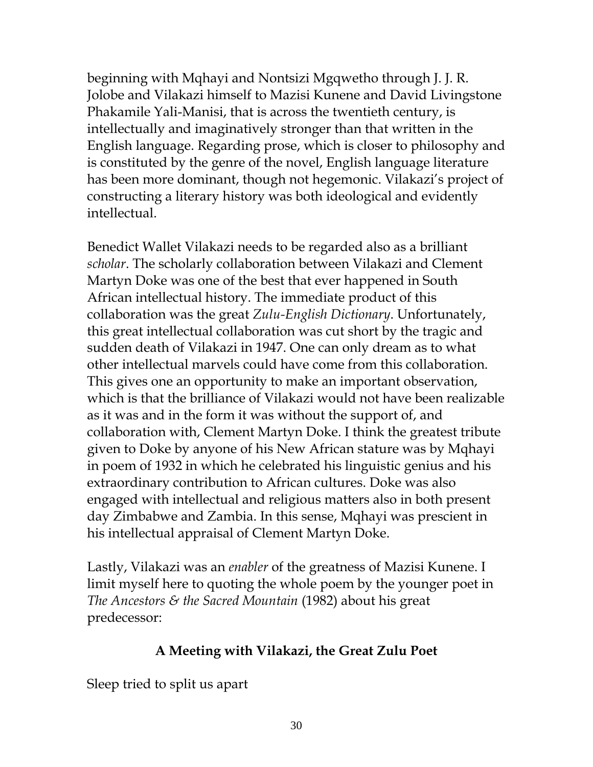beginning with Mqhayi and Nontsizi Mgqwetho through J. J. R. Jolobe and Vilakazi himself to Mazisi Kunene and David Livingstone Phakamile Yali-Manisi, that is across the twentieth century, is intellectually and imaginatively stronger than that written in the English language. Regarding prose, which is closer to philosophy and is constituted by the genre of the novel, English language literature has been more dominant, though not hegemonic. Vilakazi's project of constructing a literary history was both ideological and evidently intellectual.

Benedict Wallet Vilakazi needs to be regarded also as a brilliant *scholar*. The scholarly collaboration between Vilakazi and Clement Martyn Doke was one of the best that ever happened in South African intellectual history. The immediate product of this collaboration was the great *Zulu-English Dictionary*. Unfortunately, this great intellectual collaboration was cut short by the tragic and sudden death of Vilakazi in 1947. One can only dream as to what other intellectual marvels could have come from this collaboration. This gives one an opportunity to make an important observation, which is that the brilliance of Vilakazi would not have been realizable as it was and in the form it was without the support of, and collaboration with, Clement Martyn Doke. I think the greatest tribute given to Doke by anyone of his New African stature was by Mqhayi in poem of 1932 in which he celebrated his linguistic genius and his extraordinary contribution to African cultures. Doke was also engaged with intellectual and religious matters also in both present day Zimbabwe and Zambia. In this sense, Mqhayi was prescient in his intellectual appraisal of Clement Martyn Doke.

Lastly, Vilakazi was an *enabler* of the greatness of Mazisi Kunene. I limit myself here to quoting the whole poem by the younger poet in *The Ancestors & the Sacred Mountain* (1982) about his great predecessor:

**A Meeting with Vilakazi, the Great Zulu Poet**

Sleep tried to split us apart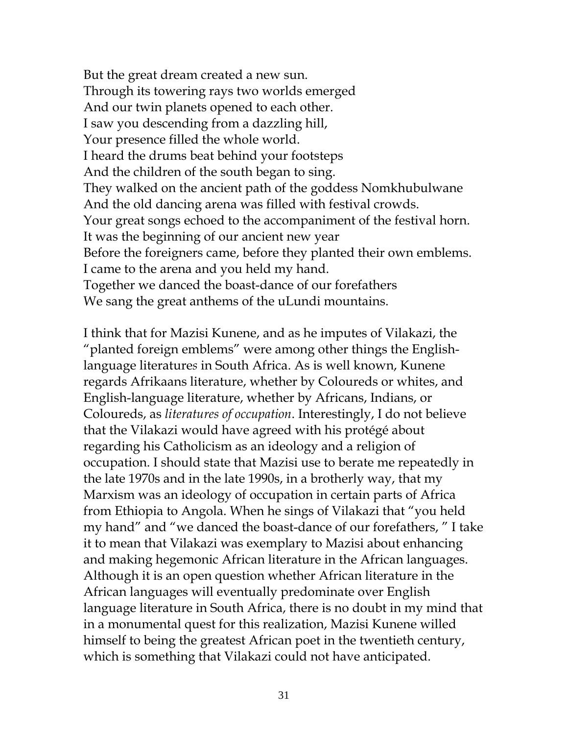But the great dream created a new sun.
Through its towering rays two worlds emerged
And our twin planets opened to each other.
I saw you descending from a dazzling hill,
Your presence filled the whole world.
I heard the drums beat behind your footsteps
And the children of the south began to sing.
They walked on the ancient path of the goddess Nomkhubulwane
And the old dancing arena was filled with festival crowds.
Your great songs echoed to the accompaniment of the festival horn.
It was the beginning of our ancient new year
Before the foreigners came, before they planted their own emblems.
I came to the arena and you held my hand.
Together we danced the boast-dance of our forefathers
We sang the great anthems of the uLundi mountains.

I think that for Mazisi Kunene, and as he imputes of Vilakazi, the "planted foreign emblems" were among other things the English-language literatures in South Africa. As is well known, Kunene regards Afrikaans literature, whether by Coloureds or whites, and English-language literature, whether by Africans, Indians, or Coloureds, as *literatures of occupation*. Interestingly, I do not believe that the Vilakazi would have agreed with his protégé about regarding his Catholicism as an ideology and a religion of occupation. I should state that Mazisi use to berate me repeatedly in the late 1970s and in the late 1990s, in a brotherly way, that my Marxism was an ideology of occupation in certain parts of Africa from Ethiopia to Angola. When he sings of Vilakazi that "you held my hand" and "we danced the boast-dance of our forefathers, " I take it to mean that Vilakazi was exemplary to Mazisi about enhancing and making hegemonic African literature in the African languages. Although it is an open question whether African literature in the African languages will eventually predominate over English language literature in South Africa, there is no doubt in my mind that in a monumental quest for this realization, Mazisi Kunene willed himself to being the greatest African poet in the twentieth century, which is something that Vilakazi could not have anticipated.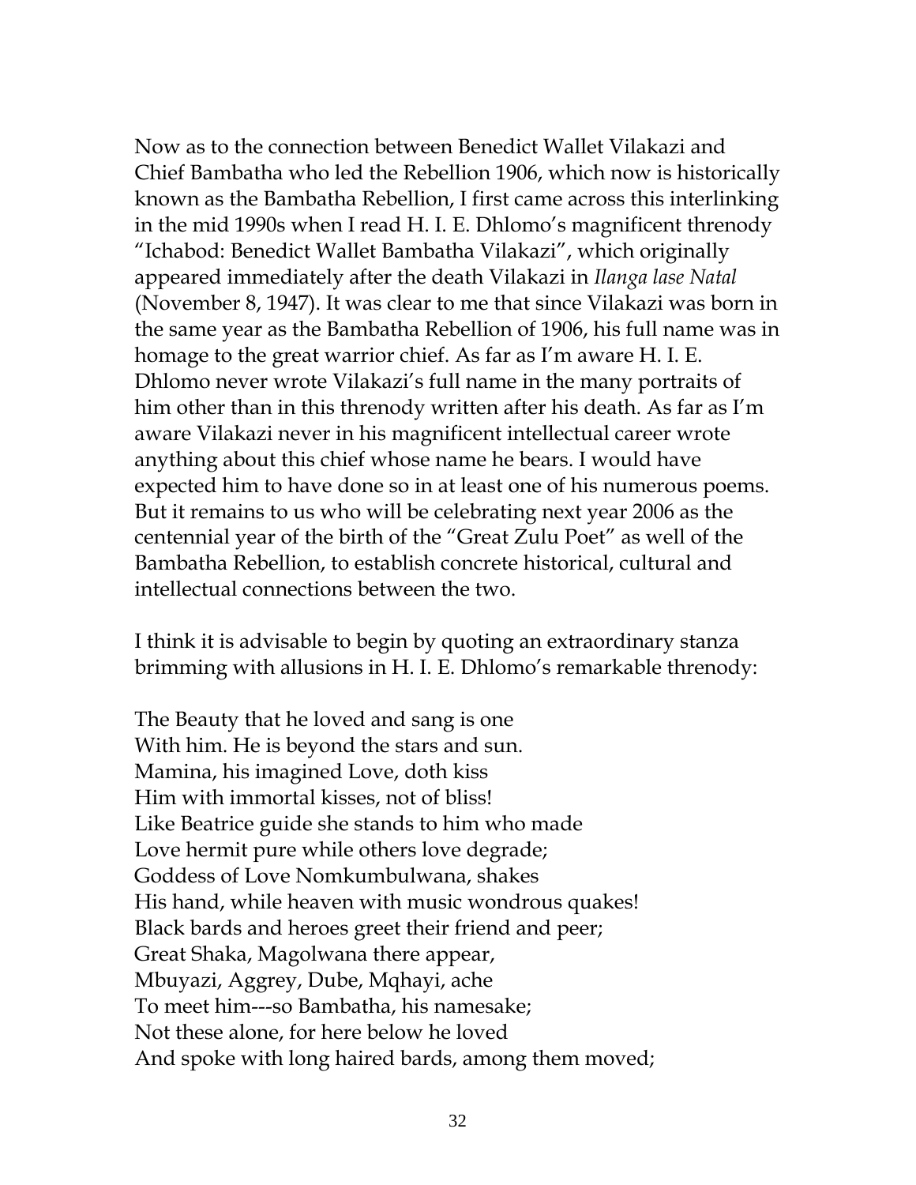Now as to the connection between Benedict Wallet Vilakazi and Chief Bambatha who led the Rebellion 1906, which now is historically known as the Bambatha Rebellion, I first came across this interlinking in the mid 1990s when I read H. I. E. Dhlomo's magnificent threnody "Ichabod: Benedict Wallet Bambatha Vilakazi", which originally appeared immediately after the death Vilakazi in *Ilanga lase Natal* (November 8, 1947). It was clear to me that since Vilakazi was born in the same year as the Bambatha Rebellion of 1906, his full name was in homage to the great warrior chief. As far as I'm aware H. I. E. Dhlomo never wrote Vilakazi's full name in the many portraits of him other than in this threnody written after his death. As far as I'm aware Vilakazi never in his magnificent intellectual career wrote anything about this chief whose name he bears. I would have expected him to have done so in at least one of his numerous poems. But it remains to us who will be celebrating next year 2006 as the centennial year of the birth of the "Great Zulu Poet" as well of the Bambatha Rebellion, to establish concrete historical, cultural and intellectual connections between the two.

I think it is advisable to begin by quoting an extraordinary stanza brimming with allusions in H. I. E. Dhlomo's remarkable threnody:

The Beauty that he loved and sang is one  
With him. He is beyond the stars and sun.  
Mamina, his imagined Love, doth kiss  
Him with immortal kisses, not of bliss!  
Like Beatrice guide she stands to him who made  
Love hermit pure while others love degrade;  
Goddess of Love Nomkumbulwana, shakes  
His hand, while heaven with music wondrous quakes!  
Black bards and heroes greet their friend and peer;  
Great Shaka, Magolwana there appear,  
Mbuyazi, Aggrey, Dube, Mqhayi, ache  
To meet him---so Bambatha, his namesake;  
Not these alone, for here below he loved  
And spoke with long haired bards, among them moved;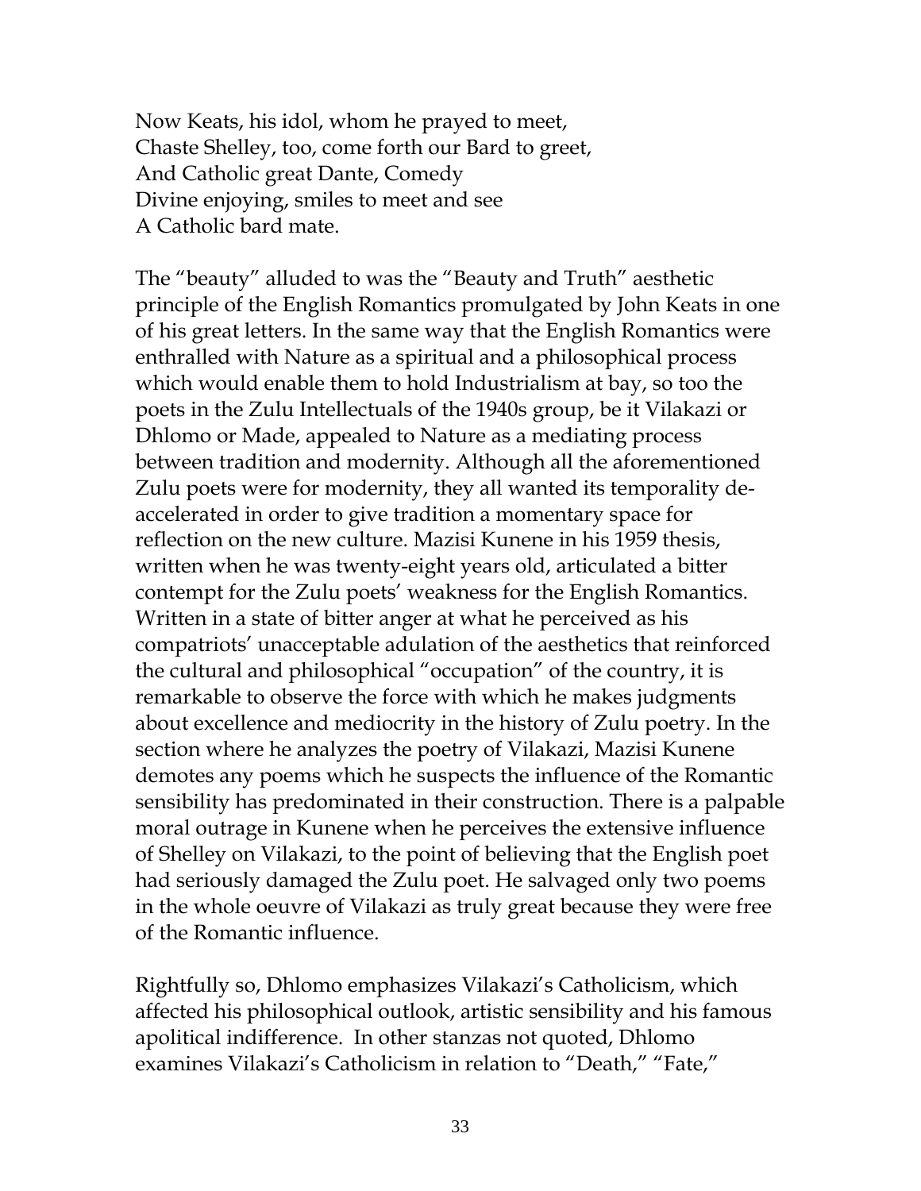Now Keats, his idol, whom he prayed to meet,  
Chaste Shelley, too, come forth our Bard to greet,  
And Catholic great Dante, Comedy  
Divine enjoying, smiles to meet and see  
A Catholic bard mate.

The "beauty" alluded to was the "Beauty and Truth" aesthetic principle of the English Romantics promulgated by John Keats in one of his great letters. In the same way that the English Romantics were enthralled with Nature as a spiritual and a philosophical process which would enable them to hold Industrialism at bay, so too the poets in the Zulu Intellectuals of the 1940s group, be it Vilakazi or Dhlomo or Made, appealed to Nature as a mediating process between tradition and modernity. Although all the aforementioned Zulu poets were for modernity, they all wanted its temporality de-accelerated in order to give tradition a momentary space for reflection on the new culture. Mazisi Kunene in his 1959 thesis, written when he was twenty-eight years old, articulated a bitter contempt for the Zulu poets' weakness for the English Romantics. Written in a state of bitter anger at what he perceived as his compatriots' unacceptable adulation of the aesthetics that reinforced the cultural and philosophical "occupation" of the country, it is remarkable to observe the force with which he makes judgments about excellence and mediocrity in the history of Zulu poetry. In the section where he analyzes the poetry of Vilakazi, Mazisi Kunene demotes any poems which he suspects the influence of the Romantic sensibility has predominated in their construction. There is a palpable moral outrage in Kunene when he perceives the extensive influence of Shelley on Vilakazi, to the point of believing that the English poet had seriously damaged the Zulu poet. He salvaged only two poems in the whole oeuvre of Vilakazi as truly great because they were free of the Romantic influence.

Rightfully so, Dhlomo emphasizes Vilakazi's Catholicism, which affected his philosophical outlook, artistic sensibility and his famous apolitical indifference. In other stanzas not quoted, Dhlomo examines Vilakazi's Catholicism in relation to "Death," "Fate,"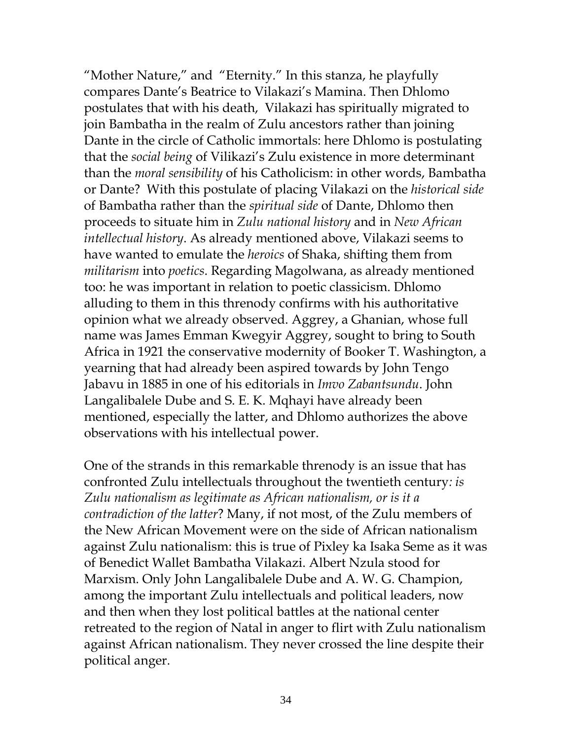"Mother Nature," and "Eternity." In this stanza, he playfully compares Dante's Beatrice to Vilakazi's Mamina. Then Dhlomo postulates that with his death, Vilakazi has spiritually migrated to join Bambatha in the realm of Zulu ancestors rather than joining Dante in the circle of Catholic immortals: here Dhlomo is postulating that the *social being* of Vilikazi's Zulu existence in more determinant than the *moral sensibility* of his Catholicism: in other words, Bambatha or Dante? With this postulate of placing Vilakazi on the *historical side* of Bambatha rather than the *spiritual side* of Dante, Dhlomo then proceeds to situate him in *Zulu national history* and in *New African intellectual history*. As already mentioned above, Vilakazi seems to have wanted to emulate the *heroics* of Shaka, shifting them from *militarism* into *poetics*. Regarding Magolwana, as already mentioned too: he was important in relation to poetic classicism. Dhlomo alluding to them in this threnody confirms with his authoritative opinion what we already observed. Aggrey, a Ghanian, whose full name was James Emman Kwegyir Aggrey, sought to bring to South Africa in 1921 the conservative modernity of Booker T. Washington, a yearning that had already been aspired towards by John Tengo Jabavu in 1885 in one of his editorials in *Imvo Zabantsundu*. John Langalibalele Dube and S. E. K. Mqhayi have already been mentioned, especially the latter, and Dhlomo authorizes the above observations with his intellectual power.

One of the strands in this remarkable threnody is an issue that has confronted Zulu intellectuals throughout the twentieth century*: is Zulu nationalism as legitimate as African nationalism, or is it a contradiction of the latter*? Many, if not most, of the Zulu members of the New African Movement were on the side of African nationalism against Zulu nationalism: this is true of Pixley ka Isaka Seme as it was of Benedict Wallet Bambatha Vilakazi. Albert Nzula stood for Marxism. Only John Langalibalele Dube and A. W. G. Champion, among the important Zulu intellectuals and political leaders, now and then when they lost political battles at the national center retreated to the region of Natal in anger to flirt with Zulu nationalism against African nationalism. They never crossed the line despite their political anger.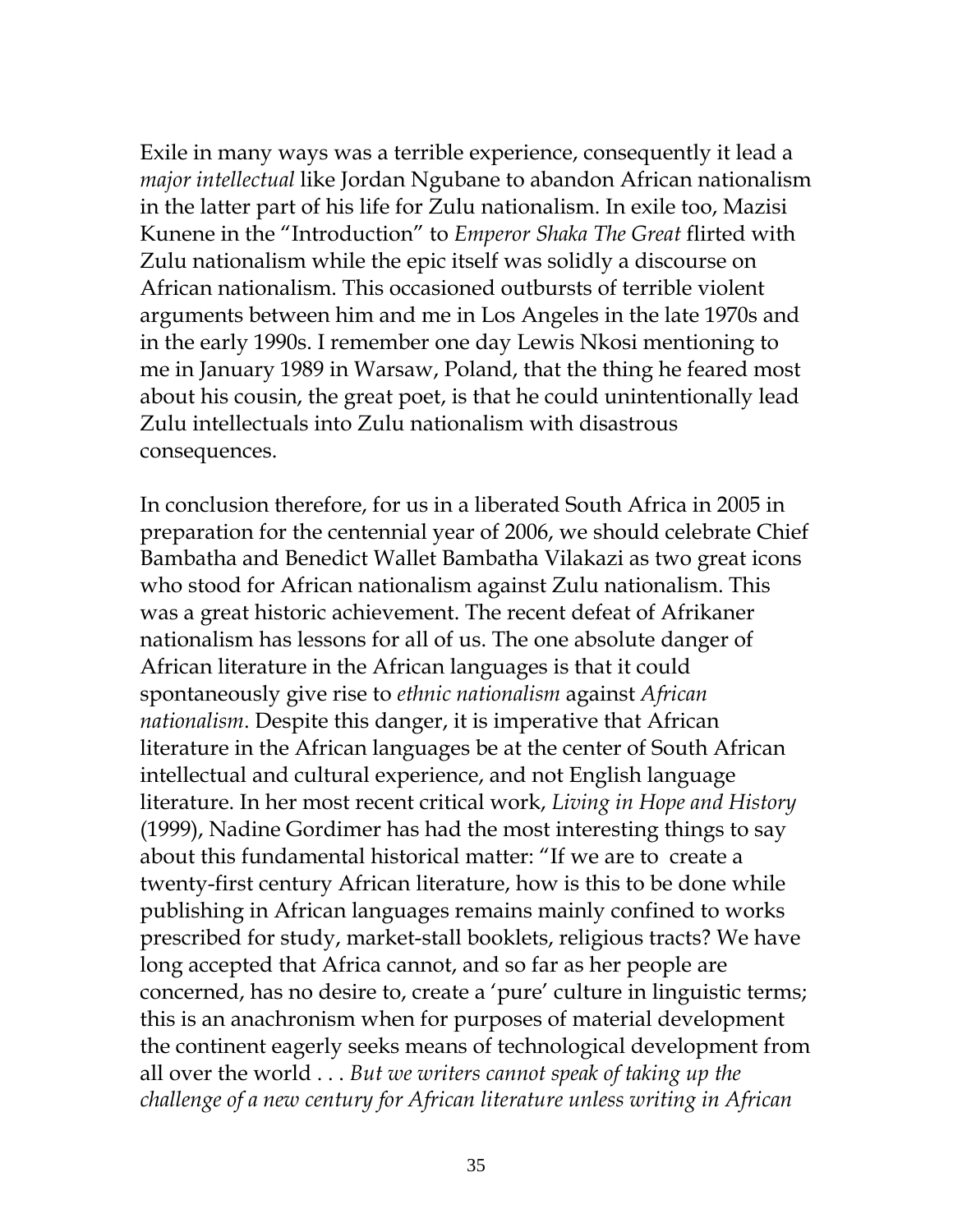Exile in many ways was a terrible experience, consequently it lead a *major intellectual* like Jordan Ngubane to abandon African nationalism in the latter part of his life for Zulu nationalism. In exile too, Mazisi Kunene in the "Introduction" to *Emperor Shaka The Great* flirted with Zulu nationalism while the epic itself was solidly a discourse on African nationalism. This occasioned outbursts of terrible violent arguments between him and me in Los Angeles in the late 1970s and in the early 1990s. I remember one day Lewis Nkosi mentioning to me in January 1989 in Warsaw, Poland, that the thing he feared most about his cousin, the great poet, is that he could unintentionally lead Zulu intellectuals into Zulu nationalism with disastrous consequences.

In conclusion therefore, for us in a liberated South Africa in 2005 in preparation for the centennial year of 2006, we should celebrate Chief Bambatha and Benedict Wallet Bambatha Vilakazi as two great icons who stood for African nationalism against Zulu nationalism. This was a great historic achievement. The recent defeat of Afrikaner nationalism has lessons for all of us. The one absolute danger of African literature in the African languages is that it could spontaneously give rise to *ethnic nationalism* against *African nationalism*. Despite this danger, it is imperative that African literature in the African languages be at the center of South African intellectual and cultural experience, and not English language literature. In her most recent critical work, *Living in Hope and History* (1999), Nadine Gordimer has had the most interesting things to say about this fundamental historical matter: "If we are to create a twenty-first century African literature, how is this to be done while publishing in African languages remains mainly confined to works prescribed for study, market-stall booklets, religious tracts? We have long accepted that Africa cannot, and so far as her people are concerned, has no desire to, create a 'pure' culture in linguistic terms; this is an anachronism when for purposes of material development the continent eagerly seeks means of technological development from all over the world . . . *But we writers cannot speak of taking up the challenge of a new century for African literature unless writing in African*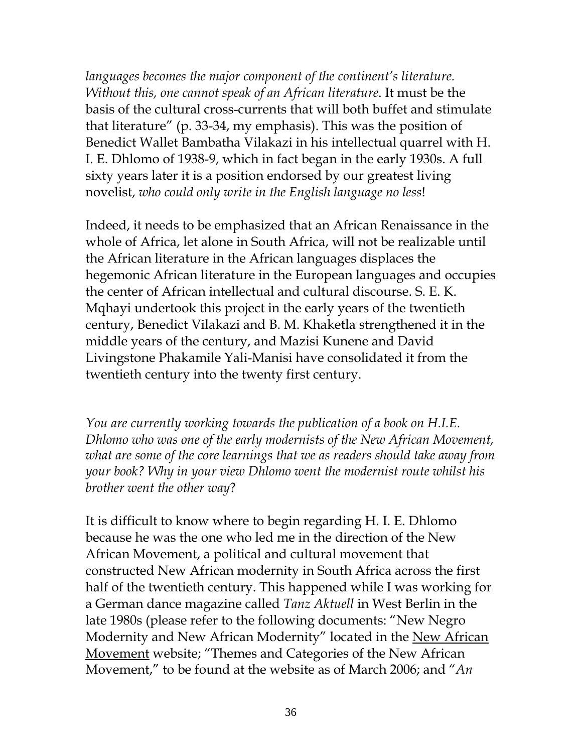*languages becomes the major component of the continent's literature. Without this, one cannot speak of an African literature*. It must be the basis of the cultural cross-currents that will both buffet and stimulate that literature" (p. 33-34, my emphasis). This was the position of Benedict Wallet Bambatha Vilakazi in his intellectual quarrel with H. I. E. Dhlomo of 1938-9, which in fact began in the early 1930s. A full sixty years later it is a position endorsed by our greatest living novelist, *who could only write in the English language no less*!

Indeed, it needs to be emphasized that an African Renaissance in the whole of Africa, let alone in South Africa, will not be realizable until the African literature in the African languages displaces the hegemonic African literature in the European languages and occupies the center of African intellectual and cultural discourse. S. E. K. Mqhayi undertook this project in the early years of the twentieth century, Benedict Vilakazi and B. M. Khaketla strengthened it in the middle years of the century, and Mazisi Kunene and David Livingstone Phakamile Yali-Manisi have consolidated it from the twentieth century into the twenty first century.

*You are currently working towards the publication of a book on H.I.E. Dhlomo who was one of the early modernists of the New African Movement, what are some of the core learnings that we as readers should take away from your book? Why in your view Dhlomo went the modernist route whilst his brother went the other way*?

It is difficult to know where to begin regarding H. I. E. Dhlomo because he was the one who led me in the direction of the New African Movement, a political and cultural movement that constructed New African modernity in South Africa across the first half of the twentieth century. This happened while I was working for a German dance magazine called *Tanz Aktuell* in West Berlin in the late 1980s (please refer to the following documents: "New Negro Modernity and New African Modernity" located in the New African Movement website; "Themes and Categories of the New African Movement," to be found at the website as of March 2006; and "*An*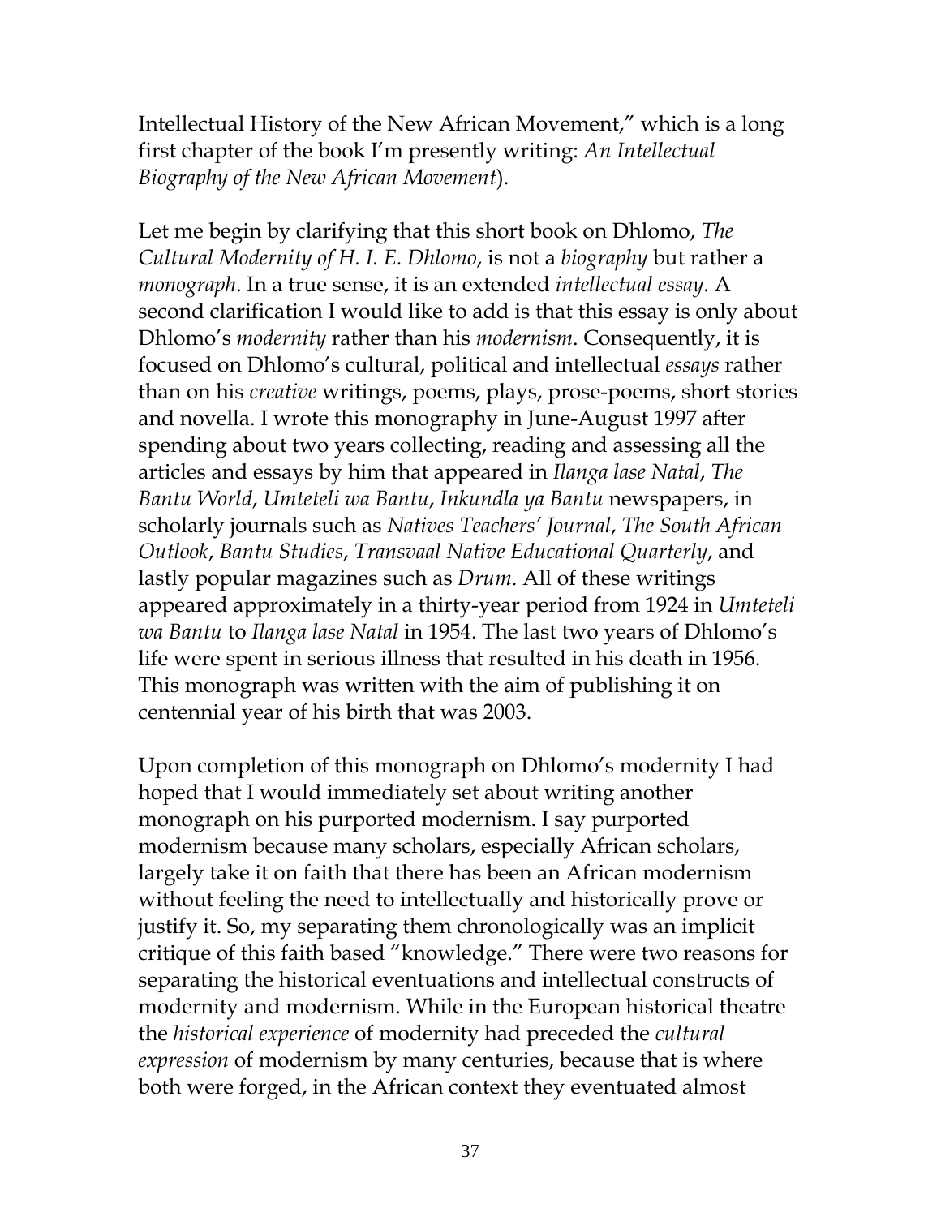Intellectual History of the New African Movement," which is a long first chapter of the book I'm presently writing: *An Intellectual Biography of the New African Movement*).

Let me begin by clarifying that this short book on Dhlomo, *The Cultural Modernity of H. I. E. Dhlomo*, is not a *biography* but rather a *monograph*. In a true sense, it is an extended *intellectual essay*. A second clarification I would like to add is that this essay is only about Dhlomo's *modernity* rather than his *modernism*. Consequently, it is focused on Dhlomo's cultural, political and intellectual *essays* rather than on his *creative* writings, poems, plays, prose-poems, short stories and novella. I wrote this monography in June-August 1997 after spending about two years collecting, reading and assessing all the articles and essays by him that appeared in *Ilanga lase Natal*, *The Bantu World*, *Umteteli wa Bantu*, *Inkundla ya Bantu* newspapers, in scholarly journals such as *Natives Teachers' Journal*, *The South African Outlook*, *Bantu Studies*, *Transvaal Native Educational Quarterly*, and lastly popular magazines such as *Drum*. All of these writings appeared approximately in a thirty-year period from 1924 in *Umteteli wa Bantu* to *Ilanga lase Natal* in 1954. The last two years of Dhlomo's life were spent in serious illness that resulted in his death in 1956. This monograph was written with the aim of publishing it on centennial year of his birth that was 2003.

Upon completion of this monograph on Dhlomo's modernity I had hoped that I would immediately set about writing another monograph on his purported modernism. I say purported modernism because many scholars, especially African scholars, largely take it on faith that there has been an African modernism without feeling the need to intellectually and historically prove or justify it. So, my separating them chronologically was an implicit critique of this faith based "knowledge." There were two reasons for separating the historical eventuations and intellectual constructs of modernity and modernism. While in the European historical theatre the *historical experience* of modernity had preceded the *cultural expression* of modernism by many centuries, because that is where both were forged, in the African context they eventuated almost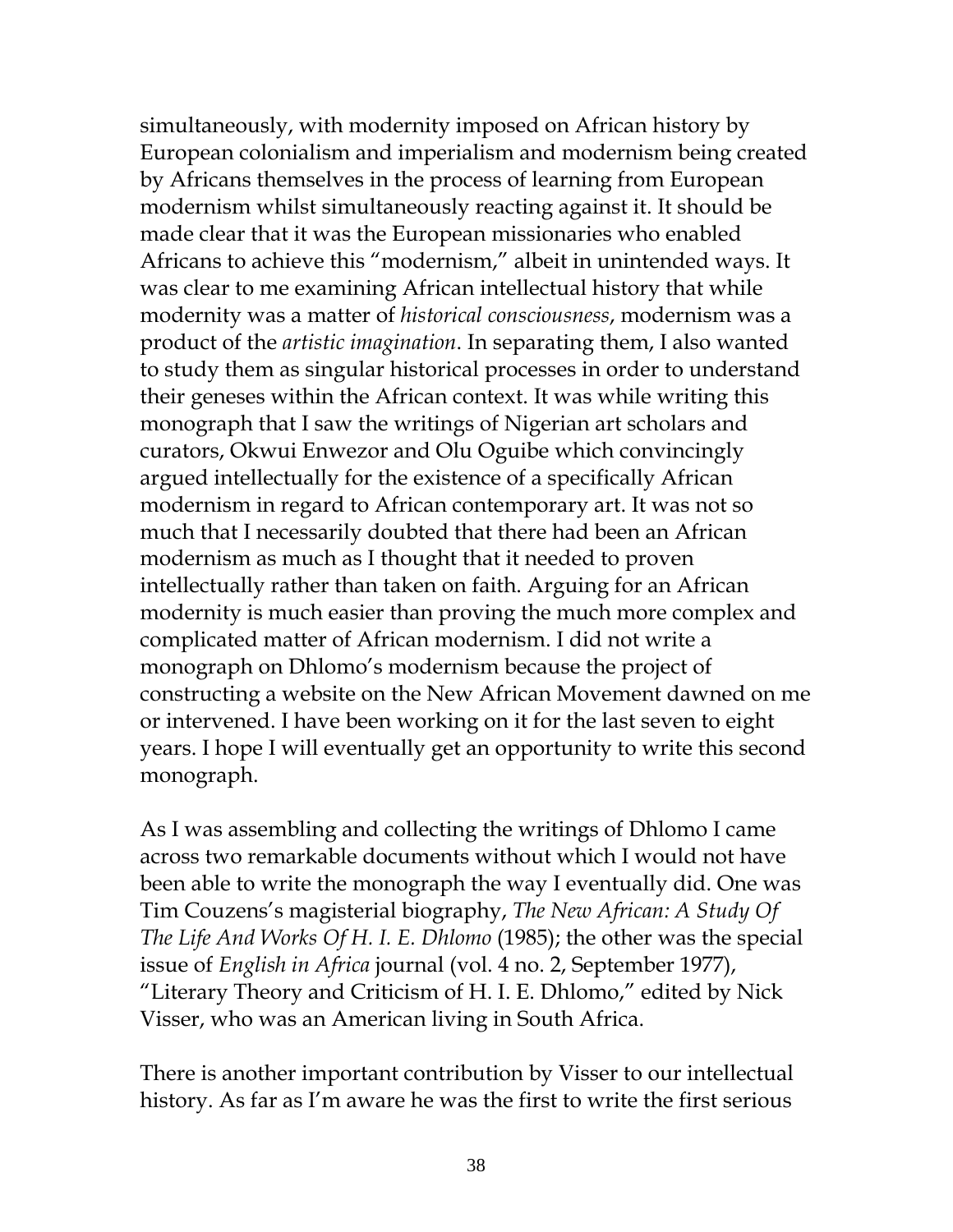simultaneously, with modernity imposed on African history by European colonialism and imperialism and modernism being created by Africans themselves in the process of learning from European modernism whilst simultaneously reacting against it. It should be made clear that it was the European missionaries who enabled Africans to achieve this "modernism," albeit in unintended ways. It was clear to me examining African intellectual history that while modernity was a matter of *historical consciousness*, modernism was a product of the *artistic imagination*. In separating them, I also wanted to study them as singular historical processes in order to understand their geneses within the African context. It was while writing this monograph that I saw the writings of Nigerian art scholars and curators, Okwui Enwezor and Olu Oguibe which convincingly argued intellectually for the existence of a specifically African modernism in regard to African contemporary art. It was not so much that I necessarily doubted that there had been an African modernism as much as I thought that it needed to proven intellectually rather than taken on faith. Arguing for an African modernity is much easier than proving the much more complex and complicated matter of African modernism. I did not write a monograph on Dhlomo's modernism because the project of constructing a website on the New African Movement dawned on me or intervened. I have been working on it for the last seven to eight years. I hope I will eventually get an opportunity to write this second monograph.

As I was assembling and collecting the writings of Dhlomo I came across two remarkable documents without which I would not have been able to write the monograph the way I eventually did. One was Tim Couzens's magisterial biography, *The New African: A Study Of The Life And Works Of H. I. E. Dhlomo* (1985); the other was the special issue of *English in Africa* journal (vol. 4 no. 2, September 1977), "Literary Theory and Criticism of H. I. E. Dhlomo," edited by Nick Visser, who was an American living in South Africa.

There is another important contribution by Visser to our intellectual history. As far as I'm aware he was the first to write the first serious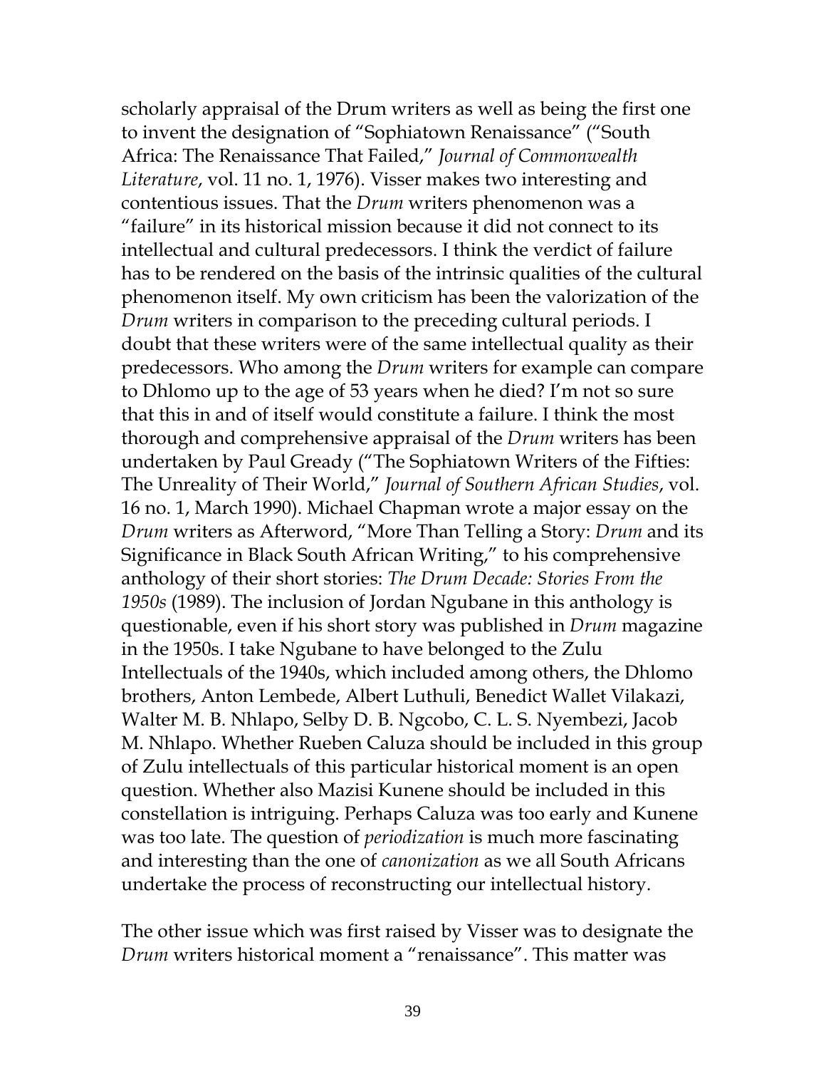scholarly appraisal of the Drum writers as well as being the first one to invent the designation of "Sophiatown Renaissance" ("South Africa: The Renaissance That Failed," *Journal of Commonwealth Literature*, vol. 11 no. 1, 1976). Visser makes two interesting and contentious issues. That the *Drum* writers phenomenon was a "failure" in its historical mission because it did not connect to its intellectual and cultural predecessors. I think the verdict of failure has to be rendered on the basis of the intrinsic qualities of the cultural phenomenon itself. My own criticism has been the valorization of the *Drum* writers in comparison to the preceding cultural periods. I doubt that these writers were of the same intellectual quality as their predecessors. Who among the *Drum* writers for example can compare to Dhlomo up to the age of 53 years when he died? I'm not so sure that this in and of itself would constitute a failure. I think the most thorough and comprehensive appraisal of the *Drum* writers has been undertaken by Paul Gready ("The Sophiatown Writers of the Fifties: The Unreality of Their World," *Journal of Southern African Studies*, vol. 16 no. 1, March 1990). Michael Chapman wrote a major essay on the *Drum* writers as Afterword, "More Than Telling a Story: *Drum* and its Significance in Black South African Writing," to his comprehensive anthology of their short stories: *The Drum Decade: Stories From the 1950s* (1989). The inclusion of Jordan Ngubane in this anthology is questionable, even if his short story was published in *Drum* magazine in the 1950s. I take Ngubane to have belonged to the Zulu Intellectuals of the 1940s, which included among others, the Dhlomo brothers, Anton Lembede, Albert Luthuli, Benedict Wallet Vilakazi, Walter M. B. Nhlapo, Selby D. B. Ngcobo, C. L. S. Nyembezi, Jacob M. Nhlapo. Whether Rueben Caluza should be included in this group of Zulu intellectuals of this particular historical moment is an open question. Whether also Mazisi Kunene should be included in this constellation is intriguing. Perhaps Caluza was too early and Kunene was too late. The question of *periodization* is much more fascinating and interesting than the one of *canonization* as we all South Africans undertake the process of reconstructing our intellectual history.

The other issue which was first raised by Visser was to designate the *Drum* writers historical moment a "renaissance". This matter was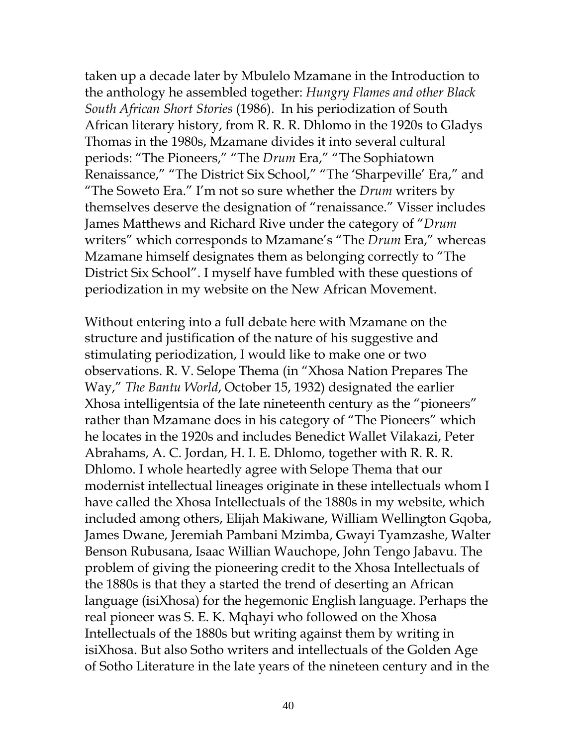taken up a decade later by Mbulelo Mzamane in the Introduction to the anthology he assembled together: *Hungry Flames and other Black South African Short Stories* (1986). In his periodization of South African literary history, from R. R. R. Dhlomo in the 1920s to Gladys Thomas in the 1980s, Mzamane divides it into several cultural periods: "The Pioneers," "The *Drum* Era," "The Sophiatown Renaissance," "The District Six School," "The 'Sharpeville' Era," and "The Soweto Era." I'm not so sure whether the *Drum* writers by themselves deserve the designation of "renaissance." Visser includes James Matthews and Richard Rive under the category of "*Drum* writers" which corresponds to Mzamane's "The *Drum* Era," whereas Mzamane himself designates them as belonging correctly to "The District Six School". I myself have fumbled with these questions of periodization in my website on the New African Movement.

Without entering into a full debate here with Mzamane on the structure and justification of the nature of his suggestive and stimulating periodization, I would like to make one or two observations. R. V. Selope Thema (in "Xhosa Nation Prepares The Way," *The Bantu World*, October 15, 1932) designated the earlier Xhosa intelligentsia of the late nineteenth century as the "pioneers" rather than Mzamane does in his category of "The Pioneers" which he locates in the 1920s and includes Benedict Wallet Vilakazi, Peter Abrahams, A. C. Jordan, H. I. E. Dhlomo, together with R. R. R. Dhlomo. I whole heartedly agree with Selope Thema that our modernist intellectual lineages originate in these intellectuals whom I have called the Xhosa Intellectuals of the 1880s in my website, which included among others, Elijah Makiwane, William Wellington Gqoba, James Dwane, Jeremiah Pambani Mzimba, Gwayi Tyamzashe, Walter Benson Rubusana, Isaac Willian Wauchope, John Tengo Jabavu. The problem of giving the pioneering credit to the Xhosa Intellectuals of the 1880s is that they a started the trend of deserting an African language (isiXhosa) for the hegemonic English language. Perhaps the real pioneer was S. E. K. Mqhayi who followed on the Xhosa Intellectuals of the 1880s but writing against them by writing in isiXhosa. But also Sotho writers and intellectuals of the Golden Age of Sotho Literature in the late years of the nineteen century and in the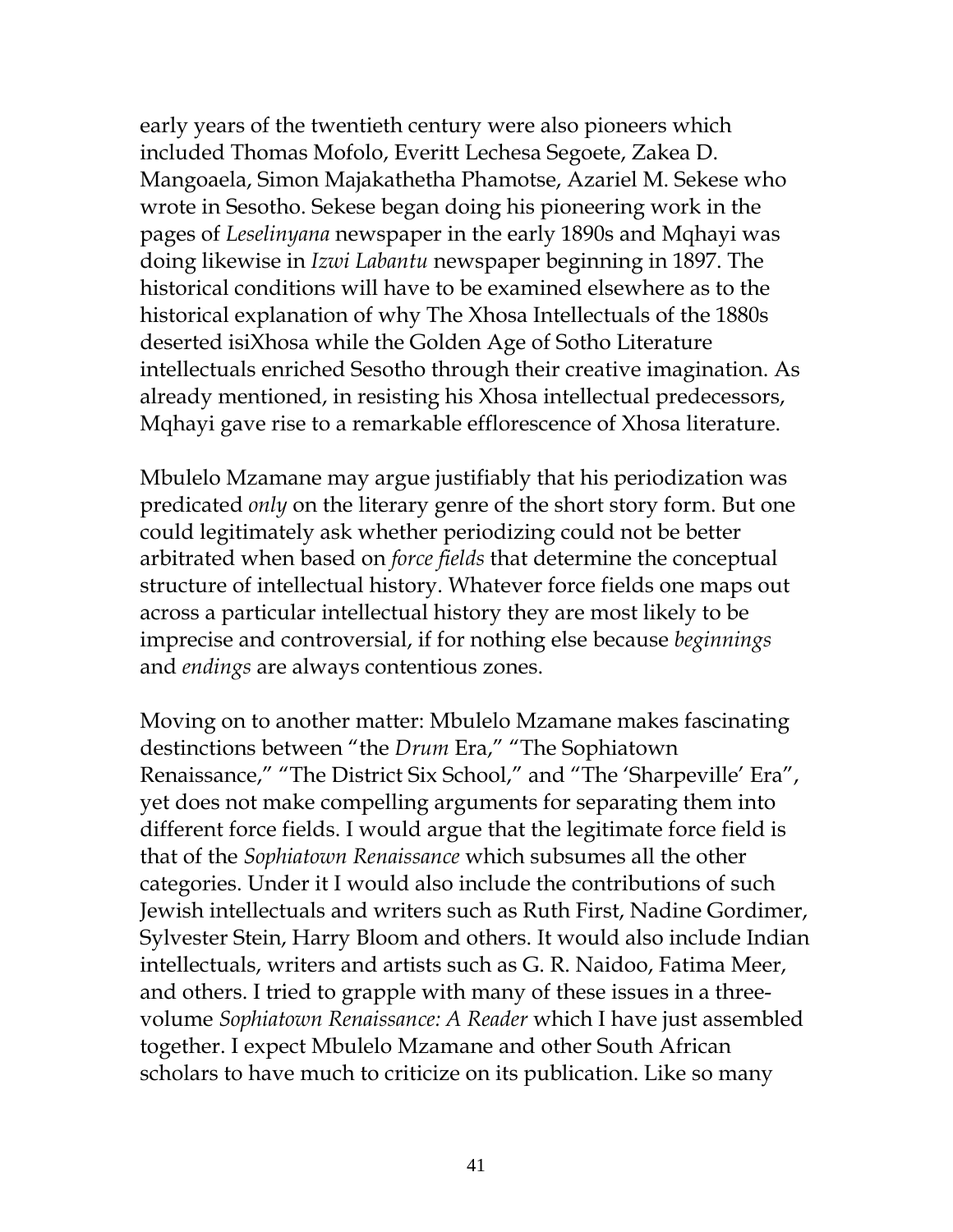early years of the twentieth century were also pioneers which included Thomas Mofolo, Everitt Lechesa Segoete, Zakea D. Mangoaela, Simon Majakathetha Phamotse, Azariel M. Sekese who wrote in Sesotho. Sekese began doing his pioneering work in the pages of *Leselinyana* newspaper in the early 1890s and Mqhayi was doing likewise in *Izwi Labantu* newspaper beginning in 1897. The historical conditions will have to be examined elsewhere as to the historical explanation of why The Xhosa Intellectuals of the 1880s deserted isiXhosa while the Golden Age of Sotho Literature intellectuals enriched Sesotho through their creative imagination. As already mentioned, in resisting his Xhosa intellectual predecessors, Mqhayi gave rise to a remarkable efflorescence of Xhosa literature.

Mbulelo Mzamane may argue justifiably that his periodization was predicated *only* on the literary genre of the short story form. But one could legitimately ask whether periodizing could not be better arbitrated when based on *force fields* that determine the conceptual structure of intellectual history. Whatever force fields one maps out across a particular intellectual history they are most likely to be imprecise and controversial, if for nothing else because *beginnings* and *endings* are always contentious zones.

Moving on to another matter: Mbulelo Mzamane makes fascinating destinctions between "the *Drum* Era," "The Sophiatown Renaissance," "The District Six School," and "The 'Sharpeville' Era", yet does not make compelling arguments for separating them into different force fields. I would argue that the legitimate force field is that of the *Sophiatown Renaissance* which subsumes all the other categories. Under it I would also include the contributions of such Jewish intellectuals and writers such as Ruth First, Nadine Gordimer, Sylvester Stein, Harry Bloom and others. It would also include Indian intellectuals, writers and artists such as G. R. Naidoo, Fatima Meer, and others. I tried to grapple with many of these issues in a three-volume *Sophiatown Renaissance: A Reader* which I have just assembled together. I expect Mbulelo Mzamane and other South African scholars to have much to criticize on its publication. Like so many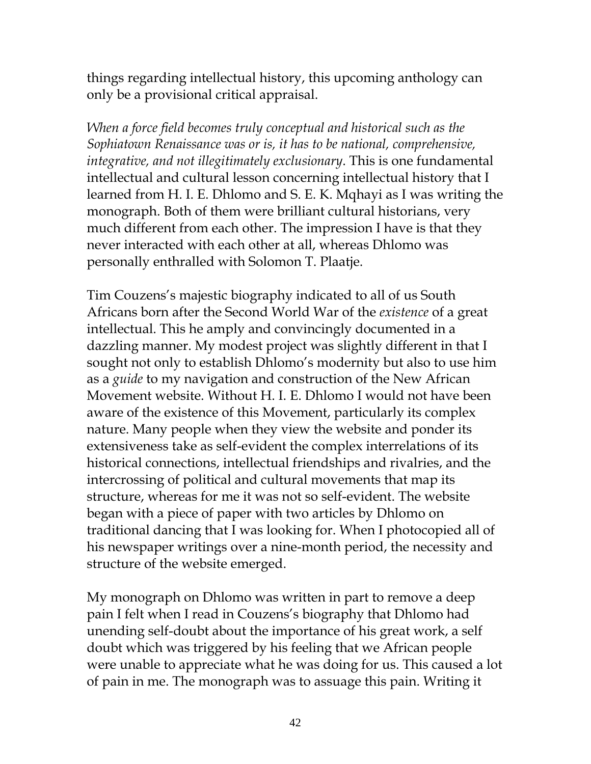things regarding intellectual history, this upcoming anthology can only be a provisional critical appraisal.

*When a force field becomes truly conceptual and historical such as the Sophiatown Renaissance was or is, it has to be national, comprehensive, integrative, and not illegitimately exclusionary*. This is one fundamental intellectual and cultural lesson concerning intellectual history that I learned from H. I. E. Dhlomo and S. E. K. Mqhayi as I was writing the monograph. Both of them were brilliant cultural historians, very much different from each other. The impression I have is that they never interacted with each other at all, whereas Dhlomo was personally enthralled with Solomon T. Plaatje.

Tim Couzens's majestic biography indicated to all of us South Africans born after the Second World War of the *existence* of a great intellectual. This he amply and convincingly documented in a dazzling manner. My modest project was slightly different in that I sought not only to establish Dhlomo's modernity but also to use him as a *guide* to my navigation and construction of the New African Movement website. Without H. I. E. Dhlomo I would not have been aware of the existence of this Movement, particularly its complex nature. Many people when they view the website and ponder its extensiveness take as self-evident the complex interrelations of its historical connections, intellectual friendships and rivalries, and the intercrossing of political and cultural movements that map its structure, whereas for me it was not so self-evident. The website began with a piece of paper with two articles by Dhlomo on traditional dancing that I was looking for. When I photocopied all of his newspaper writings over a nine-month period, the necessity and structure of the website emerged.

My monograph on Dhlomo was written in part to remove a deep pain I felt when I read in Couzens's biography that Dhlomo had unending self-doubt about the importance of his great work, a self doubt which was triggered by his feeling that we African people were unable to appreciate what he was doing for us. This caused a lot of pain in me. The monograph was to assuage this pain. Writing it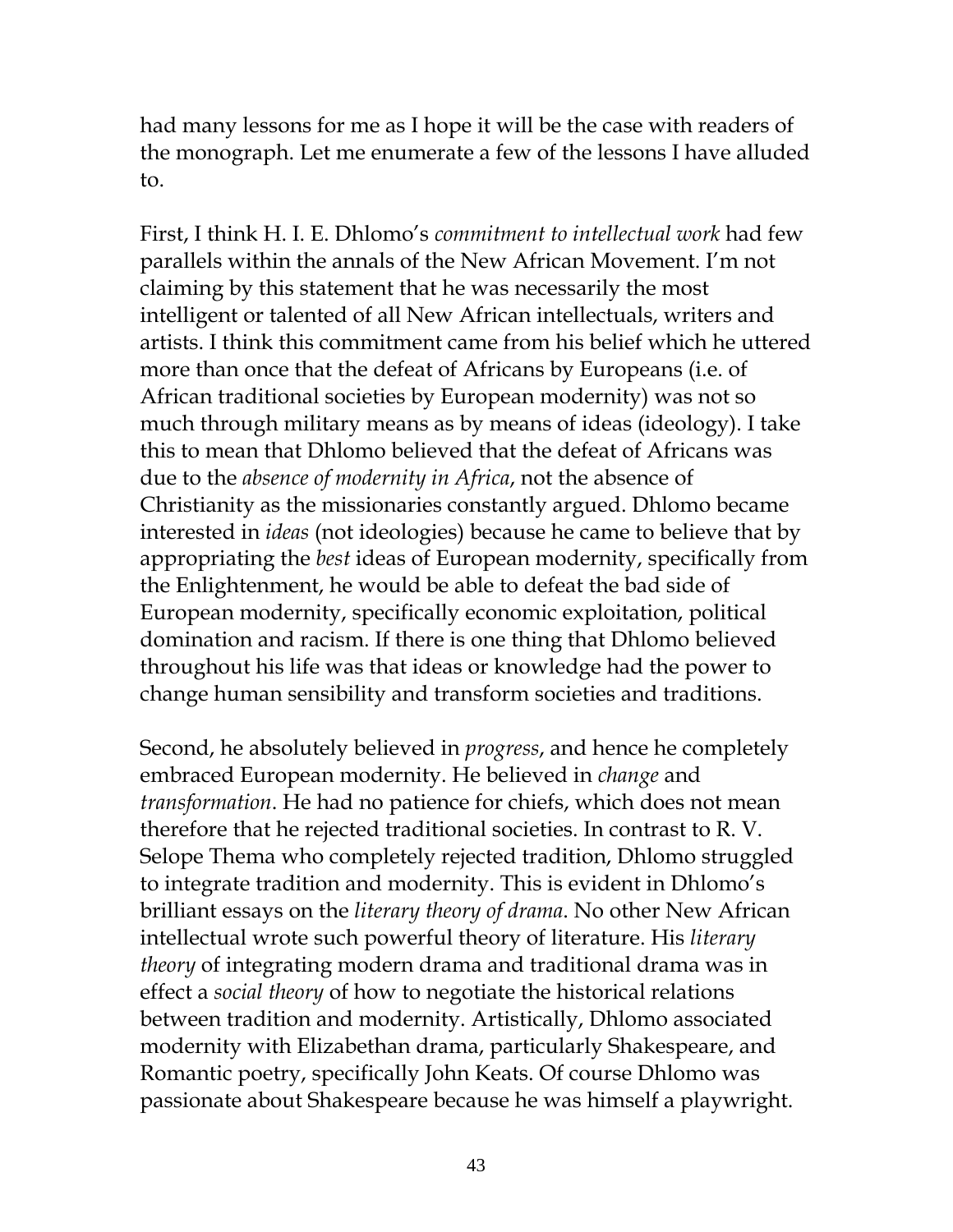had many lessons for me as I hope it will be the case with readers of the monograph. Let me enumerate a few of the lessons I have alluded to.

First, I think H. I. E. Dhlomo's *commitment to intellectual work* had few parallels within the annals of the New African Movement. I'm not claiming by this statement that he was necessarily the most intelligent or talented of all New African intellectuals, writers and artists. I think this commitment came from his belief which he uttered more than once that the defeat of Africans by Europeans (i.e. of African traditional societies by European modernity) was not so much through military means as by means of ideas (ideology). I take this to mean that Dhlomo believed that the defeat of Africans was due to the *absence of modernity in Africa*, not the absence of Christianity as the missionaries constantly argued. Dhlomo became interested in *ideas* (not ideologies) because he came to believe that by appropriating the *best* ideas of European modernity, specifically from the Enlightenment, he would be able to defeat the bad side of European modernity, specifically economic exploitation, political domination and racism. If there is one thing that Dhlomo believed throughout his life was that ideas or knowledge had the power to change human sensibility and transform societies and traditions.

Second, he absolutely believed in *progress*, and hence he completely embraced European modernity. He believed in *change* and *transformation*. He had no patience for chiefs, which does not mean therefore that he rejected traditional societies. In contrast to R. V. Selope Thema who completely rejected tradition, Dhlomo struggled to integrate tradition and modernity. This is evident in Dhlomo's brilliant essays on the *literary theory of drama*. No other New African intellectual wrote such powerful theory of literature. His *literary theory* of integrating modern drama and traditional drama was in effect a *social theory* of how to negotiate the historical relations between tradition and modernity. Artistically, Dhlomo associated modernity with Elizabethan drama, particularly Shakespeare, and Romantic poetry, specifically John Keats. Of course Dhlomo was passionate about Shakespeare because he was himself a playwright.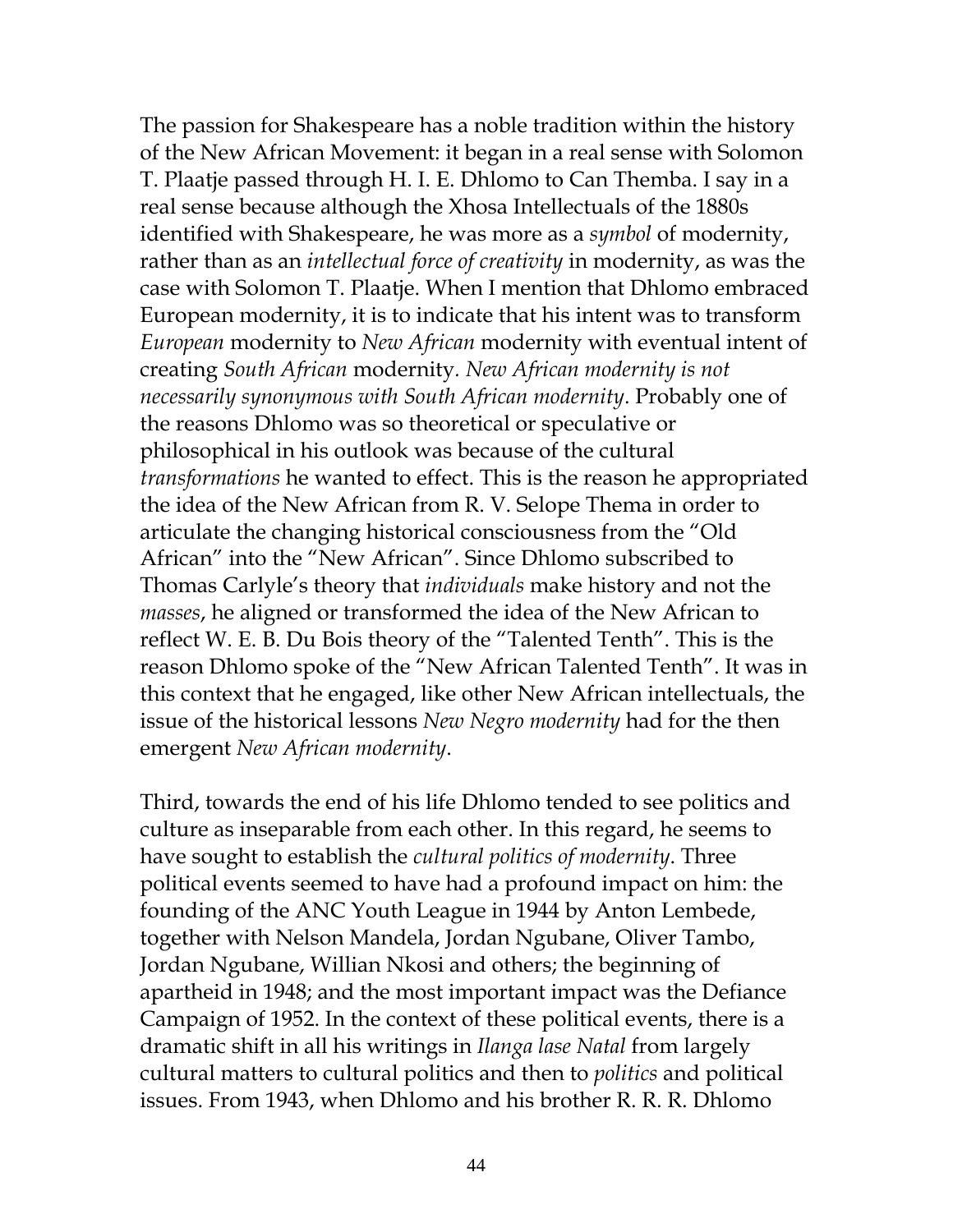The passion for Shakespeare has a noble tradition within the history of the New African Movement: it began in a real sense with Solomon T. Plaatje passed through H. I. E. Dhlomo to Can Themba. I say in a real sense because although the Xhosa Intellectuals of the 1880s identified with Shakespeare, he was more as a *symbol* of modernity, rather than as an *intellectual force of creativity* in modernity, as was the case with Solomon T. Plaatje. When I mention that Dhlomo embraced European modernity, it is to indicate that his intent was to transform *European* modernity to *New African* modernity with eventual intent of creating *South African* modernity. *New African modernity is not necessarily synonymous with South African modernity*. Probably one of the reasons Dhlomo was so theoretical or speculative or philosophical in his outlook was because of the cultural *transformations* he wanted to effect. This is the reason he appropriated the idea of the New African from R. V. Selope Thema in order to articulate the changing historical consciousness from the "Old African" into the "New African". Since Dhlomo subscribed to Thomas Carlyle's theory that *individuals* make history and not the *masses*, he aligned or transformed the idea of the New African to reflect W. E. B. Du Bois theory of the "Talented Tenth". This is the reason Dhlomo spoke of the "New African Talented Tenth". It was in this context that he engaged, like other New African intellectuals, the issue of the historical lessons *New Negro modernity* had for the then emergent *New African modernity*.

Third, towards the end of his life Dhlomo tended to see politics and culture as inseparable from each other. In this regard, he seems to have sought to establish the *cultural politics of modernity*. Three political events seemed to have had a profound impact on him: the founding of the ANC Youth League in 1944 by Anton Lembede, together with Nelson Mandela, Jordan Ngubane, Oliver Tambo, Jordan Ngubane, Willian Nkosi and others; the beginning of apartheid in 1948; and the most important impact was the Defiance Campaign of 1952. In the context of these political events, there is a dramatic shift in all his writings in *Ilanga lase Natal* from largely cultural matters to cultural politics and then to *politics* and political issues. From 1943, when Dhlomo and his brother R. R. R. Dhlomo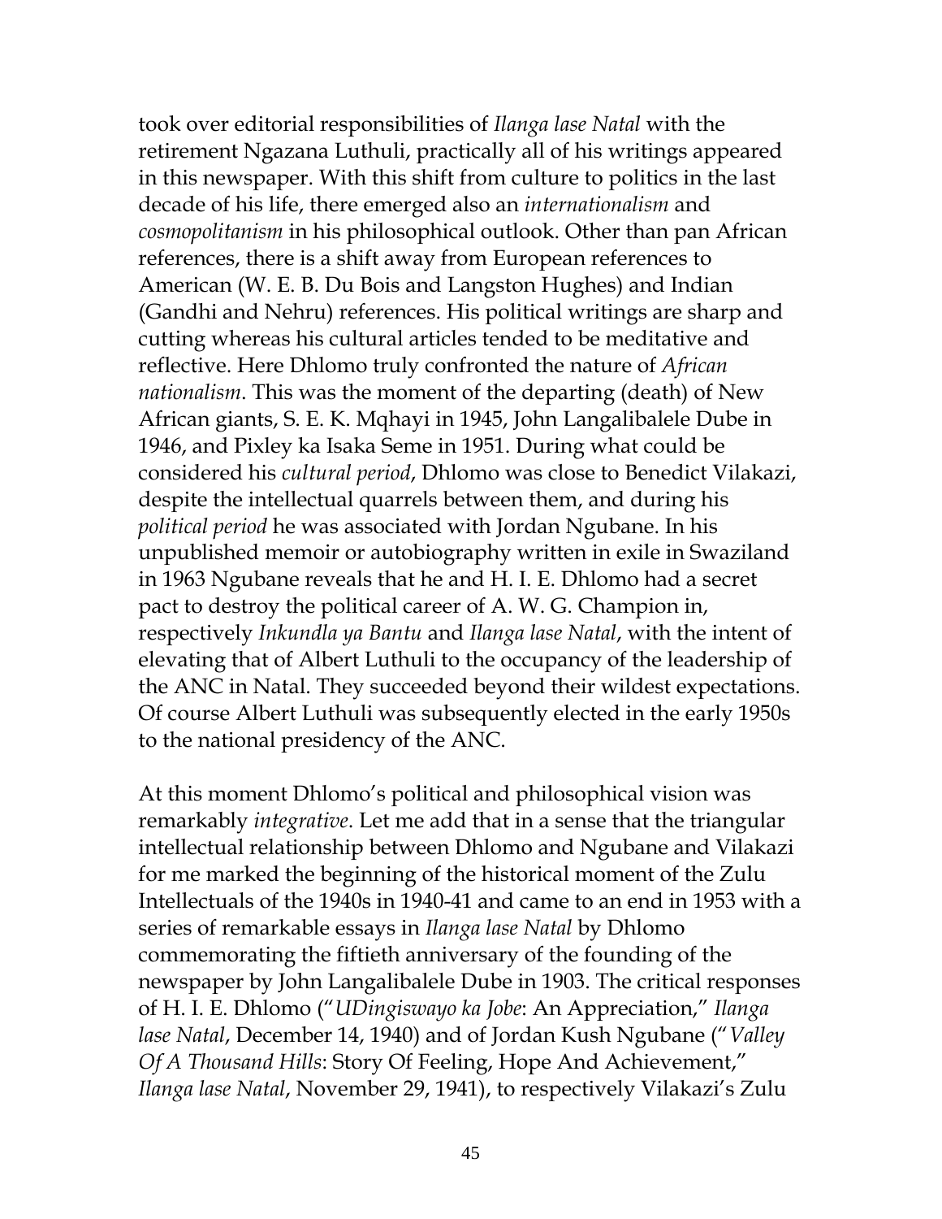took over editorial responsibilities of *Ilanga lase Natal* with the retirement Ngazana Luthuli, practically all of his writings appeared in this newspaper. With this shift from culture to politics in the last decade of his life, there emerged also an *internationalism* and *cosmopolitanism* in his philosophical outlook. Other than pan African references, there is a shift away from European references to American (W. E. B. Du Bois and Langston Hughes) and Indian (Gandhi and Nehru) references. His political writings are sharp and cutting whereas his cultural articles tended to be meditative and reflective. Here Dhlomo truly confronted the nature of *African nationalism*. This was the moment of the departing (death) of New African giants, S. E. K. Mqhayi in 1945, John Langalibalele Dube in 1946, and Pixley ka Isaka Seme in 1951. During what could be considered his *cultural period*, Dhlomo was close to Benedict Vilakazi, despite the intellectual quarrels between them, and during his *political period* he was associated with Jordan Ngubane. In his unpublished memoir or autobiography written in exile in Swaziland in 1963 Ngubane reveals that he and H. I. E. Dhlomo had a secret pact to destroy the political career of A. W. G. Champion in, respectively *Inkundla ya Bantu* and *Ilanga lase Natal*, with the intent of elevating that of Albert Luthuli to the occupancy of the leadership of the ANC in Natal. They succeeded beyond their wildest expectations. Of course Albert Luthuli was subsequently elected in the early 1950s to the national presidency of the ANC.

At this moment Dhlomo's political and philosophical vision was remarkably *integrative*. Let me add that in a sense that the triangular intellectual relationship between Dhlomo and Ngubane and Vilakazi for me marked the beginning of the historical moment of the Zulu Intellectuals of the 1940s in 1940-41 and came to an end in 1953 with a series of remarkable essays in *Ilanga lase Natal* by Dhlomo commemorating the fiftieth anniversary of the founding of the newspaper by John Langalibalele Dube in 1903. The critical responses of H. I. E. Dhlomo ("*UDingiswayo ka Jobe*: An Appreciation," *Ilanga lase Natal*, December 14, 1940) and of Jordan Kush Ngubane ("*Valley Of A Thousand Hills*: Story Of Feeling, Hope And Achievement," *Ilanga lase Natal*, November 29, 1941), to respectively Vilakazi's Zulu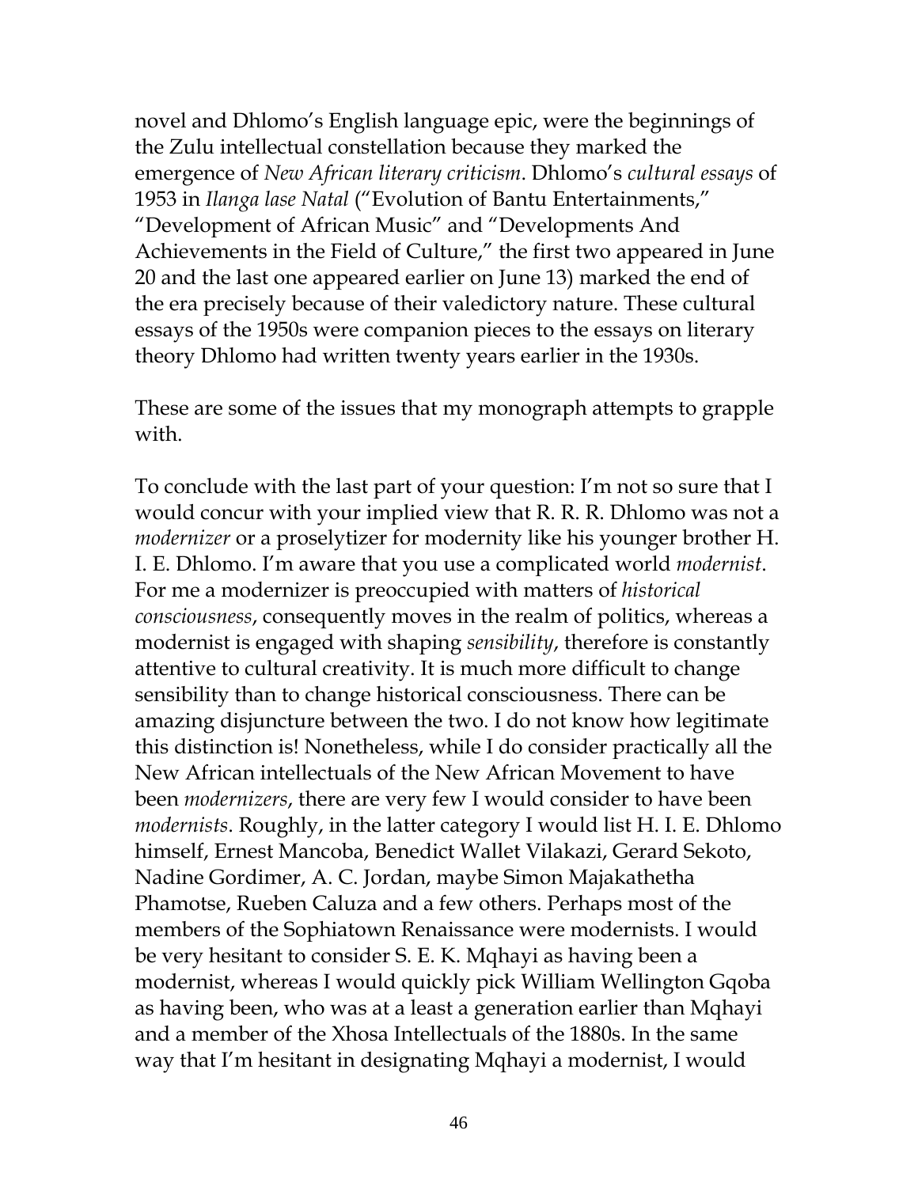novel and Dhlomo's English language epic, were the beginnings of the Zulu intellectual constellation because they marked the emergence of *New African literary criticism*. Dhlomo's *cultural essays* of 1953 in *Ilanga lase Natal* ("Evolution of Bantu Entertainments," "Development of African Music" and "Developments And Achievements in the Field of Culture," the first two appeared in June 20 and the last one appeared earlier on June 13) marked the end of the era precisely because of their valedictory nature. These cultural essays of the 1950s were companion pieces to the essays on literary theory Dhlomo had written twenty years earlier in the 1930s.

These are some of the issues that my monograph attempts to grapple with.

To conclude with the last part of your question: I'm not so sure that I would concur with your implied view that R. R. R. Dhlomo was not a *modernizer* or a proselytizer for modernity like his younger brother H. I. E. Dhlomo. I'm aware that you use a complicated world *modernist*. For me a modernizer is preoccupied with matters of *historical consciousness*, consequently moves in the realm of politics, whereas a modernist is engaged with shaping *sensibility*, therefore is constantly attentive to cultural creativity. It is much more difficult to change sensibility than to change historical consciousness. There can be amazing disjuncture between the two. I do not know how legitimate this distinction is! Nonetheless, while I do consider practically all the New African intellectuals of the New African Movement to have been *modernizers*, there are very few I would consider to have been *modernists*. Roughly, in the latter category I would list H. I. E. Dhlomo himself, Ernest Mancoba, Benedict Wallet Vilakazi, Gerard Sekoto, Nadine Gordimer, A. C. Jordan, maybe Simon Majakathetha Phamotse, Rueben Caluza and a few others. Perhaps most of the members of the Sophiatown Renaissance were modernists. I would be very hesitant to consider S. E. K. Mqhayi as having been a modernist, whereas I would quickly pick William Wellington Gqoba as having been, who was at a least a generation earlier than Mqhayi and a member of the Xhosa Intellectuals of the 1880s. In the same way that I'm hesitant in designating Mqhayi a modernist, I would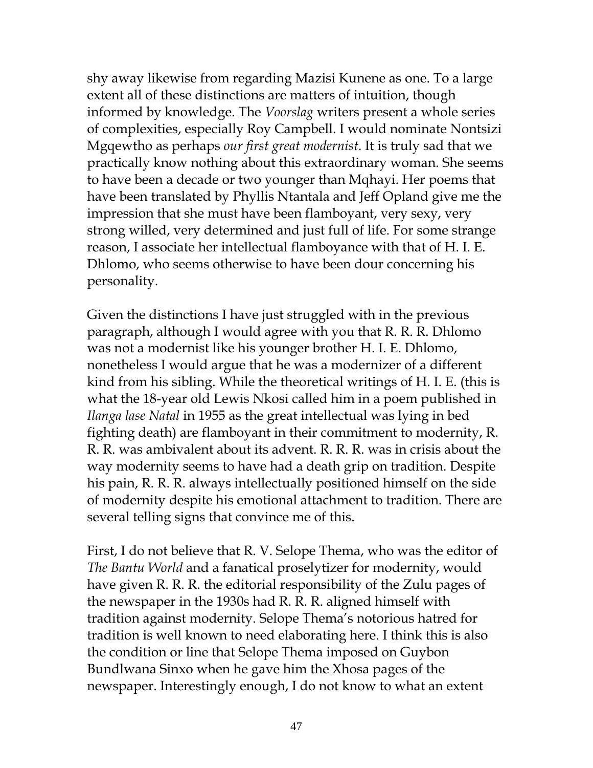shy away likewise from regarding Mazisi Kunene as one. To a large extent all of these distinctions are matters of intuition, though informed by knowledge. The *Voorslag* writers present a whole series of complexities, especially Roy Campbell. I would nominate Nontsizi Mgqewtho as perhaps *our first great modernist*. It is truly sad that we practically know nothing about this extraordinary woman. She seems to have been a decade or two younger than Mqhayi. Her poems that have been translated by Phyllis Ntantala and Jeff Opland give me the impression that she must have been flamboyant, very sexy, very strong willed, very determined and just full of life. For some strange reason, I associate her intellectual flamboyance with that of H. I. E. Dhlomo, who seems otherwise to have been dour concerning his personality.

Given the distinctions I have just struggled with in the previous paragraph, although I would agree with you that R. R. R. Dhlomo was not a modernist like his younger brother H. I. E. Dhlomo, nonetheless I would argue that he was a modernizer of a different kind from his sibling. While the theoretical writings of H. I. E. (this is what the 18-year old Lewis Nkosi called him in a poem published in *Ilanga lase Natal* in 1955 as the great intellectual was lying in bed fighting death) are flamboyant in their commitment to modernity, R. R. R. was ambivalent about its advent. R. R. R. was in crisis about the way modernity seems to have had a death grip on tradition. Despite his pain, R. R. R. always intellectually positioned himself on the side of modernity despite his emotional attachment to tradition. There are several telling signs that convince me of this.

First, I do not believe that R. V. Selope Thema, who was the editor of *The Bantu World* and a fanatical proselytizer for modernity, would have given R. R. R. the editorial responsibility of the Zulu pages of the newspaper in the 1930s had R. R. R. aligned himself with tradition against modernity. Selope Thema's notorious hatred for tradition is well known to need elaborating here. I think this is also the condition or line that Selope Thema imposed on Guybon Bundlwana Sinxo when he gave him the Xhosa pages of the newspaper. Interestingly enough, I do not know to what an extent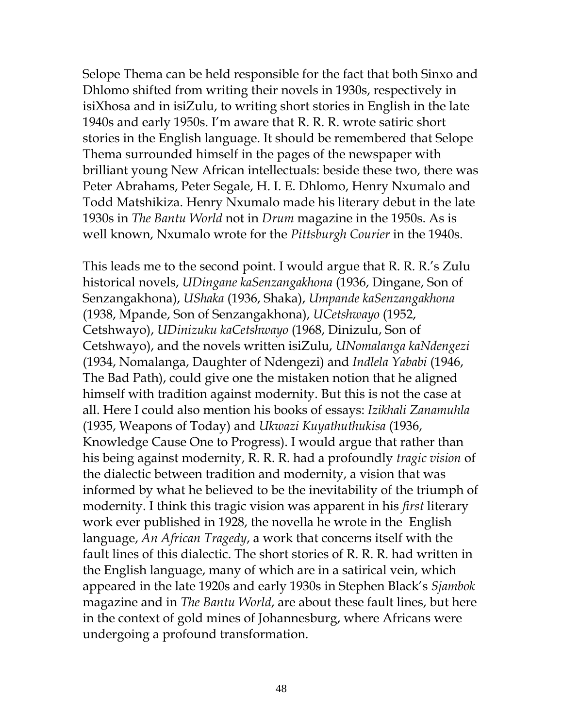Selope Thema can be held responsible for the fact that both Sinxo and Dhlomo shifted from writing their novels in 1930s, respectively in isiXhosa and in isiZulu, to writing short stories in English in the late 1940s and early 1950s. I'm aware that R. R. R. wrote satiric short stories in the English language. It should be remembered that Selope Thema surrounded himself in the pages of the newspaper with brilliant young New African intellectuals: beside these two, there was Peter Abrahams, Peter Segale, H. I. E. Dhlomo, Henry Nxumalo and Todd Matshikiza. Henry Nxumalo made his literary debut in the late 1930s in *The Bantu World* not in *Drum* magazine in the 1950s. As is well known, Nxumalo wrote for the *Pittsburgh Courier* in the 1940s.

This leads me to the second point. I would argue that R. R. R.'s Zulu historical novels, *UDingane kaSenzangakhona* (1936, Dingane, Son of Senzangakhona), *UShaka* (1936, Shaka), *Umpande kaSenzangakhona* (1938, Mpande, Son of Senzangakhona), *UCetshwayo* (1952, Cetshwayo), *UDinizuku kaCetshwayo* (1968, Dinizulu, Son of Cetshwayo), and the novels written isiZulu, *UNomalanga kaNdengezi* (1934, Nomalanga, Daughter of Ndengezi) and *Indlela Yababi* (1946, The Bad Path), could give one the mistaken notion that he aligned himself with tradition against modernity. But this is not the case at all. Here I could also mention his books of essays: *Izikhali Zanamuhla* (1935, Weapons of Today) and *Ukwazi Kuyathuthukisa* (1936, Knowledge Cause One to Progress). I would argue that rather than his being against modernity, R. R. R. had a profoundly *tragic vision* of the dialectic between tradition and modernity, a vision that was informed by what he believed to be the inevitability of the triumph of modernity. I think this tragic vision was apparent in his *first* literary work ever published in 1928, the novella he wrote in the English language, *An African Tragedy*, a work that concerns itself with the fault lines of this dialectic. The short stories of R. R. R. had written in the English language, many of which are in a satirical vein, which appeared in the late 1920s and early 1930s in Stephen Black's *Sjambok* magazine and in *The Bantu World*, are about these fault lines, but here in the context of gold mines of Johannesburg, where Africans were undergoing a profound transformation.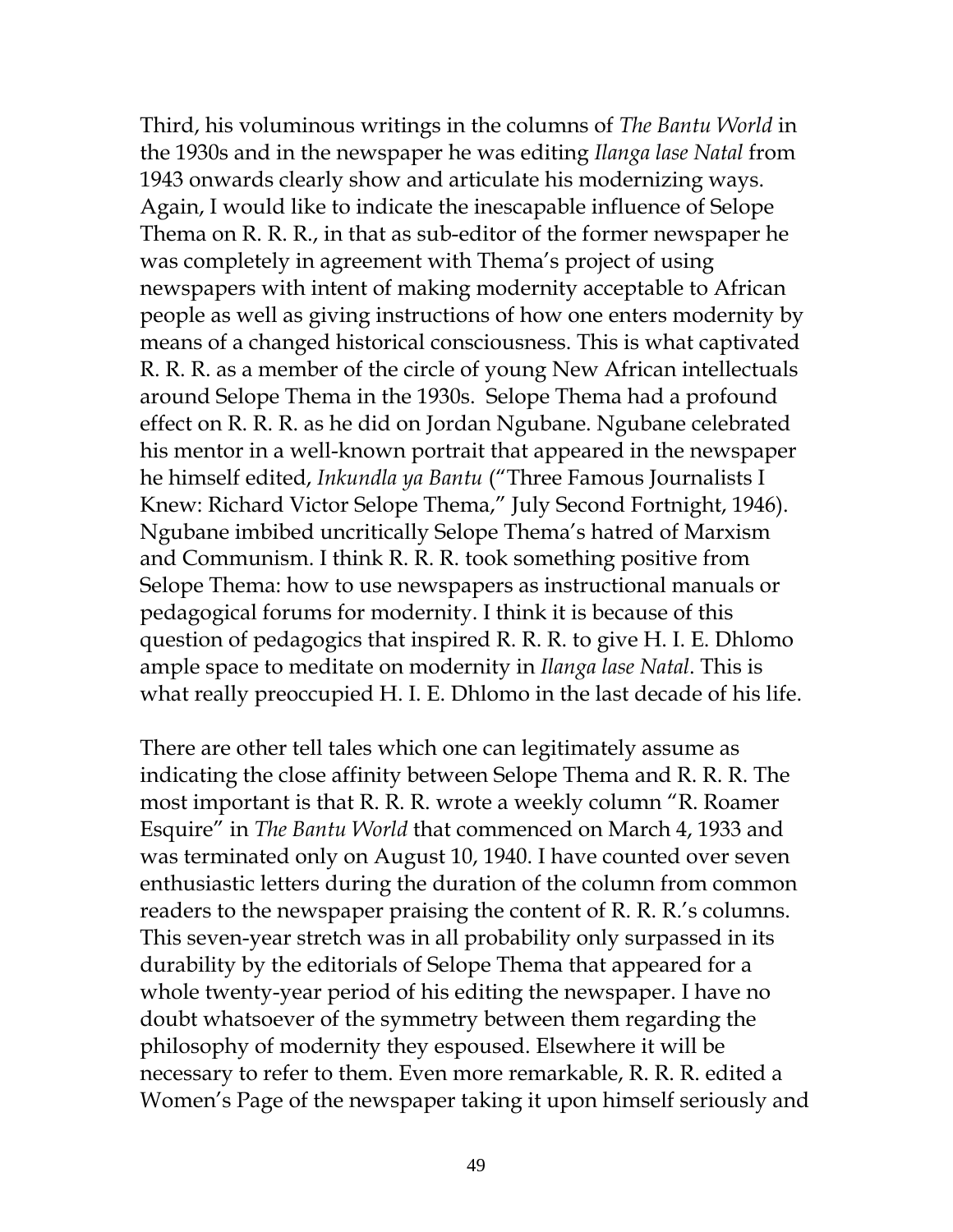Third, his voluminous writings in the columns of *The Bantu World* in the 1930s and in the newspaper he was editing *Ilanga lase Natal* from 1943 onwards clearly show and articulate his modernizing ways. Again, I would like to indicate the inescapable influence of Selope Thema on R. R. R., in that as sub-editor of the former newspaper he was completely in agreement with Thema's project of using newspapers with intent of making modernity acceptable to African people as well as giving instructions of how one enters modernity by means of a changed historical consciousness. This is what captivated R. R. R. as a member of the circle of young New African intellectuals around Selope Thema in the 1930s. Selope Thema had a profound effect on R. R. R. as he did on Jordan Ngubane. Ngubane celebrated his mentor in a well-known portrait that appeared in the newspaper he himself edited, *Inkundla ya Bantu* ("Three Famous Journalists I Knew: Richard Victor Selope Thema," July Second Fortnight, 1946). Ngubane imbibed uncritically Selope Thema's hatred of Marxism and Communism. I think R. R. R. took something positive from Selope Thema: how to use newspapers as instructional manuals or pedagogical forums for modernity. I think it is because of this question of pedagogics that inspired R. R. R. to give H. I. E. Dhlomo ample space to meditate on modernity in *Ilanga lase Natal*. This is what really preoccupied H. I. E. Dhlomo in the last decade of his life.

There are other tell tales which one can legitimately assume as indicating the close affinity between Selope Thema and R. R. R. The most important is that R. R. R. wrote a weekly column "R. Roamer Esquire" in *The Bantu World* that commenced on March 4, 1933 and was terminated only on August 10, 1940. I have counted over seven enthusiastic letters during the duration of the column from common readers to the newspaper praising the content of R. R. R.'s columns. This seven-year stretch was in all probability only surpassed in its durability by the editorials of Selope Thema that appeared for a whole twenty-year period of his editing the newspaper. I have no doubt whatsoever of the symmetry between them regarding the philosophy of modernity they espoused. Elsewhere it will be necessary to refer to them. Even more remarkable, R. R. R. edited a Women's Page of the newspaper taking it upon himself seriously and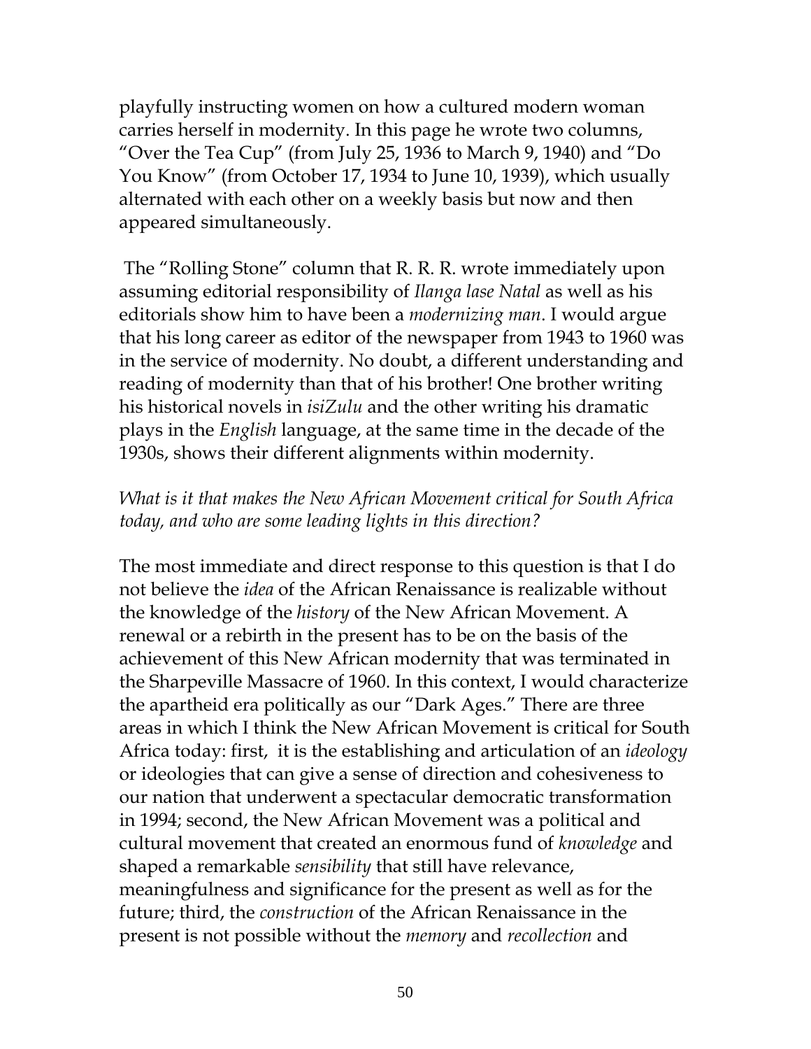playfully instructing women on how a cultured modern woman carries herself in modernity. In this page he wrote two columns, "Over the Tea Cup" (from July 25, 1936 to March 9, 1940) and "Do You Know" (from October 17, 1934 to June 10, 1939), which usually alternated with each other on a weekly basis but now and then appeared simultaneously.

The "Rolling Stone" column that R. R. R. wrote immediately upon assuming editorial responsibility of *Ilanga lase Natal* as well as his editorials show him to have been a *modernizing man*. I would argue that his long career as editor of the newspaper from 1943 to 1960 was in the service of modernity. No doubt, a different understanding and reading of modernity than that of his brother! One brother writing his historical novels in *isiZulu* and the other writing his dramatic plays in the *English* language, at the same time in the decade of the 1930s, shows their different alignments within modernity.

*What is it that makes the New African Movement critical for South Africa today, and who are some leading lights in this direction?*

The most immediate and direct response to this question is that I do not believe the *idea* of the African Renaissance is realizable without the knowledge of the *history* of the New African Movement. A renewal or a rebirth in the present has to be on the basis of the achievement of this New African modernity that was terminated in the Sharpeville Massacre of 1960. In this context, I would characterize the apartheid era politically as our "Dark Ages." There are three areas in which I think the New African Movement is critical for South Africa today: first, it is the establishing and articulation of an *ideology* or ideologies that can give a sense of direction and cohesiveness to our nation that underwent a spectacular democratic transformation in 1994; second, the New African Movement was a political and cultural movement that created an enormous fund of *knowledge* and shaped a remarkable *sensibility* that still have relevance, meaningfulness and significance for the present as well as for the future; third, the *construction* of the African Renaissance in the present is not possible without the *memory* and *recollection* and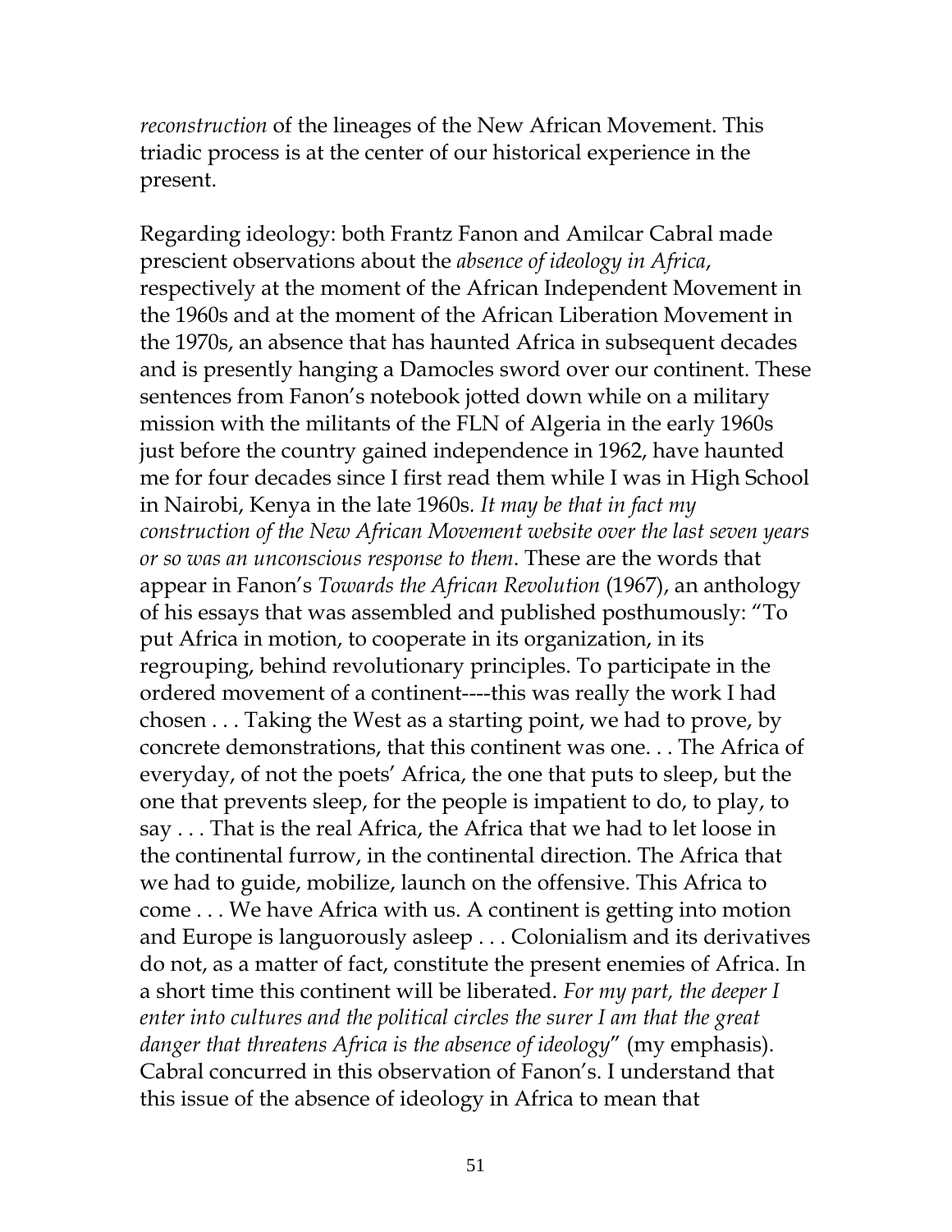*reconstruction* of the lineages of the New African Movement. This triadic process is at the center of our historical experience in the present.

Regarding ideology: both Frantz Fanon and Amilcar Cabral made prescient observations about the *absence of ideology in Africa*, respectively at the moment of the African Independent Movement in the 1960s and at the moment of the African Liberation Movement in the 1970s, an absence that has haunted Africa in subsequent decades and is presently hanging a Damocles sword over our continent. These sentences from Fanon's notebook jotted down while on a military mission with the militants of the FLN of Algeria in the early 1960s just before the country gained independence in 1962, have haunted me for four decades since I first read them while I was in High School in Nairobi, Kenya in the late 1960s. *It may be that in fact my construction of the New African Movement website over the last seven years or so was an unconscious response to them*. These are the words that appear in Fanon's *Towards the African Revolution* (1967), an anthology of his essays that was assembled and published posthumously: "To put Africa in motion, to cooperate in its organization, in its regrouping, behind revolutionary principles. To participate in the ordered movement of a continent----this was really the work I had chosen . . . Taking the West as a starting point, we had to prove, by concrete demonstrations, that this continent was one. . . The Africa of everyday, of not the poets' Africa, the one that puts to sleep, but the one that prevents sleep, for the people is impatient to do, to play, to say . . . That is the real Africa, the Africa that we had to let loose in the continental furrow, in the continental direction. The Africa that we had to guide, mobilize, launch on the offensive. This Africa to come . . . We have Africa with us. A continent is getting into motion and Europe is languorously asleep . . . Colonialism and its derivatives do not, as a matter of fact, constitute the present enemies of Africa. In a short time this continent will be liberated. *For my part, the deeper I enter into cultures and the political circles the surer I am that the great danger that threatens Africa is the absence of ideology*" (my emphasis). Cabral concurred in this observation of Fanon's. I understand that this issue of the absence of ideology in Africa to mean that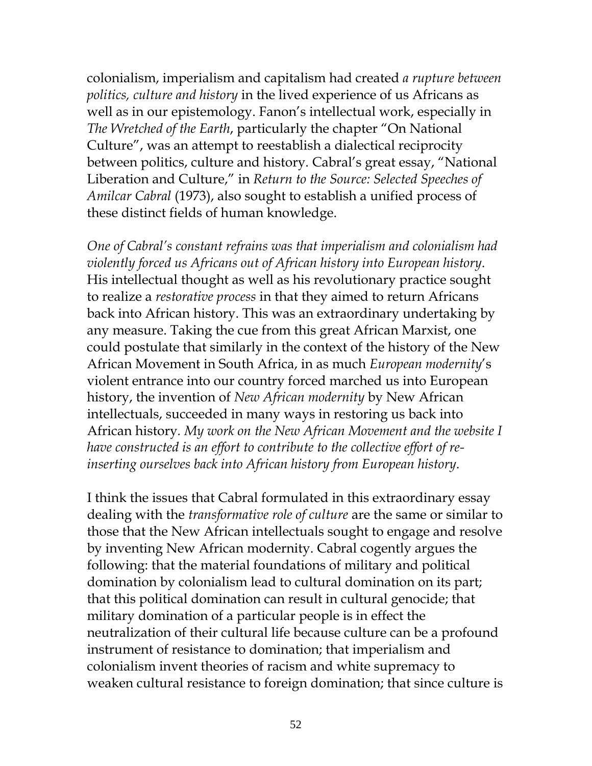colonialism, imperialism and capitalism had created *a rupture between politics, culture and history* in the lived experience of us Africans as well as in our epistemology. Fanon's intellectual work, especially in *The Wretched of the Earth*, particularly the chapter "On National Culture", was an attempt to reestablish a dialectical reciprocity between politics, culture and history. Cabral's great essay, "National Liberation and Culture," in *Return to the Source: Selected Speeches of Amilcar Cabral* (1973), also sought to establish a unified process of these distinct fields of human knowledge.

*One of Cabral's constant refrains was that imperialism and colonialism had violently forced us Africans out of African history into European history*. His intellectual thought as well as his revolutionary practice sought to realize a *restorative process* in that they aimed to return Africans back into African history. This was an extraordinary undertaking by any measure. Taking the cue from this great African Marxist, one could postulate that similarly in the context of the history of the New African Movement in South Africa, in as much *European modernity*'s violent entrance into our country forced marched us into European history, the invention of *New African modernity* by New African intellectuals, succeeded in many ways in restoring us back into African history. *My work on the New African Movement and the website I have constructed is an effort to contribute to the collective effort of re-inserting ourselves back into African history from European history*.

I think the issues that Cabral formulated in this extraordinary essay dealing with the *transformative role of culture* are the same or similar to those that the New African intellectuals sought to engage and resolve by inventing New African modernity. Cabral cogently argues the following: that the material foundations of military and political domination by colonialism lead to cultural domination on its part; that this political domination can result in cultural genocide; that military domination of a particular people is in effect the neutralization of their cultural life because culture can be a profound instrument of resistance to domination; that imperialism and colonialism invent theories of racism and white supremacy to weaken cultural resistance to foreign domination; that since culture is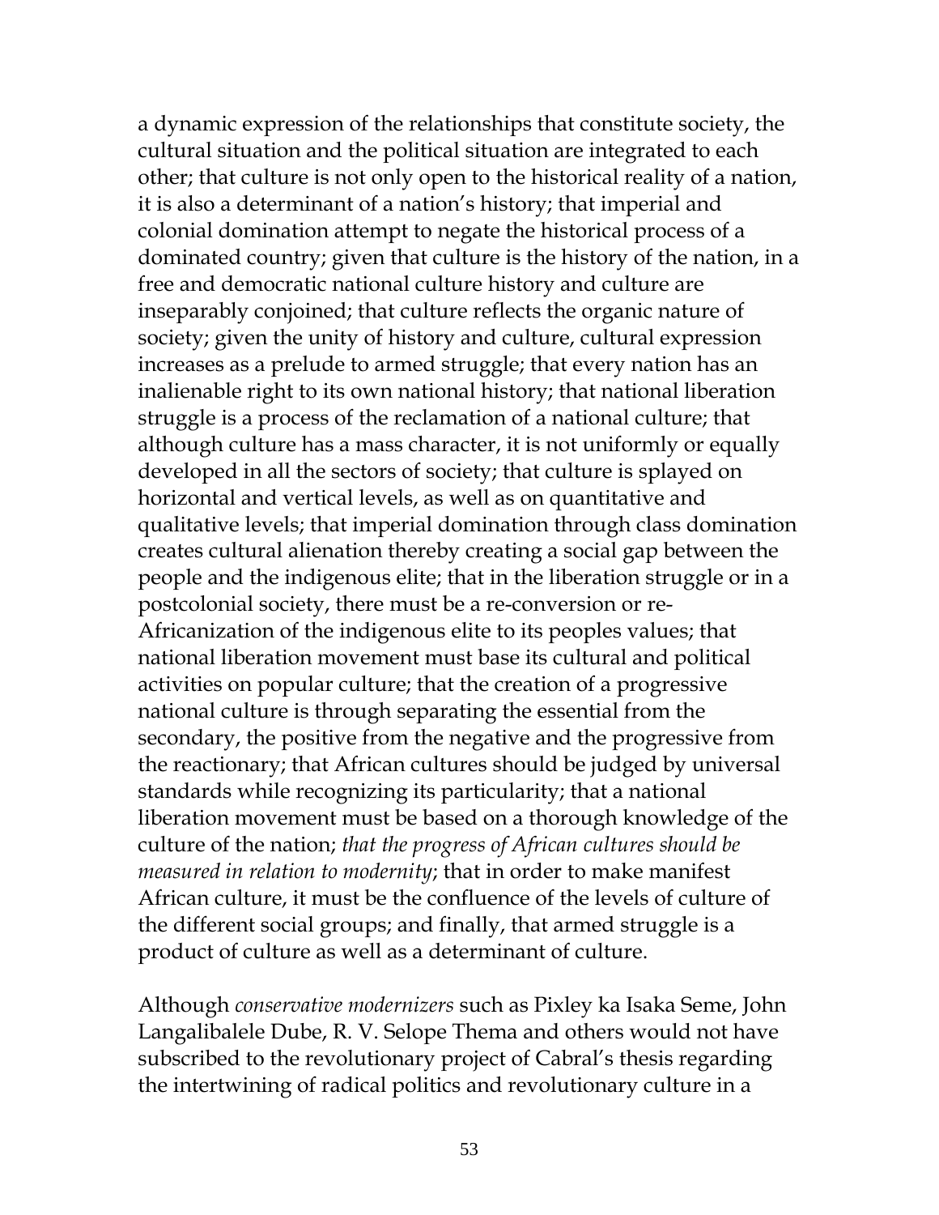a dynamic expression of the relationships that constitute society, the cultural situation and the political situation are integrated to each other; that culture is not only open to the historical reality of a nation, it is also a determinant of a nation's history; that imperial and colonial domination attempt to negate the historical process of a dominated country; given that culture is the history of the nation, in a free and democratic national culture history and culture are inseparably conjoined; that culture reflects the organic nature of society; given the unity of history and culture, cultural expression increases as a prelude to armed struggle; that every nation has an inalienable right to its own national history; that national liberation struggle is a process of the reclamation of a national culture; that although culture has a mass character, it is not uniformly or equally developed in all the sectors of society; that culture is splayed on horizontal and vertical levels, as well as on quantitative and qualitative levels; that imperial domination through class domination creates cultural alienation thereby creating a social gap between the people and the indigenous elite; that in the liberation struggle or in a postcolonial society, there must be a re-conversion or re-Africanization of the indigenous elite to its peoples values; that national liberation movement must base its cultural and political activities on popular culture; that the creation of a progressive national culture is through separating the essential from the secondary, the positive from the negative and the progressive from the reactionary; that African cultures should be judged by universal standards while recognizing its particularity; that a national liberation movement must be based on a thorough knowledge of the culture of the nation; *that the progress of African cultures should be measured in relation to modernity*; that in order to make manifest African culture, it must be the confluence of the levels of culture of the different social groups; and finally, that armed struggle is a product of culture as well as a determinant of culture.

Although *conservative modernizers* such as Pixley ka Isaka Seme, John Langalibalele Dube, R. V. Selope Thema and others would not have subscribed to the revolutionary project of Cabral's thesis regarding the intertwining of radical politics and revolutionary culture in a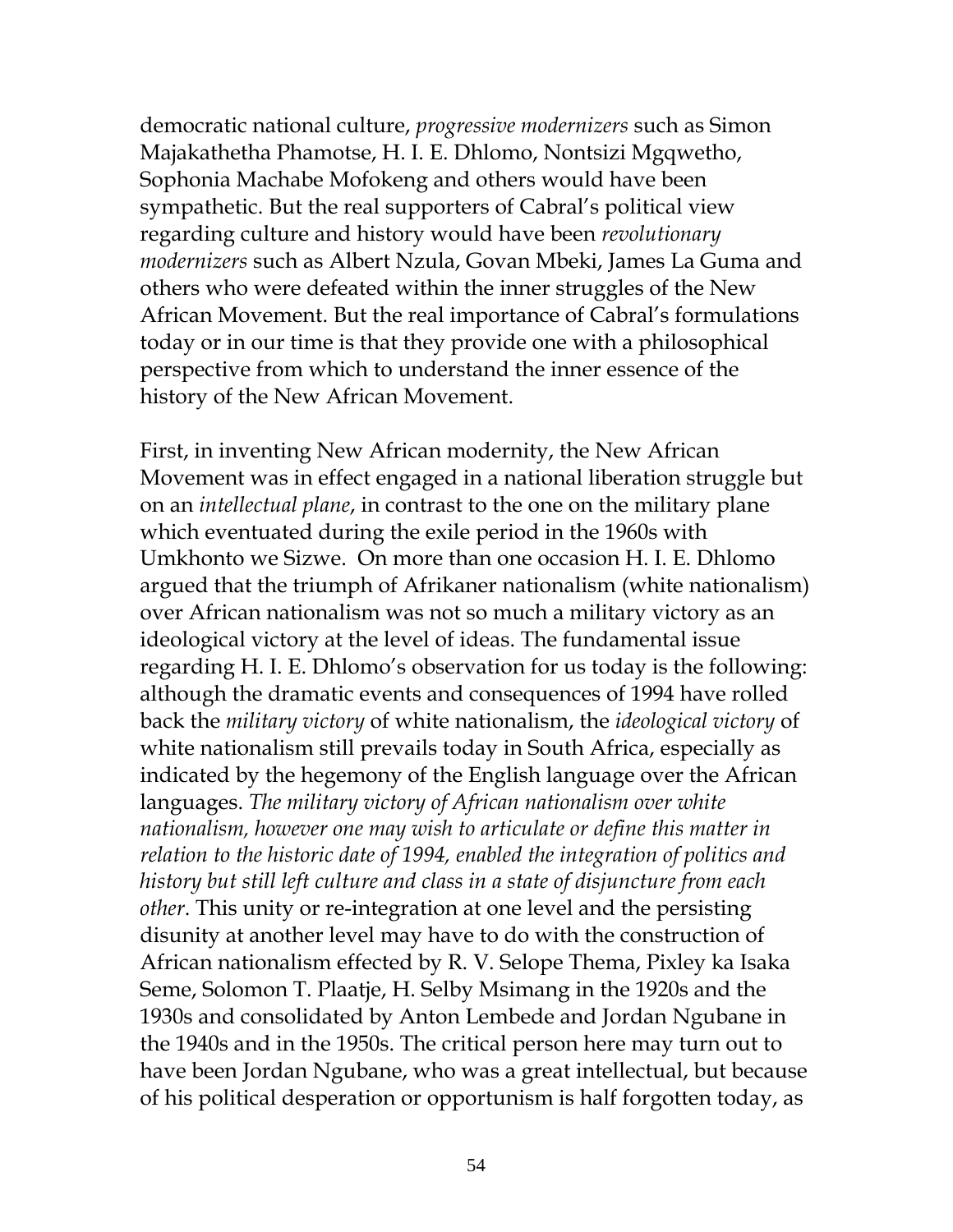democratic national culture, *progressive modernizers* such as Simon Majakathetha Phamotse, H. I. E. Dhlomo, Nontsizi Mgqwetho, Sophonia Machabe Mofokeng and others would have been sympathetic. But the real supporters of Cabral's political view regarding culture and history would have been *revolutionary modernizers* such as Albert Nzula, Govan Mbeki, James La Guma and others who were defeated within the inner struggles of the New African Movement. But the real importance of Cabral's formulations today or in our time is that they provide one with a philosophical perspective from which to understand the inner essence of the history of the New African Movement.

First, in inventing New African modernity, the New African Movement was in effect engaged in a national liberation struggle but on an *intellectual plane*, in contrast to the one on the military plane which eventuated during the exile period in the 1960s with Umkhonto we Sizwe. On more than one occasion H. I. E. Dhlomo argued that the triumph of Afrikaner nationalism (white nationalism) over African nationalism was not so much a military victory as an ideological victory at the level of ideas. The fundamental issue regarding H. I. E. Dhlomo's observation for us today is the following: although the dramatic events and consequences of 1994 have rolled back the *military victory* of white nationalism, the *ideological victory* of white nationalism still prevails today in South Africa, especially as indicated by the hegemony of the English language over the African languages. *The military victory of African nationalism over white nationalism, however one may wish to articulate or define this matter in relation to the historic date of 1994, enabled the integration of politics and history but still left culture and class in a state of disjuncture from each other*. This unity or re-integration at one level and the persisting disunity at another level may have to do with the construction of African nationalism effected by R. V. Selope Thema, Pixley ka Isaka Seme, Solomon T. Plaatje, H. Selby Msimang in the 1920s and the 1930s and consolidated by Anton Lembede and Jordan Ngubane in the 1940s and in the 1950s. The critical person here may turn out to have been Jordan Ngubane, who was a great intellectual, but because of his political desperation or opportunism is half forgotten today, as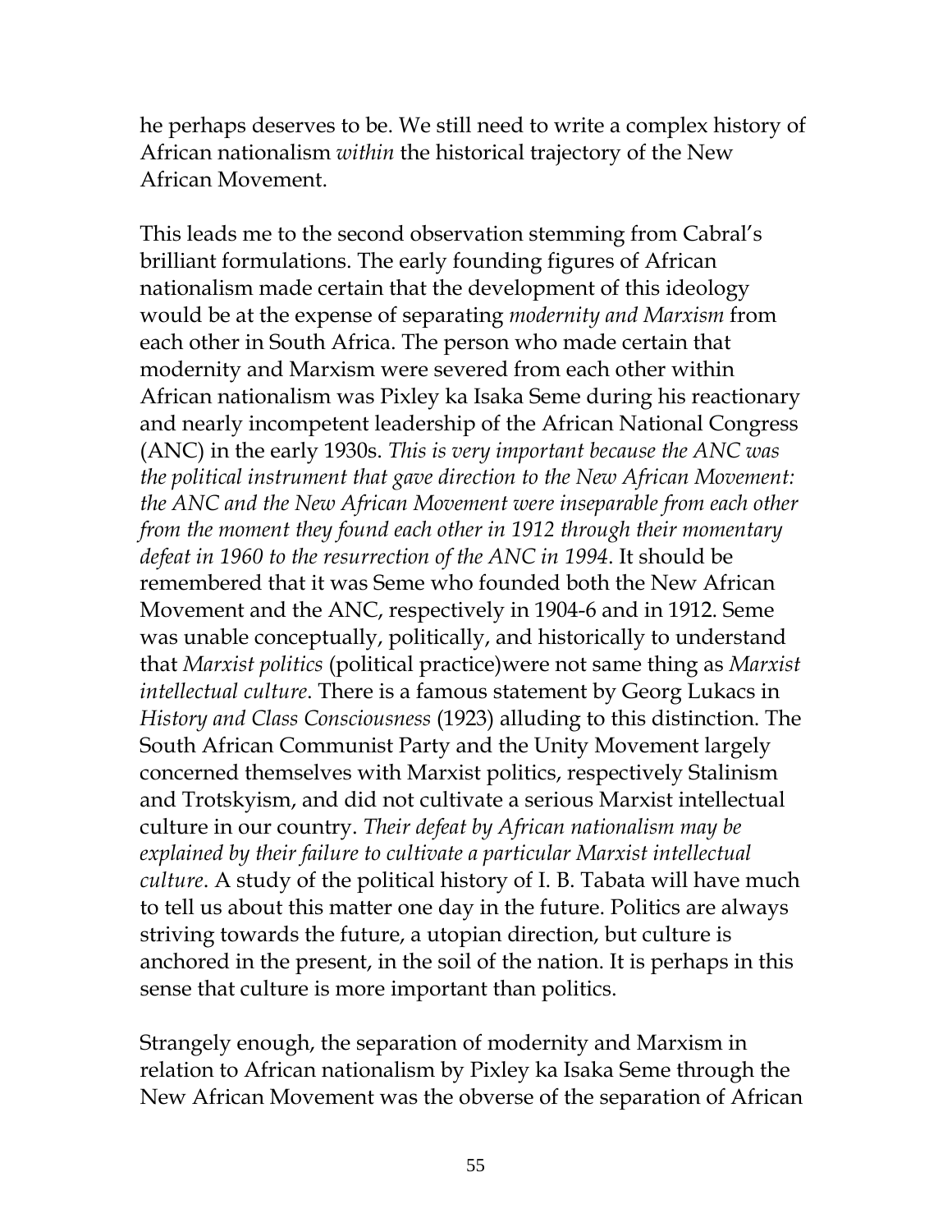he perhaps deserves to be. We still need to write a complex history of African nationalism *within* the historical trajectory of the New African Movement.

This leads me to the second observation stemming from Cabral's brilliant formulations. The early founding figures of African nationalism made certain that the development of this ideology would be at the expense of separating *modernity and Marxism* from each other in South Africa. The person who made certain that modernity and Marxism were severed from each other within African nationalism was Pixley ka Isaka Seme during his reactionary and nearly incompetent leadership of the African National Congress (ANC) in the early 1930s. *This is very important because the ANC was the political instrument that gave direction to the New African Movement: the ANC and the New African Movement were inseparable from each other from the moment they found each other in 1912 through their momentary defeat in 1960 to the resurrection of the ANC in 1994*. It should be remembered that it was Seme who founded both the New African Movement and the ANC, respectively in 1904-6 and in 1912. Seme was unable conceptually, politically, and historically to understand that *Marxist politics* (political practice)were not same thing as *Marxist intellectual culture*. There is a famous statement by Georg Lukacs in *History and Class Consciousness* (1923) alluding to this distinction. The South African Communist Party and the Unity Movement largely concerned themselves with Marxist politics, respectively Stalinism and Trotskyism, and did not cultivate a serious Marxist intellectual culture in our country. *Their defeat by African nationalism may be explained by their failure to cultivate a particular Marxist intellectual culture*. A study of the political history of I. B. Tabata will have much to tell us about this matter one day in the future. Politics are always striving towards the future, a utopian direction, but culture is anchored in the present, in the soil of the nation. It is perhaps in this sense that culture is more important than politics.

Strangely enough, the separation of modernity and Marxism in relation to African nationalism by Pixley ka Isaka Seme through the New African Movement was the obverse of the separation of African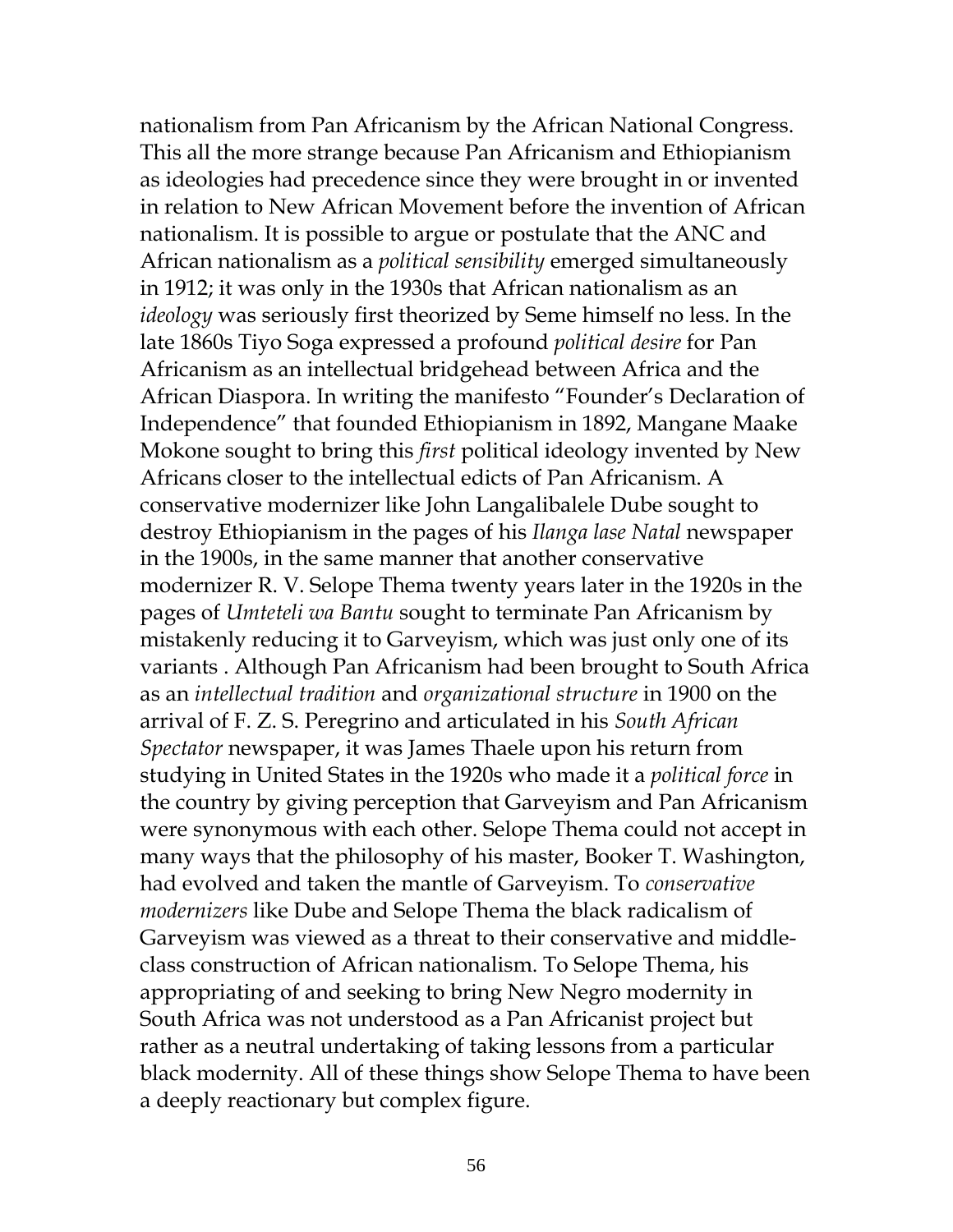nationalism from Pan Africanism by the African National Congress. This all the more strange because Pan Africanism and Ethiopianism as ideologies had precedence since they were brought in or invented in relation to New African Movement before the invention of African nationalism. It is possible to argue or postulate that the ANC and African nationalism as a *political sensibility* emerged simultaneously in 1912; it was only in the 1930s that African nationalism as an *ideology* was seriously first theorized by Seme himself no less. In the late 1860s Tiyo Soga expressed a profound *political desire* for Pan Africanism as an intellectual bridgehead between Africa and the African Diaspora. In writing the manifesto "Founder's Declaration of Independence" that founded Ethiopianism in 1892, Mangane Maake Mokone sought to bring this *first* political ideology invented by New Africans closer to the intellectual edicts of Pan Africanism. A conservative modernizer like John Langalibalele Dube sought to destroy Ethiopianism in the pages of his *Ilanga lase Natal* newspaper in the 1900s, in the same manner that another conservative modernizer R. V. Selope Thema twenty years later in the 1920s in the pages of *Umteteli wa Bantu* sought to terminate Pan Africanism by mistakenly reducing it to Garveyism, which was just only one of its variants . Although Pan Africanism had been brought to South Africa as an *intellectual tradition* and *organizational structure* in 1900 on the arrival of F. Z. S. Peregrino and articulated in his *South African Spectator* newspaper, it was James Thaele upon his return from studying in United States in the 1920s who made it a *political force* in the country by giving perception that Garveyism and Pan Africanism were synonymous with each other. Selope Thema could not accept in many ways that the philosophy of his master, Booker T. Washington, had evolved and taken the mantle of Garveyism. To *conservative modernizers* like Dube and Selope Thema the black radicalism of Garveyism was viewed as a threat to their conservative and middle-class construction of African nationalism. To Selope Thema, his appropriating of and seeking to bring New Negro modernity in South Africa was not understood as a Pan Africanist project but rather as a neutral undertaking of taking lessons from a particular black modernity. All of these things show Selope Thema to have been a deeply reactionary but complex figure.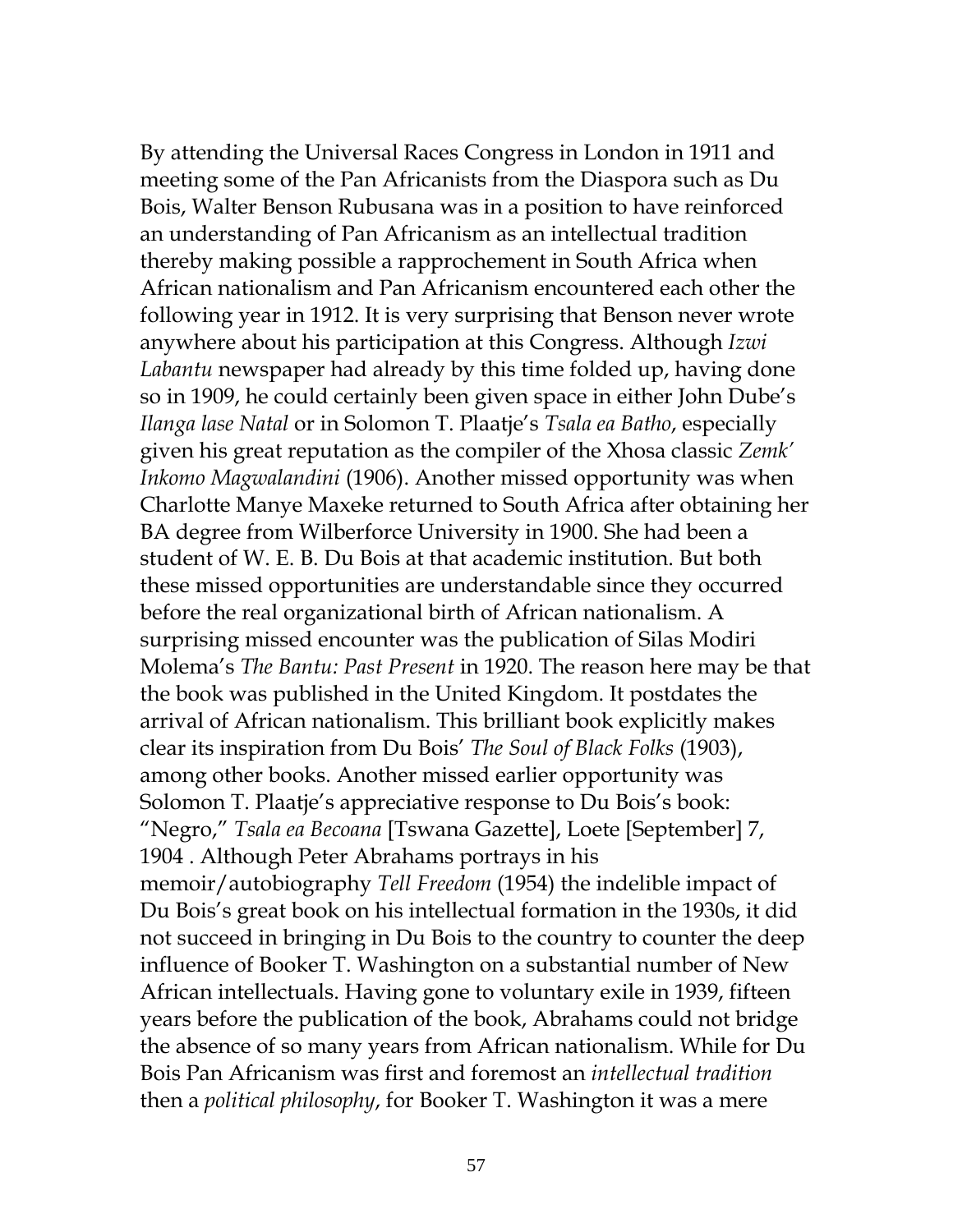By attending the Universal Races Congress in London in 1911 and meeting some of the Pan Africanists from the Diaspora such as Du Bois, Walter Benson Rubusana was in a position to have reinforced an understanding of Pan Africanism as an intellectual tradition thereby making possible a rapprochement in South Africa when African nationalism and Pan Africanism encountered each other the following year in 1912. It is very surprising that Benson never wrote anywhere about his participation at this Congress. Although *Izwi Labantu* newspaper had already by this time folded up, having done so in 1909, he could certainly been given space in either John Dube's *Ilanga lase Natal* or in Solomon T. Plaatje's *Tsala ea Batho*, especially given his great reputation as the compiler of the Xhosa classic *Zemk' Inkomo Magwalandini* (1906). Another missed opportunity was when Charlotte Manye Maxeke returned to South Africa after obtaining her BA degree from Wilberforce University in 1900. She had been a student of W. E. B. Du Bois at that academic institution. But both these missed opportunities are understandable since they occurred before the real organizational birth of African nationalism. A surprising missed encounter was the publication of Silas Modiri Molema's *The Bantu: Past Present* in 1920. The reason here may be that the book was published in the United Kingdom. It postdates the arrival of African nationalism. This brilliant book explicitly makes clear its inspiration from Du Bois' *The Soul of Black Folks* (1903), among other books. Another missed earlier opportunity was Solomon T. Plaatje's appreciative response to Du Bois's book: "Negro," *Tsala ea Becoana* [Tswana Gazette], Loete [September] 7, 1904 . Although Peter Abrahams portrays in his memoir/autobiography *Tell Freedom* (1954) the indelible impact of Du Bois's great book on his intellectual formation in the 1930s, it did not succeed in bringing in Du Bois to the country to counter the deep influence of Booker T. Washington on a substantial number of New African intellectuals. Having gone to voluntary exile in 1939, fifteen years before the publication of the book, Abrahams could not bridge the absence of so many years from African nationalism. While for Du Bois Pan Africanism was first and foremost an *intellectual tradition* then a *political philosophy*, for Booker T. Washington it was a mere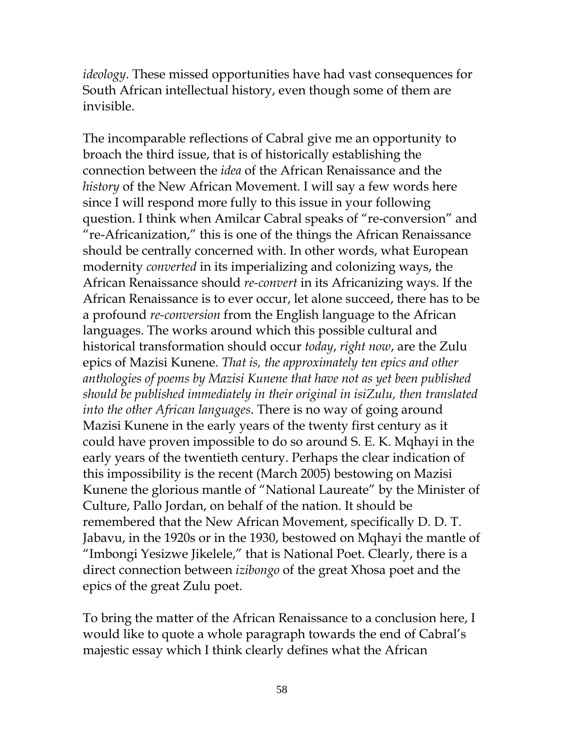*ideology*. These missed opportunities have had vast consequences for South African intellectual history, even though some of them are invisible.

The incomparable reflections of Cabral give me an opportunity to broach the third issue, that is of historically establishing the connection between the *idea* of the African Renaissance and the *history* of the New African Movement. I will say a few words here since I will respond more fully to this issue in your following question. I think when Amilcar Cabral speaks of "re-conversion" and "re-Africanization," this is one of the things the African Renaissance should be centrally concerned with. In other words, what European modernity *converted* in its imperializing and colonizing ways, the African Renaissance should *re-convert* in its Africanizing ways. If the African Renaissance is to ever occur, let alone succeed, there has to be a profound *re-conversion* from the English language to the African languages. The works around which this possible cultural and historical transformation should occur *today*, *right now*, are the Zulu epics of Mazisi Kunene. *That is, the approximately ten epics and other anthologies of poems by Mazisi Kunene that have not as yet been published should be published immediately in their original in isiZulu, then translated into the other African languages*. There is no way of going around Mazisi Kunene in the early years of the twenty first century as it could have proven impossible to do so around S. E. K. Mqhayi in the early years of the twentieth century. Perhaps the clear indication of this impossibility is the recent (March 2005) bestowing on Mazisi Kunene the glorious mantle of "National Laureate" by the Minister of Culture, Pallo Jordan, on behalf of the nation. It should be remembered that the New African Movement, specifically D. D. T. Jabavu, in the 1920s or in the 1930, bestowed on Mqhayi the mantle of "Imbongi Yesizwe Jikelele," that is National Poet. Clearly, there is a direct connection between *izibongo* of the great Xhosa poet and the epics of the great Zulu poet.

To bring the matter of the African Renaissance to a conclusion here, I would like to quote a whole paragraph towards the end of Cabral's majestic essay which I think clearly defines what the African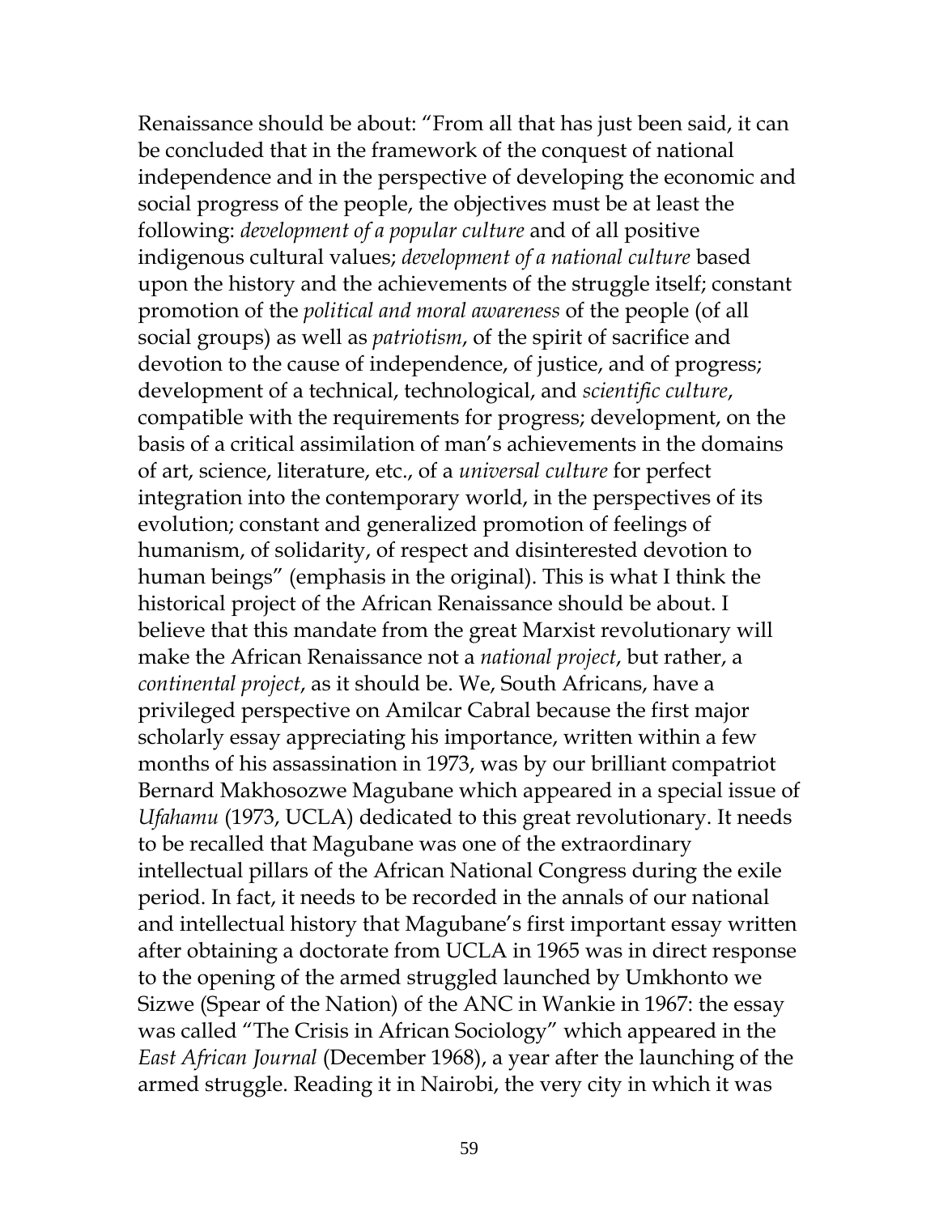Renaissance should be about: "From all that has just been said, it can be concluded that in the framework of the conquest of national independence and in the perspective of developing the economic and social progress of the people, the objectives must be at least the following: *development of a popular culture* and of all positive indigenous cultural values; *development of a national culture* based upon the history and the achievements of the struggle itself; constant promotion of the *political and moral awareness* of the people (of all social groups) as well as *patriotism*, of the spirit of sacrifice and devotion to the cause of independence, of justice, and of progress; development of a technical, technological, and *scientific culture*, compatible with the requirements for progress; development, on the basis of a critical assimilation of man's achievements in the domains of art, science, literature, etc., of a *universal culture* for perfect integration into the contemporary world, in the perspectives of its evolution; constant and generalized promotion of feelings of humanism, of solidarity, of respect and disinterested devotion to human beings" (emphasis in the original). This is what I think the historical project of the African Renaissance should be about. I believe that this mandate from the great Marxist revolutionary will make the African Renaissance not a *national project*, but rather, a *continental project*, as it should be. We, South Africans, have a privileged perspective on Amilcar Cabral because the first major scholarly essay appreciating his importance, written within a few months of his assassination in 1973, was by our brilliant compatriot Bernard Makhosozwe Magubane which appeared in a special issue of *Ufahamu* (1973, UCLA) dedicated to this great revolutionary. It needs to be recalled that Magubane was one of the extraordinary intellectual pillars of the African National Congress during the exile period. In fact, it needs to be recorded in the annals of our national and intellectual history that Magubane's first important essay written after obtaining a doctorate from UCLA in 1965 was in direct response to the opening of the armed struggled launched by Umkhonto we Sizwe (Spear of the Nation) of the ANC in Wankie in 1967: the essay was called "The Crisis in African Sociology" which appeared in the *East African Journal* (December 1968), a year after the launching of the armed struggle. Reading it in Nairobi, the very city in which it was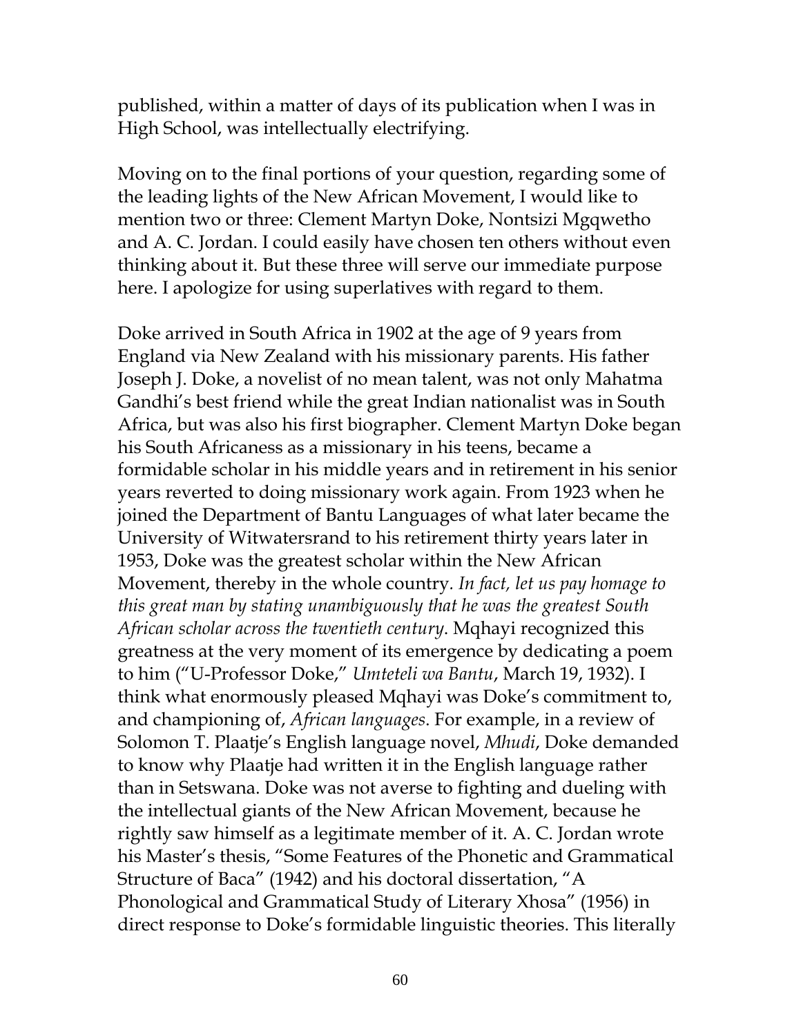published, within a matter of days of its publication when I was in High School, was intellectually electrifying.

Moving on to the final portions of your question, regarding some of the leading lights of the New African Movement, I would like to mention two or three: Clement Martyn Doke, Nontsizi Mgqwetho and A. C. Jordan. I could easily have chosen ten others without even thinking about it. But these three will serve our immediate purpose here. I apologize for using superlatives with regard to them.

Doke arrived in South Africa in 1902 at the age of 9 years from England via New Zealand with his missionary parents. His father Joseph J. Doke, a novelist of no mean talent, was not only Mahatma Gandhi's best friend while the great Indian nationalist was in South Africa, but was also his first biographer. Clement Martyn Doke began his South Africaness as a missionary in his teens, became a formidable scholar in his middle years and in retirement in his senior years reverted to doing missionary work again. From 1923 when he joined the Department of Bantu Languages of what later became the University of Witwatersrand to his retirement thirty years later in 1953, Doke was the greatest scholar within the New African Movement, thereby in the whole country. *In fact, let us pay homage to this great man by stating unambiguously that he was the greatest South African scholar across the twentieth century*. Mqhayi recognized this greatness at the very moment of its emergence by dedicating a poem to him ("U-Professor Doke," *Umteteli wa Bantu*, March 19, 1932). I think what enormously pleased Mqhayi was Doke's commitment to, and championing of, *African languages*. For example, in a review of Solomon T. Plaatje's English language novel, *Mhudi*, Doke demanded to know why Plaatje had written it in the English language rather than in Setswana. Doke was not averse to fighting and dueling with the intellectual giants of the New African Movement, because he rightly saw himself as a legitimate member of it. A. C. Jordan wrote his Master's thesis, "Some Features of the Phonetic and Grammatical Structure of Baca" (1942) and his doctoral dissertation, "A Phonological and Grammatical Study of Literary Xhosa" (1956) in direct response to Doke's formidable linguistic theories. This literally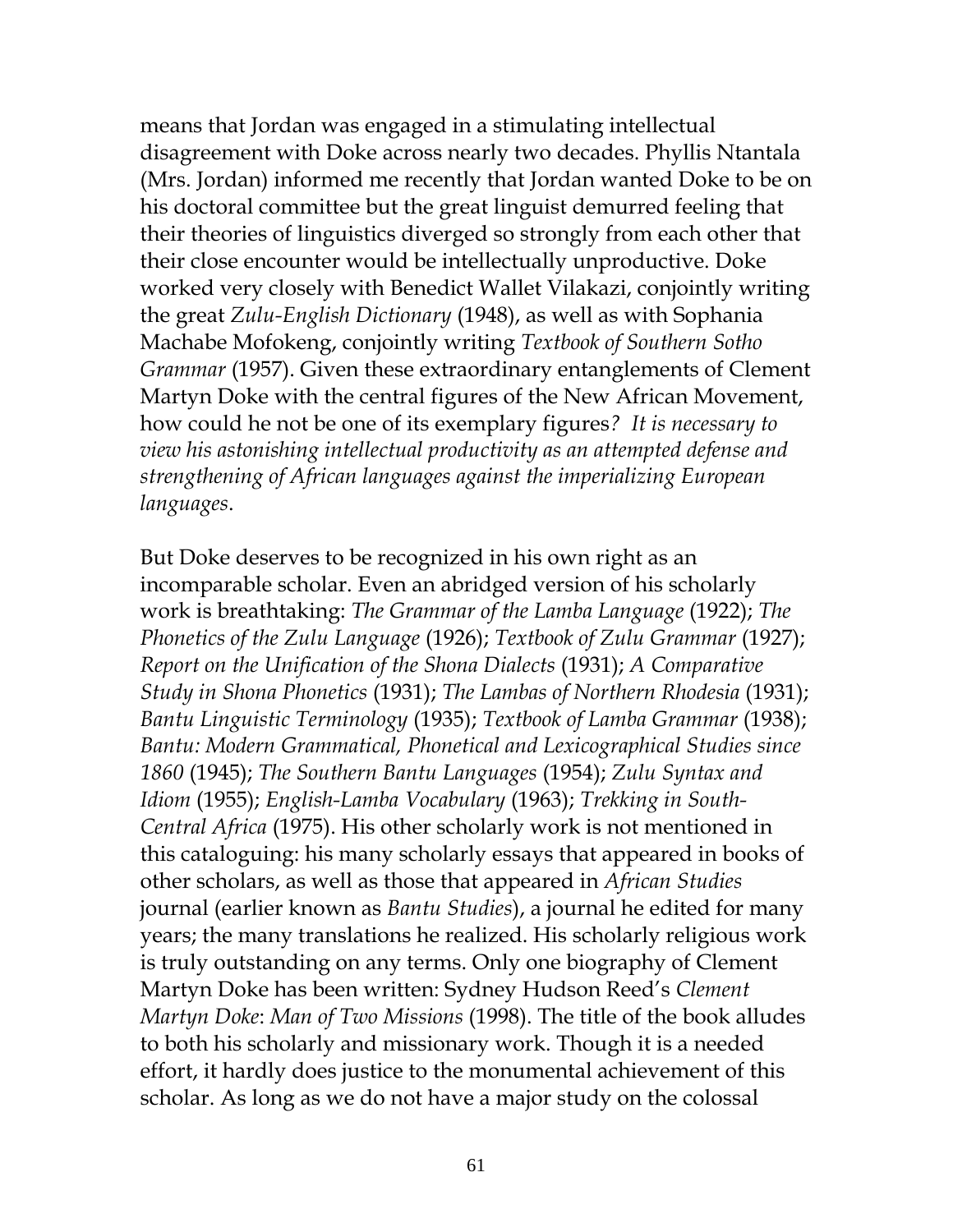means that Jordan was engaged in a stimulating intellectual disagreement with Doke across nearly two decades. Phyllis Ntantala (Mrs. Jordan) informed me recently that Jordan wanted Doke to be on his doctoral committee but the great linguist demurred feeling that their theories of linguistics diverged so strongly from each other that their close encounter would be intellectually unproductive. Doke worked very closely with Benedict Wallet Vilakazi, conjointly writing the great *Zulu-English Dictionary* (1948), as well as with Sophania Machabe Mofokeng, conjointly writing *Textbook of Southern Sotho Grammar* (1957). Given these extraordinary entanglements of Clement Martyn Doke with the central figures of the New African Movement, how could he not be one of its exemplary figures? *It is necessary to view his astonishing intellectual productivity as an attempted defense and strengthening of African languages against the imperializing European languages*.

But Doke deserves to be recognized in his own right as an incomparable scholar. Even an abridged version of his scholarly work is breathtaking: *The Grammar of the Lamba Language* (1922); *The Phonetics of the Zulu Language* (1926); *Textbook of Zulu Grammar* (1927); *Report on the Unification of the Shona Dialects* (1931); *A Comparative Study in Shona Phonetics* (1931); *The Lambas of Northern Rhodesia* (1931); *Bantu Linguistic Terminology* (1935); *Textbook of Lamba Grammar* (1938); *Bantu: Modern Grammatical, Phonetical and Lexicographical Studies since 1860* (1945); *The Southern Bantu Languages* (1954); *Zulu Syntax and Idiom* (1955); *English-Lamba Vocabulary* (1963); *Trekking in South-Central Africa* (1975). His other scholarly work is not mentioned in this cataloguing: his many scholarly essays that appeared in books of other scholars, as well as those that appeared in *African Studies* journal (earlier known as *Bantu Studies*), a journal he edited for many years; the many translations he realized. His scholarly religious work is truly outstanding on any terms. Only one biography of Clement Martyn Doke has been written: Sydney Hudson Reed's *Clement Martyn Doke*: *Man of Two Missions* (1998). The title of the book alludes to both his scholarly and missionary work. Though it is a needed effort, it hardly does justice to the monumental achievement of this scholar. As long as we do not have a major study on the colossal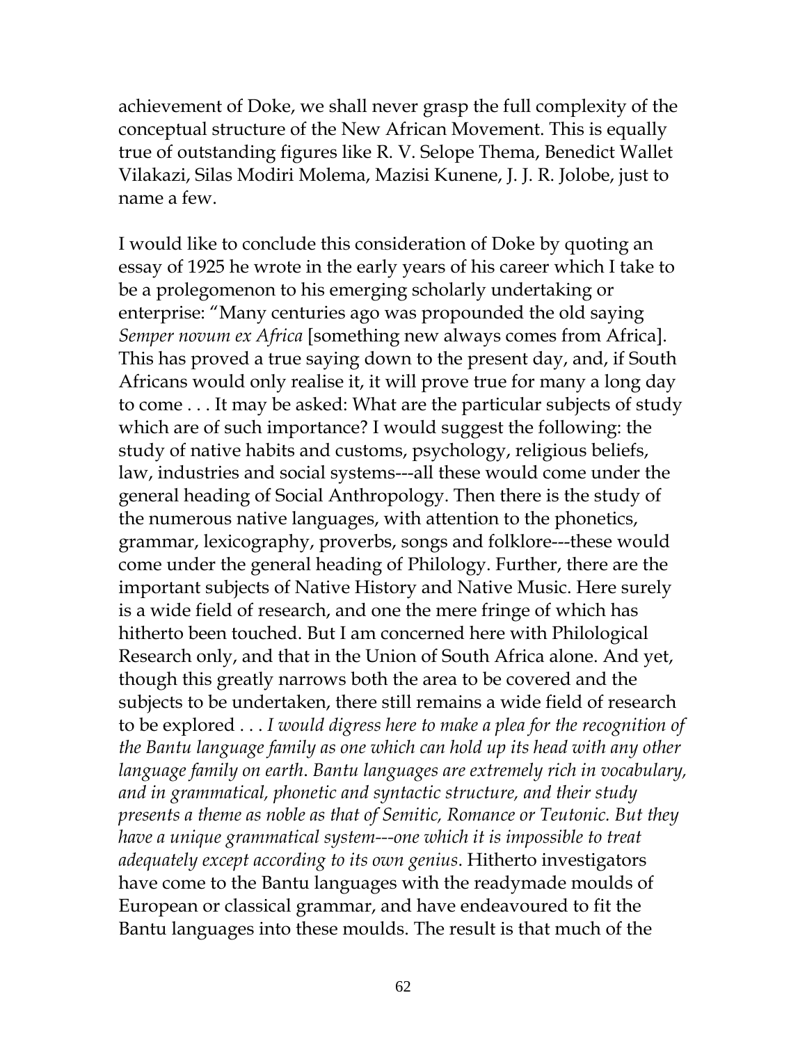achievement of Doke, we shall never grasp the full complexity of the conceptual structure of the New African Movement. This is equally true of outstanding figures like R. V. Selope Thema, Benedict Wallet Vilakazi, Silas Modiri Molema, Mazisi Kunene, J. J. R. Jolobe, just to name a few.

I would like to conclude this consideration of Doke by quoting an essay of 1925 he wrote in the early years of his career which I take to be a prolegomenon to his emerging scholarly undertaking or enterprise: "Many centuries ago was propounded the old saying *Semper novum ex Africa* [something new always comes from Africa]. This has proved a true saying down to the present day, and, if South Africans would only realise it, it will prove true for many a long day to come . . . It may be asked: What are the particular subjects of study which are of such importance? I would suggest the following: the study of native habits and customs, psychology, religious beliefs, law, industries and social systems---all these would come under the general heading of Social Anthropology. Then there is the study of the numerous native languages, with attention to the phonetics, grammar, lexicography, proverbs, songs and folklore---these would come under the general heading of Philology. Further, there are the important subjects of Native History and Native Music. Here surely is a wide field of research, and one the mere fringe of which has hitherto been touched. But I am concerned here with Philological Research only, and that in the Union of South Africa alone. And yet, though this greatly narrows both the area to be covered and the subjects to be undertaken, there still remains a wide field of research to be explored . . . *I would digress here to make a plea for the recognition of the Bantu language family as one which can hold up its head with any other language family on earth. Bantu languages are extremely rich in vocabulary, and in grammatical, phonetic and syntactic structure, and their study presents a theme as noble as that of Semitic, Romance or Teutonic. But they have a unique grammatical system---one which it is impossible to treat adequately except according to its own genius*. Hitherto investigators have come to the Bantu languages with the readymade moulds of European or classical grammar, and have endeavoured to fit the Bantu languages into these moulds. The result is that much of the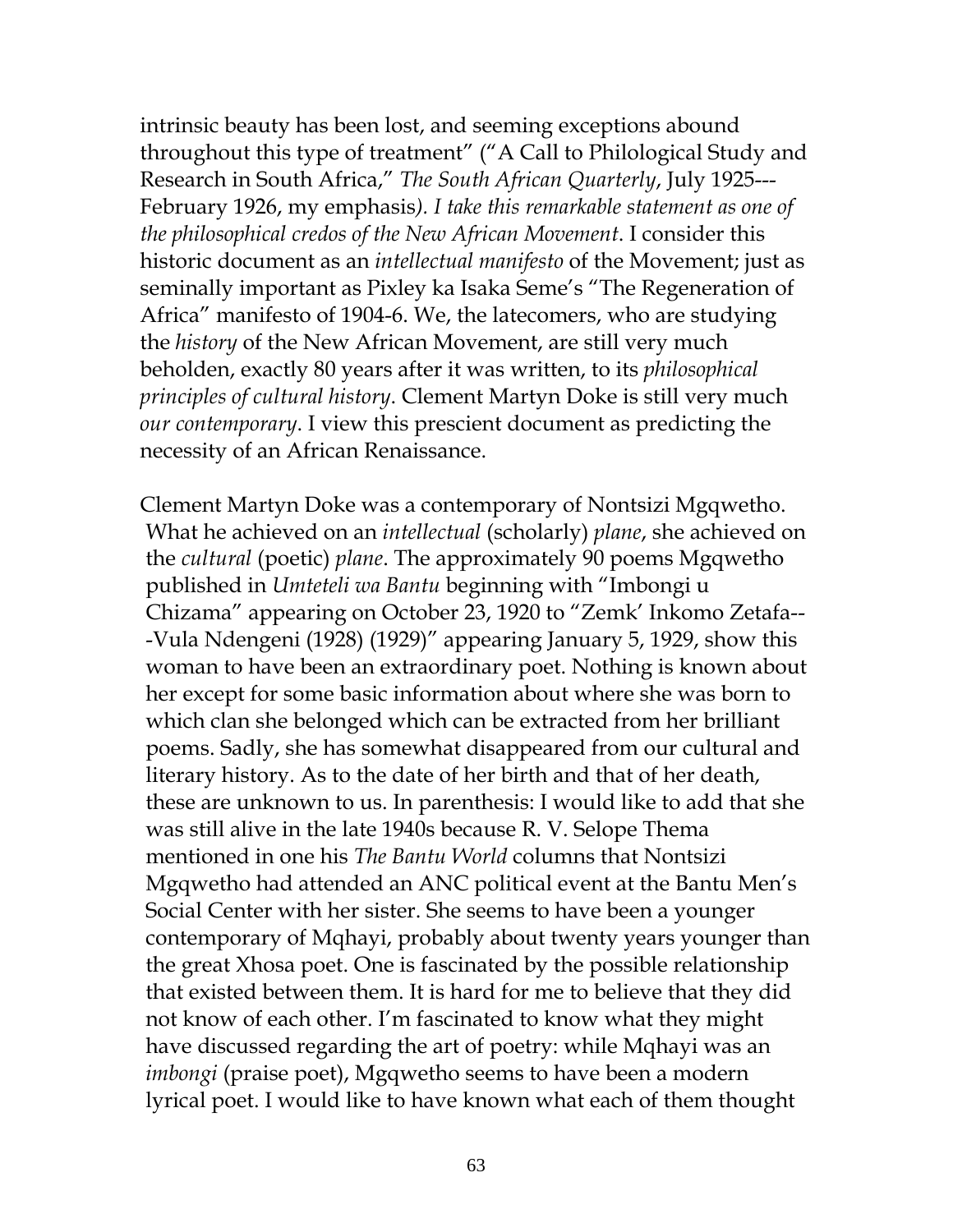intrinsic beauty has been lost, and seeming exceptions abound throughout this type of treatment" ("A Call to Philological Study and Research in South Africa," *The South African Quarterly*, July 1925---February 1926, my emphasis). *I take this remarkable statement as one of the philosophical credos of the New African Movement*. I consider this historic document as an *intellectual manifesto* of the Movement; just as seminally important as Pixley ka Isaka Seme's "The Regeneration of Africa" manifesto of 1904-6. We, the latecomers, who are studying the *history* of the New African Movement, are still very much beholden, exactly 80 years after it was written, to its *philosophical principles of cultural history*. Clement Martyn Doke is still very much *our contemporary*. I view this prescient document as predicting the necessity of an African Renaissance.

Clement Martyn Doke was a contemporary of Nontsizi Mgqwetho. What he achieved on an *intellectual* (scholarly) *plane*, she achieved on the *cultural* (poetic) *plane*. The approximately 90 poems Mgqwetho published in *Umteteli wa Bantu* beginning with "Imbongi u Chizama" appearing on October 23, 1920 to "Zemk' Inkomo Zetafa---Vula Ndengeni (1928) (1929)" appearing January 5, 1929, show this woman to have been an extraordinary poet. Nothing is known about her except for some basic information about where she was born to which clan she belonged which can be extracted from her brilliant poems. Sadly, she has somewhat disappeared from our cultural and literary history. As to the date of her birth and that of her death, these are unknown to us. In parenthesis: I would like to add that she was still alive in the late 1940s because R. V. Selope Thema mentioned in one his *The Bantu World* columns that Nontsizi Mgqwetho had attended an ANC political event at the Bantu Men's Social Center with her sister. She seems to have been a younger contemporary of Mqhayi, probably about twenty years younger than the great Xhosa poet. One is fascinated by the possible relationship that existed between them. It is hard for me to believe that they did not know of each other. I'm fascinated to know what they might have discussed regarding the art of poetry: while Mqhayi was an *imbongi* (praise poet), Mgqwetho seems to have been a modern lyrical poet. I would like to have known what each of them thought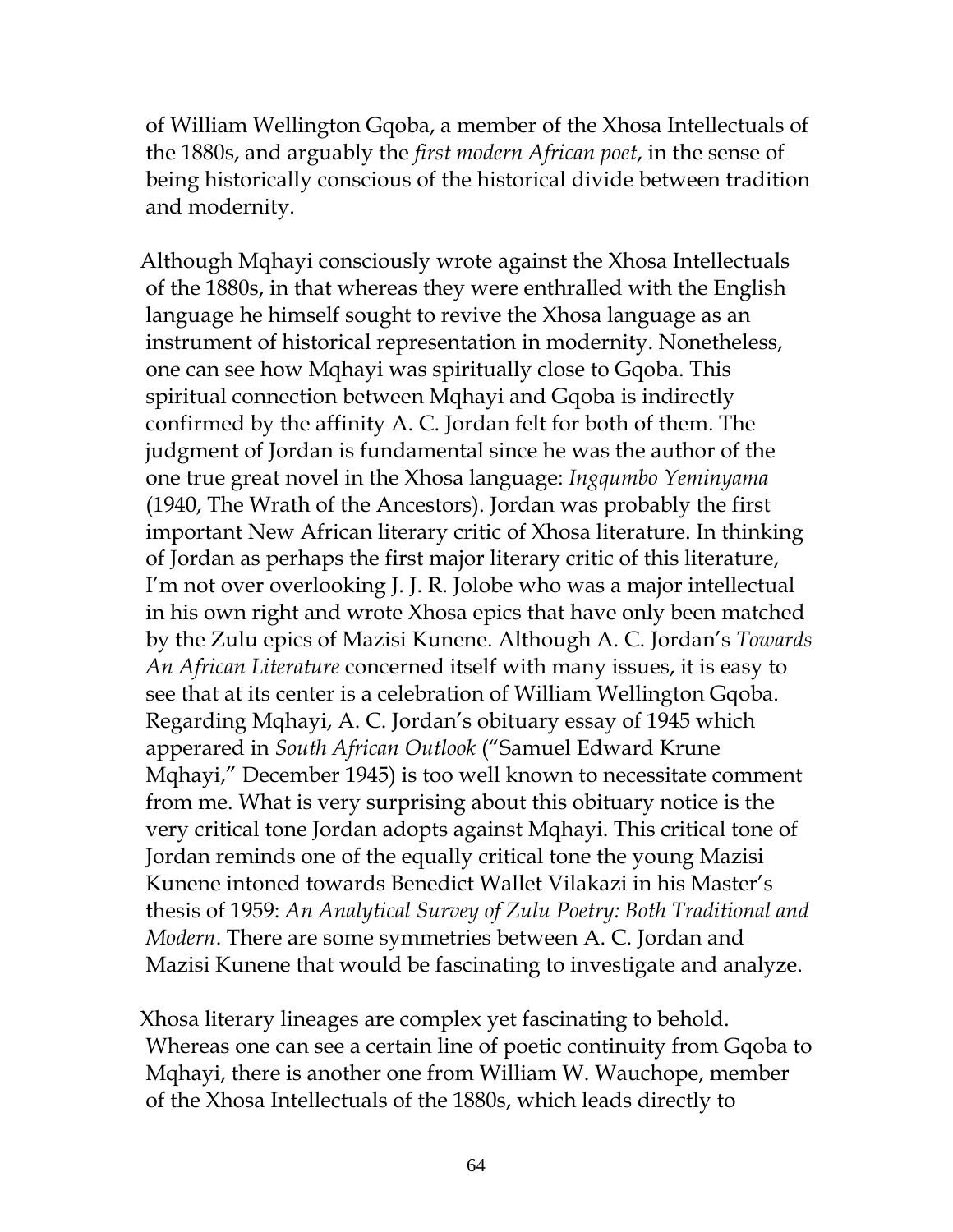of William Wellington Gqoba, a member of the Xhosa Intellectuals of the 1880s, and arguably the *first modern African poet*, in the sense of being historically conscious of the historical divide between tradition and modernity.

Although Mqhayi consciously wrote against the Xhosa Intellectuals of the 1880s, in that whereas they were enthralled with the English language he himself sought to revive the Xhosa language as an instrument of historical representation in modernity. Nonetheless, one can see how Mqhayi was spiritually close to Gqoba. This spiritual connection between Mqhayi and Gqoba is indirectly confirmed by the affinity A. C. Jordan felt for both of them. The judgment of Jordan is fundamental since he was the author of the one true great novel in the Xhosa language: *Ingqumbo Yeminyama* (1940, The Wrath of the Ancestors). Jordan was probably the first important New African literary critic of Xhosa literature. In thinking of Jordan as perhaps the first major literary critic of this literature, I'm not over overlooking J. J. R. Jolobe who was a major intellectual in his own right and wrote Xhosa epics that have only been matched by the Zulu epics of Mazisi Kunene. Although A. C. Jordan's *Towards An African Literature* concerned itself with many issues, it is easy to see that at its center is a celebration of William Wellington Gqoba. Regarding Mqhayi, A. C. Jordan's obituary essay of 1945 which apperared in *South African Outlook* ("Samuel Edward Krune Mqhayi," December 1945) is too well known to necessitate comment from me. What is very surprising about this obituary notice is the very critical tone Jordan adopts against Mqhayi. This critical tone of Jordan reminds one of the equally critical tone the young Mazisi Kunene intoned towards Benedict Wallet Vilakazi in his Master's thesis of 1959: *An Analytical Survey of Zulu Poetry: Both Traditional and Modern*. There are some symmetries between A. C. Jordan and Mazisi Kunene that would be fascinating to investigate and analyze.

Xhosa literary lineages are complex yet fascinating to behold. Whereas one can see a certain line of poetic continuity from Gqoba to Mqhayi, there is another one from William W. Wauchope, member of the Xhosa Intellectuals of the 1880s, which leads directly to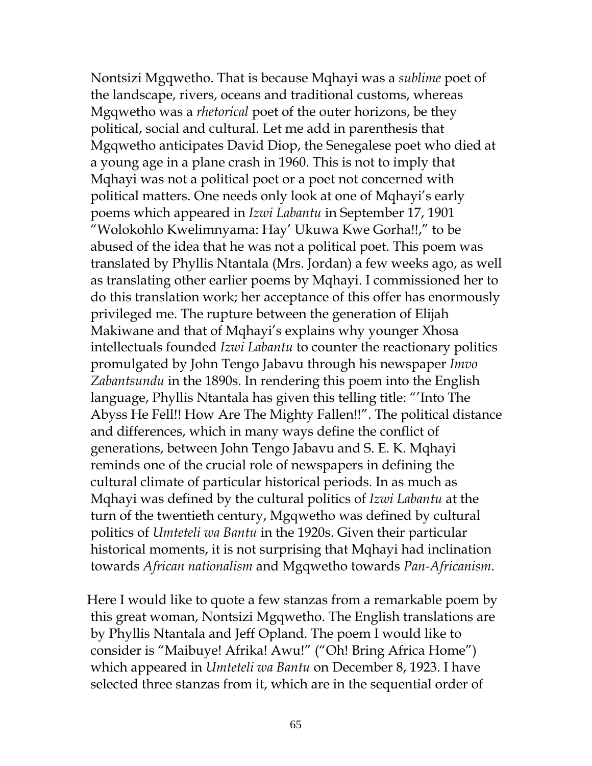Nontsizi Mgqwetho. That is because Mqhayi was a *sublime* poet of the landscape, rivers, oceans and traditional customs, whereas Mgqwetho was a *rhetorical* poet of the outer horizons, be they political, social and cultural. Let me add in parenthesis that Mgqwetho anticipates David Diop, the Senegalese poet who died at a young age in a plane crash in 1960. This is not to imply that Mqhayi was not a political poet or a poet not concerned with political matters. One needs only look at one of Mqhayi's early poems which appeared in *Izwi Labantu* in September 17, 1901 "Wolokohlo Kwelimnyama: Hay' Ukuwa Kwe Gorha!!," to be abused of the idea that he was not a political poet. This poem was translated by Phyllis Ntantala (Mrs. Jordan) a few weeks ago, as well as translating other earlier poems by Mqhayi. I commissioned her to do this translation work; her acceptance of this offer has enormously privileged me. The rupture between the generation of Elijah Makiwane and that of Mqhayi's explains why younger Xhosa intellectuals founded *Izwi Labantu* to counter the reactionary politics promulgated by John Tengo Jabavu through his newspaper *Imvo Zabantsundu* in the 1890s. In rendering this poem into the English language, Phyllis Ntantala has given this telling title: "'Into The Abyss He Fell!! How Are The Mighty Fallen!!". The political distance and differences, which in many ways define the conflict of generations, between John Tengo Jabavu and S. E. K. Mqhayi reminds one of the crucial role of newspapers in defining the cultural climate of particular historical periods. In as much as Mqhayi was defined by the cultural politics of *Izwi Labantu* at the turn of the twentieth century, Mgqwetho was defined by cultural politics of *Umteteli wa Bantu* in the 1920s. Given their particular historical moments, it is not surprising that Mqhayi had inclination towards *African nationalism* and Mgqwetho towards *Pan-Africanism*.

Here I would like to quote a few stanzas from a remarkable poem by this great woman, Nontsizi Mgqwetho. The English translations are by Phyllis Ntantala and Jeff Opland. The poem I would like to consider is "Maibuye! Afrika! Awu!" ("Oh! Bring Africa Home") which appeared in *Umteteli wa Bantu* on December 8, 1923. I have selected three stanzas from it, which are in the sequential order of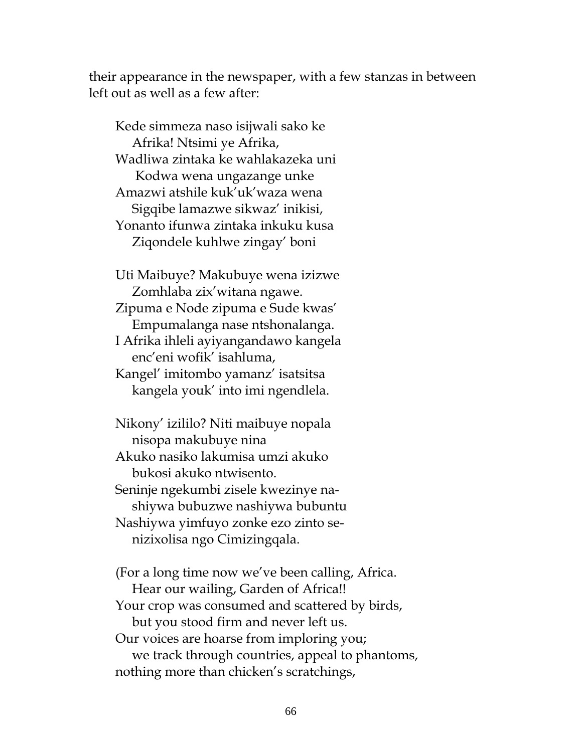their appearance in the newspaper, with a few stanzas in between left out as well as a few after:

> Kede simmeza naso isijwali sako ke
> &nbsp;&nbsp;&nbsp;&nbsp;Afrika! Ntsimi ye Afrika,
> Wadliwa zintaka ke wahlakazeka uni
> &nbsp;&nbsp;&nbsp;&nbsp;Kodwa wena ungazange unke
> Amazwi atshile kuk'uk'waza wena
> &nbsp;&nbsp;&nbsp;&nbsp;Sigqibe lamazwe sikwaz' inikisi,
> Yonanto ifunwa zintaka inkuku kusa
> &nbsp;&nbsp;&nbsp;&nbsp;Ziqondele kuhlwe zingay' boni
>
> Uti Maibuye? Makubuye wena izizwe
> &nbsp;&nbsp;&nbsp;&nbsp;Zomhlaba zix'witana ngawe.
> Zipuma e Node zipuma e Sude kwas'
> &nbsp;&nbsp;&nbsp;&nbsp;Empumalanga nase ntshonalanga.
> I Afrika ihleli ayiyangandawo kangela
> &nbsp;&nbsp;&nbsp;&nbsp;enc'eni wofik' isahluma,
> Kangel' imitombo yamanz' isatsitsa
> &nbsp;&nbsp;&nbsp;&nbsp;kangela youk' into imi ngendlela.
>
> Nikony' izililo? Niti maibuye nopala
> &nbsp;&nbsp;&nbsp;&nbsp;nisopa makubuye nina
> Akuko nasiko lakumisa umzi akuko
> &nbsp;&nbsp;&nbsp;&nbsp;bukosi akuko ntwisento.
> Seninje ngekumbi zisele kwezinye na-
> &nbsp;&nbsp;&nbsp;&nbsp;shiywa bubuzwe nashiywa bubuntu
> Nashiywa yimfuyo zonke ezo zinto se-
> &nbsp;&nbsp;&nbsp;&nbsp;nizixolisa ngo Cimizingqala.
>
> (For a long time now we've been calling, Africa.
> &nbsp;&nbsp;&nbsp;&nbsp;Hear our wailing, Garden of Africa!!
> Your crop was consumed and scattered by birds,
> &nbsp;&nbsp;&nbsp;&nbsp;but you stood firm and never left us.
> Our voices are hoarse from imploring you;
> &nbsp;&nbsp;&nbsp;&nbsp;we track through countries, appeal to phantoms,
> nothing more than chicken's scratchings,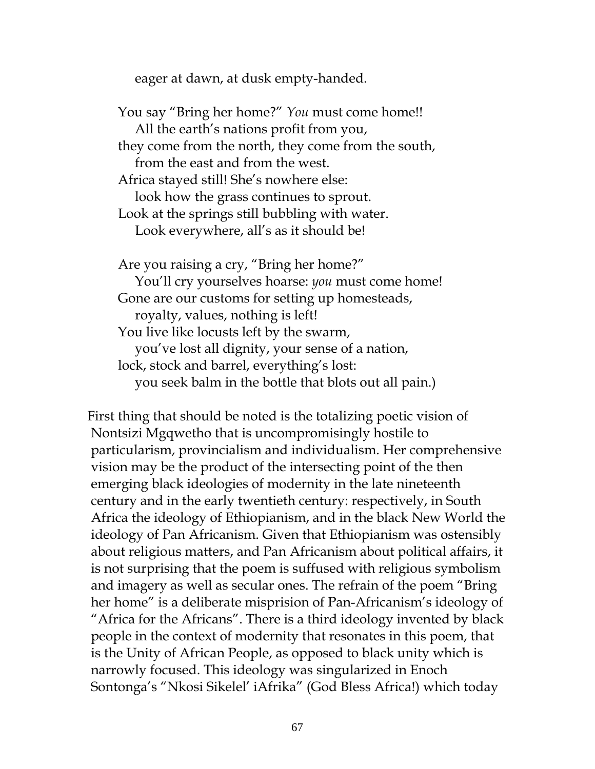eager at dawn, at dusk empty-handed.

You say “Bring her home?” *You* must come home!!
All the earth’s nations profit from you,
they come from the north, they come from the south,
from the east and from the west.
Africa stayed still! She’s nowhere else:
look how the grass continues to sprout.
Look at the springs still bubbling with water.
Look everywhere, all’s as it should be!

Are you raising a cry, “Bring her home?”
You’ll cry yourselves hoarse: *you* must come home!
Gone are our customs for setting up homesteads,
royalty, values, nothing is left!
You live like locusts left by the swarm,
you’ve lost all dignity, your sense of a nation,
lock, stock and barrel, everything’s lost:
you seek balm in the bottle that blots out all pain.)

First thing that should be noted is the totalizing poetic vision of Nontsizi Mgqwetho that is uncompromisingly hostile to particularism, provincialism and individualism. Her comprehensive vision may be the product of the intersecting point of the then emerging black ideologies of modernity in the late nineteenth century and in the early twentieth century: respectively, in South Africa the ideology of Ethiopianism, and in the black New World the ideology of Pan Africanism. Given that Ethiopianism was ostensibly about religious matters, and Pan Africanism about political affairs, it is not surprising that the poem is suffused with religious symbolism and imagery as well as secular ones. The refrain of the poem “Bring her home” is a deliberate misprision of Pan-Africanism’s ideology of “Africa for the Africans”. There is a third ideology invented by black people in the context of modernity that resonates in this poem, that is the Unity of African People, as opposed to black unity which is narrowly focused. This ideology was singularized in Enoch Sontonga’s “Nkosi Sikelel’ iAfrika” (God Bless Africa!) which today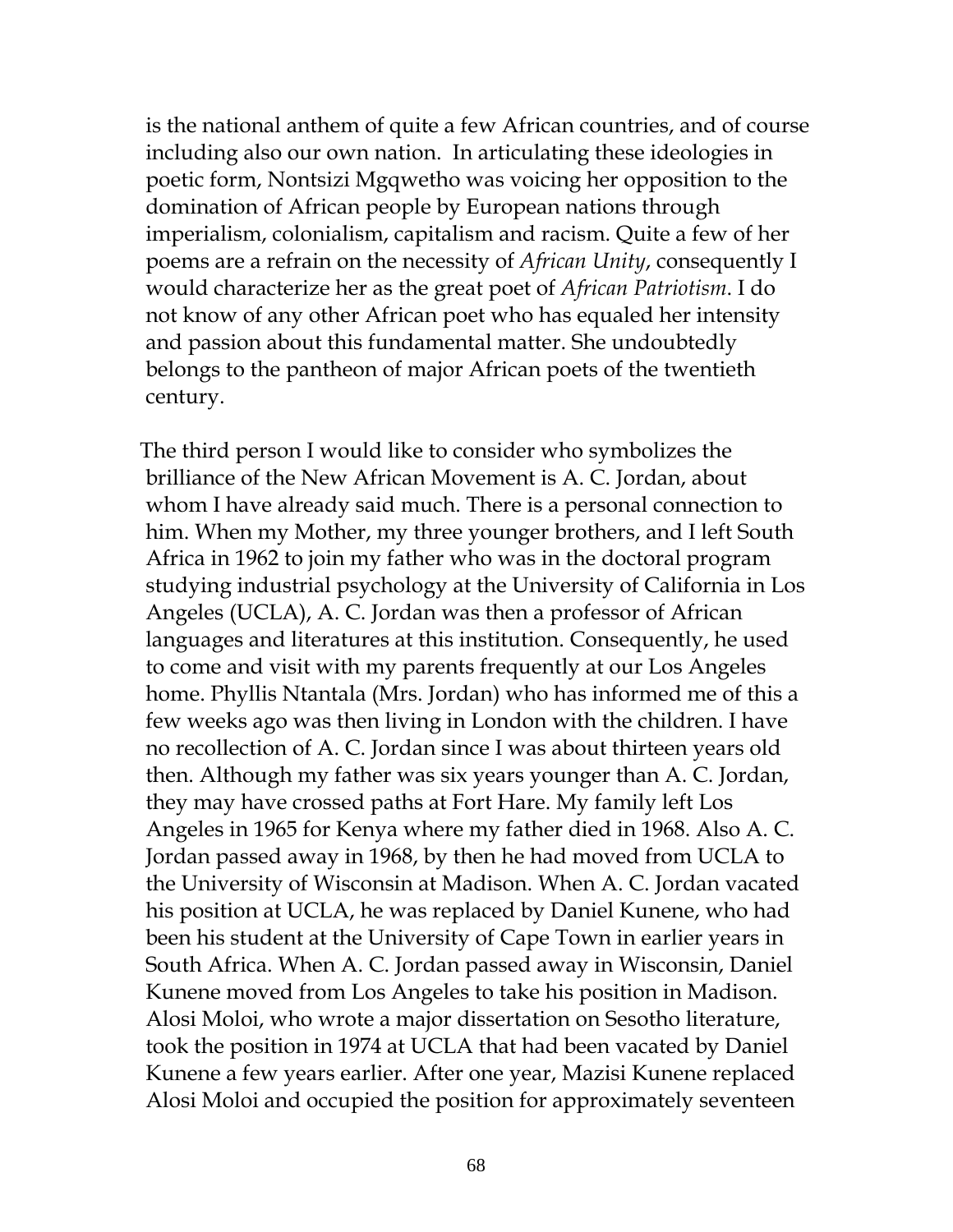is the national anthem of quite a few African countries, and of course including also our own nation. In articulating these ideologies in poetic form, Nontsizi Mgqwetho was voicing her opposition to the domination of African people by European nations through imperialism, colonialism, capitalism and racism. Quite a few of her poems are a refrain on the necessity of *African Unity*, consequently I would characterize her as the great poet of *African Patriotism*. I do not know of any other African poet who has equaled her intensity and passion about this fundamental matter. She undoubtedly belongs to the pantheon of major African poets of the twentieth century.

The third person I would like to consider who symbolizes the brilliance of the New African Movement is A. C. Jordan, about whom I have already said much. There is a personal connection to him. When my Mother, my three younger brothers, and I left South Africa in 1962 to join my father who was in the doctoral program studying industrial psychology at the University of California in Los Angeles (UCLA), A. C. Jordan was then a professor of African languages and literatures at this institution. Consequently, he used to come and visit with my parents frequently at our Los Angeles home. Phyllis Ntantala (Mrs. Jordan) who has informed me of this a few weeks ago was then living in London with the children. I have no recollection of A. C. Jordan since I was about thirteen years old then. Although my father was six years younger than A. C. Jordan, they may have crossed paths at Fort Hare. My family left Los Angeles in 1965 for Kenya where my father died in 1968. Also A. C. Jordan passed away in 1968, by then he had moved from UCLA to the University of Wisconsin at Madison. When A. C. Jordan vacated his position at UCLA, he was replaced by Daniel Kunene, who had been his student at the University of Cape Town in earlier years in South Africa. When A. C. Jordan passed away in Wisconsin, Daniel Kunene moved from Los Angeles to take his position in Madison. Alosi Moloi, who wrote a major dissertation on Sesotho literature, took the position in 1974 at UCLA that had been vacated by Daniel Kunene a few years earlier. After one year, Mazisi Kunene replaced Alosi Moloi and occupied the position for approximately seventeen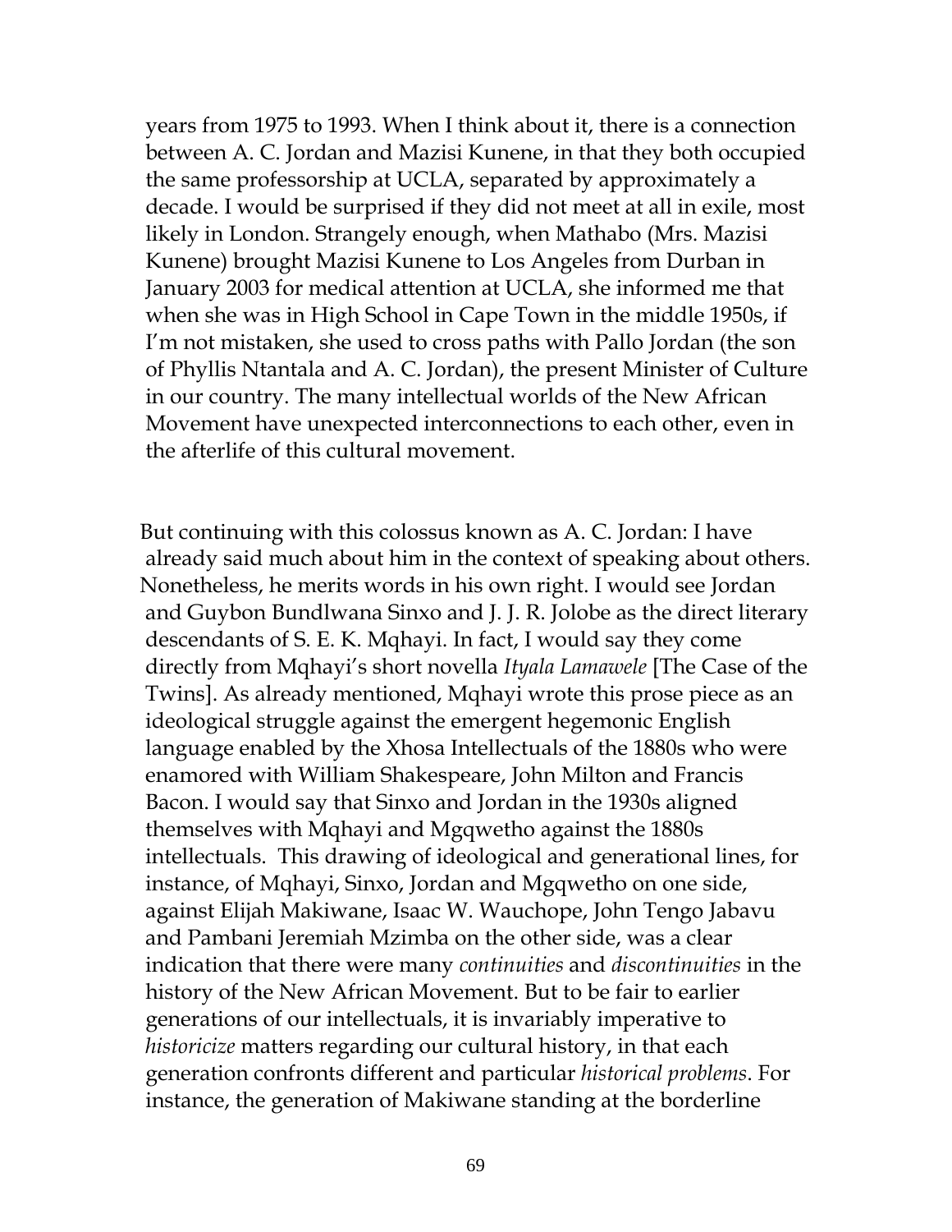years from 1975 to 1993. When I think about it, there is a connection between A. C. Jordan and Mazisi Kunene, in that they both occupied the same professorship at UCLA, separated by approximately a decade. I would be surprised if they did not meet at all in exile, most likely in London. Strangely enough, when Mathabo (Mrs. Mazisi Kunene) brought Mazisi Kunene to Los Angeles from Durban in January 2003 for medical attention at UCLA, she informed me that when she was in High School in Cape Town in the middle 1950s, if I'm not mistaken, she used to cross paths with Pallo Jordan (the son of Phyllis Ntantala and A. C. Jordan), the present Minister of Culture in our country. The many intellectual worlds of the New African Movement have unexpected interconnections to each other, even in the afterlife of this cultural movement.

But continuing with this colossus known as A. C. Jordan: I have already said much about him in the context of speaking about others. Nonetheless, he merits words in his own right. I would see Jordan and Guybon Bundlwana Sinxo and J. J. R. Jolobe as the direct literary descendants of S. E. K. Mqhayi. In fact, I would say they come directly from Mqhayi's short novella *Ityala Lamawele* [The Case of the Twins]. As already mentioned, Mqhayi wrote this prose piece as an ideological struggle against the emergent hegemonic English language enabled by the Xhosa Intellectuals of the 1880s who were enamored with William Shakespeare, John Milton and Francis Bacon. I would say that Sinxo and Jordan in the 1930s aligned themselves with Mqhayi and Mgqwetho against the 1880s intellectuals. This drawing of ideological and generational lines, for instance, of Mqhayi, Sinxo, Jordan and Mgqwetho on one side, against Elijah Makiwane, Isaac W. Wauchope, John Tengo Jabavu and Pambani Jeremiah Mzimba on the other side, was a clear indication that there were many *continuities* and *discontinuities* in the history of the New African Movement. But to be fair to earlier generations of our intellectuals, it is invariably imperative to *historicize* matters regarding our cultural history, in that each generation confronts different and particular *historical problems*. For instance, the generation of Makiwane standing at the borderline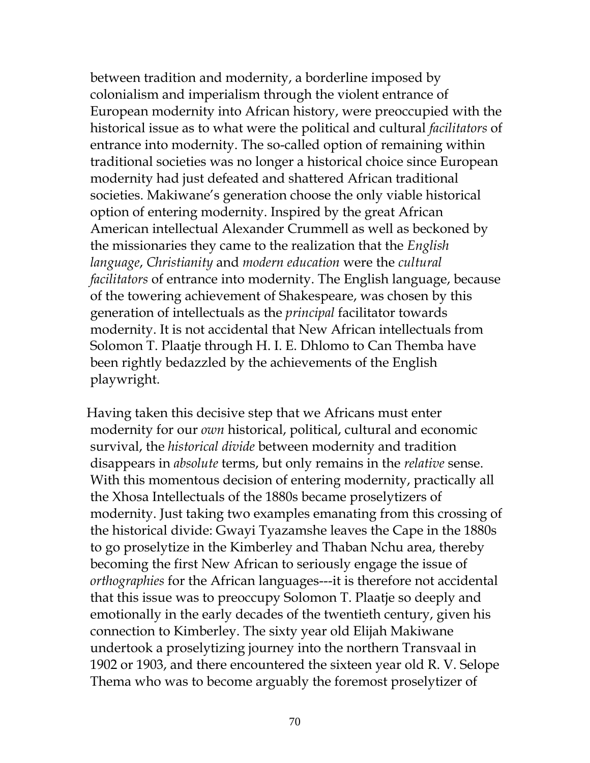between tradition and modernity, a borderline imposed by colonialism and imperialism through the violent entrance of European modernity into African history, were preoccupied with the historical issue as to what were the political and cultural *facilitators* of entrance into modernity. The so-called option of remaining within traditional societies was no longer a historical choice since European modernity had just defeated and shattered African traditional societies. Makiwane's generation choose the only viable historical option of entering modernity. Inspired by the great African American intellectual Alexander Crummell as well as beckoned by the missionaries they came to the realization that the *English language*, *Christianity* and *modern education* were the *cultural facilitators* of entrance into modernity. The English language, because of the towering achievement of Shakespeare, was chosen by this generation of intellectuals as the *principal* facilitator towards modernity. It is not accidental that New African intellectuals from Solomon T. Plaatje through H. I. E. Dhlomo to Can Themba have been rightly bedazzled by the achievements of the English playwright.

Having taken this decisive step that we Africans must enter modernity for our *own* historical, political, cultural and economic survival, the *historical divide* between modernity and tradition disappears in *absolute* terms, but only remains in the *relative* sense. With this momentous decision of entering modernity, practically all the Xhosa Intellectuals of the 1880s became proselytizers of modernity. Just taking two examples emanating from this crossing of the historical divide: Gwayi Tyazamshe leaves the Cape in the 1880s to go proselytize in the Kimberley and Thaban Nchu area, thereby becoming the first New African to seriously engage the issue of *orthographies* for the African languages---it is therefore not accidental that this issue was to preoccupy Solomon T. Plaatje so deeply and emotionally in the early decades of the twentieth century, given his connection to Kimberley. The sixty year old Elijah Makiwane undertook a proselytizing journey into the northern Transvaal in 1902 or 1903, and there encountered the sixteen year old R. V. Selope Thema who was to become arguably the foremost proselytizer of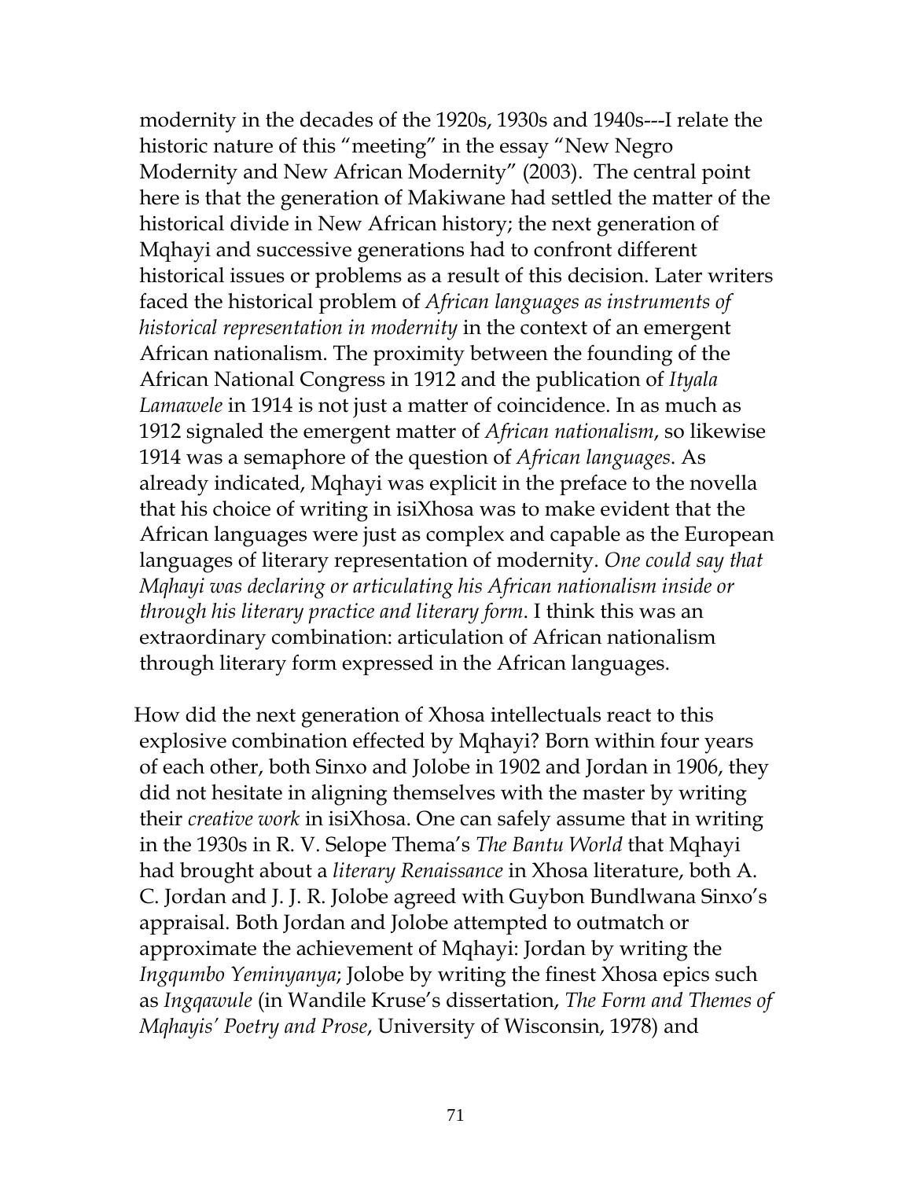modernity in the decades of the 1920s, 1930s and 1940s---I relate the historic nature of this "meeting" in the essay "New Negro Modernity and New African Modernity" (2003). The central point here is that the generation of Makiwane had settled the matter of the historical divide in New African history; the next generation of Mqhayi and successive generations had to confront different historical issues or problems as a result of this decision. Later writers faced the historical problem of *African languages as instruments of historical representation in modernity* in the context of an emergent African nationalism. The proximity between the founding of the African National Congress in 1912 and the publication of *Ityala Lamawele* in 1914 is not just a matter of coincidence. In as much as 1912 signaled the emergent matter of *African nationalism*, so likewise 1914 was a semaphore of the question of *African languages*. As already indicated, Mqhayi was explicit in the preface to the novella that his choice of writing in isiXhosa was to make evident that the African languages were just as complex and capable as the European languages of literary representation of modernity. *One could say that Mqhayi was declaring or articulating his African nationalism inside or through his literary practice and literary form*. I think this was an extraordinary combination: articulation of African nationalism through literary form expressed in the African languages.

How did the next generation of Xhosa intellectuals react to this explosive combination effected by Mqhayi? Born within four years of each other, both Sinxo and Jolobe in 1902 and Jordan in 1906, they did not hesitate in aligning themselves with the master by writing their *creative work* in isiXhosa. One can safely assume that in writing in the 1930s in R. V. Selope Thema's *The Bantu World* that Mqhayi had brought about a *literary Renaissance* in Xhosa literature, both A. C. Jordan and J. J. R. Jolobe agreed with Guybon Bundlwana Sinxo's appraisal. Both Jordan and Jolobe attempted to outmatch or approximate the achievement of Mqhayi: Jordan by writing the *Ingqumbo Yeminyanya*; Jolobe by writing the finest Xhosa epics such as *Ingqawule* (in Wandile Kruse's dissertation, *The Form and Themes of Mqhayis' Poetry and Prose*, University of Wisconsin, 1978) and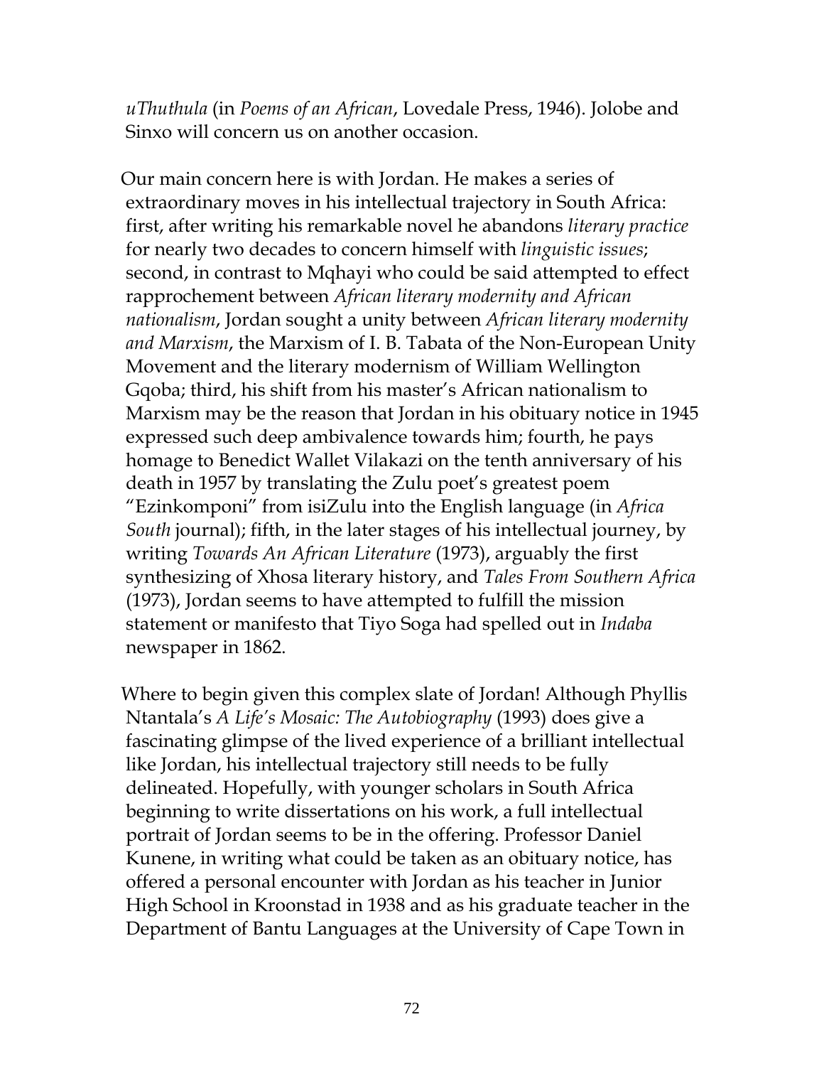*uThuthula* (in *Poems of an African*, Lovedale Press, 1946). Jolobe and Sinxo will concern us on another occasion.

Our main concern here is with Jordan. He makes a series of extraordinary moves in his intellectual trajectory in South Africa: first, after writing his remarkable novel he abandons *literary practice* for nearly two decades to concern himself with *linguistic issues*; second, in contrast to Mqhayi who could be said attempted to effect rapprochement between *African literary modernity and African nationalism*, Jordan sought a unity between *African literary modernity and Marxism*, the Marxism of I. B. Tabata of the Non-European Unity Movement and the literary modernism of William Wellington Gqoba; third, his shift from his master's African nationalism to Marxism may be the reason that Jordan in his obituary notice in 1945 expressed such deep ambivalence towards him; fourth, he pays homage to Benedict Wallet Vilakazi on the tenth anniversary of his death in 1957 by translating the Zulu poet's greatest poem "Ezinkomponi" from isiZulu into the English language (in *Africa South* journal); fifth, in the later stages of his intellectual journey, by writing *Towards An African Literature* (1973), arguably the first synthesizing of Xhosa literary history, and *Tales From Southern Africa* (1973), Jordan seems to have attempted to fulfill the mission statement or manifesto that Tiyo Soga had spelled out in *Indaba* newspaper in 1862.

Where to begin given this complex slate of Jordan! Although Phyllis Ntantala's *A Life's Mosaic: The Autobiography* (1993) does give a fascinating glimpse of the lived experience of a brilliant intellectual like Jordan, his intellectual trajectory still needs to be fully delineated. Hopefully, with younger scholars in South Africa beginning to write dissertations on his work, a full intellectual portrait of Jordan seems to be in the offering. Professor Daniel Kunene, in writing what could be taken as an obituary notice, has offered a personal encounter with Jordan as his teacher in Junior High School in Kroonstad in 1938 and as his graduate teacher in the Department of Bantu Languages at the University of Cape Town in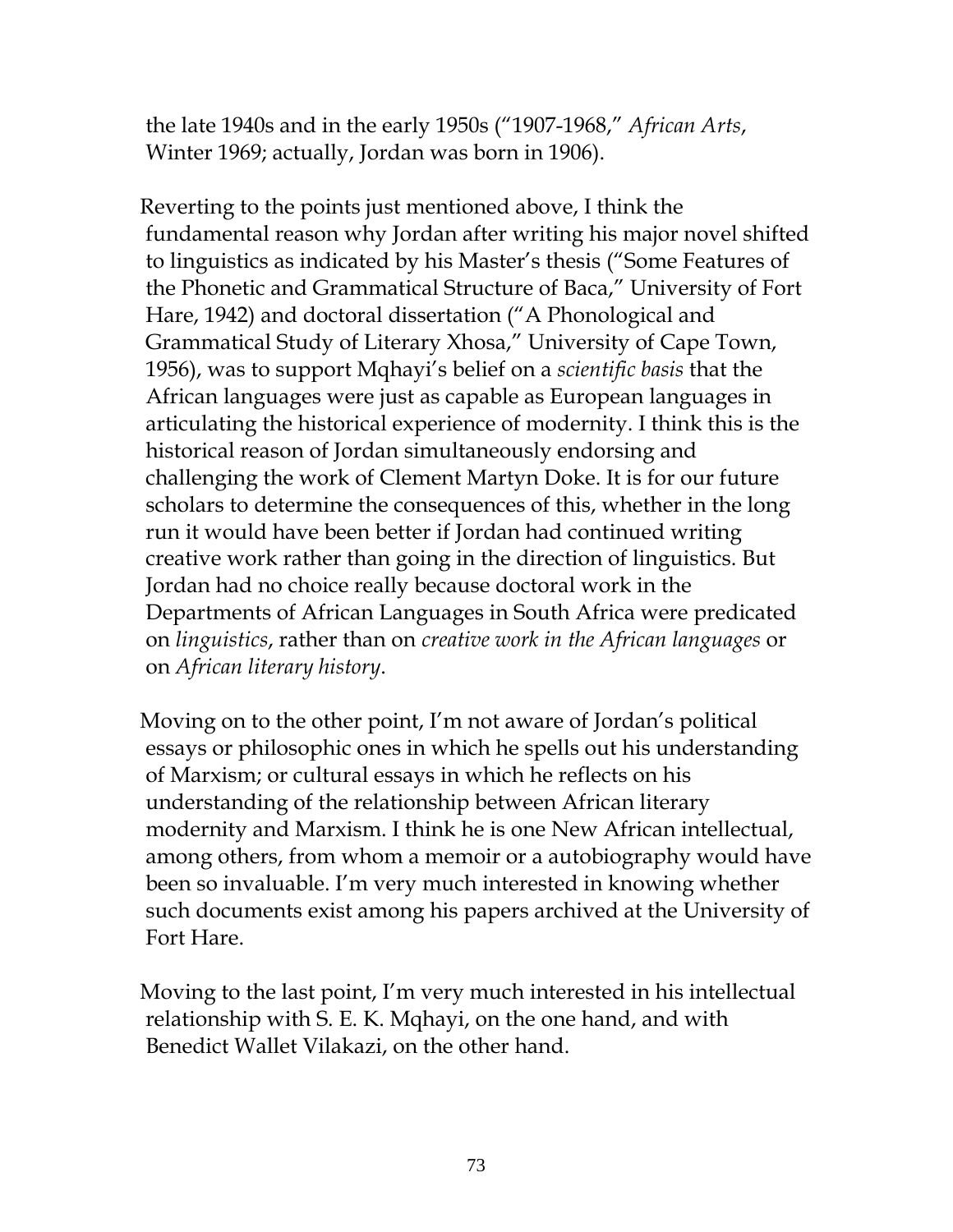the late 1940s and in the early 1950s ("1907-1968," *African Arts*, Winter 1969; actually, Jordan was born in 1906).

Reverting to the points just mentioned above, I think the fundamental reason why Jordan after writing his major novel shifted to linguistics as indicated by his Master's thesis ("Some Features of the Phonetic and Grammatical Structure of Baca," University of Fort Hare, 1942) and doctoral dissertation ("A Phonological and Grammatical Study of Literary Xhosa," University of Cape Town, 1956), was to support Mqhayi's belief on a *scientific basis* that the African languages were just as capable as European languages in articulating the historical experience of modernity. I think this is the historical reason of Jordan simultaneously endorsing and challenging the work of Clement Martyn Doke. It is for our future scholars to determine the consequences of this, whether in the long run it would have been better if Jordan had continued writing creative work rather than going in the direction of linguistics. But Jordan had no choice really because doctoral work in the Departments of African Languages in South Africa were predicated on *linguistics*, rather than on *creative work in the African languages* or on *African literary history*.

Moving on to the other point, I'm not aware of Jordan's political essays or philosophic ones in which he spells out his understanding of Marxism; or cultural essays in which he reflects on his understanding of the relationship between African literary modernity and Marxism. I think he is one New African intellectual, among others, from whom a memoir or a autobiography would have been so invaluable. I'm very much interested in knowing whether such documents exist among his papers archived at the University of Fort Hare.

Moving to the last point, I'm very much interested in his intellectual relationship with S. E. K. Mqhayi, on the one hand, and with Benedict Wallet Vilakazi, on the other hand.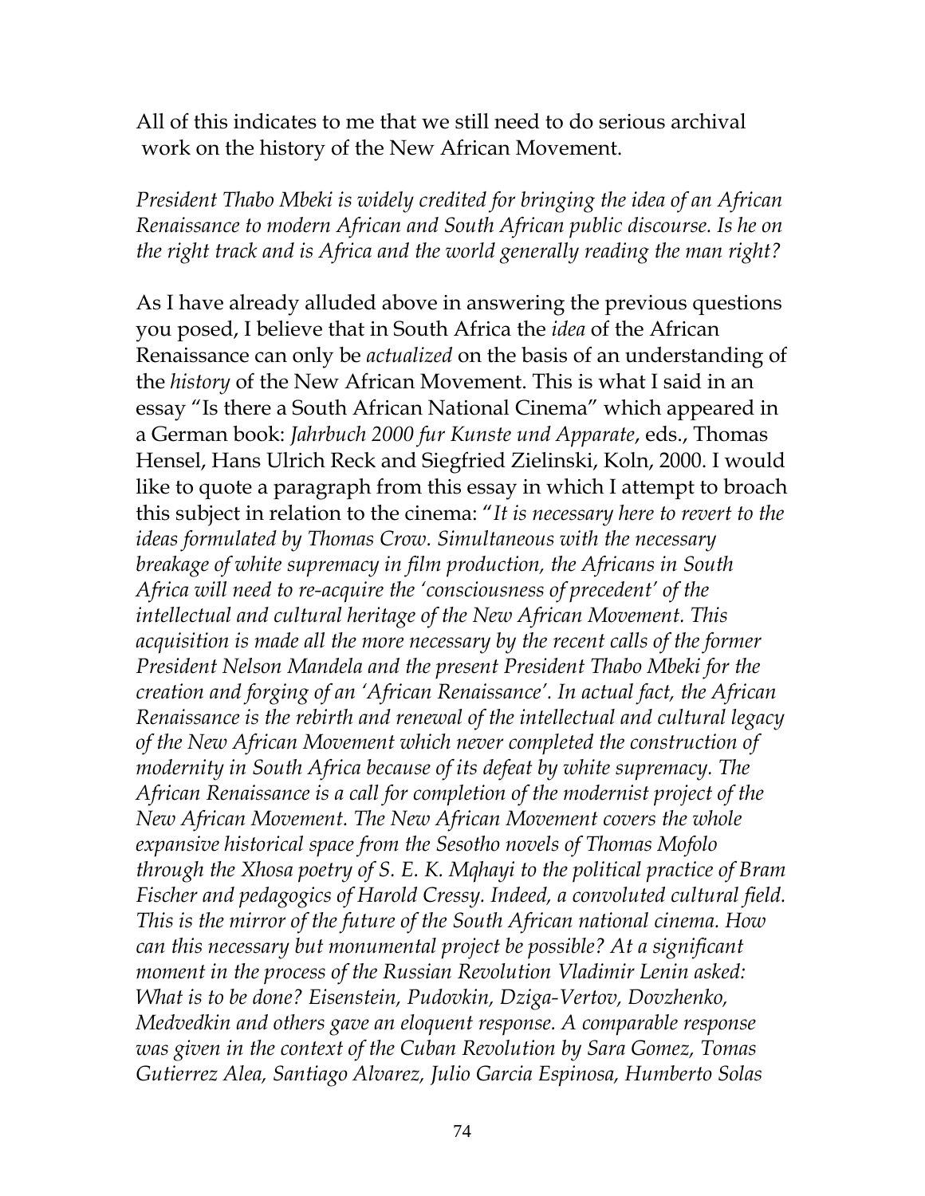All of this indicates to me that we still need to do serious archival work on the history of the New African Movement.

*President Thabo Mbeki is widely credited for bringing the idea of an African Renaissance to modern African and South African public discourse. Is he on the right track and is Africa and the world generally reading the man right?*

As I have already alluded above in answering the previous questions you posed, I believe that in South Africa the *idea* of the African Renaissance can only be *actualized* on the basis of an understanding of the *history* of the New African Movement. This is what I said in an essay "Is there a South African National Cinema" which appeared in a German book: *Jahrbuch 2000 fur Kunste und Apparate*, eds., Thomas Hensel, Hans Ulrich Reck and Siegfried Zielinski, Koln, 2000. I would like to quote a paragraph from this essay in which I attempt to broach this subject in relation to the cinema: "*It is necessary here to revert to the ideas formulated by Thomas Crow. Simultaneous with the necessary breakage of white supremacy in film production, the Africans in South Africa will need to re-acquire the 'consciousness of precedent' of the intellectual and cultural heritage of the New African Movement. This acquisition is made all the more necessary by the recent calls of the former President Nelson Mandela and the present President Thabo Mbeki for the creation and forging of an 'African Renaissance'. In actual fact, the African Renaissance is the rebirth and renewal of the intellectual and cultural legacy of the New African Movement which never completed the construction of modernity in South Africa because of its defeat by white supremacy. The African Renaissance is a call for completion of the modernist project of the New African Movement. The New African Movement covers the whole expansive historical space from the Sesotho novels of Thomas Mofolo through the Xhosa poetry of S. E. K. Mqhayi to the political practice of Bram Fischer and pedagogics of Harold Cressy. Indeed, a convoluted cultural field. This is the mirror of the future of the South African national cinema. How can this necessary but monumental project be possible? At a significant moment in the process of the Russian Revolution Vladimir Lenin asked: What is to be done? Eisenstein, Pudovkin, Dziga-Vertov, Dovzhenko, Medvedkin and others gave an eloquent response. A comparable response was given in the context of the Cuban Revolution by Sara Gomez, Tomas Gutierrez Alea, Santiago Alvarez, Julio Garcia Espinosa, Humberto Solas*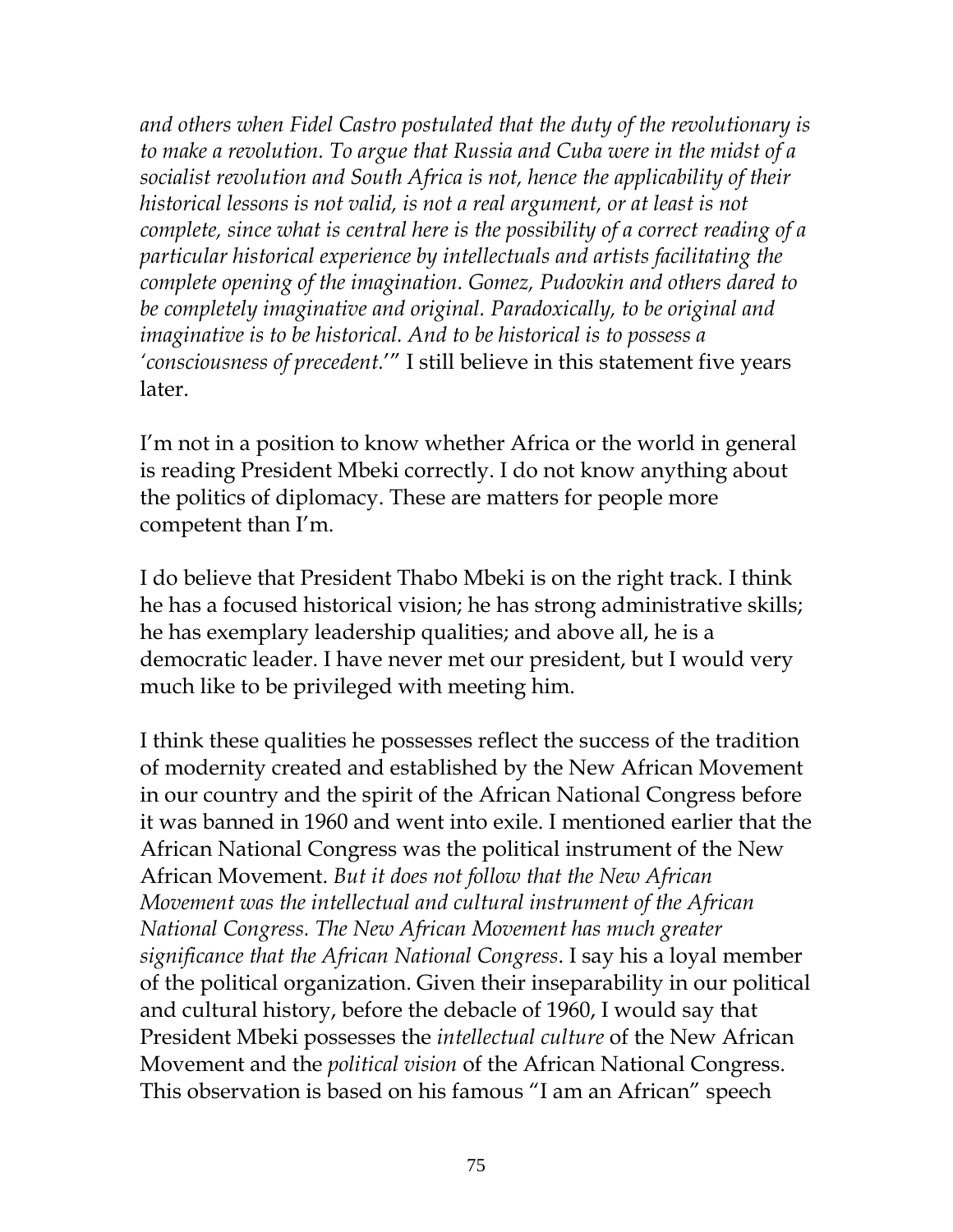*and others when Fidel Castro postulated that the duty of the revolutionary is to make a revolution. To argue that Russia and Cuba were in the midst of a socialist revolution and South Africa is not, hence the applicability of their historical lessons is not valid, is not a real argument, or at least is not complete, since what is central here is the possibility of a correct reading of a particular historical experience by intellectuals and artists facilitating the complete opening of the imagination. Gomez, Pudovkin and others dared to be completely imaginative and original. Paradoxically, to be original and imaginative is to be historical. And to be historical is to possess a 'consciousness of precedent.*'" I still believe in this statement five years later.

I'm not in a position to know whether Africa or the world in general is reading President Mbeki correctly. I do not know anything about the politics of diplomacy. These are matters for people more competent than I'm.

I do believe that President Thabo Mbeki is on the right track. I think he has a focused historical vision; he has strong administrative skills; he has exemplary leadership qualities; and above all, he is a democratic leader. I have never met our president, but I would very much like to be privileged with meeting him.

I think these qualities he possesses reflect the success of the tradition of modernity created and established by the New African Movement in our country and the spirit of the African National Congress before it was banned in 1960 and went into exile. I mentioned earlier that the African National Congress was the political instrument of the New African Movement. *But it does not follow that the New African Movement was the intellectual and cultural instrument of the African National Congress. The New African Movement has much greater significance that the African National Congress*. I say his a loyal member of the political organization. Given their inseparability in our political and cultural history, before the debacle of 1960, I would say that President Mbeki possesses the *intellectual culture* of the New African Movement and the *political vision* of the African National Congress. This observation is based on his famous "I am an African" speech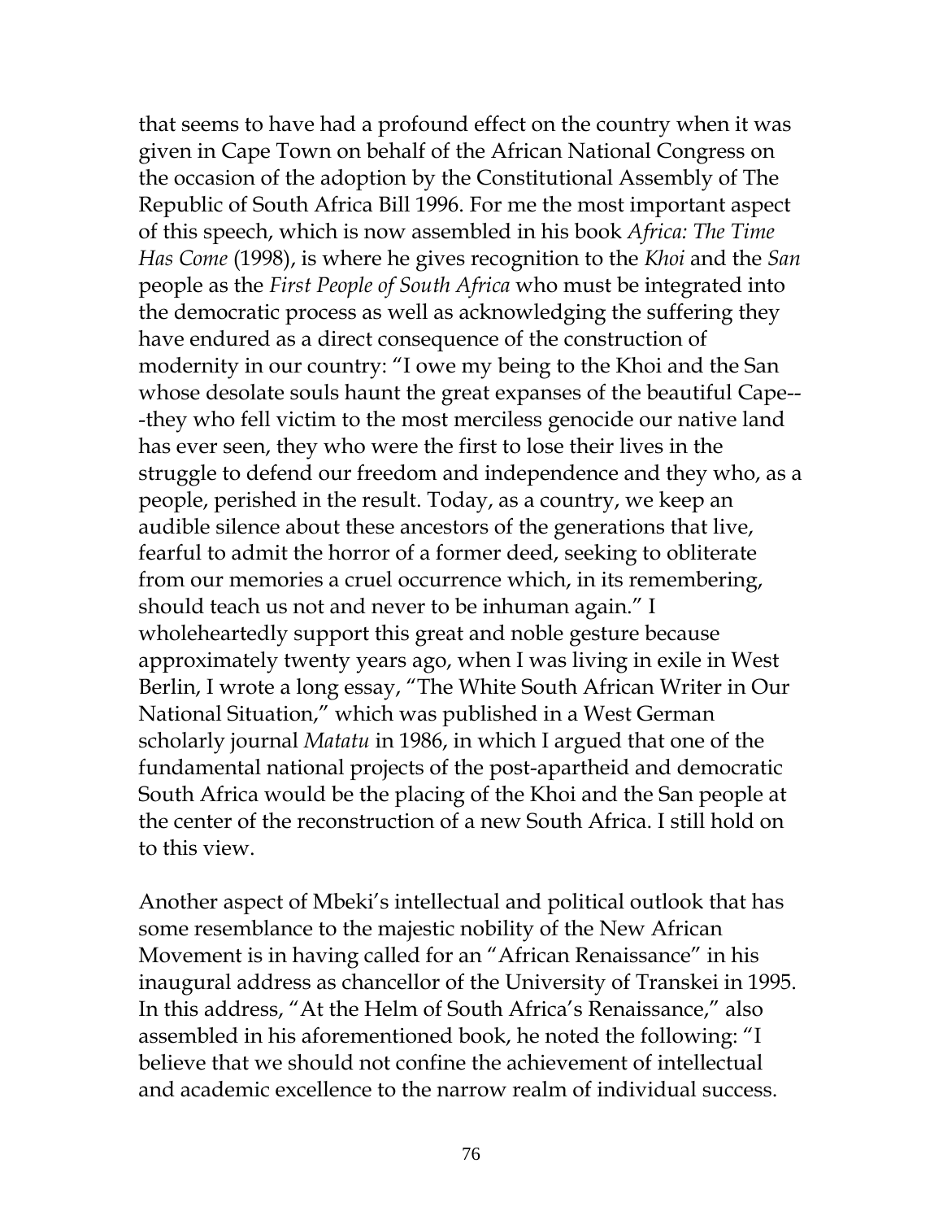that seems to have had a profound effect on the country when it was given in Cape Town on behalf of the African National Congress on the occasion of the adoption by the Constitutional Assembly of The Republic of South Africa Bill 1996. For me the most important aspect of this speech, which is now assembled in his book *Africa: The Time Has Come* (1998), is where he gives recognition to the *Khoi* and the *San* people as the *First People of South Africa* who must be integrated into the democratic process as well as acknowledging the suffering they have endured as a direct consequence of the construction of modernity in our country: "I owe my being to the Khoi and the San whose desolate souls haunt the great expanses of the beautiful Cape---they who fell victim to the most merciless genocide our native land has ever seen, they who were the first to lose their lives in the struggle to defend our freedom and independence and they who, as a people, perished in the result. Today, as a country, we keep an audible silence about these ancestors of the generations that live, fearful to admit the horror of a former deed, seeking to obliterate from our memories a cruel occurrence which, in its remembering, should teach us not and never to be inhuman again." I wholeheartedly support this great and noble gesture because approximately twenty years ago, when I was living in exile in West Berlin, I wrote a long essay, "The White South African Writer in Our National Situation," which was published in a West German scholarly journal *Matatu* in 1986, in which I argued that one of the fundamental national projects of the post-apartheid and democratic South Africa would be the placing of the Khoi and the San people at the center of the reconstruction of a new South Africa. I still hold on to this view.

Another aspect of Mbeki's intellectual and political outlook that has some resemblance to the majestic nobility of the New African Movement is in having called for an "African Renaissance" in his inaugural address as chancellor of the University of Transkei in 1995. In this address, "At the Helm of South Africa's Renaissance," also assembled in his aforementioned book, he noted the following: "I believe that we should not confine the achievement of intellectual and academic excellence to the narrow realm of individual success.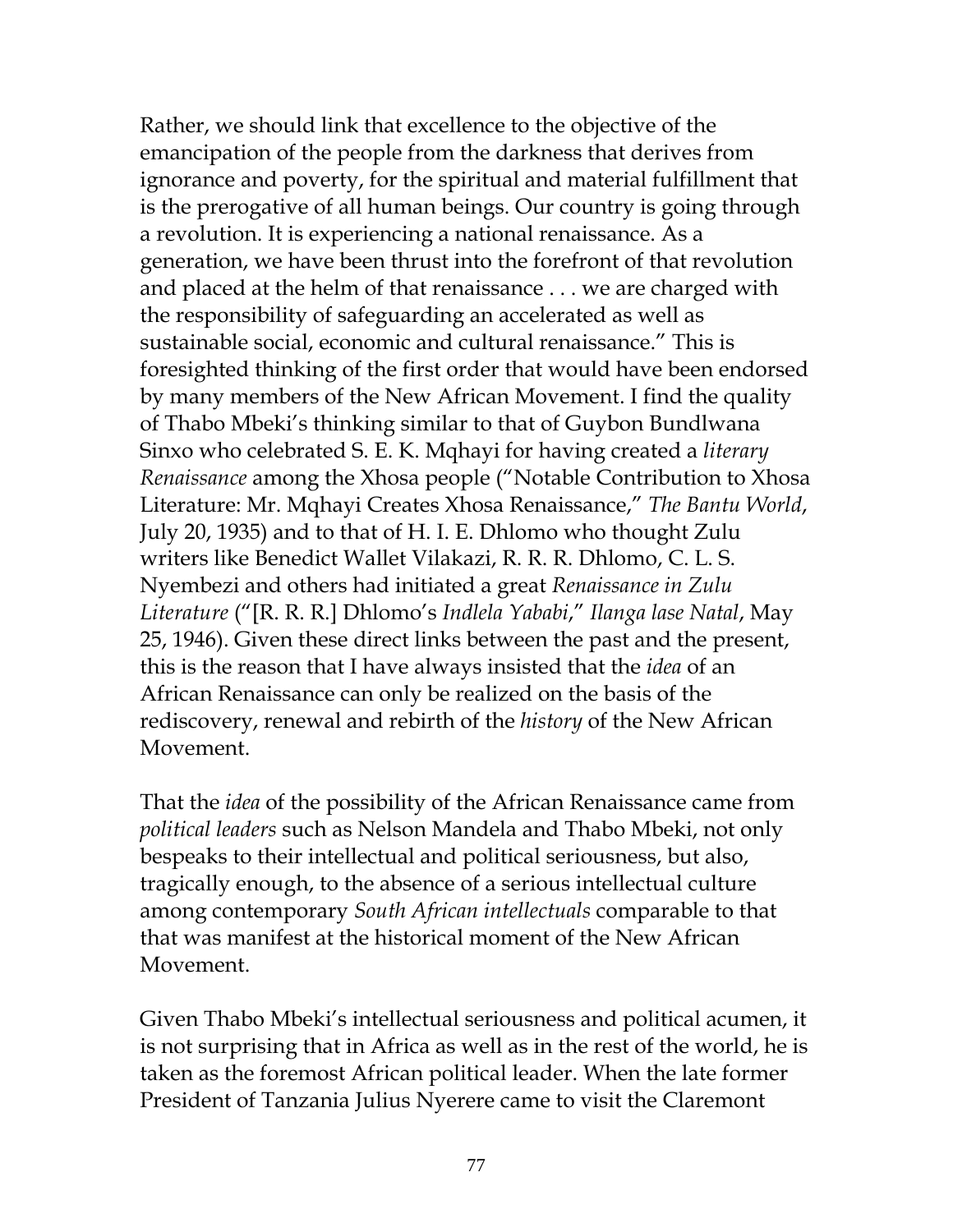Rather, we should link that excellence to the objective of the emancipation of the people from the darkness that derives from ignorance and poverty, for the spiritual and material fulfillment that is the prerogative of all human beings. Our country is going through a revolution. It is experiencing a national renaissance. As a generation, we have been thrust into the forefront of that revolution and placed at the helm of that renaissance . . . we are charged with the responsibility of safeguarding an accelerated as well as sustainable social, economic and cultural renaissance." This is foresighted thinking of the first order that would have been endorsed by many members of the New African Movement. I find the quality of Thabo Mbeki's thinking similar to that of Guybon Bundlwana Sinxo who celebrated S. E. K. Mqhayi for having created a *literary Renaissance* among the Xhosa people ("Notable Contribution to Xhosa Literature: Mr. Mqhayi Creates Xhosa Renaissance," *The Bantu World*, July 20, 1935) and to that of H. I. E. Dhlomo who thought Zulu writers like Benedict Wallet Vilakazi, R. R. R. Dhlomo, C. L. S. Nyembezi and others had initiated a great *Renaissance in Zulu Literature* ("[R. R. R.] Dhlomo's *Indlela Yababi*," *Ilanga lase Natal*, May 25, 1946). Given these direct links between the past and the present, this is the reason that I have always insisted that the *idea* of an African Renaissance can only be realized on the basis of the rediscovery, renewal and rebirth of the *history* of the New African Movement.

That the *idea* of the possibility of the African Renaissance came from *political leaders* such as Nelson Mandela and Thabo Mbeki, not only bespeaks to their intellectual and political seriousness, but also, tragically enough, to the absence of a serious intellectual culture among contemporary *South African intellectuals* comparable to that that was manifest at the historical moment of the New African Movement.

Given Thabo Mbeki's intellectual seriousness and political acumen, it is not surprising that in Africa as well as in the rest of the world, he is taken as the foremost African political leader. When the late former President of Tanzania Julius Nyerere came to visit the Claremont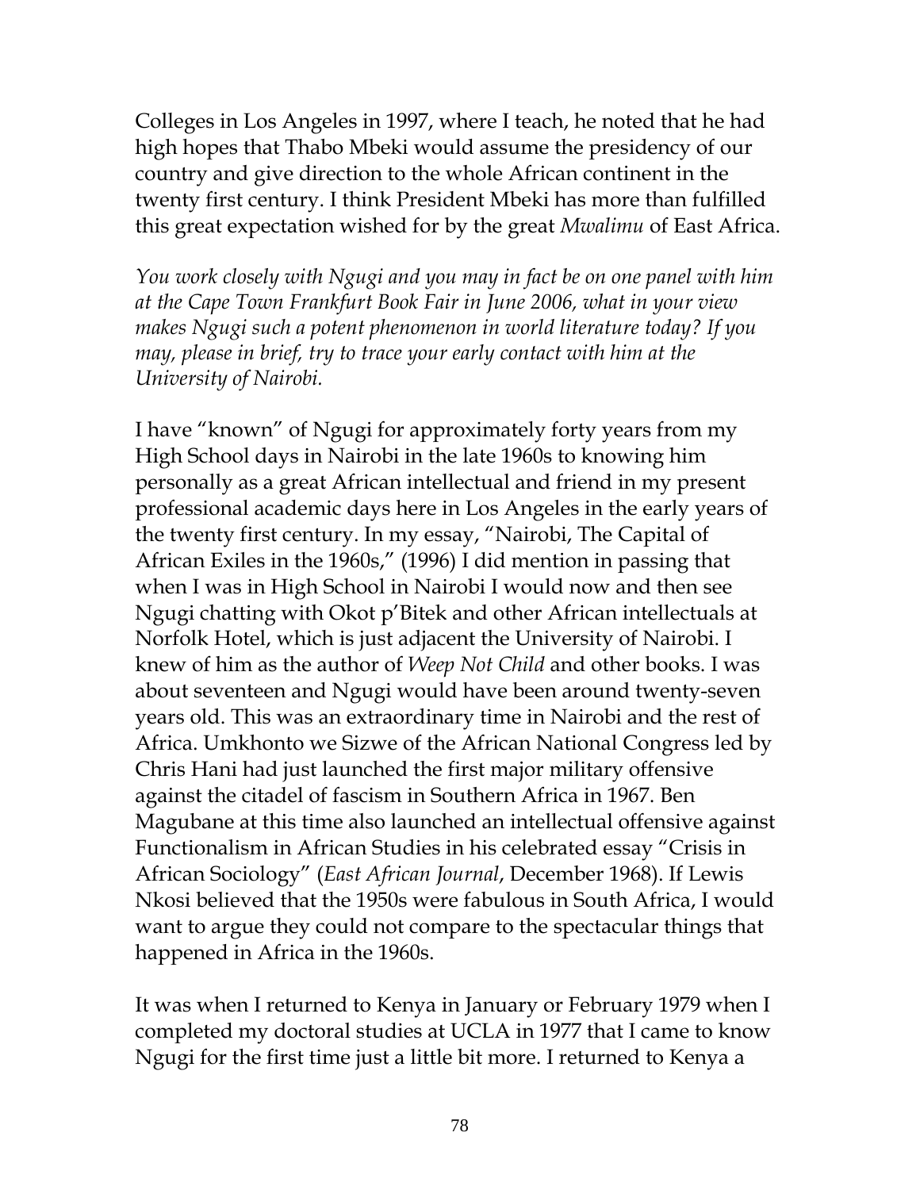Colleges in Los Angeles in 1997, where I teach, he noted that he had high hopes that Thabo Mbeki would assume the presidency of our country and give direction to the whole African continent in the twenty first century. I think President Mbeki has more than fulfilled this great expectation wished for by the great *Mwalimu* of East Africa.

*You work closely with Ngugi and you may in fact be on one panel with him at the Cape Town Frankfurt Book Fair in June 2006, what in your view makes Ngugi such a potent phenomenon in world literature today? If you may, please in brief, try to trace your early contact with him at the University of Nairobi.*

I have "known" of Ngugi for approximately forty years from my High School days in Nairobi in the late 1960s to knowing him personally as a great African intellectual and friend in my present professional academic days here in Los Angeles in the early years of the twenty first century. In my essay, "Nairobi, The Capital of African Exiles in the 1960s," (1996) I did mention in passing that when I was in High School in Nairobi I would now and then see Ngugi chatting with Okot p'Bitek and other African intellectuals at Norfolk Hotel, which is just adjacent the University of Nairobi. I knew of him as the author of *Weep Not Child* and other books. I was about seventeen and Ngugi would have been around twenty-seven years old. This was an extraordinary time in Nairobi and the rest of Africa. Umkhonto we Sizwe of the African National Congress led by Chris Hani had just launched the first major military offensive against the citadel of fascism in Southern Africa in 1967. Ben Magubane at this time also launched an intellectual offensive against Functionalism in African Studies in his celebrated essay "Crisis in African Sociology" (*East African Journal*, December 1968). If Lewis Nkosi believed that the 1950s were fabulous in South Africa, I would want to argue they could not compare to the spectacular things that happened in Africa in the 1960s.

It was when I returned to Kenya in January or February 1979 when I completed my doctoral studies at UCLA in 1977 that I came to know Ngugi for the first time just a little bit more. I returned to Kenya a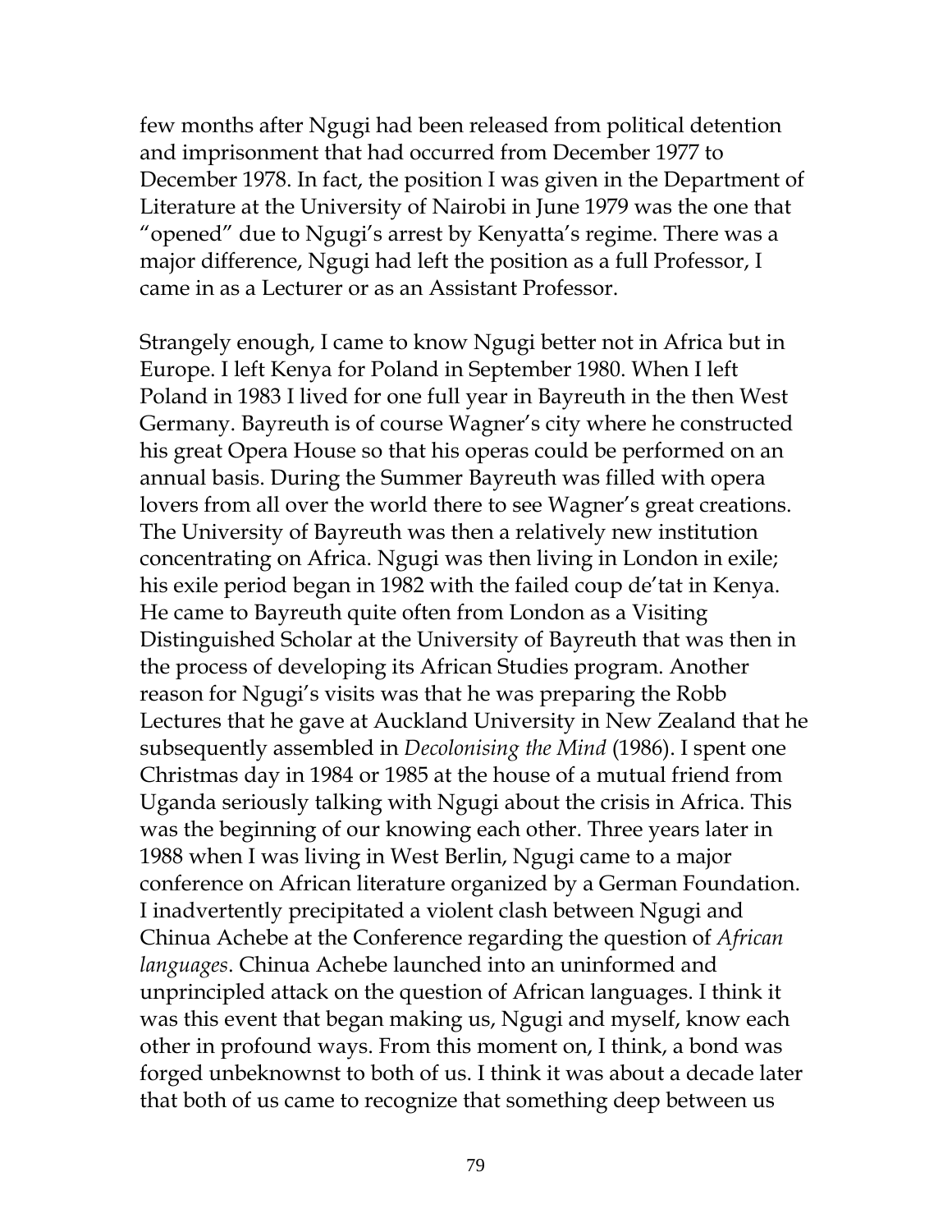few months after Ngugi had been released from political detention and imprisonment that had occurred from December 1977 to December 1978. In fact, the position I was given in the Department of Literature at the University of Nairobi in June 1979 was the one that "opened" due to Ngugi's arrest by Kenyatta's regime. There was a major difference, Ngugi had left the position as a full Professor, I came in as a Lecturer or as an Assistant Professor.

Strangely enough, I came to know Ngugi better not in Africa but in Europe. I left Kenya for Poland in September 1980. When I left Poland in 1983 I lived for one full year in Bayreuth in the then West Germany. Bayreuth is of course Wagner's city where he constructed his great Opera House so that his operas could be performed on an annual basis. During the Summer Bayreuth was filled with opera lovers from all over the world there to see Wagner's great creations. The University of Bayreuth was then a relatively new institution concentrating on Africa. Ngugi was then living in London in exile; his exile period began in 1982 with the failed coup de'tat in Kenya. He came to Bayreuth quite often from London as a Visiting Distinguished Scholar at the University of Bayreuth that was then in the process of developing its African Studies program. Another reason for Ngugi's visits was that he was preparing the Robb Lectures that he gave at Auckland University in New Zealand that he subsequently assembled in *Decolonising the Mind* (1986). I spent one Christmas day in 1984 or 1985 at the house of a mutual friend from Uganda seriously talking with Ngugi about the crisis in Africa. This was the beginning of our knowing each other. Three years later in 1988 when I was living in West Berlin, Ngugi came to a major conference on African literature organized by a German Foundation. I inadvertently precipitated a violent clash between Ngugi and Chinua Achebe at the Conference regarding the question of *African languages*. Chinua Achebe launched into an uninformed and unprincipled attack on the question of African languages. I think it was this event that began making us, Ngugi and myself, know each other in profound ways. From this moment on, I think, a bond was forged unbeknownst to both of us. I think it was about a decade later that both of us came to recognize that something deep between us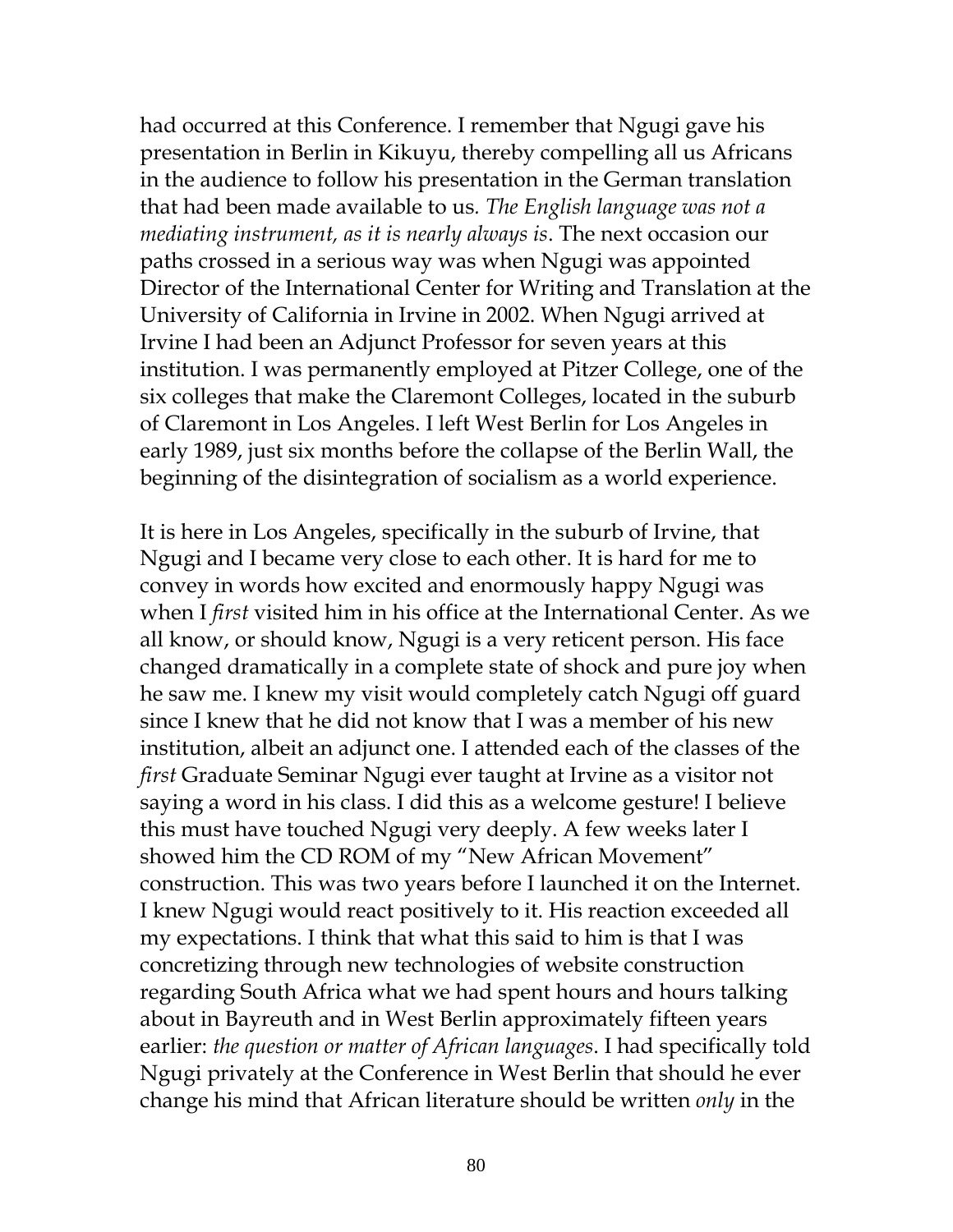had occurred at this Conference. I remember that Ngugi gave his presentation in Berlin in Kikuyu, thereby compelling all us Africans in the audience to follow his presentation in the German translation that had been made available to us. *The English language was not a mediating instrument, as it is nearly always is*. The next occasion our paths crossed in a serious way was when Ngugi was appointed Director of the International Center for Writing and Translation at the University of California in Irvine in 2002. When Ngugi arrived at Irvine I had been an Adjunct Professor for seven years at this institution. I was permanently employed at Pitzer College, one of the six colleges that make the Claremont Colleges, located in the suburb of Claremont in Los Angeles. I left West Berlin for Los Angeles in early 1989, just six months before the collapse of the Berlin Wall, the beginning of the disintegration of socialism as a world experience.

It is here in Los Angeles, specifically in the suburb of Irvine, that Ngugi and I became very close to each other. It is hard for me to convey in words how excited and enormously happy Ngugi was when I *first* visited him in his office at the International Center. As we all know, or should know, Ngugi is a very reticent person. His face changed dramatically in a complete state of shock and pure joy when he saw me. I knew my visit would completely catch Ngugi off guard since I knew that he did not know that I was a member of his new institution, albeit an adjunct one. I attended each of the classes of the *first* Graduate Seminar Ngugi ever taught at Irvine as a visitor not saying a word in his class. I did this as a welcome gesture! I believe this must have touched Ngugi very deeply. A few weeks later I showed him the CD ROM of my "New African Movement" construction. This was two years before I launched it on the Internet. I knew Ngugi would react positively to it. His reaction exceeded all my expectations. I think that what this said to him is that I was concretizing through new technologies of website construction regarding South Africa what we had spent hours and hours talking about in Bayreuth and in West Berlin approximately fifteen years earlier: *the question or matter of African languages*. I had specifically told Ngugi privately at the Conference in West Berlin that should he ever change his mind that African literature should be written *only* in the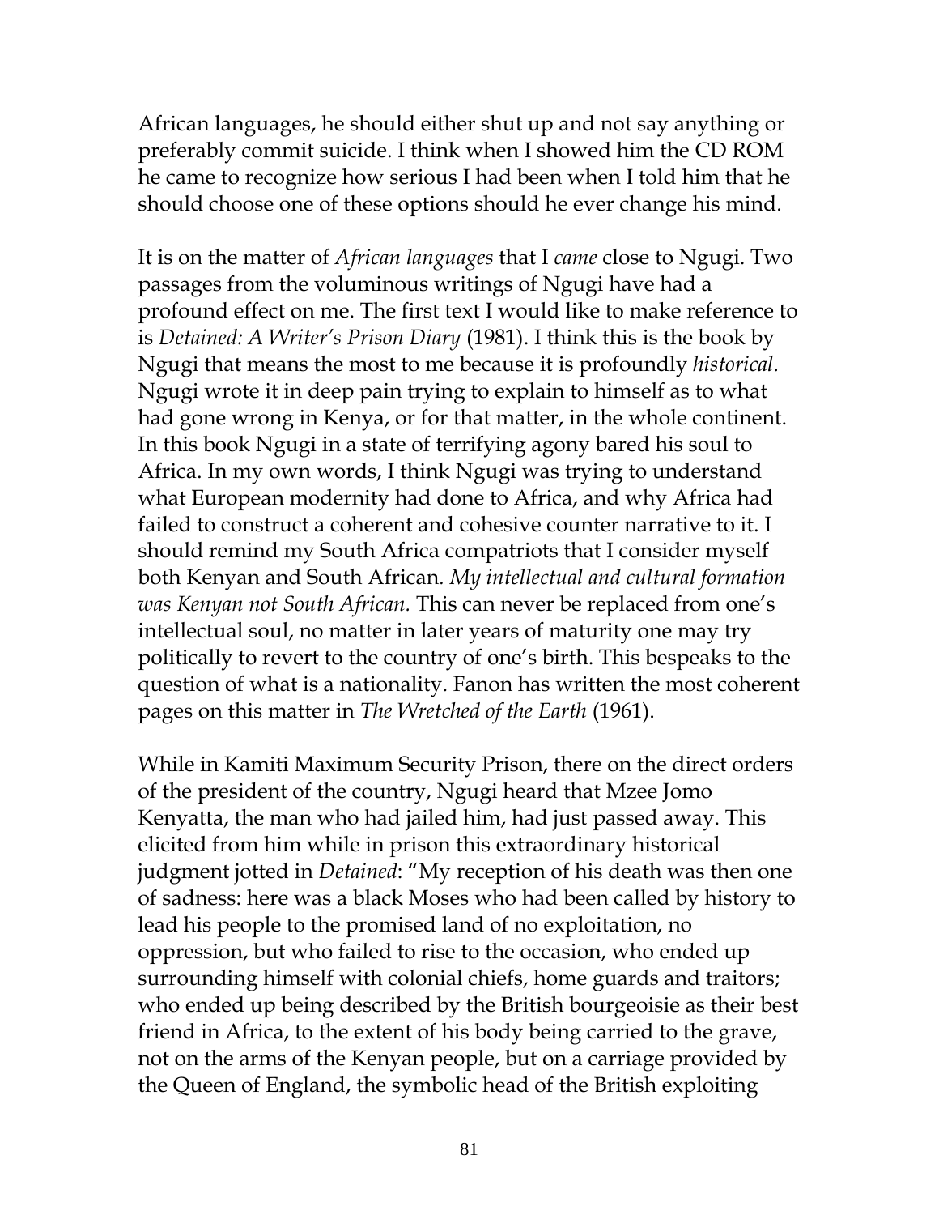African languages, he should either shut up and not say anything or preferably commit suicide. I think when I showed him the CD ROM he came to recognize how serious I had been when I told him that he should choose one of these options should he ever change his mind.

It is on the matter of *African languages* that I *came* close to Ngugi. Two passages from the voluminous writings of Ngugi have had a profound effect on me. The first text I would like to make reference to is *Detained: A Writer's Prison Diary* (1981). I think this is the book by Ngugi that means the most to me because it is profoundly *historical*. Ngugi wrote it in deep pain trying to explain to himself as to what had gone wrong in Kenya, or for that matter, in the whole continent. In this book Ngugi in a state of terrifying agony bared his soul to Africa. In my own words, I think Ngugi was trying to understand what European modernity had done to Africa, and why Africa had failed to construct a coherent and cohesive counter narrative to it. I should remind my South Africa compatriots that I consider myself both Kenyan and South African. *My intellectual and cultural formation was Kenyan not South African.* This can never be replaced from one's intellectual soul, no matter in later years of maturity one may try politically to revert to the country of one's birth. This bespeaks to the question of what is a nationality. Fanon has written the most coherent pages on this matter in *The Wretched of the Earth* (1961).

While in Kamiti Maximum Security Prison, there on the direct orders of the president of the country, Ngugi heard that Mzee Jomo Kenyatta, the man who had jailed him, had just passed away. This elicited from him while in prison this extraordinary historical judgment jotted in *Detained*: "My reception of his death was then one of sadness: here was a black Moses who had been called by history to lead his people to the promised land of no exploitation, no oppression, but who failed to rise to the occasion, who ended up surrounding himself with colonial chiefs, home guards and traitors; who ended up being described by the British bourgeoisie as their best friend in Africa, to the extent of his body being carried to the grave, not on the arms of the Kenyan people, but on a carriage provided by the Queen of England, the symbolic head of the British exploiting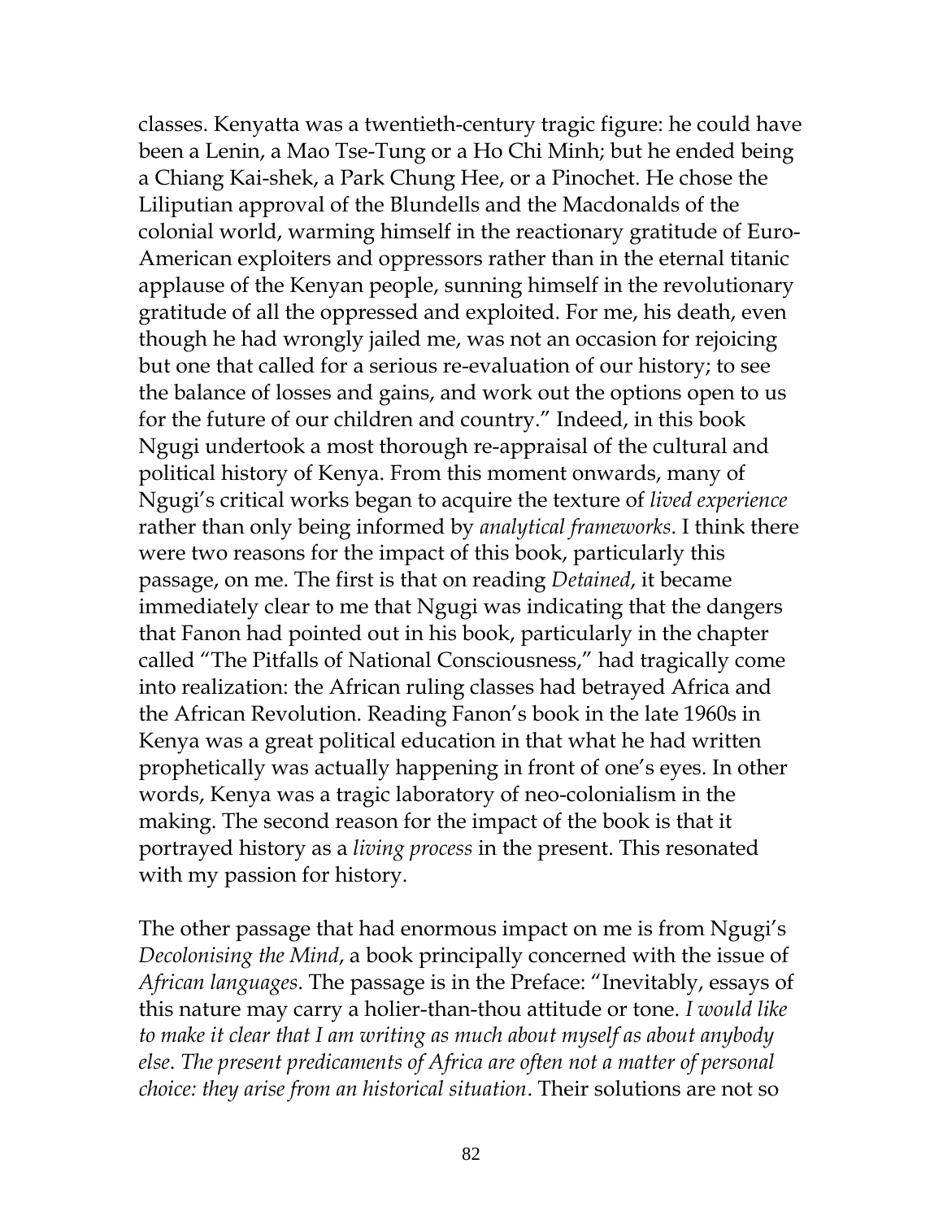classes. Kenyatta was a twentieth-century tragic figure: he could have been a Lenin, a Mao Tse-Tung or a Ho Chi Minh; but he ended being a Chiang Kai-shek, a Park Chung Hee, or a Pinochet. He chose the Liliputian approval of the Blundells and the Macdonalds of the colonial world, warming himself in the reactionary gratitude of Euro-American exploiters and oppressors rather than in the eternal titanic applause of the Kenyan people, sunning himself in the revolutionary gratitude of all the oppressed and exploited. For me, his death, even though he had wrongly jailed me, was not an occasion for rejoicing but one that called for a serious re-evaluation of our history; to see the balance of losses and gains, and work out the options open to us for the future of our children and country." Indeed, in this book Ngugi undertook a most thorough re-appraisal of the cultural and political history of Kenya. From this moment onwards, many of Ngugi's critical works began to acquire the texture of *lived experience* rather than only being informed by *analytical frameworks*. I think there were two reasons for the impact of this book, particularly this passage, on me. The first is that on reading *Detained*, it became immediately clear to me that Ngugi was indicating that the dangers that Fanon had pointed out in his book, particularly in the chapter called "The Pitfalls of National Consciousness," had tragically come into realization: the African ruling classes had betrayed Africa and the African Revolution. Reading Fanon's book in the late 1960s in Kenya was a great political education in that what he had written prophetically was actually happening in front of one's eyes. In other words, Kenya was a tragic laboratory of neo-colonialism in the making. The second reason for the impact of the book is that it portrayed history as a *living process* in the present. This resonated with my passion for history.

The other passage that had enormous impact on me is from Ngugi's *Decolonising the Mind*, a book principally concerned with the issue of *African languages*. The passage is in the Preface: "Inevitably, essays of this nature may carry a holier-than-thou attitude or tone. *I would like to make it clear that I am writing as much about myself as about anybody else. The present predicaments of Africa are often not a matter of personal choice: they arise from an historical situation*. Their solutions are not so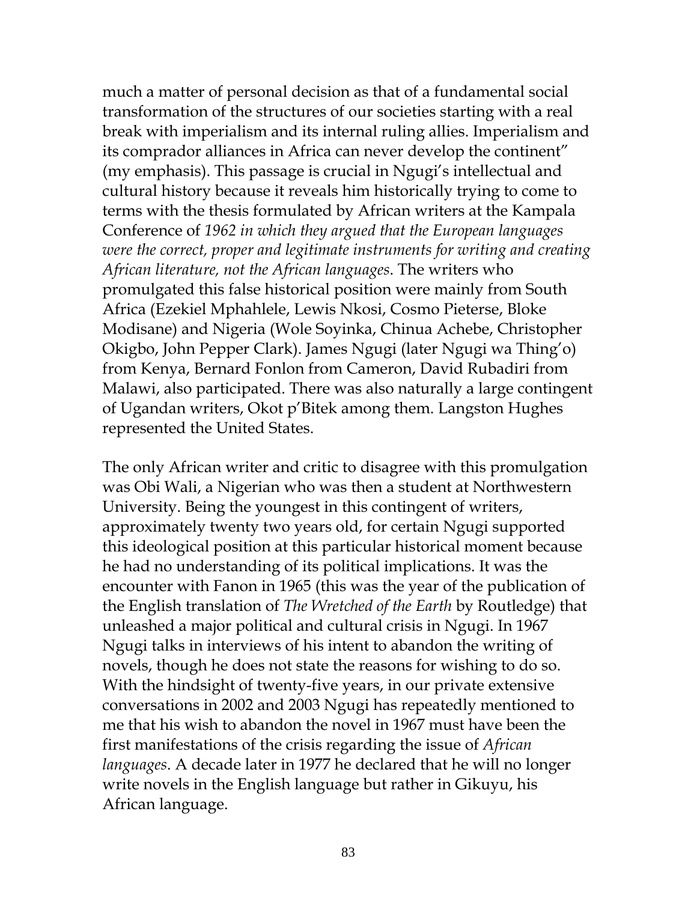much a matter of personal decision as that of a fundamental social transformation of the structures of our societies starting with a real break with imperialism and its internal ruling allies. Imperialism and its comprador alliances in Africa can never develop the continent" (my emphasis). This passage is crucial in Ngugi's intellectual and cultural history because it reveals him historically trying to come to terms with the thesis formulated by African writers at the Kampala Conference of *1962 in which they argued that the European languages were the correct, proper and legitimate instruments for writing and creating African literature, not the African languages*. The writers who promulgated this false historical position were mainly from South Africa (Ezekiel Mphahlele, Lewis Nkosi, Cosmo Pieterse, Bloke Modisane) and Nigeria (Wole Soyinka, Chinua Achebe, Christopher Okigbo, John Pepper Clark). James Ngugi (later Ngugi wa Thing'o) from Kenya, Bernard Fonlon from Cameron, David Rubadiri from Malawi, also participated. There was also naturally a large contingent of Ugandan writers, Okot p'Bitek among them. Langston Hughes represented the United States.

The only African writer and critic to disagree with this promulgation was Obi Wali, a Nigerian who was then a student at Northwestern University. Being the youngest in this contingent of writers, approximately twenty two years old, for certain Ngugi supported this ideological position at this particular historical moment because he had no understanding of its political implications. It was the encounter with Fanon in 1965 (this was the year of the publication of the English translation of *The Wretched of the Earth* by Routledge) that unleashed a major political and cultural crisis in Ngugi. In 1967 Ngugi talks in interviews of his intent to abandon the writing of novels, though he does not state the reasons for wishing to do so. With the hindsight of twenty-five years, in our private extensive conversations in 2002 and 2003 Ngugi has repeatedly mentioned to me that his wish to abandon the novel in 1967 must have been the first manifestations of the crisis regarding the issue of *African languages*. A decade later in 1977 he declared that he will no longer write novels in the English language but rather in Gikuyu, his African language.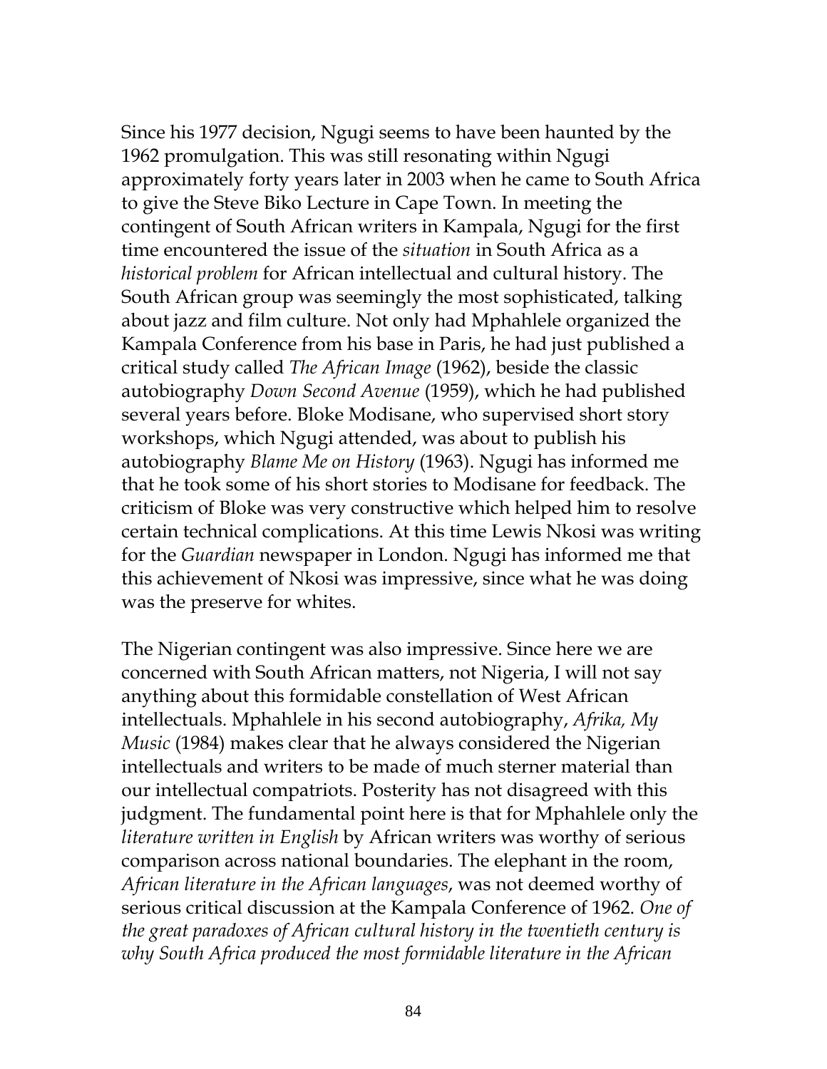Since his 1977 decision, Ngugi seems to have been haunted by the 1962 promulgation. This was still resonating within Ngugi approximately forty years later in 2003 when he came to South Africa to give the Steve Biko Lecture in Cape Town. In meeting the contingent of South African writers in Kampala, Ngugi for the first time encountered the issue of the *situation* in South Africa as a *historical problem* for African intellectual and cultural history. The South African group was seemingly the most sophisticated, talking about jazz and film culture. Not only had Mphahlele organized the Kampala Conference from his base in Paris, he had just published a critical study called *The African Image* (1962), beside the classic autobiography *Down Second Avenue* (1959), which he had published several years before. Bloke Modisane, who supervised short story workshops, which Ngugi attended, was about to publish his autobiography *Blame Me on History* (1963). Ngugi has informed me that he took some of his short stories to Modisane for feedback. The criticism of Bloke was very constructive which helped him to resolve certain technical complications. At this time Lewis Nkosi was writing for the *Guardian* newspaper in London. Ngugi has informed me that this achievement of Nkosi was impressive, since what he was doing was the preserve for whites.

The Nigerian contingent was also impressive. Since here we are concerned with South African matters, not Nigeria, I will not say anything about this formidable constellation of West African intellectuals. Mphahlele in his second autobiography, *Afrika, My Music* (1984) makes clear that he always considered the Nigerian intellectuals and writers to be made of much sterner material than our intellectual compatriots. Posterity has not disagreed with this judgment. The fundamental point here is that for Mphahlele only the *literature written in English* by African writers was worthy of serious comparison across national boundaries. The elephant in the room, *African literature in the African languages*, was not deemed worthy of serious critical discussion at the Kampala Conference of 1962. *One of the great paradoxes of African cultural history in the twentieth century is why South Africa produced the most formidable literature in the African*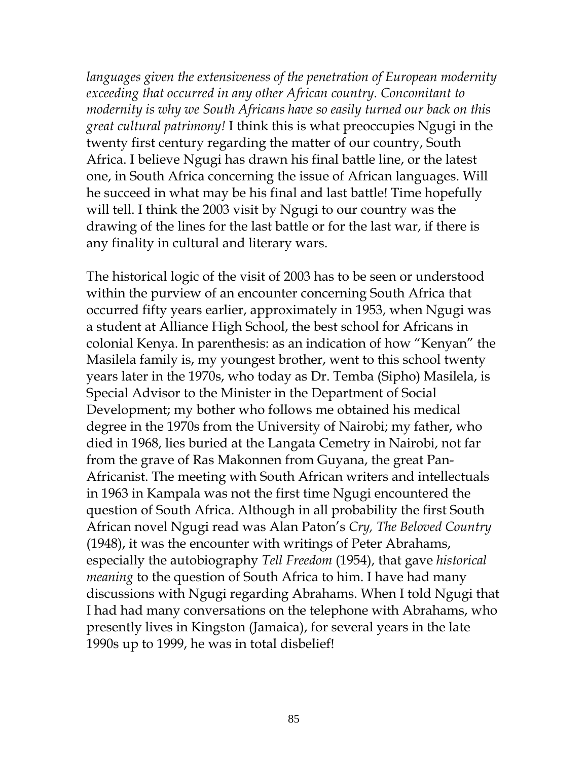*languages given the extensiveness of the penetration of European modernity exceeding that occurred in any other African country. Concomitant to modernity is why we South Africans have so easily turned our back on this great cultural patrimony!* I think this is what preoccupies Ngugi in the twenty first century regarding the matter of our country, South Africa. I believe Ngugi has drawn his final battle line, or the latest one, in South Africa concerning the issue of African languages. Will he succeed in what may be his final and last battle! Time hopefully will tell. I think the 2003 visit by Ngugi to our country was the drawing of the lines for the last battle or for the last war, if there is any finality in cultural and literary wars.

The historical logic of the visit of 2003 has to be seen or understood within the purview of an encounter concerning South Africa that occurred fifty years earlier, approximately in 1953, when Ngugi was a student at Alliance High School, the best school for Africans in colonial Kenya. In parenthesis: as an indication of how "Kenyan" the Masilela family is, my youngest brother, went to this school twenty years later in the 1970s, who today as Dr. Temba (Sipho) Masilela, is Special Advisor to the Minister in the Department of Social Development; my bother who follows me obtained his medical degree in the 1970s from the University of Nairobi; my father, who died in 1968, lies buried at the Langata Cemetery in Nairobi, not far from the grave of Ras Makonnen from Guyana, the great Pan-Africanist. The meeting with South African writers and intellectuals in 1963 in Kampala was not the first time Ngugi encountered the question of South Africa. Although in all probability the first South African novel Ngugi read was Alan Paton's *Cry, The Beloved Country* (1948), it was the encounter with writings of Peter Abrahams, especially the autobiography *Tell Freedom* (1954), that gave *historical meaning* to the question of South Africa to him. I have had many discussions with Ngugi regarding Abrahams. When I told Ngugi that I had had many conversations on the telephone with Abrahams, who presently lives in Kingston (Jamaica), for several years in the late 1990s up to 1999, he was in total disbelief!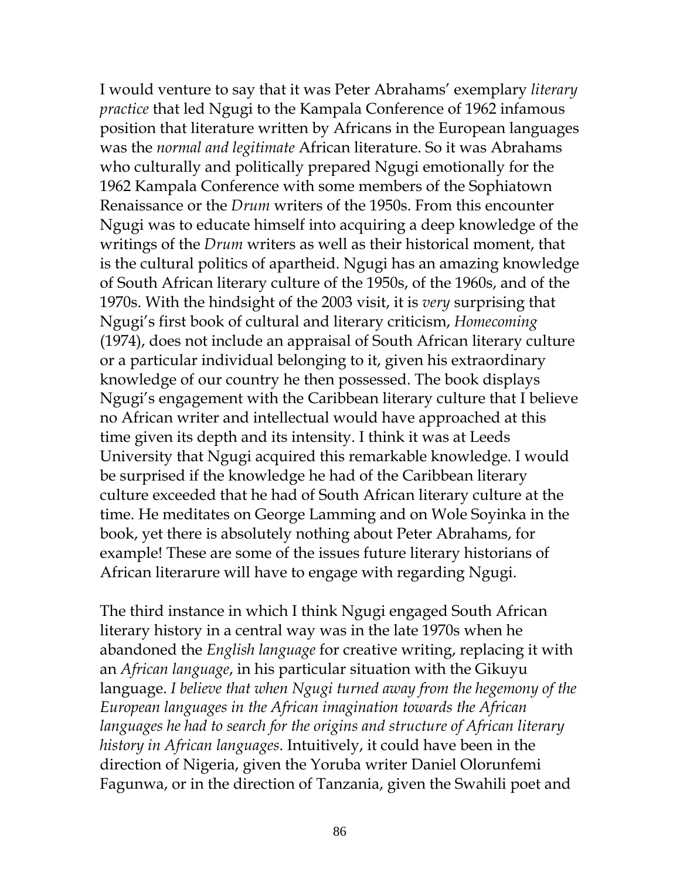I would venture to say that it was Peter Abrahams' exemplary *literary practice* that led Ngugi to the Kampala Conference of 1962 infamous position that literature written by Africans in the European languages was the *normal and legitimate* African literature. So it was Abrahams who culturally and politically prepared Ngugi emotionally for the 1962 Kampala Conference with some members of the Sophiatown Renaissance or the *Drum* writers of the 1950s. From this encounter Ngugi was to educate himself into acquiring a deep knowledge of the writings of the *Drum* writers as well as their historical moment, that is the cultural politics of apartheid. Ngugi has an amazing knowledge of South African literary culture of the 1950s, of the 1960s, and of the 1970s. With the hindsight of the 2003 visit, it is *very* surprising that Ngugi's first book of cultural and literary criticism, *Homecoming* (1974), does not include an appraisal of South African literary culture or a particular individual belonging to it, given his extraordinary knowledge of our country he then possessed. The book displays Ngugi's engagement with the Caribbean literary culture that I believe no African writer and intellectual would have approached at this time given its depth and its intensity. I think it was at Leeds University that Ngugi acquired this remarkable knowledge. I would be surprised if the knowledge he had of the Caribbean literary culture exceeded that he had of South African literary culture at the time. He meditates on George Lamming and on Wole Soyinka in the book, yet there is absolutely nothing about Peter Abrahams, for example! These are some of the issues future literary historians of African literarure will have to engage with regarding Ngugi.

The third instance in which I think Ngugi engaged South African literary history in a central way was in the late 1970s when he abandoned the *English language* for creative writing, replacing it with an *African language*, in his particular situation with the Gikuyu language. *I believe that when Ngugi turned away from the hegemony of the European languages in the African imagination towards the African languages he had to search for the origins and structure of African literary history in African languages*. Intuitively, it could have been in the direction of Nigeria, given the Yoruba writer Daniel Olorunfemi Fagunwa, or in the direction of Tanzania, given the Swahili poet and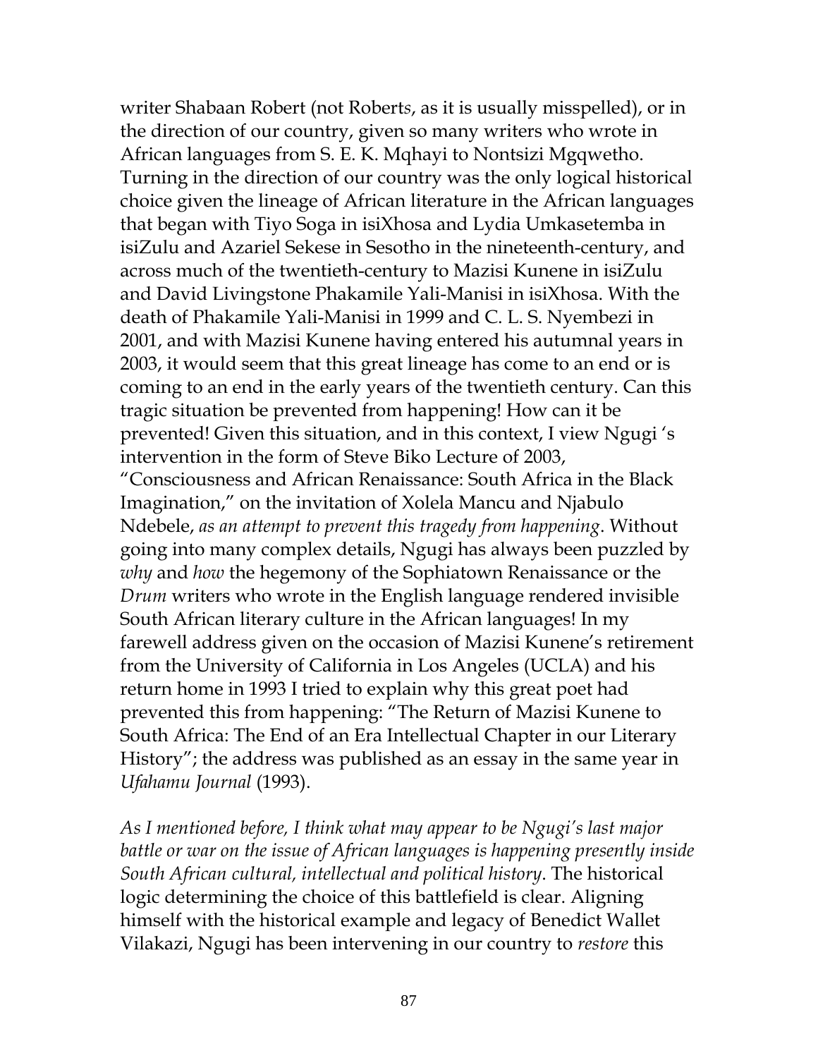writer Shabaan Robert (not Robert*s*, as it is usually misspelled), or in the direction of our country, given so many writers who wrote in African languages from S. E. K. Mqhayi to Nontsizi Mgqwetho. Turning in the direction of our country was the only logical historical choice given the lineage of African literature in the African languages that began with Tiyo Soga in isiXhosa and Lydia Umkasetemba in isiZulu and Azariel Sekese in Sesotho in the nineteenth-century, and across much of the twentieth-century to Mazisi Kunene in isiZulu and David Livingstone Phakamile Yali-Manisi in isiXhosa. With the death of Phakamile Yali-Manisi in 1999 and C. L. S. Nyembezi in 2001, and with Mazisi Kunene having entered his autumnal years in 2003, it would seem that this great lineage has come to an end or is coming to an end in the early years of the twentieth century. Can this tragic situation be prevented from happening! How can it be prevented! Given this situation, and in this context, I view Ngugi 's intervention in the form of Steve Biko Lecture of 2003, "Consciousness and African Renaissance: South Africa in the Black Imagination," on the invitation of Xolela Mancu and Njabulo Ndebele, *as an attempt to prevent this tragedy from happening*. Without going into many complex details, Ngugi has always been puzzled by *why* and *how* the hegemony of the Sophiatown Renaissance or the *Drum* writers who wrote in the English language rendered invisible South African literary culture in the African languages! In my farewell address given on the occasion of Mazisi Kunene's retirement from the University of California in Los Angeles (UCLA) and his return home in 1993 I tried to explain why this great poet had prevented this from happening: "The Return of Mazisi Kunene to South Africa: The End of an Era Intellectual Chapter in our Literary History"; the address was published as an essay in the same year in *Ufahamu Journal* (1993).

*As I mentioned before, I think what may appear to be Ngugi's last major battle or war on the issue of African languages is happening presently inside South African cultural, intellectual and political history*. The historical logic determining the choice of this battlefield is clear. Aligning himself with the historical example and legacy of Benedict Wallet Vilakazi, Ngugi has been intervening in our country to *restore* this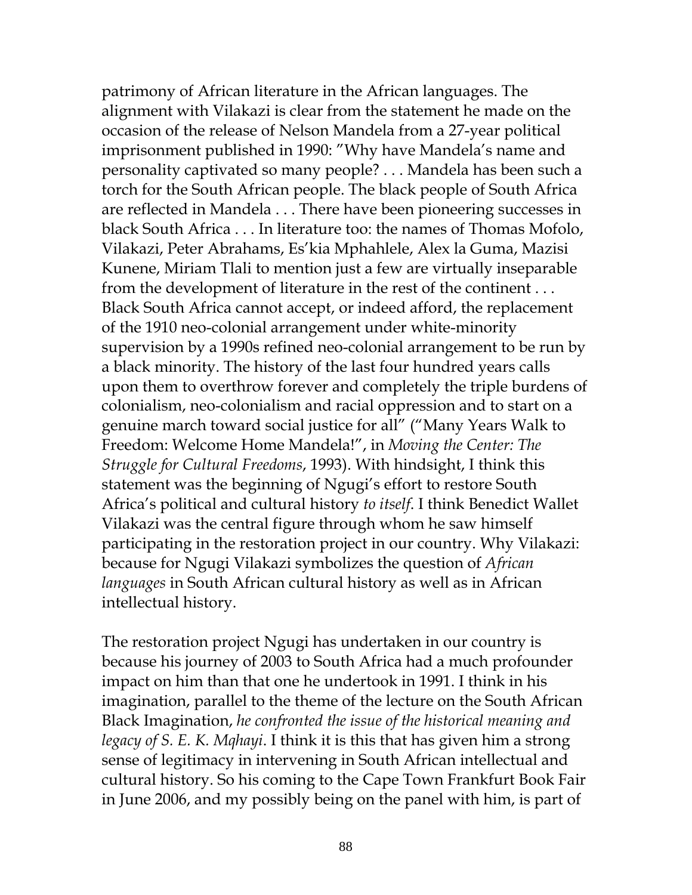patrimony of African literature in the African languages. The alignment with Vilakazi is clear from the statement he made on the occasion of the release of Nelson Mandela from a 27-year political imprisonment published in 1990: "Why have Mandela's name and personality captivated so many people? . . . Mandela has been such a torch for the South African people. The black people of South Africa are reflected in Mandela . . . There have been pioneering successes in black South Africa . . . In literature too: the names of Thomas Mofolo, Vilakazi, Peter Abrahams, Es'kia Mphahlele, Alex la Guma, Mazisi Kunene, Miriam Tlali to mention just a few are virtually inseparable from the development of literature in the rest of the continent . . . Black South Africa cannot accept, or indeed afford, the replacement of the 1910 neo-colonial arrangement under white-minority supervision by a 1990s refined neo-colonial arrangement to be run by a black minority. The history of the last four hundred years calls upon them to overthrow forever and completely the triple burdens of colonialism, neo-colonialism and racial oppression and to start on a genuine march toward social justice for all" ("Many Years Walk to Freedom: Welcome Home Mandela!", in *Moving the Center: The Struggle for Cultural Freedoms*, 1993). With hindsight, I think this statement was the beginning of Ngugi's effort to restore South Africa's political and cultural history *to itself*. I think Benedict Wallet Vilakazi was the central figure through whom he saw himself participating in the restoration project in our country. Why Vilakazi: because for Ngugi Vilakazi symbolizes the question of *African languages* in South African cultural history as well as in African intellectual history.

The restoration project Ngugi has undertaken in our country is because his journey of 2003 to South Africa had a much profounder impact on him than that one he undertook in 1991. I think in his imagination, parallel to the theme of the lecture on the South African Black Imagination, *he confronted the issue of the historical meaning and legacy of S. E. K. Mqhayi*. I think it is this that has given him a strong sense of legitimacy in intervening in South African intellectual and cultural history. So his coming to the Cape Town Frankfurt Book Fair in June 2006, and my possibly being on the panel with him, is part of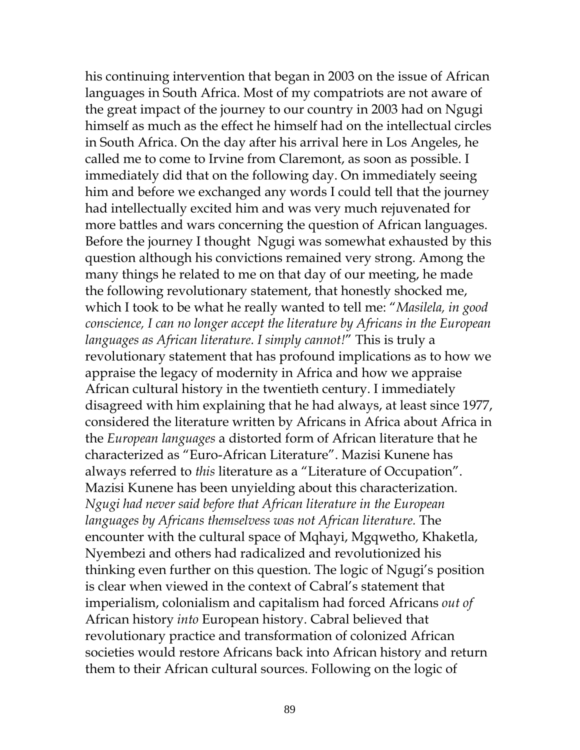his continuing intervention that began in 2003 on the issue of African languages in South Africa. Most of my compatriots are not aware of the great impact of the journey to our country in 2003 had on Ngugi himself as much as the effect he himself had on the intellectual circles in South Africa. On the day after his arrival here in Los Angeles, he called me to come to Irvine from Claremont, as soon as possible. I immediately did that on the following day. On immediately seeing him and before we exchanged any words I could tell that the journey had intellectually excited him and was very much rejuvenated for more battles and wars concerning the question of African languages. Before the journey I thought Ngugi was somewhat exhausted by this question although his convictions remained very strong. Among the many things he related to me on that day of our meeting, he made the following revolutionary statement, that honestly shocked me, which I took to be what he really wanted to tell me: "*Masilela, in good conscience, I can no longer accept the literature by Africans in the European languages as African literature. I simply cannot!*" This is truly a revolutionary statement that has profound implications as to how we appraise the legacy of modernity in Africa and how we appraise African cultural history in the twentieth century. I immediately disagreed with him explaining that he had always, at least since 1977, considered the literature written by Africans in Africa about Africa in the *European languages* a distorted form of African literature that he characterized as "Euro-African Literature". Mazisi Kunene has always referred to *this* literature as a "Literature of Occupation". Mazisi Kunene has been unyielding about this characterization. *Ngugi had never said before that African literature in the European languages by Africans themselvess was not African literature.* The encounter with the cultural space of Mqhayi, Mgqwetho, Khaketla, Nyembezi and others had radicalized and revolutionized his thinking even further on this question. The logic of Ngugi's position is clear when viewed in the context of Cabral's statement that imperialism, colonialism and capitalism had forced Africans *out of* African history *into* European history. Cabral believed that revolutionary practice and transformation of colonized African societies would restore Africans back into African history and return them to their African cultural sources. Following on the logic of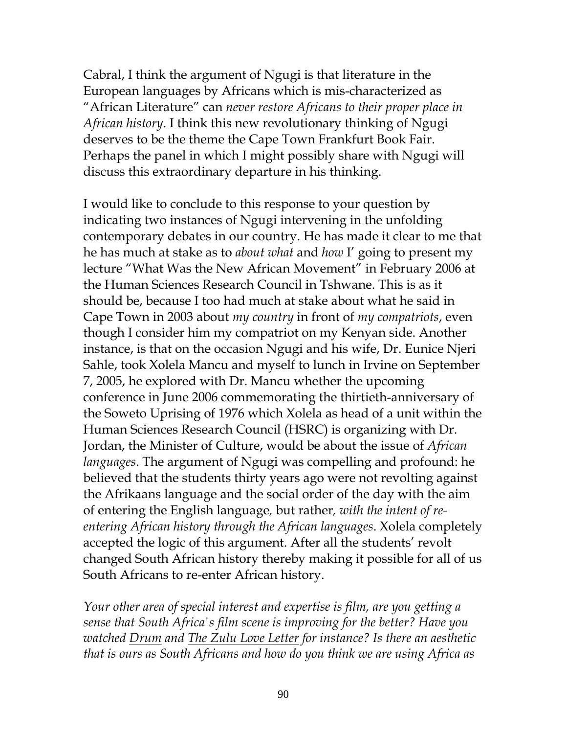Cabral, I think the argument of Ngugi is that literature in the European languages by Africans which is mis-characterized as "African Literature" can *never restore Africans to their proper place in African history*. I think this new revolutionary thinking of Ngugi deserves to be the theme the Cape Town Frankfurt Book Fair. Perhaps the panel in which I might possibly share with Ngugi will discuss this extraordinary departure in his thinking.

I would like to conclude to this response to your question by indicating two instances of Ngugi intervening in the unfolding contemporary debates in our country. He has made it clear to me that he has much at stake as to *about what* and *how* I' going to present my lecture "What Was the New African Movement" in February 2006 at the Human Sciences Research Council in Tshwane. This is as it should be, because I too had much at stake about what he said in Cape Town in 2003 about *my country* in front of *my compatriots*, even though I consider him my compatriot on my Kenyan side. Another instance, is that on the occasion Ngugi and his wife, Dr. Eunice Njeri Sahle, took Xolela Mancu and myself to lunch in Irvine on September 7, 2005, he explored with Dr. Mancu whether the upcoming conference in June 2006 commemorating the thirtieth-anniversary of the Soweto Uprising of 1976 which Xolela as head of a unit within the Human Sciences Research Council (HSRC) is organizing with Dr. Jordan, the Minister of Culture, would be about the issue of *African languages*. The argument of Ngugi was compelling and profound: he believed that the students thirty years ago were not revolting against the Afrikaans language and the social order of the day with the aim of entering the English language, but rather, *with the intent of re-entering African history through the African languages*. Xolela completely accepted the logic of this argument. After all the students' revolt changed South African history thereby making it possible for all of us South Africans to re-enter African history.

*Your other area of special interest and expertise is film, are you getting a sense that South Africa's film scene is improving for the better? Have you watched <u>Drum</u> and <u>The Zulu Love Letter</u> for instance? Is there an aesthetic that is ours as South Africans and how do you think we are using Africa as*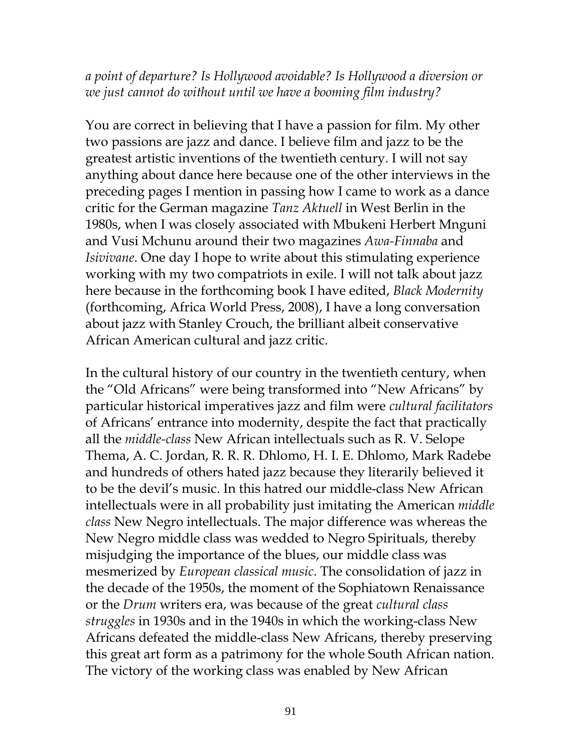*a point of departure? Is Hollywood avoidable? Is Hollywood a diversion or we just cannot do without until we have a booming film industry?*

You are correct in believing that I have a passion for film. My other two passions are jazz and dance. I believe film and jazz to be the greatest artistic inventions of the twentieth century. I will not say anything about dance here because one of the other interviews in the preceding pages I mention in passing how I came to work as a dance critic for the German magazine *Tanz Aktuell* in West Berlin in the 1980s, when I was closely associated with Mbukeni Herbert Mnguni and Vusi Mchunu around their two magazines *Awa-Finnaba* and *Isivivane*. One day I hope to write about this stimulating experience working with my two compatriots in exile. I will not talk about jazz here because in the forthcoming book I have edited, *Black Modernity* (forthcoming, Africa World Press, 2008), I have a long conversation about jazz with Stanley Crouch, the brilliant albeit conservative African American cultural and jazz critic.

In the cultural history of our country in the twentieth century, when the "Old Africans" were being transformed into "New Africans" by particular historical imperatives jazz and film were *cultural facilitators* of Africans' entrance into modernity, despite the fact that practically all the *middle-class* New African intellectuals such as R. V. Selope Thema, A. C. Jordan, R. R. R. Dhlomo, H. I. E. Dhlomo, Mark Radebe and hundreds of others hated jazz because they literarily believed it to be the devil's music. In this hatred our middle-class New African intellectuals were in all probability just imitating the American *middle class* New Negro intellectuals. The major difference was whereas the New Negro middle class was wedded to Negro Spirituals, thereby misjudging the importance of the blues, our middle class was mesmerized by *European classical music*. The consolidation of jazz in the decade of the 1950s, the moment of the Sophiatown Renaissance or the *Drum* writers era, was because of the great *cultural class struggles* in 1930s and in the 1940s in which the working-class New Africans defeated the middle-class New Africans, thereby preserving this great art form as a patrimony for the whole South African nation. The victory of the working class was enabled by New African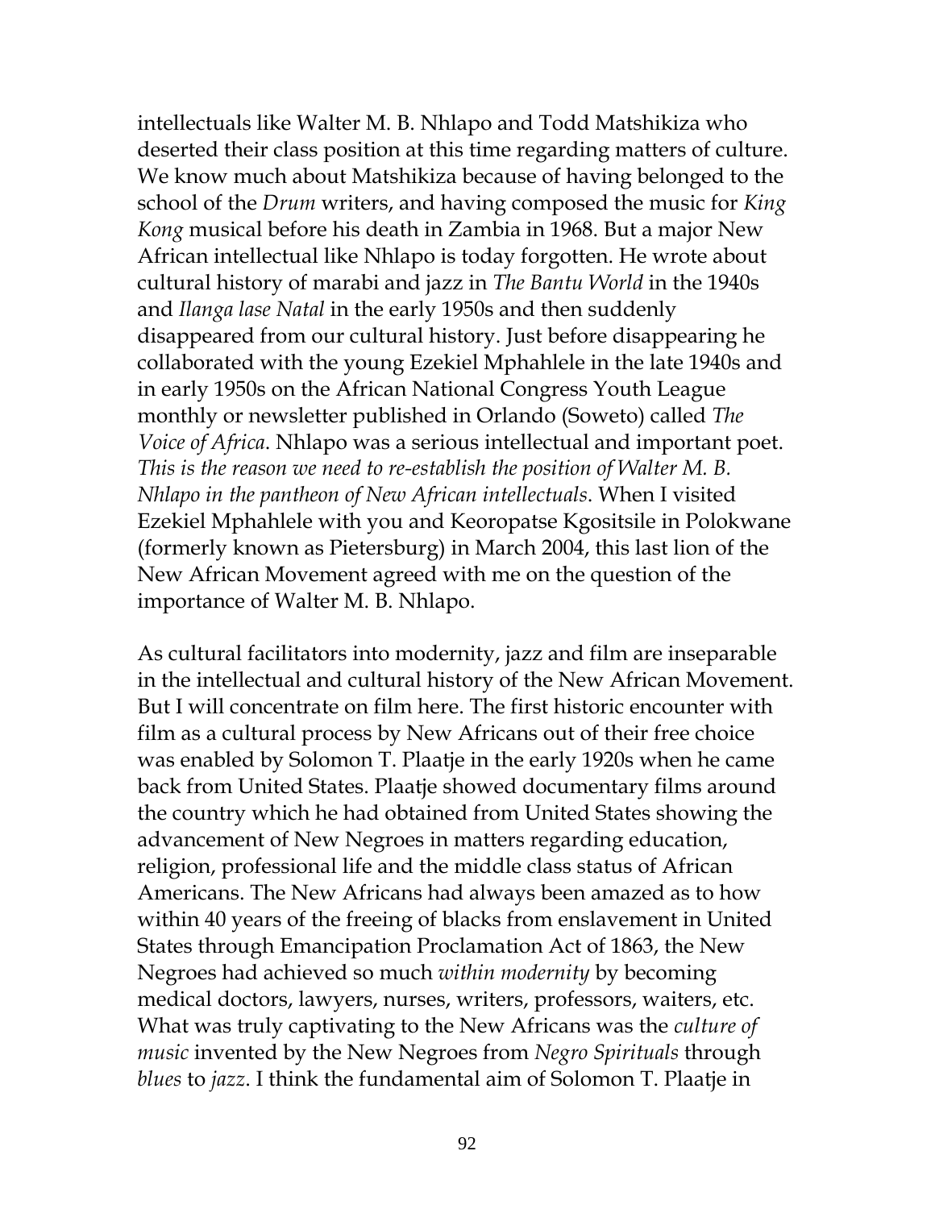intellectuals like Walter M. B. Nhlapo and Todd Matshikiza who deserted their class position at this time regarding matters of culture. We know much about Matshikiza because of having belonged to the school of the *Drum* writers, and having composed the music for *King Kong* musical before his death in Zambia in 1968. But a major New African intellectual like Nhlapo is today forgotten. He wrote about cultural history of marabi and jazz in *The Bantu World* in the 1940s and *Ilanga lase Natal* in the early 1950s and then suddenly disappeared from our cultural history. Just before disappearing he collaborated with the young Ezekiel Mphahlele in the late 1940s and in early 1950s on the African National Congress Youth League monthly or newsletter published in Orlando (Soweto) called *The Voice of Africa*. Nhlapo was a serious intellectual and important poet. *This is the reason we need to re-establish the position of Walter M. B. Nhlapo in the pantheon of New African intellectuals*. When I visited Ezekiel Mphahlele with you and Keoropatse Kgositsile in Polokwane (formerly known as Pietersburg) in March 2004, this last lion of the New African Movement agreed with me on the question of the importance of Walter M. B. Nhlapo.

As cultural facilitators into modernity, jazz and film are inseparable in the intellectual and cultural history of the New African Movement. But I will concentrate on film here. The first historic encounter with film as a cultural process by New Africans out of their free choice was enabled by Solomon T. Plaatje in the early 1920s when he came back from United States. Plaatje showed documentary films around the country which he had obtained from United States showing the advancement of New Negroes in matters regarding education, religion, professional life and the middle class status of African Americans. The New Africans had always been amazed as to how within 40 years of the freeing of blacks from enslavement in United States through Emancipation Proclamation Act of 1863, the New Negroes had achieved so much *within modernity* by becoming medical doctors, lawyers, nurses, writers, professors, waiters, etc. What was truly captivating to the New Africans was the *culture of music* invented by the New Negroes from *Negro Spirituals* through *blues* to *jazz*. I think the fundamental aim of Solomon T. Plaatje in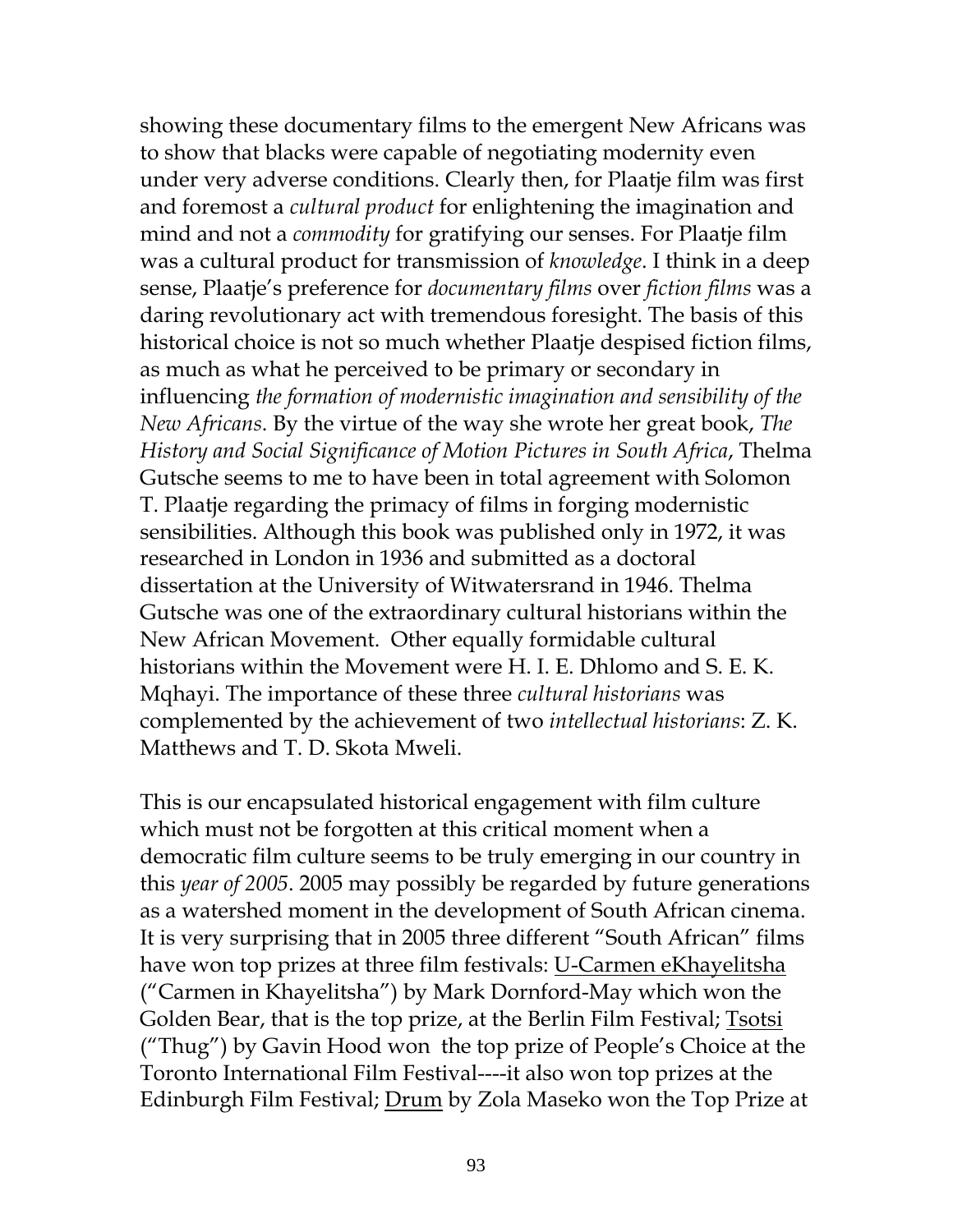showing these documentary films to the emergent New Africans was to show that blacks were capable of negotiating modernity even under very adverse conditions. Clearly then, for Plaatje film was first and foremost a *cultural product* for enlightening the imagination and mind and not a *commodity* for gratifying our senses. For Plaatje film was a cultural product for transmission of *knowledge*. I think in a deep sense, Plaatje's preference for *documentary films* over *fiction films* was a daring revolutionary act with tremendous foresight. The basis of this historical choice is not so much whether Plaatje despised fiction films, as much as what he perceived to be primary or secondary in influencing *the formation of modernistic imagination and sensibility of the New Africans*. By the virtue of the way she wrote her great book, *The History and Social Significance of Motion Pictures in South Africa*, Thelma Gutsche seems to me to have been in total agreement with Solomon T. Plaatje regarding the primacy of films in forging modernistic sensibilities. Although this book was published only in 1972, it was researched in London in 1936 and submitted as a doctoral dissertation at the University of Witwatersrand in 1946. Thelma Gutsche was one of the extraordinary cultural historians within the New African Movement. Other equally formidable cultural historians within the Movement were H. I. E. Dhlomo and S. E. K. Mqhayi. The importance of these three *cultural historians* was complemented by the achievement of two *intellectual historians*: Z. K. Matthews and T. D. Skota Mweli.

This is our encapsulated historical engagement with film culture which must not be forgotten at this critical moment when a democratic film culture seems to be truly emerging in our country in this *year of 2005*. 2005 may possibly be regarded by future generations as a watershed moment in the development of South African cinema. It is very surprising that in 2005 three different "South African" films have won top prizes at three film festivals: U-Carmen eKhayelitsha ("Carmen in Khayelitsha") by Mark Dornford-May which won the Golden Bear, that is the top prize, at the Berlin Film Festival; Tsotsi ("Thug") by Gavin Hood won the top prize of People's Choice at the Toronto International Film Festival----it also won top prizes at the Edinburgh Film Festival; Drum by Zola Maseko won the Top Prize at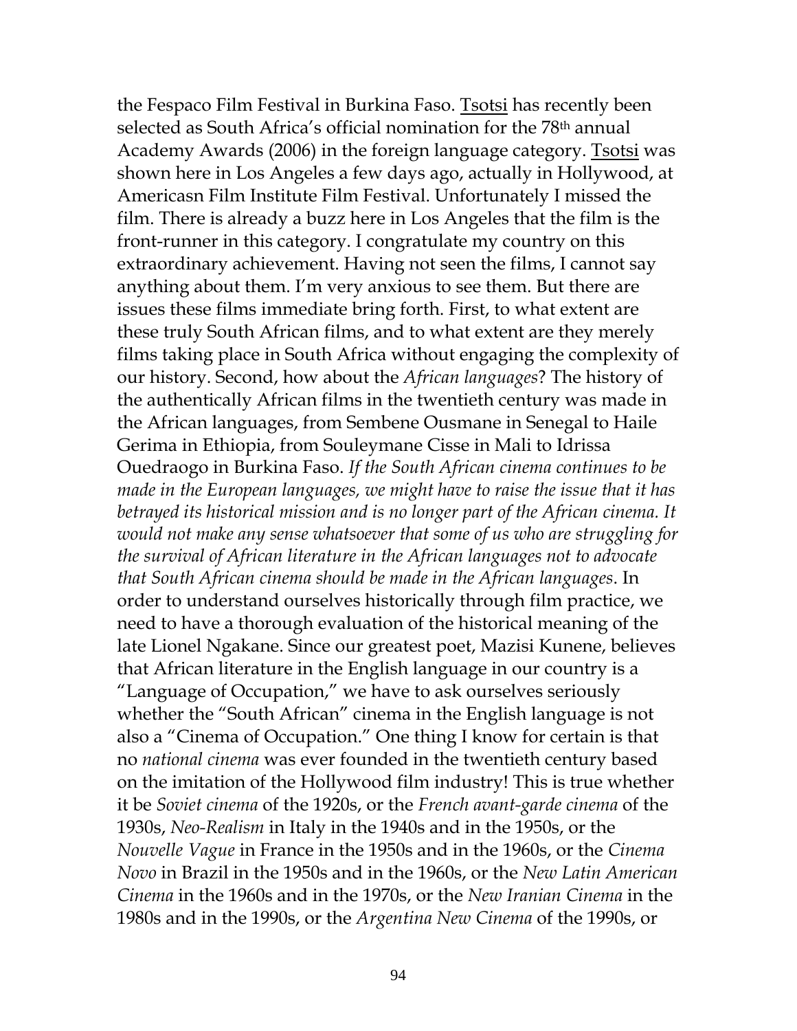the Fespaco Film Festival in Burkina Faso. Tsotsi has recently been selected as South Africa's official nomination for the 78th annual Academy Awards (2006) in the foreign language category. Tsotsi was shown here in Los Angeles a few days ago, actually in Hollywood, at Americasn Film Institute Film Festival. Unfortunately I missed the film. There is already a buzz here in Los Angeles that the film is the front-runner in this category. I congratulate my country on this extraordinary achievement. Having not seen the films, I cannot say anything about them. I'm very anxious to see them. But there are issues these films immediate bring forth. First, to what extent are these truly South African films, and to what extent are they merely films taking place in South Africa without engaging the complexity of our history. Second, how about the *African languages*? The history of the authentically African films in the twentieth century was made in the African languages, from Sembene Ousmane in Senegal to Haile Gerima in Ethiopia, from Souleymane Cisse in Mali to Idrissa Ouedraogo in Burkina Faso. *If the South African cinema continues to be made in the European languages, we might have to raise the issue that it has betrayed its historical mission and is no longer part of the African cinema. It would not make any sense whatsoever that some of us who are struggling for the survival of African literature in the African languages not to advocate that South African cinema should be made in the African languages*. In order to understand ourselves historically through film practice, we need to have a thorough evaluation of the historical meaning of the late Lionel Ngakane. Since our greatest poet, Mazisi Kunene, believes that African literature in the English language in our country is a "Language of Occupation," we have to ask ourselves seriously whether the "South African" cinema in the English language is not also a "Cinema of Occupation." One thing I know for certain is that no *national cinema* was ever founded in the twentieth century based on the imitation of the Hollywood film industry! This is true whether it be *Soviet cinema* of the 1920s, or the *French avant-garde cinema* of the 1930s, *Neo-Realism* in Italy in the 1940s and in the 1950s, or the *Nouvelle Vague* in France in the 1950s and in the 1960s, or the *Cinema Novo* in Brazil in the 1950s and in the 1960s, or the *New Latin American Cinema* in the 1960s and in the 1970s, or the *New Iranian Cinema* in the 1980s and in the 1990s, or the *Argentina New Cinema* of the 1990s, or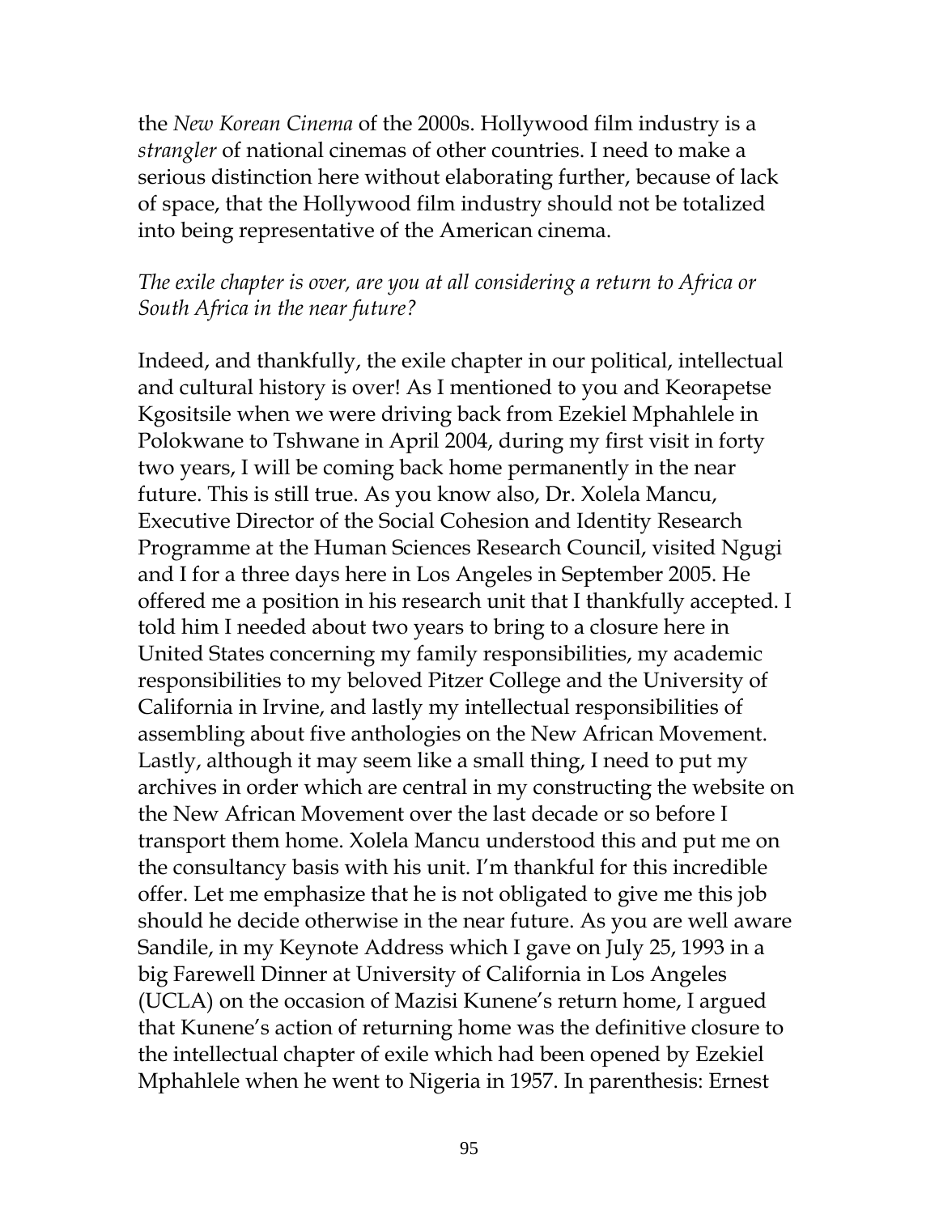the *New Korean Cinema* of the 2000s. Hollywood film industry is a *strangler* of national cinemas of other countries. I need to make a serious distinction here without elaborating further, because of lack of space, that the Hollywood film industry should not be totalized into being representative of the American cinema.

*The exile chapter is over, are you at all considering a return to Africa or South Africa in the near future?*

Indeed, and thankfully, the exile chapter in our political, intellectual and cultural history is over! As I mentioned to you and Keorapetse Kgositsile when we were driving back from Ezekiel Mphahlele in Polokwane to Tshwane in April 2004, during my first visit in forty two years, I will be coming back home permanently in the near future. This is still true. As you know also, Dr. Xolela Mancu, Executive Director of the Social Cohesion and Identity Research Programme at the Human Sciences Research Council, visited Ngugi and I for a three days here in Los Angeles in September 2005. He offered me a position in his research unit that I thankfully accepted. I told him I needed about two years to bring to a closure here in United States concerning my family responsibilities, my academic responsibilities to my beloved Pitzer College and the University of California in Irvine, and lastly my intellectual responsibilities of assembling about five anthologies on the New African Movement. Lastly, although it may seem like a small thing, I need to put my archives in order which are central in my constructing the website on the New African Movement over the last decade or so before I transport them home. Xolela Mancu understood this and put me on the consultancy basis with his unit. I'm thankful for this incredible offer. Let me emphasize that he is not obligated to give me this job should he decide otherwise in the near future. As you are well aware Sandile, in my Keynote Address which I gave on July 25, 1993 in a big Farewell Dinner at University of California in Los Angeles (UCLA) on the occasion of Mazisi Kunene's return home, I argued that Kunene's action of returning home was the definitive closure to the intellectual chapter of exile which had been opened by Ezekiel Mphahlele when he went to Nigeria in 1957. In parenthesis: Ernest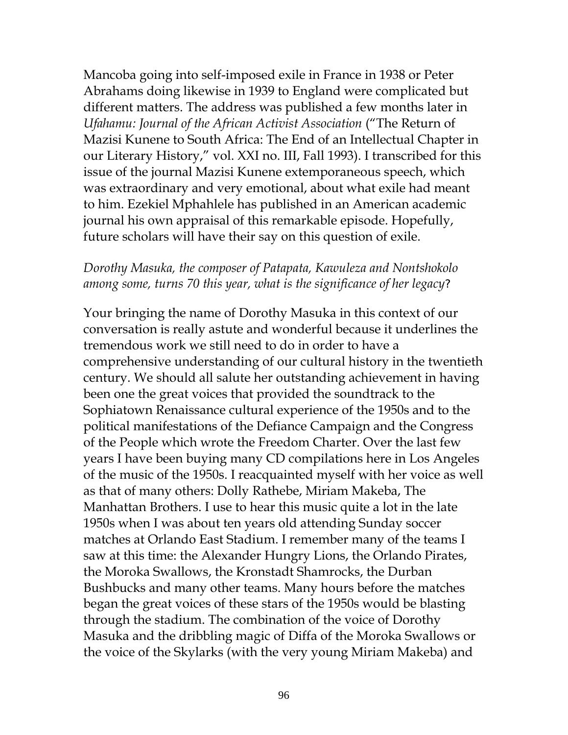Mancoba going into self-imposed exile in France in 1938 or Peter Abrahams doing likewise in 1939 to England were complicated but different matters. The address was published a few months later in *Ufahamu: Journal of the African Activist Association* ("The Return of Mazisi Kunene to South Africa: The End of an Intellectual Chapter in our Literary History," vol. XXI no. III, Fall 1993). I transcribed for this issue of the journal Mazisi Kunene extemporaneous speech, which was extraordinary and very emotional, about what exile had meant to him. Ezekiel Mphahlele has published in an American academic journal his own appraisal of this remarkable episode. Hopefully, future scholars will have their say on this question of exile.

*Dorothy Masuka, the composer of Patapata, Kawuleza and Nontshokolo among some, turns 70 this year, what is the significance of her legacy*?

Your bringing the name of Dorothy Masuka in this context of our conversation is really astute and wonderful because it underlines the tremendous work we still need to do in order to have a comprehensive understanding of our cultural history in the twentieth century. We should all salute her outstanding achievement in having been one the great voices that provided the soundtrack to the Sophiatown Renaissance cultural experience of the 1950s and to the political manifestations of the Defiance Campaign and the Congress of the People which wrote the Freedom Charter. Over the last few years I have been buying many CD compilations here in Los Angeles of the music of the 1950s. I reacquainted myself with her voice as well as that of many others: Dolly Rathebe, Miriam Makeba, The Manhattan Brothers. I use to hear this music quite a lot in the late 1950s when I was about ten years old attending Sunday soccer matches at Orlando East Stadium. I remember many of the teams I saw at this time: the Alexander Hungry Lions, the Orlando Pirates, the Moroka Swallows, the Kronstadt Shamrocks, the Durban Bushbucks and many other teams. Many hours before the matches began the great voices of these stars of the 1950s would be blasting through the stadium. The combination of the voice of Dorothy Masuka and the dribbling magic of Diffa of the Moroka Swallows or the voice of the Skylarks (with the very young Miriam Makeba) and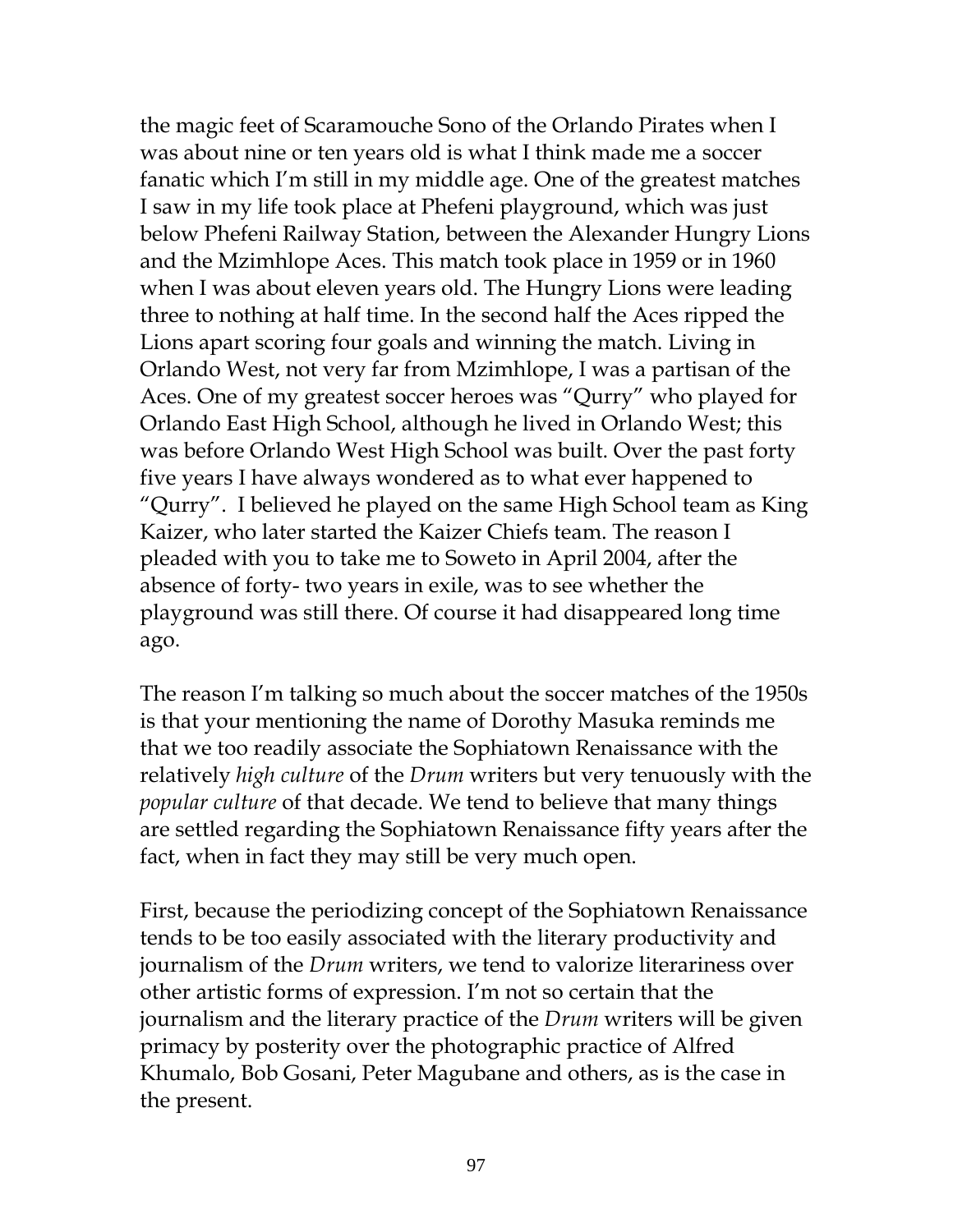the magic feet of Scaramouche Sono of the Orlando Pirates when I was about nine or ten years old is what I think made me a soccer fanatic which I'm still in my middle age. One of the greatest matches I saw in my life took place at Phefeni playground, which was just below Phefeni Railway Station, between the Alexander Hungry Lions and the Mzimhlope Aces. This match took place in 1959 or in 1960 when I was about eleven years old. The Hungry Lions were leading three to nothing at half time. In the second half the Aces ripped the Lions apart scoring four goals and winning the match. Living in Orlando West, not very far from Mzimhlope, I was a partisan of the Aces. One of my greatest soccer heroes was "Qurry" who played for Orlando East High School, although he lived in Orlando West; this was before Orlando West High School was built. Over the past forty five years I have always wondered as to what ever happened to "Qurry". I believed he played on the same High School team as King Kaizer, who later started the Kaizer Chiefs team. The reason I pleaded with you to take me to Soweto in April 2004, after the absence of forty- two years in exile, was to see whether the playground was still there. Of course it had disappeared long time ago.

The reason I'm talking so much about the soccer matches of the 1950s is that your mentioning the name of Dorothy Masuka reminds me that we too readily associate the Sophiatown Renaissance with the relatively *high culture* of the *Drum* writers but very tenuously with the *popular culture* of that decade. We tend to believe that many things are settled regarding the Sophiatown Renaissance fifty years after the fact, when in fact they may still be very much open.

First, because the periodizing concept of the Sophiatown Renaissance tends to be too easily associated with the literary productivity and journalism of the *Drum* writers, we tend to valorize literariness over other artistic forms of expression. I'm not so certain that the journalism and the literary practice of the *Drum* writers will be given primacy by posterity over the photographic practice of Alfred Khumalo, Bob Gosani, Peter Magubane and others, as is the case in the present.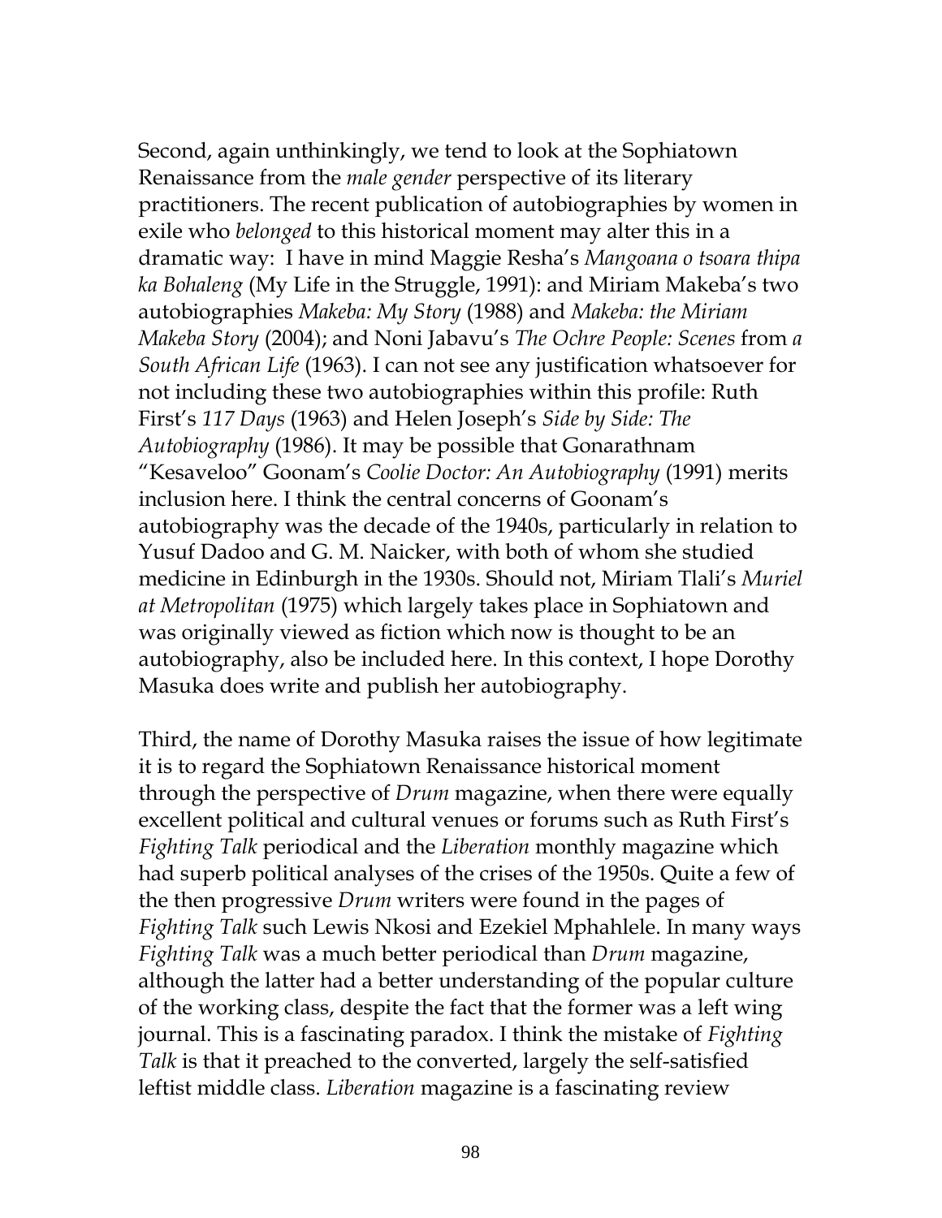Second, again unthinkingly, we tend to look at the Sophiatown Renaissance from the *male gender* perspective of its literary practitioners. The recent publication of autobiographies by women in exile who *belonged* to this historical moment may alter this in a dramatic way:  I have in mind Maggie Resha's *Mangoana o tsoara thipa ka Bohaleng* (My Life in the Struggle, 1991): and Miriam Makeba's two autobiographies *Makeba: My Story* (1988) and *Makeba: the Miriam Makeba Story* (2004); and Noni Jabavu's *The Ochre People: Scenes* from *a South African Life* (1963). I can not see any justification whatsoever for not including these two autobiographies within this profile: Ruth First's *117 Days* (1963) and Helen Joseph's *Side by Side: The Autobiography* (1986). It may be possible that Gonarathnam "Kesaveloo" Goonam's *Coolie Doctor: An Autobiography* (1991) merits inclusion here. I think the central concerns of Goonam's autobiography was the decade of the 1940s, particularly in relation to Yusuf Dadoo and G. M. Naicker, with both of whom she studied medicine in Edinburgh in the 1930s. Should not, Miriam Tlali's *Muriel at Metropolitan* (1975) which largely takes place in Sophiatown and was originally viewed as fiction which now is thought to be an autobiography, also be included here. In this context, I hope Dorothy Masuka does write and publish her autobiography.

Third, the name of Dorothy Masuka raises the issue of how legitimate it is to regard the Sophiatown Renaissance historical moment through the perspective of *Drum* magazine, when there were equally excellent political and cultural venues or forums such as Ruth First's *Fighting Talk* periodical and the *Liberation* monthly magazine which had superb political analyses of the crises of the 1950s. Quite a few of the then progressive *Drum* writers were found in the pages of *Fighting Talk* such Lewis Nkosi and Ezekiel Mphahlele. In many ways *Fighting Talk* was a much better periodical than *Drum* magazine, although the latter had a better understanding of the popular culture of the working class, despite the fact that the former was a left wing journal. This is a fascinating paradox. I think the mistake of *Fighting Talk* is that it preached to the converted, largely the self-satisfied leftist middle class. *Liberation* magazine is a fascinating review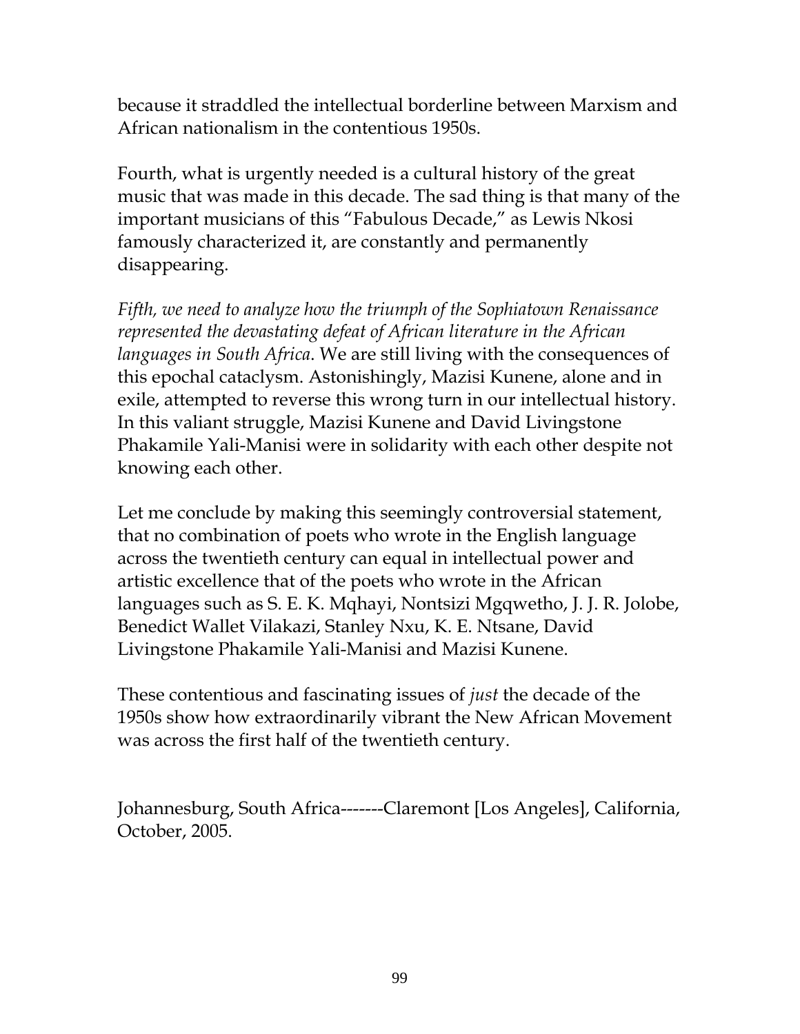because it straddled the intellectual borderline between Marxism and African nationalism in the contentious 1950s.

Fourth, what is urgently needed is a cultural history of the great music that was made in this decade. The sad thing is that many of the important musicians of this "Fabulous Decade," as Lewis Nkosi famously characterized it, are constantly and permanently disappearing.

*Fifth, we need to analyze how the triumph of the Sophiatown Renaissance represented the devastating defeat of African literature in the African languages in South Africa*. We are still living with the consequences of this epochal cataclysm. Astonishingly, Mazisi Kunene, alone and in exile, attempted to reverse this wrong turn in our intellectual history. In this valiant struggle, Mazisi Kunene and David Livingstone Phakamile Yali-Manisi were in solidarity with each other despite not knowing each other.

Let me conclude by making this seemingly controversial statement, that no combination of poets who wrote in the English language across the twentieth century can equal in intellectual power and artistic excellence that of the poets who wrote in the African languages such as S. E. K. Mqhayi, Nontsizi Mgqwetho, J. J. R. Jolobe, Benedict Wallet Vilakazi, Stanley Nxu, K. E. Ntsane, David Livingstone Phakamile Yali-Manisi and Mazisi Kunene.

These contentious and fascinating issues of *just* the decade of the 1950s show how extraordinarily vibrant the New African Movement was across the first half of the twentieth century.

Johannesburg, South Africa-------Claremont [Los Angeles], California, October, 2005.